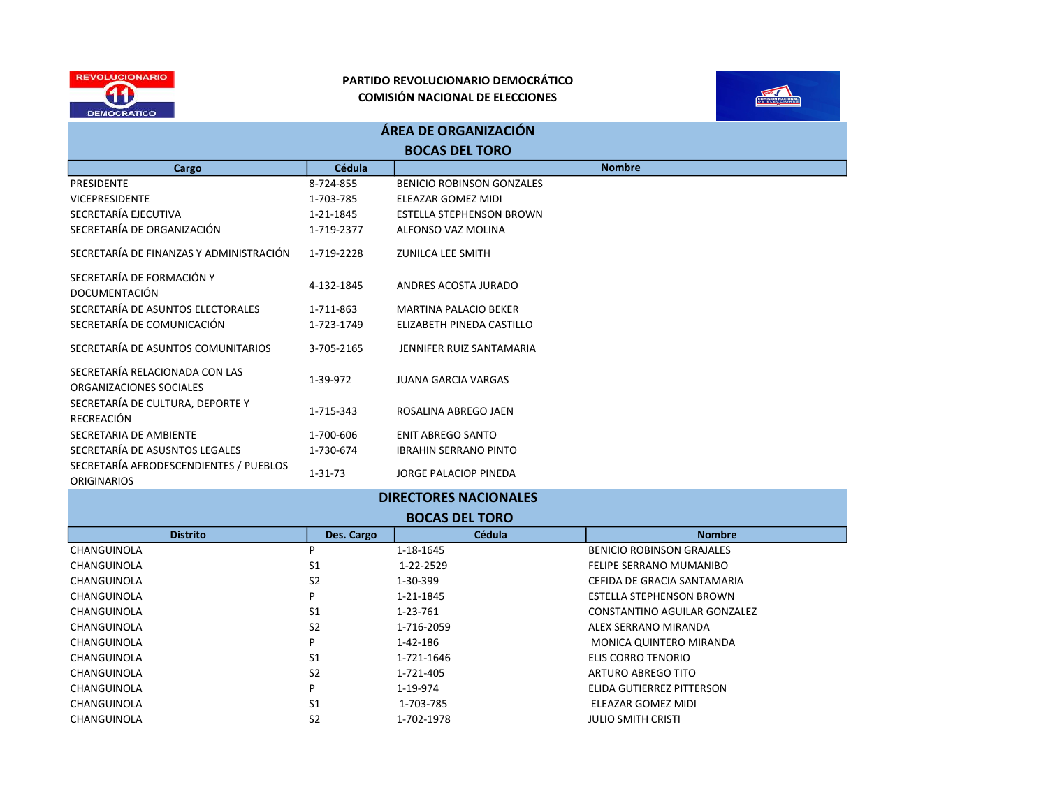**PARTIDO REVOLUCIONARIO DEMOCRÁTICO**
**COMISIÓN NACIONAL DE ELECCIONES**

## ÁREA DE ORGANIZACIÓN
## BOCAS DEL TORO

| Cargo | Cédula | Nombre |
|---|---|---|
| PRESIDENTE | 8-724-855 | BENICIO ROBINSON GONZALES |
| VICEPRESIDENTE | 1-703-785 | ELEAZAR GOMEZ MIDI |
| SECRETARÍA EJECUTIVA | 1-21-1845 | ESTELLA STEPHENSON BROWN |
| SECRETARÍA DE ORGANIZACIÓN | 1-719-2377 | ALFONSO VAZ MOLINA |
| SECRETARÍA DE FINANZAS Y ADMINISTRACIÓN | 1-719-2228 | ZUNILCA LEE SMITH |
| SECRETARÍA DE FORMACIÓN Y DOCUMENTACIÓN | 4-132-1845 | ANDRES ACOSTA JURADO |
| SECRETARÍA DE ASUNTOS ELECTORALES | 1-711-863 | MARTINA PALACIO BEKER |
| SECRETARÍA DE COMUNICACIÓN | 1-723-1749 | ELIZABETH PINEDA CASTILLO |
| SECRETARÍA DE ASUNTOS COMUNITARIOS | 3-705-2165 | JENNIFER RUIZ SANTAMARIA |
| SECRETARÍA RELACIONADA CON LAS ORGANIZACIONES SOCIALES | 1-39-972 | JUANA GARCIA VARGAS |
| SECRETARÍA DE CULTURA, DEPORTE Y RECREACIÓN | 1-715-343 | ROSALINA ABREGO JAEN |
| SECRETARIA DE AMBIENTE | 1-700-606 | ENIT ABREGO SANTO |
| SECRETARÍA DE ASUSNTOS LEGALES | 1-730-674 | IBRAHIN SERRANO PINTO |
| SECRETARÍA AFRODESCENDIENTES / PUEBLOS ORIGINARIOS | 1-31-73 | JORGE PALACIOP PINEDA |

## DIRECTORES NACIONALES
## BOCAS DEL TORO

| Distrito | Des. Cargo | Cédula | Nombre |
|---|---|---|---|
| CHANGUINOLA | P | 1-18-1645 | BENICIO ROBINSON GRAJALES |
| CHANGUINOLA | S1 | 1-22-2529 | FELIPE SERRANO MUMANIBO |
| CHANGUINOLA | S2 | 1-30-399 | CEFIDA DE GRACIA SANTAMARIA |
| CHANGUINOLA | P | 1-21-1845 | ESTELLA STEPHENSON BROWN |
| CHANGUINOLA | S1 | 1-23-761 | CONSTANTINO AGUILAR GONZALEZ |
| CHANGUINOLA | S2 | 1-716-2059 | ALEX SERRANO MIRANDA |
| CHANGUINOLA | P | 1-42-186 | MONICA QUINTERO MIRANDA |
| CHANGUINOLA | S1 | 1-721-1646 | ELIS CORRO TENORIO |
| CHANGUINOLA | S2 | 1-721-405 | ARTURO ABREGO TITO |
| CHANGUINOLA | P | 1-19-974 | ELIDA GUTIERREZ PITTERSON |
| CHANGUINOLA | S1 | 1-703-785 | ELEAZAR GOMEZ MIDI |
| CHANGUINOLA | S2 | 1-702-1978 | JULIO SMITH CRISTI |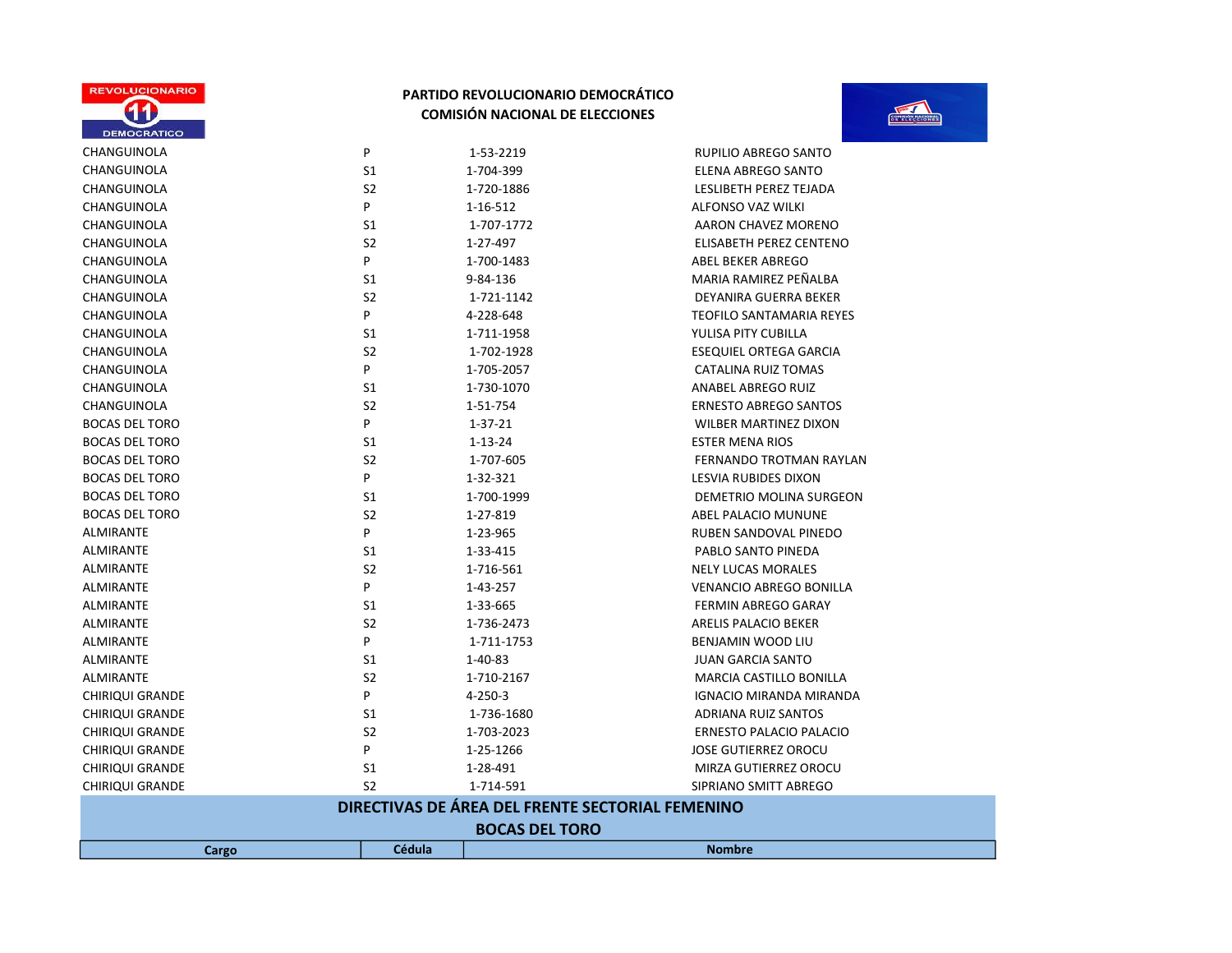PARTIDO REVOLUCIONARIO DEMOCRÁTICO
COMISIÓN NACIONAL DE ELECCIONES

| | | | |
|---|---|---|---|
| CHANGUINOLA | P | 1-53-2219 | RUPILIO ABREGO SANTO |
| CHANGUINOLA | S1 | 1-704-399 | ELENA ABREGO SANTO |
| CHANGUINOLA | S2 | 1-720-1886 | LESLIBETH PEREZ TEJADA |
| CHANGUINOLA | P | 1-16-512 | ALFONSO VAZ WILKI |
| CHANGUINOLA | S1 | 1-707-1772 | AARON CHAVEZ MORENO |
| CHANGUINOLA | S2 | 1-27-497 | ELISABETH PEREZ CENTENO |
| CHANGUINOLA | P | 1-700-1483 | ABEL BEKER ABREGO |
| CHANGUINOLA | S1 | 9-84-136 | MARIA RAMIREZ PEÑALBA |
| CHANGUINOLA | S2 | 1-721-1142 | DEYANIRA GUERRA BEKER |
| CHANGUINOLA | P | 4-228-648 | TEOFILO SANTAMARIA REYES |
| CHANGUINOLA | S1 | 1-711-1958 | YULISA PITY CUBILLA |
| CHANGUINOLA | S2 | 1-702-1928 | ESEQUIEL ORTEGA GARCIA |
| CHANGUINOLA | P | 1-705-2057 | CATALINA RUIZ TOMAS |
| CHANGUINOLA | S1 | 1-730-1070 | ANABEL ABREGO RUIZ |
| CHANGUINOLA | S2 | 1-51-754 | ERNESTO ABREGO SANTOS |
| BOCAS DEL TORO | P | 1-37-21 | WILBER MARTINEZ DIXON |
| BOCAS DEL TORO | S1 | 1-13-24 | ESTER MENA RIOS |
| BOCAS DEL TORO | S2 | 1-707-605 | FERNANDO TROTMAN RAYLAN |
| BOCAS DEL TORO | P | 1-32-321 | LESVIA RUBIDES DIXON |
| BOCAS DEL TORO | S1 | 1-700-1999 | DEMETRIO MOLINA SURGEON |
| BOCAS DEL TORO | S2 | 1-27-819 | ABEL PALACIO MUNUNE |
| ALMIRANTE | P | 1-23-965 | RUBEN SANDOVAL PINEDO |
| ALMIRANTE | S1 | 1-33-415 | PABLO SANTO PINEDA |
| ALMIRANTE | S2 | 1-716-561 | NELY LUCAS MORALES |
| ALMIRANTE | P | 1-43-257 | VENANCIO ABREGO BONILLA |
| ALMIRANTE | S1 | 1-33-665 | FERMIN ABREGO GARAY |
| ALMIRANTE | S2 | 1-736-2473 | ARELIS PALACIO BEKER |
| ALMIRANTE | P | 1-711-1753 | BENJAMIN WOOD LIU |
| ALMIRANTE | S1 | 1-40-83 | JUAN GARCIA SANTO |
| ALMIRANTE | S2 | 1-710-2167 | MARCIA CASTILLO BONILLA |
| CHIRIQUI GRANDE | P | 4-250-3 | IGNACIO MIRANDA MIRANDA |
| CHIRIQUI GRANDE | S1 | 1-736-1680 | ADRIANA RUIZ SANTOS |
| CHIRIQUI GRANDE | S2 | 1-703-2023 | ERNESTO PALACIO PALACIO |
| CHIRIQUI GRANDE | P | 1-25-1266 | JOSE GUTIERREZ OROCU |
| CHIRIQUI GRANDE | S1 | 1-28-491 | MIRZA GUTIERREZ OROCU |
| CHIRIQUI GRANDE | S2 | 1-714-591 | SIPRIANO SMITT ABREGO |

## DIRECTIVAS DE ÁREA DEL FRENTE SECTORIAL FEMENINO
## BOCAS DEL TORO

| Cargo | Cédula | Nombre |
|---|---|---|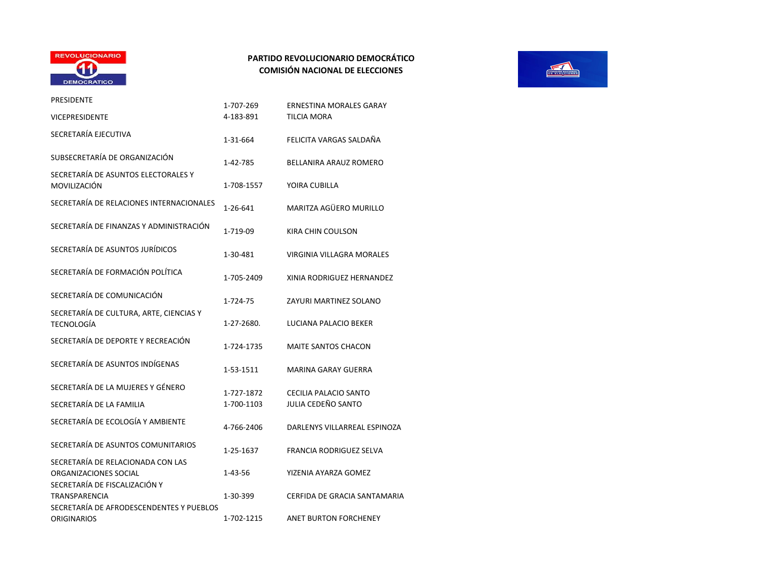**PARTIDO REVOLUCIONARIO DEMOCRÁTICO**
**COMISIÓN NACIONAL DE ELECCIONES**

| | | |
|---|---|---|
| PRESIDENTE | 1-707-269 | ERNESTINA MORALES GARAY |
| VICEPRESIDENTE | 4-183-891 | TILCIA MORA |
| SECRETARÍA EJECUTIVA | 1-31-664 | FELICITA VARGAS SALDAÑA |
| SUBSECRETARÍA DE ORGANIZACIÓN | 1-42-785 | BELLANIRA ARAUZ ROMERO |
| SECRETARÍA DE ASUNTOS ELECTORALES Y MOVILIZACIÓN | 1-708-1557 | YOIRA CUBILLA |
| SECRETARÍA DE RELACIONES INTERNACIONALES | 1-26-641 | MARITZA AGÜERO MURILLO |
| SECRETARÍA DE FINANZAS Y ADMINISTRACIÓN | 1-719-09 | KIRA CHIN COULSON |
| SECRETARÍA DE ASUNTOS JURÍDICOS | 1-30-481 | VIRGINIA VILLAGRA MORALES |
| SECRETARÍA DE FORMACIÓN POLÍTICA | 1-705-2409 | XINIA RODRIGUEZ HERNANDEZ |
| SECRETARÍA DE COMUNICACIÓN | 1-724-75 | ZAYURI MARTINEZ SOLANO |
| SECRETARÍA DE CULTURA, ARTE, CIENCIAS Y TECNOLOGÍA | 1-27-2680. | LUCIANA PALACIO BEKER |
| SECRETARÍA DE DEPORTE Y RECREACIÓN | 1-724-1735 | MAITE SANTOS CHACON |
| SECRETARÍA DE ASUNTOS INDÍGENAS | 1-53-1511 | MARINA GARAY GUERRA |
| SECRETARÍA DE LA MUJERES Y GÉNERO | 1-727-1872 | CECILIA PALACIO SANTO |
| SECRETARÍA DE LA FAMILIA | 1-700-1103 | JULIA CEDEÑO SANTO |
| SECRETARÍA DE ECOLOGÍA Y AMBIENTE | 4-766-2406 | DARLENYS VILLARREAL ESPINOZA |
| SECRETARÍA DE ASUNTOS COMUNITARIOS | 1-25-1637 | FRANCIA RODRIGUEZ SELVA |
| SECRETARÍA DE RELACIONADA CON LAS ORGANIZACIONES SOCIAL | 1-43-56 | YIZENIA AYARZA GOMEZ |
| SECRETARÍA DE FISCALIZACIÓN Y TRANSPARENCIA | 1-30-399 | CERFIDA DE GRACIA SANTAMARIA |
| SECRETARÍA DE AFRODESCENDENTES Y PUEBLOS ORIGINARIOS | 1-702-1215 | ANET BURTON FORCHENEY |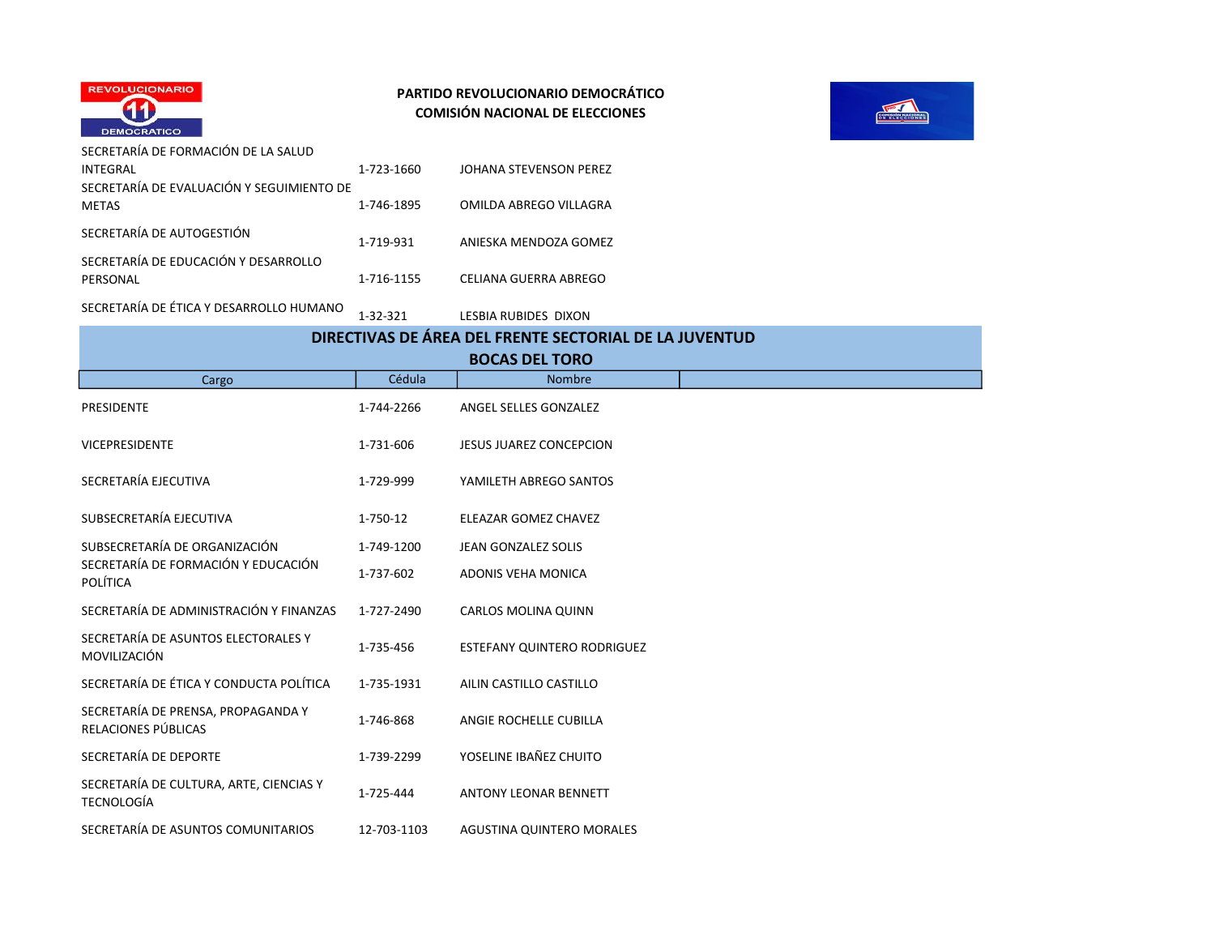PARTIDO REVOLUCIONARIO DEMOCRÁTICO
COMISIÓN NACIONAL DE ELECCIONES

| | | |
|---|---|---|
| SECRETARÍA DE FORMACIÓN DE LA SALUD INTEGRAL | 1-723-1660 | JOHANA STEVENSON PEREZ |
| SECRETARÍA DE EVALUACIÓN Y SEGUIMIENTO DE METAS | 1-746-1895 | OMILDA ABREGO VILLAGRA |
| SECRETARÍA DE AUTOGESTIÓN | 1-719-931 | ANIESKA MENDOZA GOMEZ |
| SECRETARÍA DE EDUCACIÓN Y DESARROLLO PERSONAL | 1-716-1155 | CELIANA GUERRA ABREGO |
| SECRETARÍA DE ÉTICA Y DESARROLLO HUMANO | 1-32-321 | LESBIA RUBIDES DIXON |

## DIRECTIVAS DE ÁREA DEL FRENTE SECTORIAL DE LA JUVENTUD
## BOCAS DEL TORO

| Cargo | Cédula | Nombre |
|---|---|---|
| PRESIDENTE | 1-744-2266 | ANGEL SELLES GONZALEZ |
| VICEPRESIDENTE | 1-731-606 | JESUS JUAREZ CONCEPCION |
| SECRETARÍA EJECUTIVA | 1-729-999 | YAMILETH ABREGO SANTOS |
| SUBSECRETARÍA EJECUTIVA | 1-750-12 | ELEAZAR GOMEZ CHAVEZ |
| SUBSECRETARÍA DE ORGANIZACIÓN | 1-749-1200 | JEAN GONZALEZ SOLIS |
| SECRETARÍA DE FORMACIÓN Y EDUCACIÓN POLÍTICA | 1-737-602 | ADONIS VEHA MONICA |
| SECRETARÍA DE ADMINISTRACIÓN Y FINANZAS | 1-727-2490 | CARLOS MOLINA QUINN |
| SECRETARÍA DE ASUNTOS ELECTORALES Y MOVILIZACIÓN | 1-735-456 | ESTEFANY QUINTERO RODRIGUEZ |
| SECRETARÍA DE ÉTICA Y CONDUCTA POLÍTICA | 1-735-1931 | AILIN CASTILLO CASTILLO |
| SECRETARÍA DE PRENSA, PROPAGANDA Y RELACIONES PÚBLICAS | 1-746-868 | ANGIE ROCHELLE CUBILLA |
| SECRETARÍA DE DEPORTE | 1-739-2299 | YOSELINE IBAÑEZ CHUITO |
| SECRETARÍA DE CULTURA, ARTE, CIENCIAS Y TECNOLOGÍA | 1-725-444 | ANTONY LEONAR BENNETT |
| SECRETARÍA DE ASUNTOS COMUNITARIOS | 12-703-1103 | AGUSTINA QUINTERO MORALES |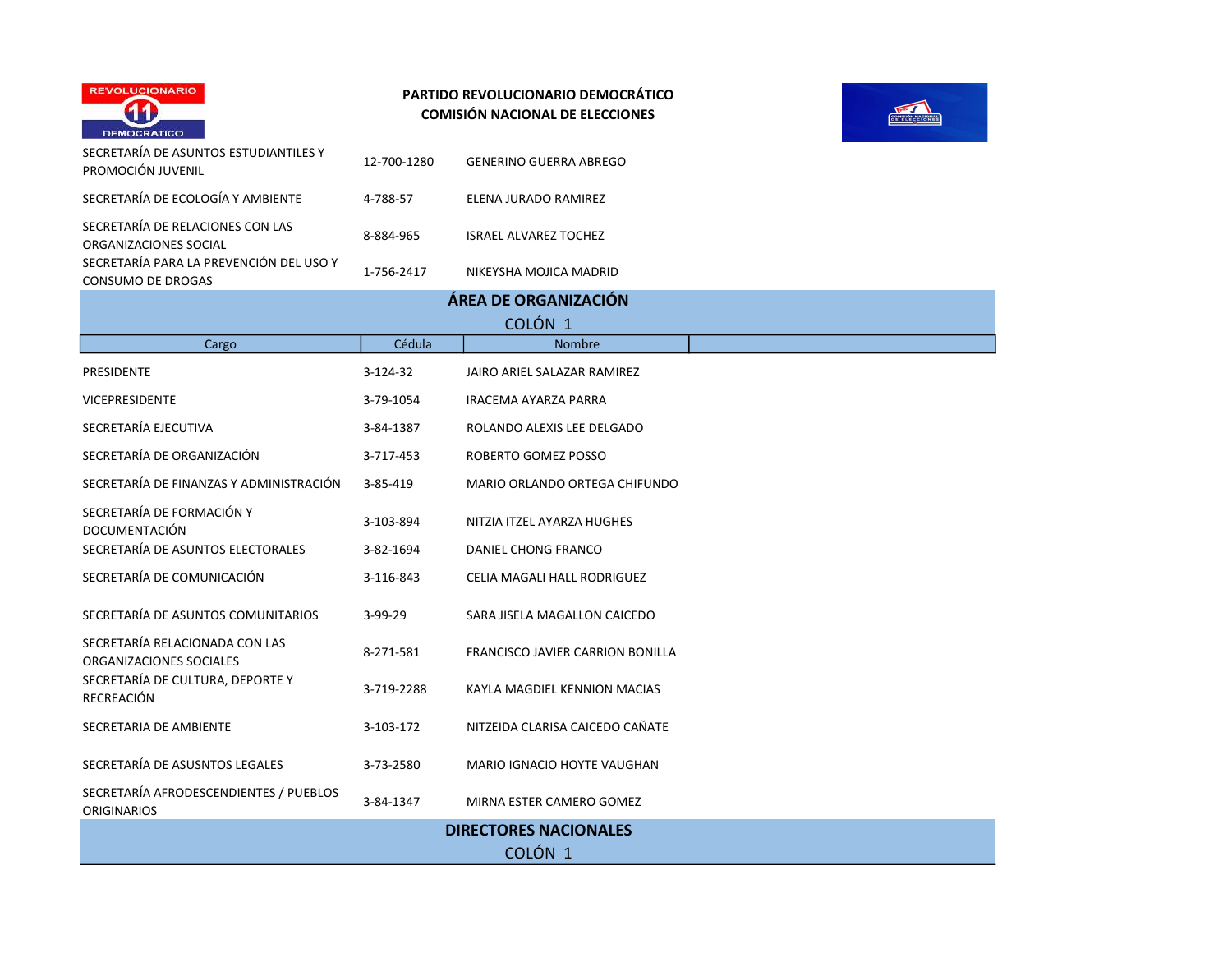**PARTIDO REVOLUCIONARIO DEMOCRÁTICO**
**COMISIÓN NACIONAL DE ELECCIONES**

| | | |
|---|---|---|
| SECRETARÍA DE ASUNTOS ESTUDIANTILES Y PROMOCIÓN JUVENIL | 12-700-1280 | GENERINO GUERRA ABREGO |
| SECRETARÍA DE ECOLOGÍA Y AMBIENTE | 4-788-57 | ELENA JURADO RAMIREZ |
| SECRETARÍA DE RELACIONES CON LAS ORGANIZACIONES SOCIAL | 8-884-965 | ISRAEL ALVAREZ TOCHEZ |
| SECRETARÍA PARA LA PREVENCIÓN DEL USO Y CONSUMO DE DROGAS | 1-756-2417 | NIKEYSHA MOJICA MADRID |

## ÁREA DE ORGANIZACIÓN

COLÓN 1

| Cargo | Cédula | Nombre |
|---|---|---|
| PRESIDENTE | 3-124-32 | JAIRO ARIEL SALAZAR RAMIREZ |
| VICEPRESIDENTE | 3-79-1054 | IRACEMA AYARZA PARRA |
| SECRETARÍA EJECUTIVA | 3-84-1387 | ROLANDO ALEXIS LEE DELGADO |
| SECRETARÍA DE ORGANIZACIÓN | 3-717-453 | ROBERTO GOMEZ POSSO |
| SECRETARÍA DE FINANZAS Y ADMINISTRACIÓN | 3-85-419 | MARIO ORLANDO ORTEGA CHIFUNDO |
| SECRETARÍA DE FORMACIÓN Y DOCUMENTACIÓN | 3-103-894 | NITZIA ITZEL AYARZA HUGHES |
| SECRETARÍA DE ASUNTOS ELECTORALES | 3-82-1694 | DANIEL CHONG FRANCO |
| SECRETARÍA DE COMUNICACIÓN | 3-116-843 | CELIA MAGALI HALL RODRIGUEZ |
| SECRETARÍA DE ASUNTOS COMUNITARIOS | 3-99-29 | SARA JISELA MAGALLON CAICEDO |
| SECRETARÍA RELACIONADA CON LAS ORGANIZACIONES SOCIALES | 8-271-581 | FRANCISCO JAVIER CARRION BONILLA |
| SECRETARÍA DE CULTURA, DEPORTE Y RECREACIÓN | 3-719-2288 | KAYLA MAGDIEL KENNION MACIAS |
| SECRETARIA DE AMBIENTE | 3-103-172 | NITZEIDA CLARISA CAICEDO CAÑATE |
| SECRETARÍA DE ASUSNTOS LEGALES | 3-73-2580 | MARIO IGNACIO HOYTE VAUGHAN |
| SECRETARÍA AFRODESCENDIENTES / PUEBLOS ORIGINARIOS | 3-84-1347 | MIRNA ESTER CAMERO GOMEZ |

## DIRECTORES NACIONALES

COLÓN 1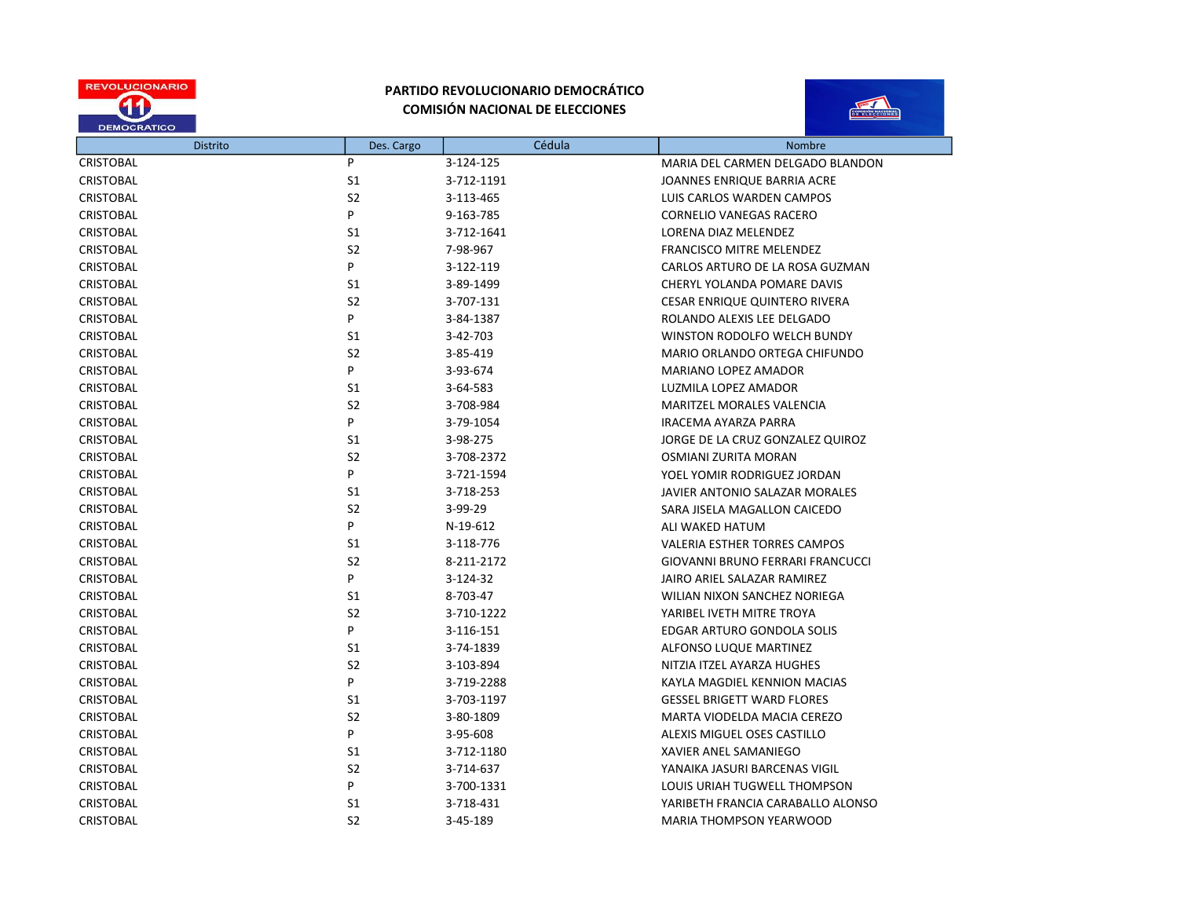**PARTIDO REVOLUCIONARIO DEMOCRÁTICO**
**COMISIÓN NACIONAL DE ELECCIONES**

| Distrito | Des. Cargo | Cédula | Nombre |
|---|---|---|---|
| CRISTOBAL | P | 3-124-125 | MARIA DEL CARMEN DELGADO BLANDON |
| CRISTOBAL | S1 | 3-712-1191 | JOANNES ENRIQUE BARRIA ACRE |
| CRISTOBAL | S2 | 3-113-465 | LUIS CARLOS WARDEN CAMPOS |
| CRISTOBAL | P | 9-163-785 | CORNELIO VANEGAS RACERO |
| CRISTOBAL | S1 | 3-712-1641 | LORENA DIAZ MELENDEZ |
| CRISTOBAL | S2 | 7-98-967 | FRANCISCO MITRE MELENDEZ |
| CRISTOBAL | P | 3-122-119 | CARLOS ARTURO DE LA ROSA GUZMAN |
| CRISTOBAL | S1 | 3-89-1499 | CHERYL YOLANDA POMARE DAVIS |
| CRISTOBAL | S2 | 3-707-131 | CESAR ENRIQUE QUINTERO RIVERA |
| CRISTOBAL | P | 3-84-1387 | ROLANDO ALEXIS LEE DELGADO |
| CRISTOBAL | S1 | 3-42-703 | WINSTON RODOLFO WELCH BUNDY |
| CRISTOBAL | S2 | 3-85-419 | MARIO ORLANDO ORTEGA CHIFUNDO |
| CRISTOBAL | P | 3-93-674 | MARIANO LOPEZ AMADOR |
| CRISTOBAL | S1 | 3-64-583 | LUZMILA LOPEZ AMADOR |
| CRISTOBAL | S2 | 3-708-984 | MARITZEL MORALES VALENCIA |
| CRISTOBAL | P | 3-79-1054 | IRACEMA AYARZA PARRA |
| CRISTOBAL | S1 | 3-98-275 | JORGE DE LA CRUZ GONZALEZ QUIROZ |
| CRISTOBAL | S2 | 3-708-2372 | OSMIANI ZURITA MORAN |
| CRISTOBAL | P | 3-721-1594 | YOEL YOMIR RODRIGUEZ JORDAN |
| CRISTOBAL | S1 | 3-718-253 | JAVIER ANTONIO SALAZAR MORALES |
| CRISTOBAL | S2 | 3-99-29 | SARA JISELA MAGALLON CAICEDO |
| CRISTOBAL | P | N-19-612 | ALI WAKED HATUM |
| CRISTOBAL | S1 | 3-118-776 | VALERIA ESTHER TORRES CAMPOS |
| CRISTOBAL | S2 | 8-211-2172 | GIOVANNI BRUNO FERRARI FRANCUCCI |
| CRISTOBAL | P | 3-124-32 | JAIRO ARIEL SALAZAR RAMIREZ |
| CRISTOBAL | S1 | 8-703-47 | WILIAN NIXON SANCHEZ NORIEGA |
| CRISTOBAL | S2 | 3-710-1222 | YARIBEL IVETH MITRE TROYA |
| CRISTOBAL | P | 3-116-151 | EDGAR ARTURO GONDOLA SOLIS |
| CRISTOBAL | S1 | 3-74-1839 | ALFONSO LUQUE MARTINEZ |
| CRISTOBAL | S2 | 3-103-894 | NITZIA ITZEL AYARZA HUGHES |
| CRISTOBAL | P | 3-719-2288 | KAYLA MAGDIEL KENNION MACIAS |
| CRISTOBAL | S1 | 3-703-1197 | GESSEL BRIGETT WARD FLORES |
| CRISTOBAL | S2 | 3-80-1809 | MARTA VIODELDA MACIA CEREZO |
| CRISTOBAL | P | 3-95-608 | ALEXIS MIGUEL OSES CASTILLO |
| CRISTOBAL | S1 | 3-712-1180 | XAVIER ANEL SAMANIEGO |
| CRISTOBAL | S2 | 3-714-637 | YANAIKA JASURI BARCENAS VIGIL |
| CRISTOBAL | P | 3-700-1331 | LOUIS URIAH TUGWELL THOMPSON |
| CRISTOBAL | S1 | 3-718-431 | YARIBETH FRANCIA CARABALLO ALONSO |
| CRISTOBAL | S2 | 3-45-189 | MARIA THOMPSON YEARWOOD |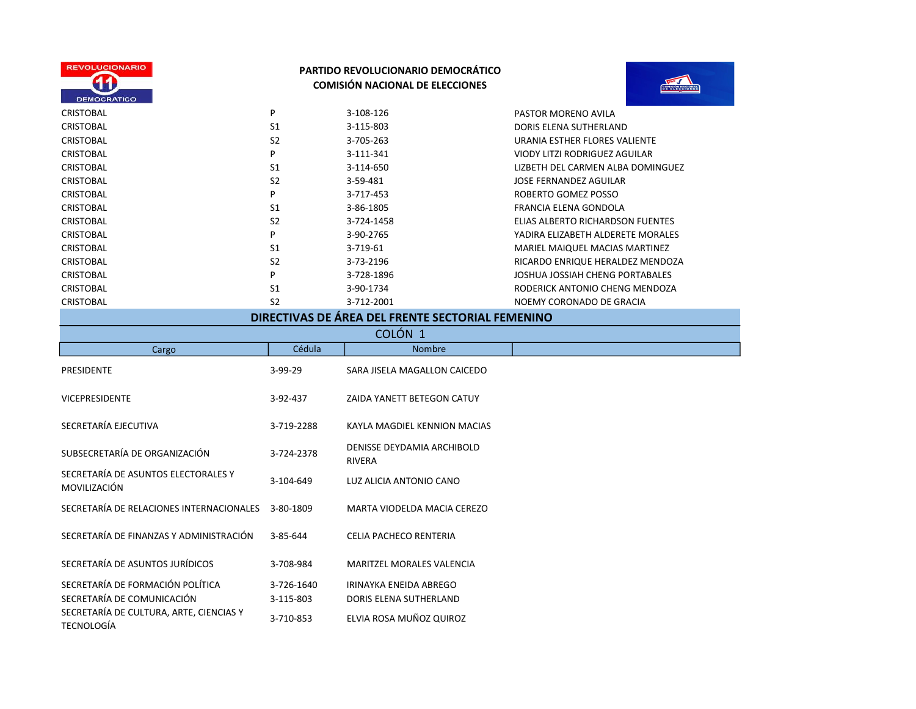**PARTIDO REVOLUCIONARIO DEMOCRÁTICO**
**COMISIÓN NACIONAL DE ELECCIONES**

| | | | |
|---|---|---|---|
| CRISTOBAL | P | 3-108-126 | PASTOR MORENO AVILA |
| CRISTOBAL | S1 | 3-115-803 | DORIS ELENA SUTHERLAND |
| CRISTOBAL | S2 | 3-705-263 | URANIA ESTHER FLORES VALIENTE |
| CRISTOBAL | P | 3-111-341 | VIODY LITZI RODRIGUEZ AGUILAR |
| CRISTOBAL | S1 | 3-114-650 | LIZBETH DEL CARMEN ALBA DOMINGUEZ |
| CRISTOBAL | S2 | 3-59-481 | JOSE FERNANDEZ AGUILAR |
| CRISTOBAL | P | 3-717-453 | ROBERTO GOMEZ POSSO |
| CRISTOBAL | S1 | 3-86-1805 | FRANCIA ELENA GONDOLA |
| CRISTOBAL | S2 | 3-724-1458 | ELIAS ALBERTO RICHARDSON FUENTES |
| CRISTOBAL | P | 3-90-2765 | YADIRA ELIZABETH ALDERETE MORALES |
| CRISTOBAL | S1 | 3-719-61 | MARIEL MAIQUEL MACIAS MARTINEZ |
| CRISTOBAL | S2 | 3-73-2196 | RICARDO ENRIQUE HERALDEZ MENDOZA |
| CRISTOBAL | P | 3-728-1896 | JOSHUA JOSSIAH CHENG PORTABALES |
| CRISTOBAL | S1 | 3-90-1734 | RODERICK ANTONIO CHENG MENDOZA |
| CRISTOBAL | S2 | 3-712-2001 | NOEMY CORONADO DE GRACIA |

## DIRECTIVAS DE ÁREA DEL FRENTE SECTORIAL FEMENINO

### COLÓN 1

| Cargo | Cédula | Nombre | |
|---|---|---|---|
| PRESIDENTE | 3-99-29 | SARA JISELA MAGALLON CAICEDO | |
| VICEPRESIDENTE | 3-92-437 | ZAIDA YANETT BETEGON CATUY | |
| SECRETARÍA EJECUTIVA | 3-719-2288 | KAYLA MAGDIEL KENNION MACIAS | |
| SUBSECRETARÍA DE ORGANIZACIÓN | 3-724-2378 | DENISSE DEYDAMIA ARCHIBOLD RIVERA | |
| SECRETARÍA DE ASUNTOS ELECTORALES Y MOVILIZACIÓN | 3-104-649 | LUZ ALICIA ANTONIO CANO | |
| SECRETARÍA DE RELACIONES INTERNACIONALES | 3-80-1809 | MARTA VIODELDA MACIA CEREZO | |
| SECRETARÍA DE FINANZAS Y ADMINISTRACIÓN | 3-85-644 | CELIA PACHECO RENTERIA | |
| SECRETARÍA DE ASUNTOS JURÍDICOS | 3-708-984 | MARITZEL MORALES VALENCIA | |
| SECRETARÍA DE FORMACIÓN POLÍTICA | 3-726-1640 | IRINAYKA ENEIDA ABREGO | |
| SECRETARÍA DE COMUNICACIÓN | 3-115-803 | DORIS ELENA SUTHERLAND | |
| SECRETARÍA DE CULTURA, ARTE, CIENCIAS Y TECNOLOGÍA | 3-710-853 | ELVIA ROSA MUÑOZ QUIROZ | |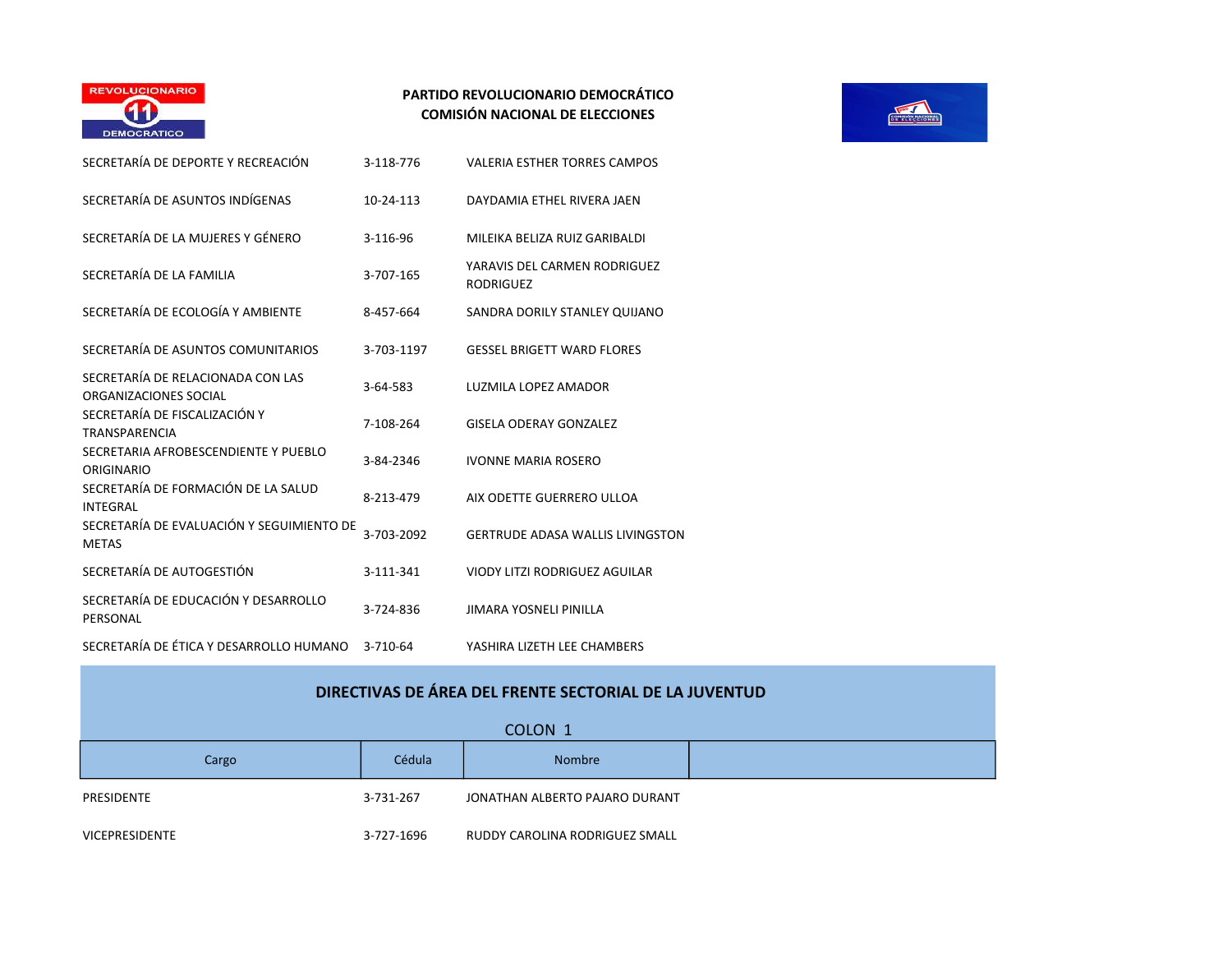**PARTIDO REVOLUCIONARIO DEMOCRÁTICO**
**COMISIÓN NACIONAL DE ELECCIONES**

| | | |
|---|---|---|
| SECRETARÍA DE DEPORTE Y RECREACIÓN | 3-118-776 | VALERIA ESTHER TORRES CAMPOS |
| SECRETARÍA DE ASUNTOS INDÍGENAS | 10-24-113 | DAYDAMIA ETHEL RIVERA JAEN |
| SECRETARÍA DE LA MUJERES Y GÉNERO | 3-116-96 | MILEIKA BELIZA RUIZ GARIBALDI |
| SECRETARÍA DE LA FAMILIA | 3-707-165 | YARAVIS DEL CARMEN RODRIGUEZ RODRIGUEZ |
| SECRETARÍA DE ECOLOGÍA Y AMBIENTE | 8-457-664 | SANDRA DORILY STANLEY QUIJANO |
| SECRETARÍA DE ASUNTOS COMUNITARIOS | 3-703-1197 | GESSEL BRIGETT WARD FLORES |
| SECRETARÍA DE RELACIONADA CON LAS ORGANIZACIONES SOCIAL | 3-64-583 | LUZMILA LOPEZ AMADOR |
| SECRETARÍA DE FISCALIZACIÓN Y TRANSPARENCIA | 7-108-264 | GISELA ODERAY GONZALEZ |
| SECRETARIA AFROBESCENDIENTE Y PUEBLO ORIGINARIO | 3-84-2346 | IVONNE MARIA ROSERO |
| SECRETARÍA DE FORMACIÓN DE LA SALUD INTEGRAL | 8-213-479 | AIX ODETTE GUERRERO ULLOA |
| SECRETARÍA DE EVALUACIÓN Y SEGUIMIENTO DE METAS | 3-703-2092 | GERTRUDE ADASA WALLIS LIVINGSTON |
| SECRETARÍA DE AUTOGESTIÓN | 3-111-341 | VIODY LITZI RODRIGUEZ AGUILAR |
| SECRETARÍA DE EDUCACIÓN Y DESARROLLO PERSONAL | 3-724-836 | JIMARA YOSNELI PINILLA |
| SECRETARÍA DE ÉTICA Y DESARROLLO HUMANO | 3-710-64 | YASHIRA LIZETH LEE CHAMBERS |

## DIRECTIVAS DE ÁREA DEL FRENTE SECTORIAL DE LA JUVENTUD

COLON 1

| Cargo | Cédula | Nombre | |
|---|---|---|---|
| PRESIDENTE | 3-731-267 | JONATHAN ALBERTO PAJARO DURANT | |
| VICEPRESIDENTE | 3-727-1696 | RUDDY CAROLINA RODRIGUEZ SMALL | |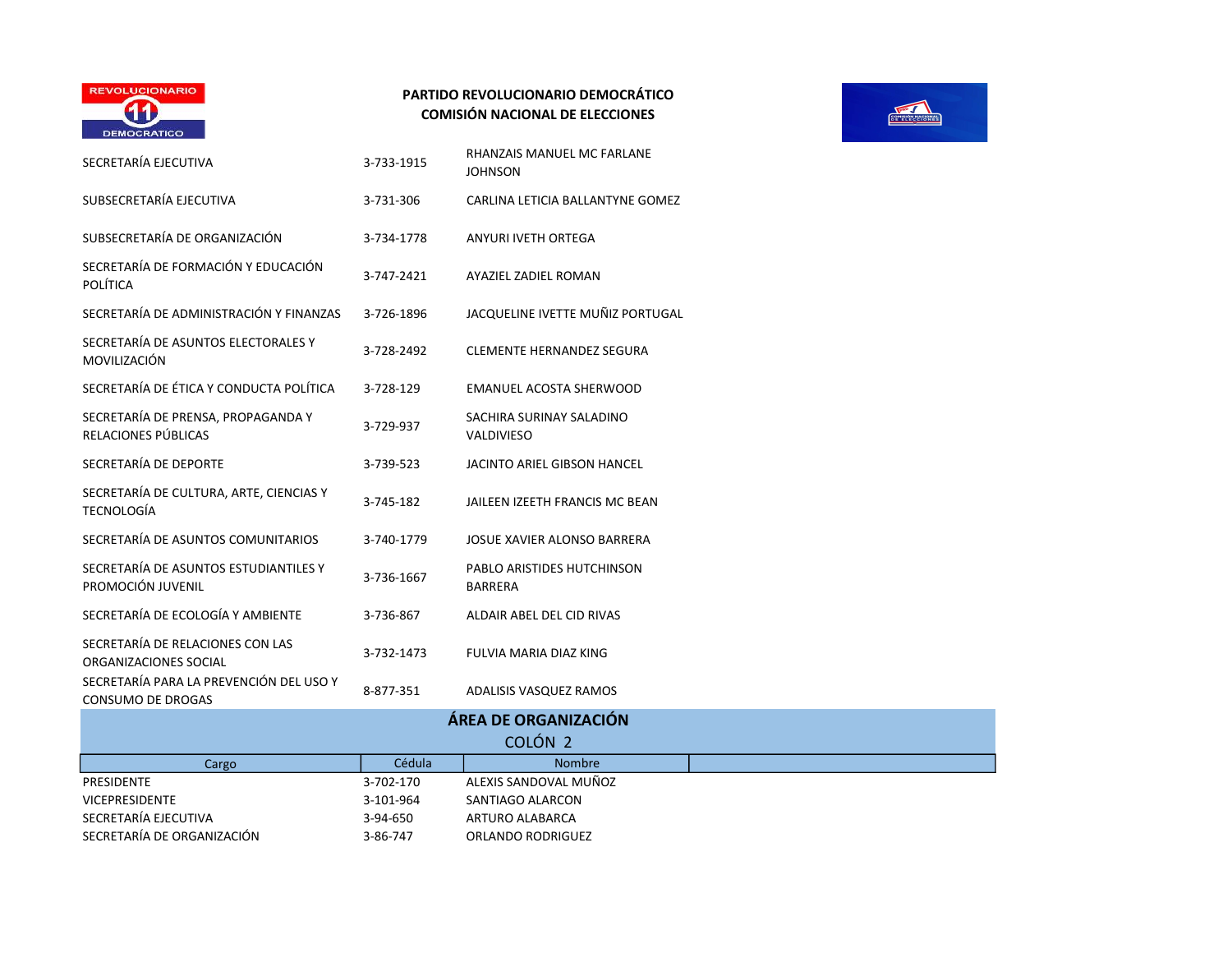**PARTIDO REVOLUCIONARIO DEMOCRÁTICO**
**COMISIÓN NACIONAL DE ELECCIONES**

| | | |
|---|---|---|
| SECRETARÍA EJECUTIVA | 3-733-1915 | RHANZAIS MANUEL MC FARLANE JOHNSON |
| SUBSECRETARÍA EJECUTIVA | 3-731-306 | CARLINA LETICIA BALLANTYNE GOMEZ |
| SUBSECRETARÍA DE ORGANIZACIÓN | 3-734-1778 | ANYURI IVETH ORTEGA |
| SECRETARÍA DE FORMACIÓN Y EDUCACIÓN POLÍTICA | 3-747-2421 | AYAZIEL ZADIEL ROMAN |
| SECRETARÍA DE ADMINISTRACIÓN Y FINANZAS | 3-726-1896 | JACQUELINE IVETTE MUÑIZ PORTUGAL |
| SECRETARÍA DE ASUNTOS ELECTORALES Y MOVILIZACIÓN | 3-728-2492 | CLEMENTE HERNANDEZ SEGURA |
| SECRETARÍA DE ÉTICA Y CONDUCTA POLÍTICA | 3-728-129 | EMANUEL ACOSTA SHERWOOD |
| SECRETARÍA DE PRENSA, PROPAGANDA Y RELACIONES PÚBLICAS | 3-729-937 | SACHIRA SURINAY SALADINO VALDIVIESO |
| SECRETARÍA DE DEPORTE | 3-739-523 | JACINTO ARIEL GIBSON HANCEL |
| SECRETARÍA DE CULTURA, ARTE, CIENCIAS Y TECNOLOGÍA | 3-745-182 | JAILEEN IZEETH FRANCIS MC BEAN |
| SECRETARÍA DE ASUNTOS COMUNITARIOS | 3-740-1779 | JOSUE XAVIER ALONSO BARRERA |
| SECRETARÍA DE ASUNTOS ESTUDIANTILES Y PROMOCIÓN JUVENIL | 3-736-1667 | PABLO ARISTIDES HUTCHINSON BARRERA |
| SECRETARÍA DE ECOLOGÍA Y AMBIENTE | 3-736-867 | ALDAIR ABEL DEL CID RIVAS |
| SECRETARÍA DE RELACIONES CON LAS ORGANIZACIONES SOCIAL | 3-732-1473 | FULVIA MARIA DIAZ KING |
| SECRETARÍA PARA LA PREVENCIÓN DEL USO Y CONSUMO DE DROGAS | 8-877-351 | ADALISIS VASQUEZ RAMOS |

## ÁREA DE ORGANIZACIÓN

COLÓN 2

| Cargo | Cédula | Nombre |
|---|---|---|
| PRESIDENTE | 3-702-170 | ALEXIS SANDOVAL MUÑOZ |
| VICEPRESIDENTE | 3-101-964 | SANTIAGO ALARCON |
| SECRETARÍA EJECUTIVA | 3-94-650 | ARTURO ALABARCA |
| SECRETARÍA DE ORGANIZACIÓN | 3-86-747 | ORLANDO RODRIGUEZ |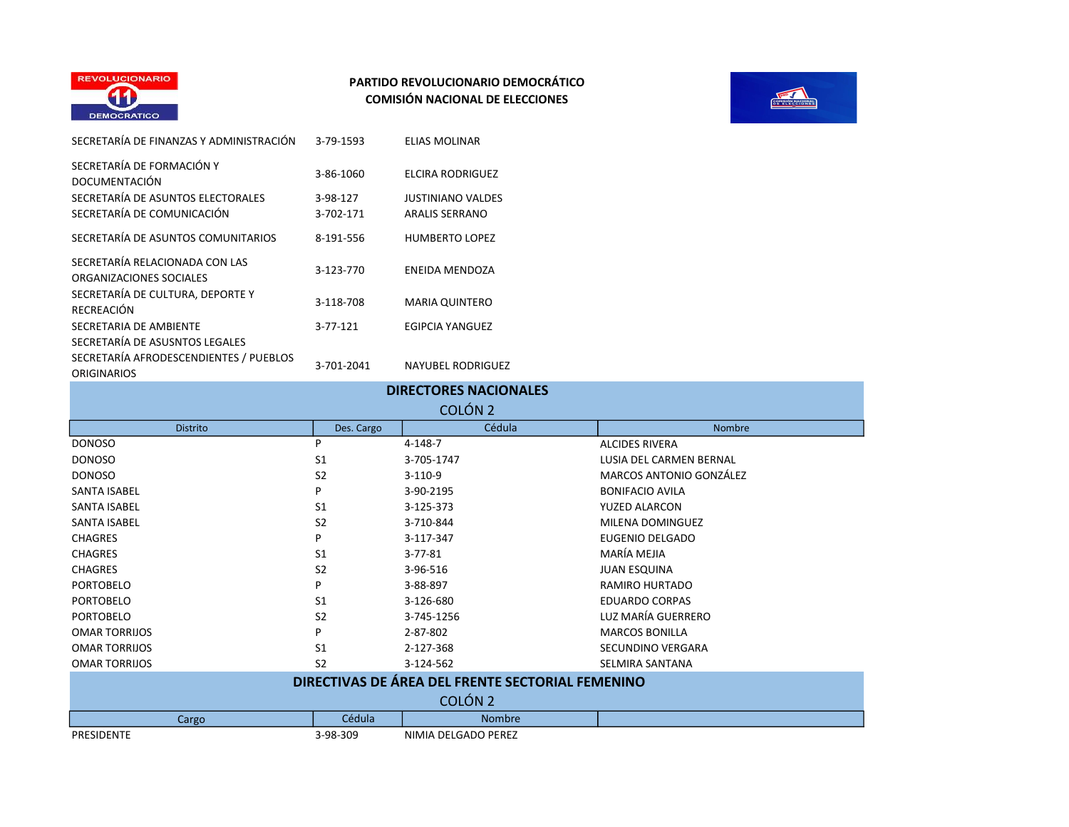**PARTIDO REVOLUCIONARIO DEMOCRÁTICO**
**COMISIÓN NACIONAL DE ELECCIONES**

| | | |
|---|---|---|
| SECRETARÍA DE FINANZAS Y ADMINISTRACIÓN | 3-79-1593 | ELIAS MOLINAR |
| SECRETARÍA DE FORMACIÓN Y DOCUMENTACIÓN | 3-86-1060 | ELCIRA RODRIGUEZ |
| SECRETARÍA DE ASUNTOS ELECTORALES | 3-98-127 | JUSTINIANO VALDES |
| SECRETARÍA DE COMUNICACIÓN | 3-702-171 | ARALIS SERRANO |
| SECRETARÍA DE ASUNTOS COMUNITARIOS | 8-191-556 | HUMBERTO LOPEZ |
| SECRETARÍA RELACIONADA CON LAS ORGANIZACIONES SOCIALES | 3-123-770 | ENEIDA MENDOZA |
| SECRETARÍA DE CULTURA, DEPORTE Y RECREACIÓN | 3-118-708 | MARIA QUINTERO |
| SECRETARIA DE AMBIENTE | 3-77-121 | EGIPCIA YANGUEZ |
| SECRETARÍA DE ASUSNTOS LEGALES | | |
| SECRETARÍA AFRODESCENDIENTES / PUEBLOS ORIGINARIOS | 3-701-2041 | NAYUBEL RODRIGUEZ |

## DIRECTORES NACIONALES

### COLÓN 2

| Distrito | Des. Cargo | Cédula | Nombre |
|---|---|---|---|
| DONOSO | P | 4-148-7 | ALCIDES RIVERA |
| DONOSO | S1 | 3-705-1747 | LUSIA DEL CARMEN BERNAL |
| DONOSO | S2 | 3-110-9 | MARCOS ANTONIO GONZÁLEZ |
| SANTA ISABEL | P | 3-90-2195 | BONIFACIO AVILA |
| SANTA ISABEL | S1 | 3-125-373 | YUZED ALARCON |
| SANTA ISABEL | S2 | 3-710-844 | MILENA DOMINGUEZ |
| CHAGRES | P | 3-117-347 | EUGENIO DELGADO |
| CHAGRES | S1 | 3-77-81 | MARÍA MEJIA |
| CHAGRES | S2 | 3-96-516 | JUAN ESQUINA |
| PORTOBELO | P | 3-88-897 | RAMIRO HURTADO |
| PORTOBELO | S1 | 3-126-680 | EDUARDO CORPAS |
| PORTOBELO | S2 | 3-745-1256 | LUZ MARÍA GUERRERO |
| OMAR TORRIJOS | P | 2-87-802 | MARCOS BONILLA |
| OMAR TORRIJOS | S1 | 2-127-368 | SECUNDINO VERGARA |
| OMAR TORRIJOS | S2 | 3-124-562 | SELMIRA SANTANA |

## DIRECTIVAS DE ÁREA DEL FRENTE SECTORIAL FEMENINO

### COLÓN 2

| Cargo | Cédula | Nombre | |
|---|---|---|---|
| PRESIDENTE | 3-98-309 | NIMIA DELGADO PEREZ | |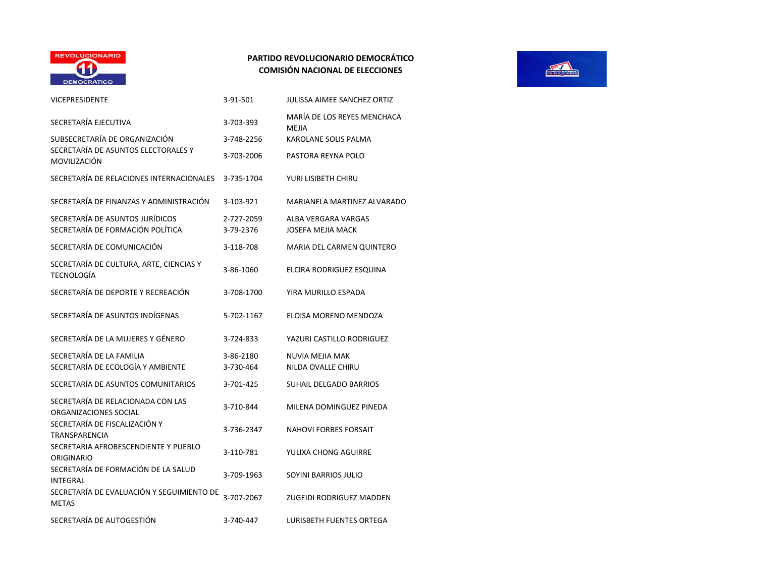**PARTIDO REVOLUCIONARIO DEMOCRÁTICO**
**COMISIÓN NACIONAL DE ELECCIONES**

| | | |
|---|---|---|
| VICEPRESIDENTE | 3-91-501 | JULISSA AIMEE SANCHEZ ORTIZ |
| SECRETARÍA EJECUTIVA | 3-703-393 | MARÍA DE LOS REYES MENCHACA MEJIA |
| SUBSECRETARÍA DE ORGANIZACIÓN | 3-748-2256 | KAROLANE SOLIS PALMA |
| SECRETARÍA DE ASUNTOS ELECTORALES Y MOVILIZACIÓN | 3-703-2006 | PASTORA REYNA POLO |
| SECRETARÍA DE RELACIONES INTERNACIONALES | 3-735-1704 | YURI LISIBETH CHIRU |
| SECRETARÍA DE FINANZAS Y ADMINISTRACIÓN | 3-103-921 | MARIANELA MARTINEZ ALVARADO |
| SECRETARÍA DE ASUNTOS JURÍDICOS | 2-727-2059 | ALBA VERGARA VARGAS |
| SECRETARÍA DE FORMACIÓN POLÍTICA | 3-79-2376 | JOSEFA MEJIA MACK |
| SECRETARÍA DE COMUNICACIÓN | 3-118-708 | MARIA DEL CARMEN QUINTERO |
| SECRETARÍA DE CULTURA, ARTE, CIENCIAS Y TECNOLOGÍA | 3-86-1060 | ELCIRA RODRIGUEZ ESQUINA |
| SECRETARÍA DE DEPORTE Y RECREACIÓN | 3-708-1700 | YIRA MURILLO ESPADA |
| SECRETARÍA DE ASUNTOS INDÍGENAS | 5-702-1167 | ELOISA MORENO MENDOZA |
| SECRETARÍA DE LA MUJERES Y GÉNERO | 3-724-833 | YAZURI CASTILLO RODRIGUEZ |
| SECRETARÍA DE LA FAMILIA | 3-86-2180 | NUVIA MEJIA MAK |
| SECRETARÍA DE ECOLOGÍA Y AMBIENTE | 3-730-464 | NILDA OVALLE CHIRU |
| SECRETARÍA DE ASUNTOS COMUNITARIOS | 3-701-425 | SUHAIL DELGADO BARRIOS |
| SECRETARÍA DE RELACIONADA CON LAS ORGANIZACIONES SOCIAL | 3-710-844 | MILENA DOMINGUEZ PINEDA |
| SECRETARÍA DE FISCALIZACIÓN Y TRANSPARENCIA | 3-736-2347 | NAHOVI FORBES FORSAIT |
| SECRETARIA AFROBESCENDIENTE Y PUEBLO ORIGINARIO | 3-110-781 | YULIXA CHONG AGUIRRE |
| SECRETARÍA DE FORMACIÓN DE LA SALUD INTEGRAL | 3-709-1963 | SOYINI BARRIOS JULIO |
| SECRETARÍA DE EVALUACIÓN Y SEGUIMIENTO DE METAS | 3-707-2067 | ZUGEIDI RODRIGUEZ MADDEN |
| SECRETARÍA DE AUTOGESTIÓN | 3-740-447 | LURISBETH FUENTES ORTEGA |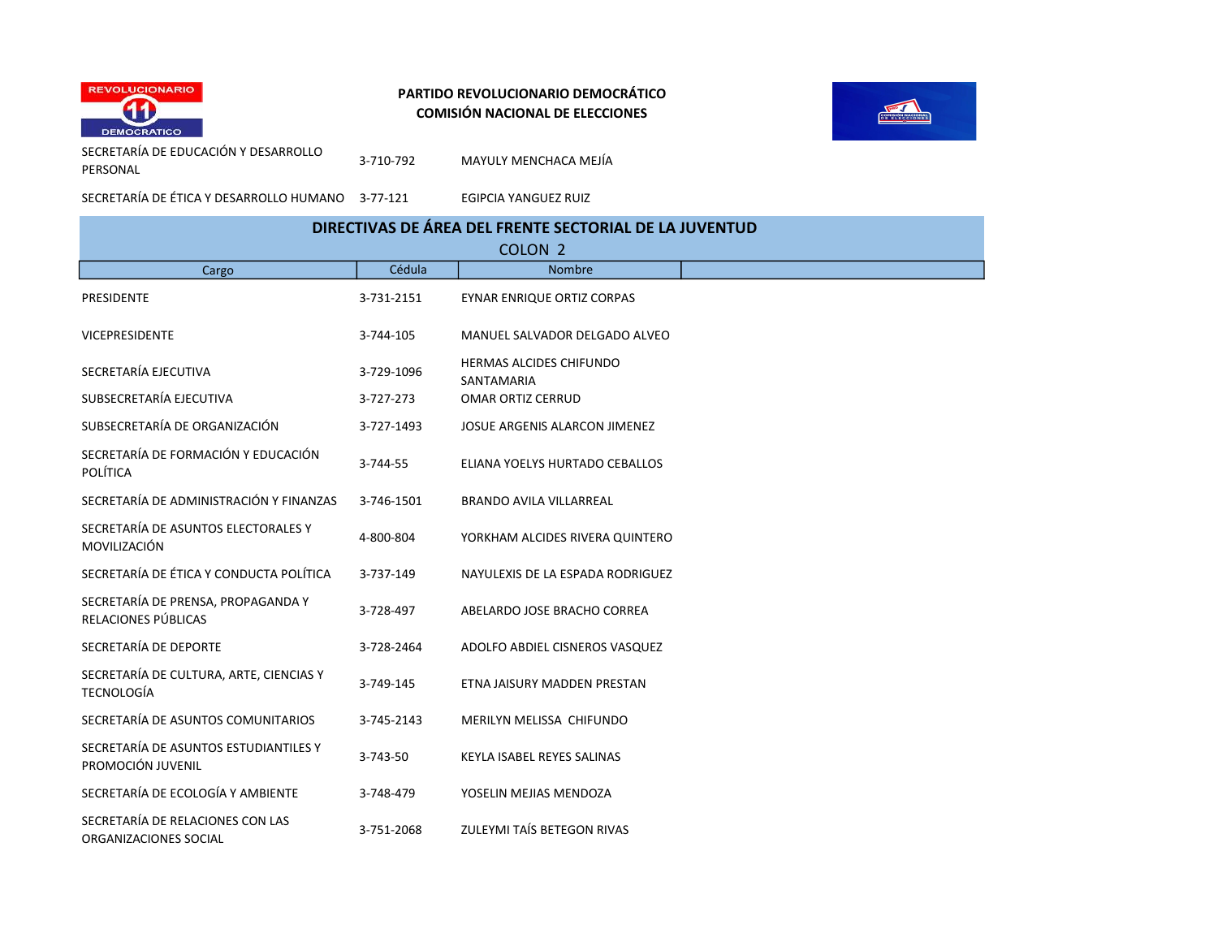**PARTIDO REVOLUCIONARIO DEMOCRÁTICO**
**COMISIÓN NACIONAL DE ELECCIONES**

| | | |
|---|---|---|
| SECRETARÍA DE EDUCACIÓN Y DESARROLLO PERSONAL | 3-710-792 | MAYULY MENCHACA MEJÍA |
| SECRETARÍA DE ÉTICA Y DESARROLLO HUMANO | 3-77-121 | EGIPCIA YANGUEZ RUIZ |

## DIRECTIVAS DE ÁREA DEL FRENTE SECTORIAL DE LA JUVENTUD

COLON 2

| Cargo | Cédula | Nombre |
|---|---|---|
| PRESIDENTE | 3-731-2151 | EYNAR ENRIQUE ORTIZ CORPAS |
| VICEPRESIDENTE | 3-744-105 | MANUEL SALVADOR DELGADO ALVEO |
| SECRETARÍA EJECUTIVA | 3-729-1096 | HERMAS ALCIDES CHIFUNDO SANTAMARIA |
| SUBSECRETARÍA EJECUTIVA | 3-727-273 | OMAR ORTIZ CERRUD |
| SUBSECRETARÍA DE ORGANIZACIÓN | 3-727-1493 | JOSUE ARGENIS ALARCON JIMENEZ |
| SECRETARÍA DE FORMACIÓN Y EDUCACIÓN POLÍTICA | 3-744-55 | ELIANA YOELYS HURTADO CEBALLOS |
| SECRETARÍA DE ADMINISTRACIÓN Y FINANZAS | 3-746-1501 | BRANDO AVILA VILLARREAL |
| SECRETARÍA DE ASUNTOS ELECTORALES Y MOVILIZACIÓN | 4-800-804 | YORKHAM ALCIDES RIVERA QUINTERO |
| SECRETARÍA DE ÉTICA Y CONDUCTA POLÍTICA | 3-737-149 | NAYULEXIS DE LA ESPADA RODRIGUEZ |
| SECRETARÍA DE PRENSA, PROPAGANDA Y RELACIONES PÚBLICAS | 3-728-497 | ABELARDO JOSE BRACHO CORREA |
| SECRETARÍA DE DEPORTE | 3-728-2464 | ADOLFO ABDIEL CISNEROS VASQUEZ |
| SECRETARÍA DE CULTURA, ARTE, CIENCIAS Y TECNOLOGÍA | 3-749-145 | ETNA JAISURY MADDEN PRESTAN |
| SECRETARÍA DE ASUNTOS COMUNITARIOS | 3-745-2143 | MERILYN MELISSA CHIFUNDO |
| SECRETARÍA DE ASUNTOS ESTUDIANTILES Y PROMOCIÓN JUVENIL | 3-743-50 | KEYLA ISABEL REYES SALINAS |
| SECRETARÍA DE ECOLOGÍA Y AMBIENTE | 3-748-479 | YOSELIN MEJIAS MENDOZA |
| SECRETARÍA DE RELACIONES CON LAS ORGANIZACIONES SOCIAL | 3-751-2068 | ZULEYMI TAÍS BETEGON RIVAS |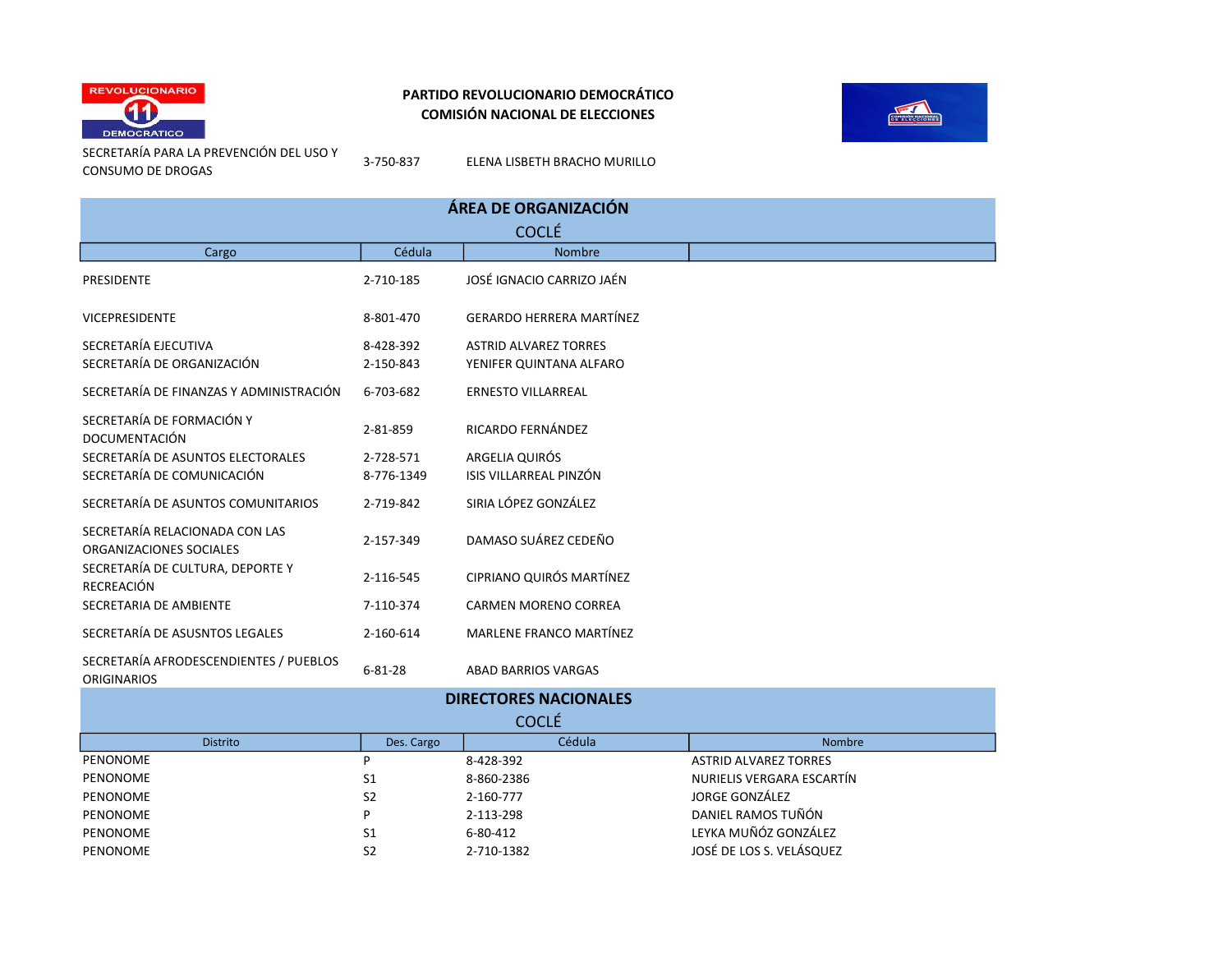**PARTIDO REVOLUCIONARIO DEMOCRÁTICO**
**COMISIÓN NACIONAL DE ELECCIONES**

| | | |
|---|---|---|
| SECRETARÍA PARA LA PREVENCIÓN DEL USO Y CONSUMO DE DROGAS | 3-750-837 | ELENA LISBETH BRACHO MURILLO |

## ÁREA DE ORGANIZACIÓN
### COCLÉ

| Cargo | Cédula | Nombre | |
|---|---|---|---|
| PRESIDENTE | 2-710-185 | JOSÉ IGNACIO CARRIZO JAÉN | |
| VICEPRESIDENTE | 8-801-470 | GERARDO HERRERA MARTÍNEZ | |
| SECRETARÍA EJECUTIVA | 8-428-392 | ASTRID ALVAREZ TORRES | |
| SECRETARÍA DE ORGANIZACIÓN | 2-150-843 | YENIFER QUINTANA ALFARO | |
| SECRETARÍA DE FINANZAS Y ADMINISTRACIÓN | 6-703-682 | ERNESTO VILLARREAL | |
| SECRETARÍA DE FORMACIÓN Y DOCUMENTACIÓN | 2-81-859 | RICARDO FERNÁNDEZ | |
| SECRETARÍA DE ASUNTOS ELECTORALES | 2-728-571 | ARGELIA QUIRÓS | |
| SECRETARÍA DE COMUNICACIÓN | 8-776-1349 | ISIS VILLARREAL PINZÓN | |
| SECRETARÍA DE ASUNTOS COMUNITARIOS | 2-719-842 | SIRIA LÓPEZ GONZÁLEZ | |
| SECRETARÍA RELACIONADA CON LAS ORGANIZACIONES SOCIALES | 2-157-349 | DAMASO SUÁREZ CEDEÑO | |
| SECRETARÍA DE CULTURA, DEPORTE Y RECREACIÓN | 2-116-545 | CIPRIANO QUIRÓS MARTÍNEZ | |
| SECRETARIA DE AMBIENTE | 7-110-374 | CARMEN MORENO CORREA | |
| SECRETARÍA DE ASUSNTOS LEGALES | 2-160-614 | MARLENE FRANCO MARTÍNEZ | |
| SECRETARÍA AFRODESCENDIENTES / PUEBLOS ORIGINARIOS | 6-81-28 | ABAD BARRIOS VARGAS | |

## DIRECTORES NACIONALES
### COCLÉ

| Distrito | Des. Cargo | Cédula | Nombre |
|---|---|---|---|
| PENONOME | P | 8-428-392 | ASTRID ALVAREZ TORRES |
| PENONOME | S1 | 8-860-2386 | NURIELIS VERGARA ESCARTÍN |
| PENONOME | S2 | 2-160-777 | JORGE GONZÁLEZ |
| PENONOME | P | 2-113-298 | DANIEL RAMOS TUÑÓN |
| PENONOME | S1 | 6-80-412 | LEYKA MUÑÓZ GONZÁLEZ |
| PENONOME | S2 | 2-710-1382 | JOSÉ DE LOS S. VELÁSQUEZ |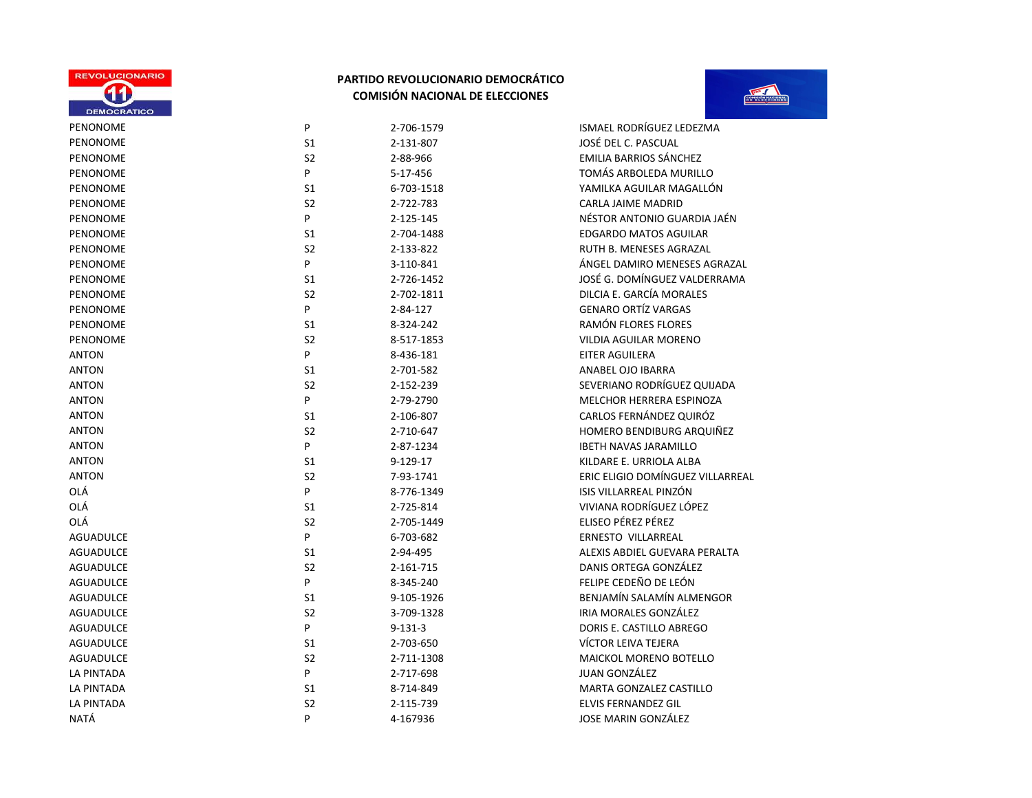**PARTIDO REVOLUCIONARIO DEMOCRÁTICO**
**COMISIÓN NACIONAL DE ELECCIONES**

| | | | |
|---|---|---|---|
| PENONOME | P | 2-706-1579 | ISMAEL RODRÍGUEZ LEDEZMA |
| PENONOME | S1 | 2-131-807 | JOSÉ DEL C. PASCUAL |
| PENONOME | S2 | 2-88-966 | EMILIA BARRIOS SÁNCHEZ |
| PENONOME | P | 5-17-456 | TOMÁS ARBOLEDA MURILLO |
| PENONOME | S1 | 6-703-1518 | YAMILKA AGUILAR MAGALLÓN |
| PENONOME | S2 | 2-722-783 | CARLA JAIME MADRID |
| PENONOME | P | 2-125-145 | NÉSTOR ANTONIO GUARDIA JAÉN |
| PENONOME | S1 | 2-704-1488 | EDGARDO MATOS AGUILAR |
| PENONOME | S2 | 2-133-822 | RUTH B. MENESES AGRAZAL |
| PENONOME | P | 3-110-841 | ÁNGEL DAMIRO MENESES AGRAZAL |
| PENONOME | S1 | 2-726-1452 | JOSÉ G. DOMÍNGUEZ VALDERRAMA |
| PENONOME | S2 | 2-702-1811 | DILCIA E. GARCÍA MORALES |
| PENONOME | P | 2-84-127 | GENARO ORTÍZ VARGAS |
| PENONOME | S1 | 8-324-242 | RAMÓN FLORES FLORES |
| PENONOME | S2 | 8-517-1853 | VILDIA AGUILAR MORENO |
| ANTON | P | 8-436-181 | EITER AGUILERA |
| ANTON | S1 | 2-701-582 | ANABEL OJO IBARRA |
| ANTON | S2 | 2-152-239 | SEVERIANO RODRÍGUEZ QUIJADA |
| ANTON | P | 2-79-2790 | MELCHOR HERRERA ESPINOZA |
| ANTON | S1 | 2-106-807 | CARLOS FERNÁNDEZ QUIRÓZ |
| ANTON | S2 | 2-710-647 | HOMERO BENDIBURG ARQUIÑEZ |
| ANTON | P | 2-87-1234 | IBETH NAVAS JARAMILLO |
| ANTON | S1 | 9-129-17 | KILDARE E. URRIOLA ALBA |
| ANTON | S2 | 7-93-1741 | ERIC ELIGIO DOMÍNGUEZ VILLARREAL |
| OLÁ | P | 8-776-1349 | ISIS VILLARREAL PINZÓN |
| OLÁ | S1 | 2-725-814 | VIVIANA RODRÍGUEZ LÓPEZ |
| OLÁ | S2 | 2-705-1449 | ELISEO PÉREZ PÉREZ |
| AGUADULCE | P | 6-703-682 | ERNESTO VILLARREAL |
| AGUADULCE | S1 | 2-94-495 | ALEXIS ABDIEL GUEVARA PERALTA |
| AGUADULCE | S2 | 2-161-715 | DANIS ORTEGA GONZÁLEZ |
| AGUADULCE | P | 8-345-240 | FELIPE CEDEÑO DE LEÓN |
| AGUADULCE | S1 | 9-105-1926 | BENJAMÍN SALAMÍN ALMENGOR |
| AGUADULCE | S2 | 3-709-1328 | IRIA MORALES GONZÁLEZ |
| AGUADULCE | P | 9-131-3 | DORIS E. CASTILLO ABREGO |
| AGUADULCE | S1 | 2-703-650 | VÍCTOR LEIVA TEJERA |
| AGUADULCE | S2 | 2-711-1308 | MAICKOL MORENO BOTELLO |
| LA PINTADA | P | 2-717-698 | JUAN GONZÁLEZ |
| LA PINTADA | S1 | 8-714-849 | MARTA GONZALEZ CASTILLO |
| LA PINTADA | S2 | 2-115-739 | ELVIS FERNANDEZ GIL |
| NATÁ | P | 4-167936 | JOSE MARIN GONZÁLEZ |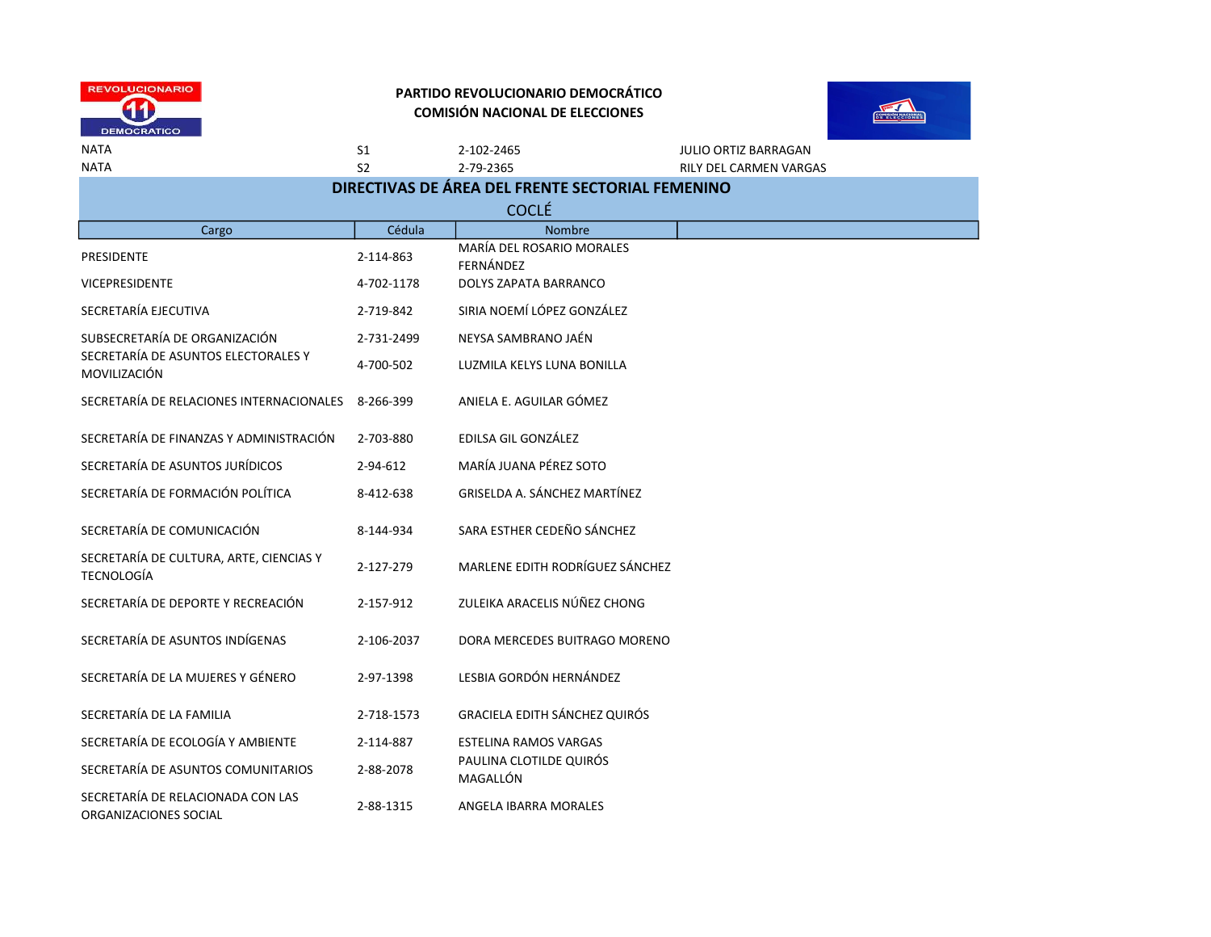**PARTIDO REVOLUCIONARIO DEMOCRÁTICO**
**COMISIÓN NACIONAL DE ELECCIONES**

| | | | |
|---|---|---|---|
| NATA | S1 | 2-102-2465 | JULIO ORTIZ BARRAGAN |
| NATA | S2 | 2-79-2365 | RILY DEL CARMEN VARGAS |

## DIRECTIVAS DE ÁREA DEL FRENTE SECTORIAL FEMENINO

### COCLÉ

| Cargo | Cédula | Nombre |
|---|---|---|
| PRESIDENTE | 2-114-863 | MARÍA DEL ROSARIO MORALES FERNÁNDEZ |
| VICEPRESIDENTE | 4-702-1178 | DOLYS ZAPATA BARRANCO |
| SECRETARÍA EJECUTIVA | 2-719-842 | SIRIA NOEMÍ LÓPEZ GONZÁLEZ |
| SUBSECRETARÍA DE ORGANIZACIÓN | 2-731-2499 | NEYSA SAMBRANO JAÉN |
| SECRETARÍA DE ASUNTOS ELECTORALES Y MOVILIZACIÓN | 4-700-502 | LUZMILA KELYS LUNA BONILLA |
| SECRETARÍA DE RELACIONES INTERNACIONALES | 8-266-399 | ANIELA E. AGUILAR GÓMEZ |
| SECRETARÍA DE FINANZAS Y ADMINISTRACIÓN | 2-703-880 | EDILSA GIL GONZÁLEZ |
| SECRETARÍA DE ASUNTOS JURÍDICOS | 2-94-612 | MARÍA JUANA PÉREZ SOTO |
| SECRETARÍA DE FORMACIÓN POLÍTICA | 8-412-638 | GRISELDA A. SÁNCHEZ MARTÍNEZ |
| SECRETARÍA DE COMUNICACIÓN | 8-144-934 | SARA ESTHER CEDEÑO SÁNCHEZ |
| SECRETARÍA DE CULTURA, ARTE, CIENCIAS Y TECNOLOGÍA | 2-127-279 | MARLENE EDITH RODRÍGUEZ SÁNCHEZ |
| SECRETARÍA DE DEPORTE Y RECREACIÓN | 2-157-912 | ZULEIKA ARACELIS NÚÑEZ CHONG |
| SECRETARÍA DE ASUNTOS INDÍGENAS | 2-106-2037 | DORA MERCEDES BUITRAGO MORENO |
| SECRETARÍA DE LA MUJERES Y GÉNERO | 2-97-1398 | LESBIA GORDÓN HERNÁNDEZ |
| SECRETARÍA DE LA FAMILIA | 2-718-1573 | GRACIELA EDITH SÁNCHEZ QUIRÓS |
| SECRETARÍA DE ECOLOGÍA Y AMBIENTE | 2-114-887 | ESTELINA RAMOS VARGAS |
| SECRETARÍA DE ASUNTOS COMUNITARIOS | 2-88-2078 | PAULINA CLOTILDE QUIRÓS MAGALLÓN |
| SECRETARÍA DE RELACIONADA CON LAS ORGANIZACIONES SOCIAL | 2-88-1315 | ANGELA IBARRA MORALES |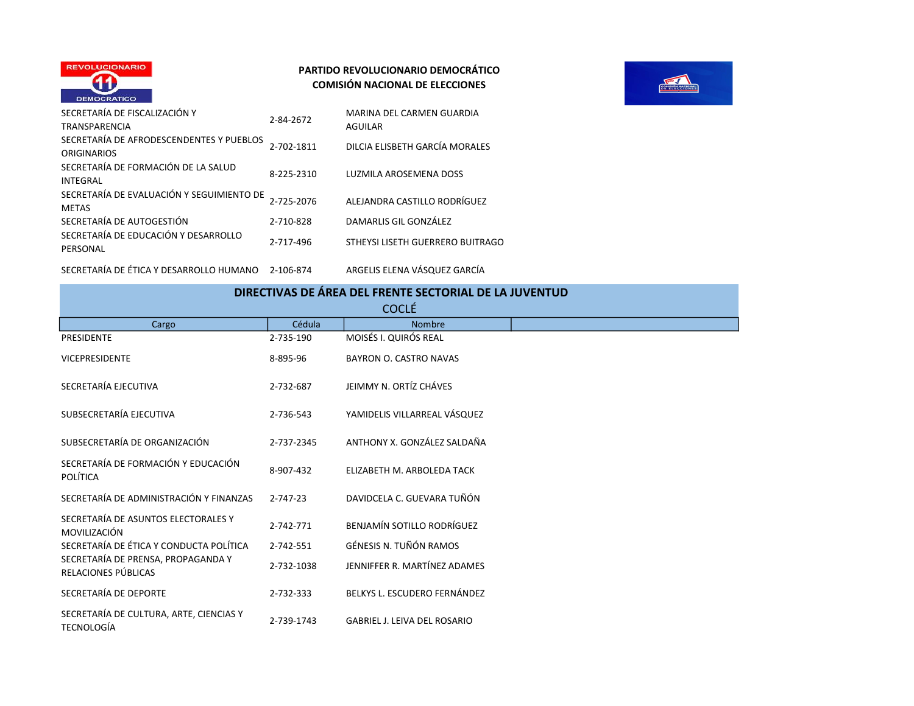**PARTIDO REVOLUCIONARIO DEMOCRÁTICO**
**COMISIÓN NACIONAL DE ELECCIONES**

| | | |
|---|---|---|
| SECRETARÍA DE FISCALIZACIÓN Y TRANSPARENCIA | 2-84-2672 | MARINA DEL CARMEN GUARDIA AGUILAR |
| SECRETARÍA DE AFRODESCENDENTES Y PUEBLOS ORIGINARIOS | 2-702-1811 | DILCIA ELISBETH GARCÍA MORALES |
| SECRETARÍA DE FORMACIÓN DE LA SALUD INTEGRAL | 8-225-2310 | LUZMILA AROSEMENA DOSS |
| SECRETARÍA DE EVALUACIÓN Y SEGUIMIENTO DE METAS | 2-725-2076 | ALEJANDRA CASTILLO RODRÍGUEZ |
| SECRETARÍA DE AUTOGESTIÓN | 2-710-828 | DAMARLIS GIL GONZÁLEZ |
| SECRETARÍA DE EDUCACIÓN Y DESARROLLO PERSONAL | 2-717-496 | STHEYSI LISETH GUERRERO BUITRAGO |
| SECRETARÍA DE ÉTICA Y DESARROLLO HUMANO | 2-106-874 | ARGELIS ELENA VÁSQUEZ GARCÍA |

## DIRECTIVAS DE ÁREA DEL FRENTE SECTORIAL DE LA JUVENTUD

### COCLÉ

| Cargo | Cédula | Nombre |
|---|---|---|
| PRESIDENTE | 2-735-190 | MOISÉS I. QUIRÓS REAL |
| VICEPRESIDENTE | 8-895-96 | BAYRON O. CASTRO NAVAS |
| SECRETARÍA EJECUTIVA | 2-732-687 | JEIMMY N. ORTÍZ CHÁVES |
| SUBSECRETARÍA EJECUTIVA | 2-736-543 | YAMIDELIS VILLARREAL VÁSQUEZ |
| SUBSECRETARÍA DE ORGANIZACIÓN | 2-737-2345 | ANTHONY X. GONZÁLEZ SALDAÑA |
| SECRETARÍA DE FORMACIÓN Y EDUCACIÓN POLÍTICA | 8-907-432 | ELIZABETH M. ARBOLEDA TACK |
| SECRETARÍA DE ADMINISTRACIÓN Y FINANZAS | 2-747-23 | DAVIDCELA C. GUEVARA TUÑÓN |
| SECRETARÍA DE ASUNTOS ELECTORALES Y MOVILIZACIÓN | 2-742-771 | BENJAMÍN SOTILLO RODRÍGUEZ |
| SECRETARÍA DE ÉTICA Y CONDUCTA POLÍTICA | 2-742-551 | GÉNESIS N. TUÑÓN RAMOS |
| SECRETARÍA DE PRENSA, PROPAGANDA Y RELACIONES PÚBLICAS | 2-732-1038 | JENNIFFER R. MARTÍNEZ ADAMES |
| SECRETARÍA DE DEPORTE | 2-732-333 | BELKYS L. ESCUDERO FERNÁNDEZ |
| SECRETARÍA DE CULTURA, ARTE, CIENCIAS Y TECNOLOGÍA | 2-739-1743 | GABRIEL J. LEIVA DEL ROSARIO |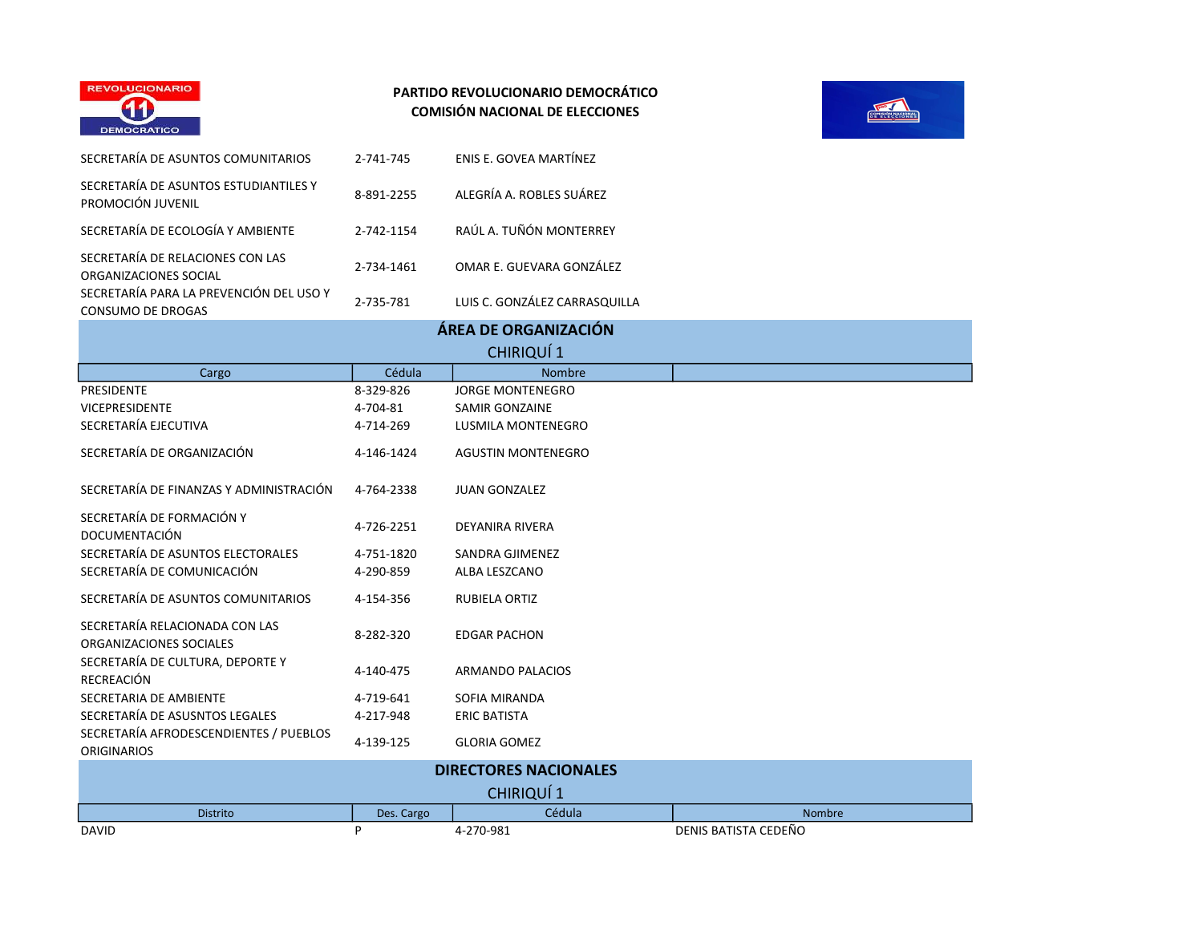**PARTIDO REVOLUCIONARIO DEMOCRÁTICO**
**COMISIÓN NACIONAL DE ELECCIONES**

| | | |
|---|---|---|
| SECRETARÍA DE ASUNTOS COMUNITARIOS | 2-741-745 | ENIS E. GOVEA MARTÍNEZ |
| SECRETARÍA DE ASUNTOS ESTUDIANTILES Y PROMOCIÓN JUVENIL | 8-891-2255 | ALEGRÍA A. ROBLES SUÁREZ |
| SECRETARÍA DE ECOLOGÍA Y AMBIENTE | 2-742-1154 | RAÚL A. TUÑÓN MONTERREY |
| SECRETARÍA DE RELACIONES CON LAS ORGANIZACIONES SOCIAL | 2-734-1461 | OMAR E. GUEVARA GONZÁLEZ |
| SECRETARÍA PARA LA PREVENCIÓN DEL USO Y CONSUMO DE DROGAS | 2-735-781 | LUIS C. GONZÁLEZ CARRASQUILLA |

## ÁREA DE ORGANIZACIÓN

### CHIRIQUÍ 1

| Cargo | Cédula | Nombre | |
|---|---|---|---|
| PRESIDENTE | 8-329-826 | JORGE MONTENEGRO | |
| VICEPRESIDENTE | 4-704-81 | SAMIR GONZAINE | |
| SECRETARÍA EJECUTIVA | 4-714-269 | LUSMILA MONTENEGRO | |
| SECRETARÍA DE ORGANIZACIÓN | 4-146-1424 | AGUSTIN MONTENEGRO | |
| SECRETARÍA DE FINANZAS Y ADMINISTRACIÓN | 4-764-2338 | JUAN GONZALEZ | |
| SECRETARÍA DE FORMACIÓN Y DOCUMENTACIÓN | 4-726-2251 | DEYANIRA RIVERA | |
| SECRETARÍA DE ASUNTOS ELECTORALES | 4-751-1820 | SANDRA GJIMENEZ | |
| SECRETARÍA DE COMUNICACIÓN | 4-290-859 | ALBA LESZCANO | |
| SECRETARÍA DE ASUNTOS COMUNITARIOS | 4-154-356 | RUBIELA ORTIZ | |
| SECRETARÍA RELACIONADA CON LAS ORGANIZACIONES SOCIALES | 8-282-320 | EDGAR PACHON | |
| SECRETARÍA DE CULTURA, DEPORTE Y RECREACIÓN | 4-140-475 | ARMANDO PALACIOS | |
| SECRETARIA DE AMBIENTE | 4-719-641 | SOFIA MIRANDA | |
| SECRETARÍA DE ASUSNTOS LEGALES | 4-217-948 | ERIC BATISTA | |
| SECRETARÍA AFRODESCENDIENTES / PUEBLOS ORIGINARIOS | 4-139-125 | GLORIA GOMEZ | |

## DIRECTORES NACIONALES

### CHIRIQUÍ 1

| Distrito | Des. Cargo | Cédula | Nombre |
|---|---|---|---|
| DAVID | P | 4-270-981 | DENIS BATISTA CEDEÑO |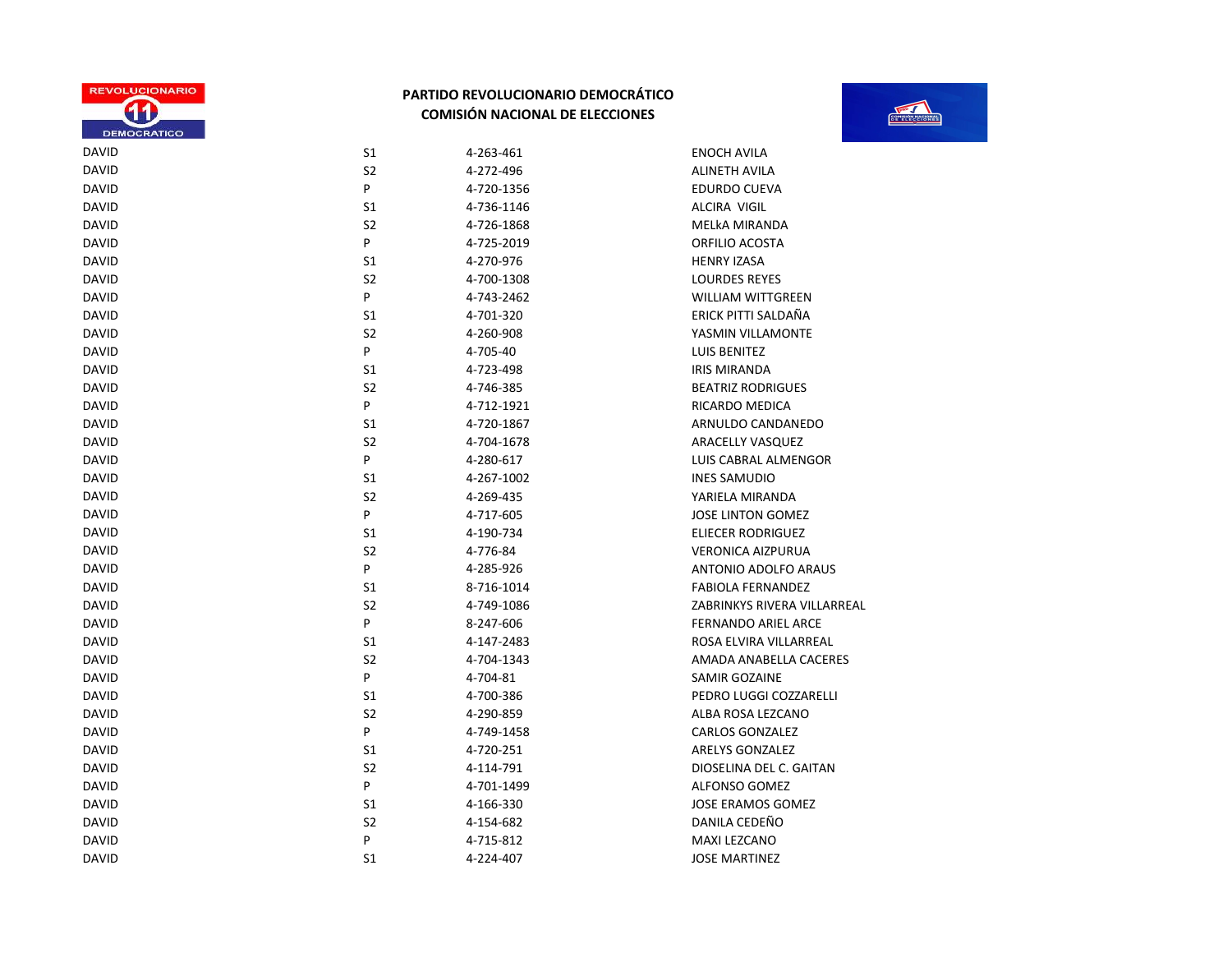**PARTIDO REVOLUCIONARIO DEMOCRÁTICO**
**COMISIÓN NACIONAL DE ELECCIONES**

| | | | |
|---|---|---|---|
| DAVID | S1 | 4-263-461 | ENOCH AVILA |
| DAVID | S2 | 4-272-496 | ALINETH AVILA |
| DAVID | P | 4-720-1356 | EDURDO CUEVA |
| DAVID | S1 | 4-736-1146 | ALCIRA  VIGIL |
| DAVID | S2 | 4-726-1868 | MELkA MIRANDA |
| DAVID | P | 4-725-2019 | ORFILIO ACOSTA |
| DAVID | S1 | 4-270-976 | HENRY IZASA |
| DAVID | S2 | 4-700-1308 | LOURDES REYES |
| DAVID | P | 4-743-2462 | WILLIAM WITTGREEN |
| DAVID | S1 | 4-701-320 | ERICK PITTI SALDAÑA |
| DAVID | S2 | 4-260-908 | YASMIN VILLAMONTE |
| DAVID | P | 4-705-40 | LUIS BENITEZ |
| DAVID | S1 | 4-723-498 | IRIS MIRANDA |
| DAVID | S2 | 4-746-385 | BEATRIZ RODRIGUES |
| DAVID | P | 4-712-1921 | RICARDO MEDICA |
| DAVID | S1 | 4-720-1867 | ARNULDO CANDANEDO |
| DAVID | S2 | 4-704-1678 | ARACELLY VASQUEZ |
| DAVID | P | 4-280-617 | LUIS CABRAL ALMENGOR |
| DAVID | S1 | 4-267-1002 | INES SAMUDIO |
| DAVID | S2 | 4-269-435 | YARIELA MIRANDA |
| DAVID | P | 4-717-605 | JOSE LINTON GOMEZ |
| DAVID | S1 | 4-190-734 | ELIECER RODRIGUEZ |
| DAVID | S2 | 4-776-84 | VERONICA AIZPURUA |
| DAVID | P | 4-285-926 | ANTONIO ADOLFO ARAUS |
| DAVID | S1 | 8-716-1014 | FABIOLA FERNANDEZ |
| DAVID | S2 | 4-749-1086 | ZABRINKYS RIVERA VILLARREAL |
| DAVID | P | 8-247-606 | FERNANDO ARIEL ARCE |
| DAVID | S1 | 4-147-2483 | ROSA ELVIRA VILLARREAL |
| DAVID | S2 | 4-704-1343 | AMADA ANABELLA CACERES |
| DAVID | P | 4-704-81 | SAMIR GOZAINE |
| DAVID | S1 | 4-700-386 | PEDRO LUGGI COZZARELLI |
| DAVID | S2 | 4-290-859 | ALBA ROSA LEZCANO |
| DAVID | P | 4-749-1458 | CARLOS GONZALEZ |
| DAVID | S1 | 4-720-251 | ARELYS GONZALEZ |
| DAVID | S2 | 4-114-791 | DIOSELINA DEL C. GAITAN |
| DAVID | P | 4-701-1499 | ALFONSO GOMEZ |
| DAVID | S1 | 4-166-330 | JOSE ERAMOS GOMEZ |
| DAVID | S2 | 4-154-682 | DANILA CEDEÑO |
| DAVID | P | 4-715-812 | MAXI LEZCANO |
| DAVID | S1 | 4-224-407 | JOSE MARTINEZ |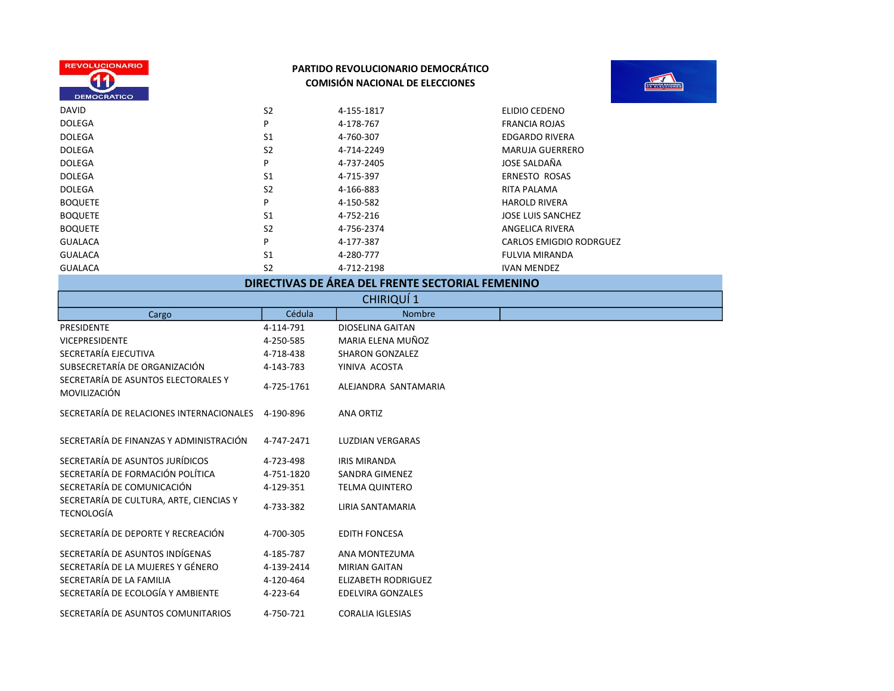**PARTIDO REVOLUCIONARIO DEMOCRÁTICO**
**COMISIÓN NACIONAL DE ELECCIONES**

| | | | |
|---|---|---|---|
| DAVID | S2 | 4-155-1817 | ELIDIO CEDENO |
| DOLEGA | P | 4-178-767 | FRANCIA ROJAS |
| DOLEGA | S1 | 4-760-307 | EDGARDO RIVERA |
| DOLEGA | S2 | 4-714-2249 | MARUJA GUERRERO |
| DOLEGA | P | 4-737-2405 | JOSE SALDAÑA |
| DOLEGA | S1 | 4-715-397 | ERNESTO ROSAS |
| DOLEGA | S2 | 4-166-883 | RITA PALAMA |
| BOQUETE | P | 4-150-582 | HAROLD RIVERA |
| BOQUETE | S1 | 4-752-216 | JOSE LUIS SANCHEZ |
| BOQUETE | S2 | 4-756-2374 | ANGELICA RIVERA |
| GUALACA | P | 4-177-387 | CARLOS EMIGDIO RODRGUEZ |
| GUALACA | S1 | 4-280-777 | FULVIA MIRANDA |
| GUALACA | S2 | 4-712-2198 | IVAN MENDEZ |

## DIRECTIVAS DE ÁREA DEL FRENTE SECTORIAL FEMENINO

### CHIRIQUÍ 1

| Cargo | Cédula | Nombre |
|---|---|---|
| PRESIDENTE | 4-114-791 | DIOSELINA GAITAN |
| VICEPRESIDENTE | 4-250-585 | MARIA ELENA MUÑOZ |
| SECRETARÍA EJECUTIVA | 4-718-438 | SHARON GONZALEZ |
| SUBSECRETARÍA DE ORGANIZACIÓN | 4-143-783 | YINIVA ACOSTA |
| SECRETARÍA DE ASUNTOS ELECTORALES Y MOVILIZACIÓN | 4-725-1761 | ALEJANDRA SANTAMARIA |
| SECRETARÍA DE RELACIONES INTERNACIONALES | 4-190-896 | ANA ORTIZ |
| SECRETARÍA DE FINANZAS Y ADMINISTRACIÓN | 4-747-2471 | LUZDIAN VERGARAS |
| SECRETARÍA DE ASUNTOS JURÍDICOS | 4-723-498 | IRIS MIRANDA |
| SECRETARÍA DE FORMACIÓN POLÍTICA | 4-751-1820 | SANDRA GIMENEZ |
| SECRETARÍA DE COMUNICACIÓN | 4-129-351 | TELMA QUINTERO |
| SECRETARÍA DE CULTURA, ARTE, CIENCIAS Y TECNOLOGÍA | 4-733-382 | LIRIA SANTAMARIA |
| SECRETARÍA DE DEPORTE Y RECREACIÓN | 4-700-305 | EDITH FONCESA |
| SECRETARÍA DE ASUNTOS INDÍGENAS | 4-185-787 | ANA MONTEZUMA |
| SECRETARÍA DE LA MUJERES Y GÉNERO | 4-139-2414 | MIRIAN GAITAN |
| SECRETARÍA DE LA FAMILIA | 4-120-464 | ELIZABETH RODRIGUEZ |
| SECRETARÍA DE ECOLOGÍA Y AMBIENTE | 4-223-64 | EDELVIRA GONZALES |
| SECRETARÍA DE ASUNTOS COMUNITARIOS | 4-750-721 | CORALIA IGLESIAS |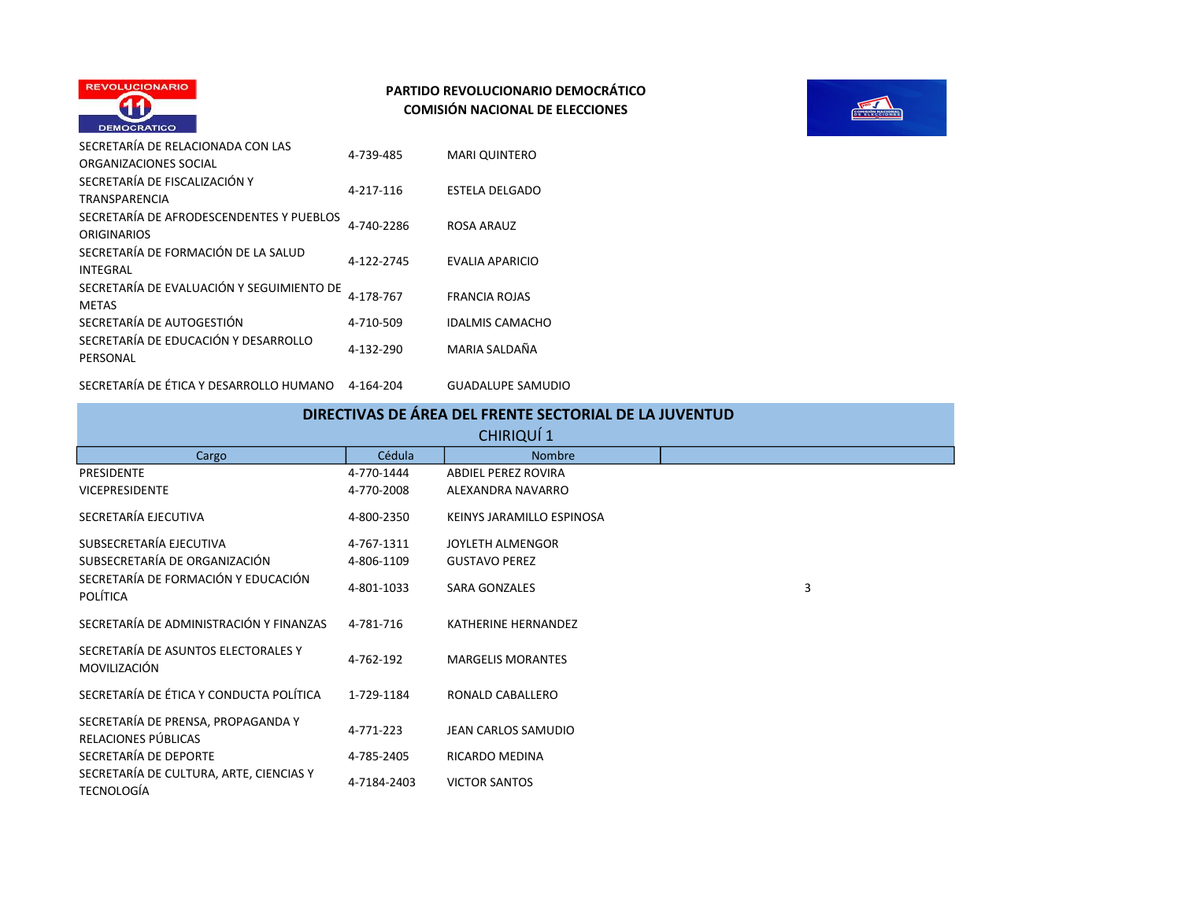**PARTIDO REVOLUCIONARIO DEMOCRÁTICO**
**COMISIÓN NACIONAL DE ELECCIONES**

| | | |
|---|---|---|
| SECRETARÍA DE RELACIONADA CON LAS ORGANIZACIONES SOCIAL | 4-739-485 | MARI QUINTERO |
| SECRETARÍA DE FISCALIZACIÓN Y TRANSPARENCIA | 4-217-116 | ESTELA DELGADO |
| SECRETARÍA DE AFRODESCENDENTES Y PUEBLOS ORIGINARIOS | 4-740-2286 | ROSA ARAUZ |
| SECRETARÍA DE FORMACIÓN DE LA SALUD INTEGRAL | 4-122-2745 | EVALIA APARICIO |
| SECRETARÍA DE EVALUACIÓN Y SEGUIMIENTO DE METAS | 4-178-767 | FRANCIA ROJAS |
| SECRETARÍA DE AUTOGESTIÓN | 4-710-509 | IDALMIS CAMACHO |
| SECRETARÍA DE EDUCACIÓN Y DESARROLLO PERSONAL | 4-132-290 | MARIA SALDAÑA |
| SECRETARÍA DE ÉTICA Y DESARROLLO HUMANO | 4-164-204 | GUADALUPE SAMUDIO |

## DIRECTIVAS DE ÁREA DEL FRENTE SECTORIAL DE LA JUVENTUD

CHIRIQUÍ 1

| Cargo | Cédula | Nombre | |
|---|---|---|---|
| PRESIDENTE | 4-770-1444 | ABDIEL PEREZ ROVIRA | |
| VICEPRESIDENTE | 4-770-2008 | ALEXANDRA NAVARRO | |
| SECRETARÍA EJECUTIVA | 4-800-2350 | KEINYS JARAMILLO ESPINOSA | |
| SUBSECRETARÍA EJECUTIVA | 4-767-1311 | JOYLETH ALMENGOR | |
| SUBSECRETARÍA DE ORGANIZACIÓN | 4-806-1109 | GUSTAVO PEREZ | |
| SECRETARÍA DE FORMACIÓN Y EDUCACIÓN POLÍTICA | 4-801-1033 | SARA GONZALES | 3 |
| SECRETARÍA DE ADMINISTRACIÓN Y FINANZAS | 4-781-716 | KATHERINE HERNANDEZ | |
| SECRETARÍA DE ASUNTOS ELECTORALES Y MOVILIZACIÓN | 4-762-192 | MARGELIS MORANTES | |
| SECRETARÍA DE ÉTICA Y CONDUCTA POLÍTICA | 1-729-1184 | RONALD CABALLERO | |
| SECRETARÍA DE PRENSA, PROPAGANDA Y RELACIONES PÚBLICAS | 4-771-223 | JEAN CARLOS SAMUDIO | |
| SECRETARÍA DE DEPORTE | 4-785-2405 | RICARDO MEDINA | |
| SECRETARÍA DE CULTURA, ARTE, CIENCIAS Y TECNOLOGÍA | 4-7184-2403 | VICTOR SANTOS | |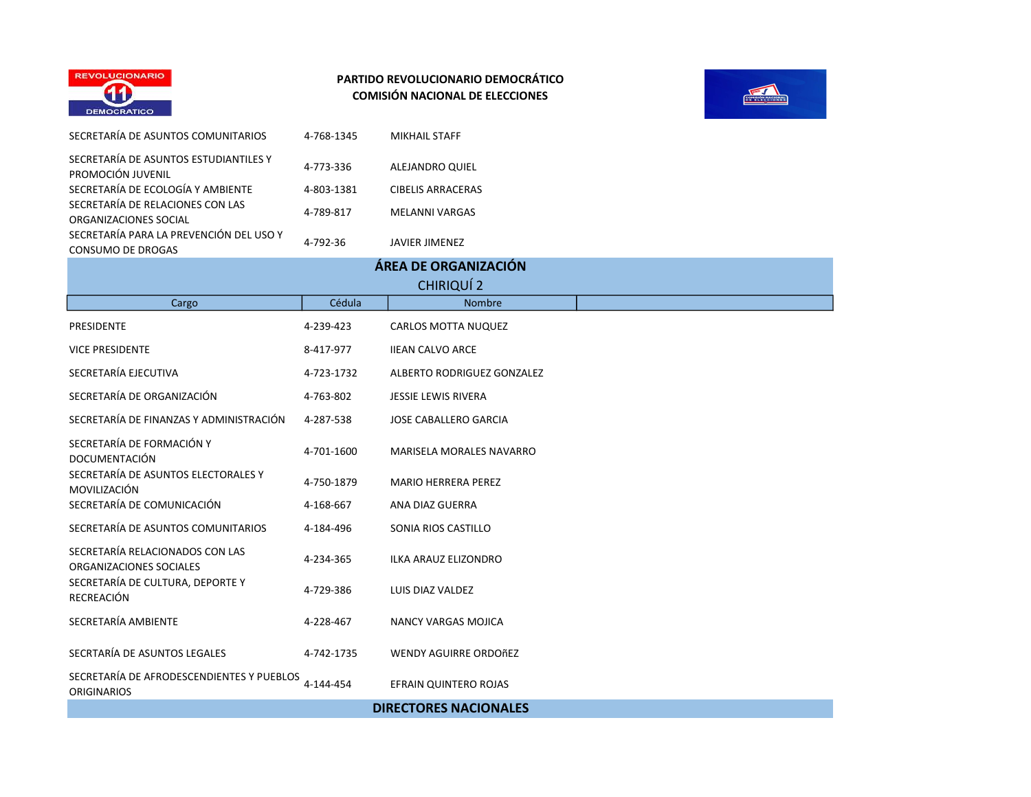**PARTIDO REVOLUCIONARIO DEMOCRÁTICO**
**COMISIÓN NACIONAL DE ELECCIONES**

| | | |
|---|---|---|
| SECRETARÍA DE ASUNTOS COMUNITARIOS | 4-768-1345 | MIKHAIL STAFF |
| SECRETARÍA DE ASUNTOS ESTUDIANTILES Y PROMOCIÓN JUVENIL | 4-773-336 | ALEJANDRO QUIEL |
| SECRETARÍA DE ECOLOGÍA Y AMBIENTE | 4-803-1381 | CIBELIS ARRACERAS |
| SECRETARÍA DE RELACIONES CON LAS ORGANIZACIONES SOCIAL | 4-789-817 | MELANNI VARGAS |
| SECRETARÍA PARA LA PREVENCIÓN DEL USO Y CONSUMO DE DROGAS | 4-792-36 | JAVIER JIMENEZ |

## ÁREA DE ORGANIZACIÓN

### CHIRIQUÍ 2

| Cargo | Cédula | Nombre | |
|---|---|---|---|
| PRESIDENTE | 4-239-423 | CARLOS MOTTA NUQUEZ | |
| VICE PRESIDENTE | 8-417-977 | IIEAN CALVO ARCE | |
| SECRETARÍA EJECUTIVA | 4-723-1732 | ALBERTO RODRIGUEZ GONZALEZ | |
| SECRETARÍA DE ORGANIZACIÓN | 4-763-802 | JESSIE LEWIS RIVERA | |
| SECRETARÍA DE FINANZAS Y ADMINISTRACIÓN | 4-287-538 | JOSE CABALLERO GARCIA | |
| SECRETARÍA DE FORMACIÓN Y DOCUMENTACIÓN | 4-701-1600 | MARISELA MORALES NAVARRO | |
| SECRETARÍA DE ASUNTOS ELECTORALES Y MOVILIZACIÓN | 4-750-1879 | MARIO HERRERA PEREZ | |
| SECRETARÍA DE COMUNICACIÓN | 4-168-667 | ANA DIAZ GUERRA | |
| SECRETARÍA DE ASUNTOS COMUNITARIOS | 4-184-496 | SONIA RIOS CASTILLO | |
| SECRETARÍA RELACIONADOS CON LAS ORGANIZACIONES SOCIALES | 4-234-365 | ILKA ARAUZ ELIZONDRO | |
| SECRETARÍA DE CULTURA, DEPORTE Y RECREACIÓN | 4-729-386 | LUIS DIAZ VALDEZ | |
| SECRETARÍA AMBIENTE | 4-228-467 | NANCY VARGAS MOJICA | |
| SECRTARÍA DE ASUNTOS LEGALES | 4-742-1735 | WENDY AGUIRRE ORDOñEZ | |
| SECRETARÍA DE AFRODESCENDIENTES Y PUEBLOS ORIGINARIOS | 4-144-454 | EFRAIN QUINTERO ROJAS | |

## DIRECTORES NACIONALES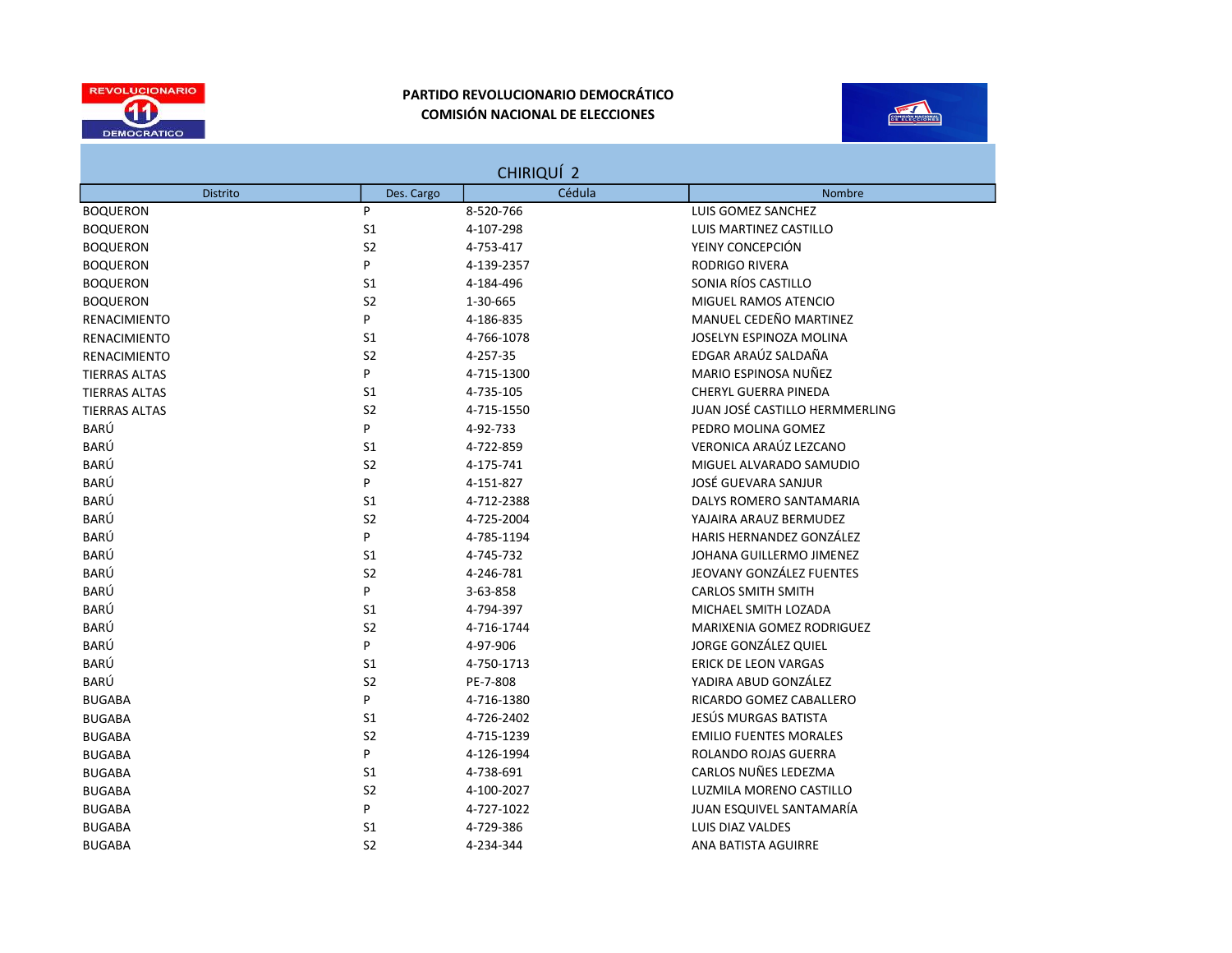**PARTIDO REVOLUCIONARIO DEMOCRÁTICO**
**COMISIÓN NACIONAL DE ELECCIONES**

## CHIRIQUÍ 2

| Distrito | Des. Cargo | Cédula | Nombre |
|---|---|---|---|
| BOQUERON | P | 8-520-766 | LUIS GOMEZ SANCHEZ |
| BOQUERON | S1 | 4-107-298 | LUIS MARTINEZ CASTILLO |
| BOQUERON | S2 | 4-753-417 | YEINY CONCEPCIÓN |
| BOQUERON | P | 4-139-2357 | RODRIGO RIVERA |
| BOQUERON | S1 | 4-184-496 | SONIA RÍOS CASTILLO |
| BOQUERON | S2 | 1-30-665 | MIGUEL RAMOS ATENCIO |
| RENACIMIENTO | P | 4-186-835 | MANUEL CEDEÑO MARTINEZ |
| RENACIMIENTO | S1 | 4-766-1078 | JOSELYN ESPINOZA MOLINA |
| RENACIMIENTO | S2 | 4-257-35 | EDGAR ARAÚZ SALDAÑA |
| TIERRAS ALTAS | P | 4-715-1300 | MARIO ESPINOSA NUÑEZ |
| TIERRAS ALTAS | S1 | 4-735-105 | CHERYL GUERRA PINEDA |
| TIERRAS ALTAS | S2 | 4-715-1550 | JUAN JOSÉ CASTILLO HERMMERLING |
| BARÚ | P | 4-92-733 | PEDRO MOLINA GOMEZ |
| BARÚ | S1 | 4-722-859 | VERONICA ARAÚZ LEZCANO |
| BARÚ | S2 | 4-175-741 | MIGUEL ALVARADO SAMUDIO |
| BARÚ | P | 4-151-827 | JOSÉ GUEVARA SANJUR |
| BARÚ | S1 | 4-712-2388 | DALYS ROMERO SANTAMARIA |
| BARÚ | S2 | 4-725-2004 | YAJAIRA ARAUZ BERMUDEZ |
| BARÚ | P | 4-785-1194 | HARIS HERNANDEZ GONZÁLEZ |
| BARÚ | S1 | 4-745-732 | JOHANA GUILLERMO JIMENEZ |
| BARÚ | S2 | 4-246-781 | JEOVANY GONZÁLEZ FUENTES |
| BARÚ | P | 3-63-858 | CARLOS SMITH SMITH |
| BARÚ | S1 | 4-794-397 | MICHAEL SMITH LOZADA |
| BARÚ | S2 | 4-716-1744 | MARIXENIA GOMEZ RODRIGUEZ |
| BARÚ | P | 4-97-906 | JORGE GONZÁLEZ QUIEL |
| BARÚ | S1 | 4-750-1713 | ERICK DE LEON VARGAS |
| BARÚ | S2 | PE-7-808 | YADIRA ABUD GONZÁLEZ |
| BUGABA | P | 4-716-1380 | RICARDO GOMEZ CABALLERO |
| BUGABA | S1 | 4-726-2402 | JESÚS MURGAS BATISTA |
| BUGABA | S2 | 4-715-1239 | EMILIO FUENTES MORALES |
| BUGABA | P | 4-126-1994 | ROLANDO ROJAS GUERRA |
| BUGABA | S1 | 4-738-691 | CARLOS NUÑES LEDEZMA |
| BUGABA | S2 | 4-100-2027 | LUZMILA MORENO CASTILLO |
| BUGABA | P | 4-727-1022 | JUAN ESQUIVEL SANTAMARÍA |
| BUGABA | S1 | 4-729-386 | LUIS DIAZ VALDES |
| BUGABA | S2 | 4-234-344 | ANA BATISTA AGUIRRE |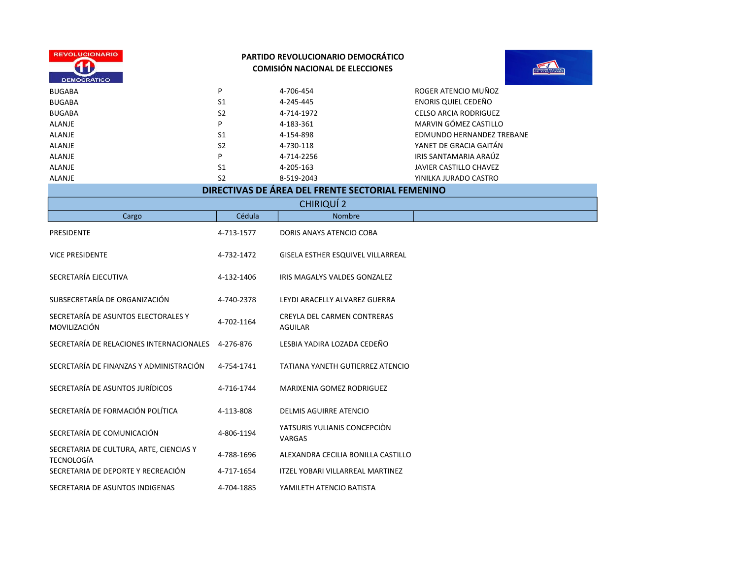PARTIDO REVOLUCIONARIO DEMOCRÁTICO
COMISIÓN NACIONAL DE ELECCIONES

| | | | |
|---|---|---|---|
| BUGABA | P | 4-706-454 | ROGER ATENCIO MUÑOZ |
| BUGABA | S1 | 4-245-445 | ENORIS QUIEL CEDEÑO |
| BUGABA | S2 | 4-714-1972 | CELSO ARCIA RODRIGUEZ |
| ALANJE | P | 4-183-361 | MARVIN GÓMEZ CASTILLO |
| ALANJE | S1 | 4-154-898 | EDMUNDO HERNANDEZ TREBANE |
| ALANJE | S2 | 4-730-118 | YANET DE GRACIA GAITÁN |
| ALANJE | P | 4-714-2256 | IRIS SANTAMARIA ARAÚZ |
| ALANJE | S1 | 4-205-163 | JAVIER CASTILLO CHAVEZ |
| ALANJE | S2 | 8-519-2043 | YINILKA JURADO CASTRO |

## DIRECTIVAS DE ÁREA DEL FRENTE SECTORIAL FEMENINO

### CHIRIQUÍ 2

| Cargo | Cédula | Nombre |
|---|---|---|
| PRESIDENTE | 4-713-1577 | DORIS ANAYS ATENCIO COBA |
| VICE PRESIDENTE | 4-732-1472 | GISELA ESTHER ESQUIVEL VILLARREAL |
| SECRETARÍA EJECUTIVA | 4-132-1406 | IRIS MAGALYS VALDES GONZALEZ |
| SUBSECRETARÍA DE ORGANIZACIÓN | 4-740-2378 | LEYDI ARACELLY ALVAREZ GUERRA |
| SECRETARÍA DE ASUNTOS ELECTORALES Y MOVILIZACIÓN | 4-702-1164 | CREYLA DEL CARMEN CONTRERAS AGUILAR |
| SECRETARÍA DE RELACIONES INTERNACIONALES | 4-276-876 | LESBIA YADIRA LOZADA CEDEÑO |
| SECRETARÍA DE FINANZAS Y ADMINISTRACIÓN | 4-754-1741 | TATIANA YANETH GUTIERREZ ATENCIO |
| SECRETARÍA DE ASUNTOS JURÍDICOS | 4-716-1744 | MARIXENIA GOMEZ RODRIGUEZ |
| SECRETARÍA DE FORMACIÓN POLÍTICA | 4-113-808 | DELMIS AGUIRRE ATENCIO |
| SECRETARÍA DE COMUNICACIÓN | 4-806-1194 | YATSURIS YULIANIS CONCEPCIÒN VARGAS |
| SECRETARIA DE CULTURA, ARTE, CIENCIAS Y TECNOLOGÍA | 4-788-1696 | ALEXANDRA CECILIA BONILLA CASTILLO |
| SECRETARIA DE DEPORTE Y RECREACIÓN | 4-717-1654 | ITZEL YOBARI VILLARREAL MARTINEZ |
| SECRETARIA DE ASUNTOS INDIGENAS | 4-704-1885 | YAMILETH ATENCIO BATISTA |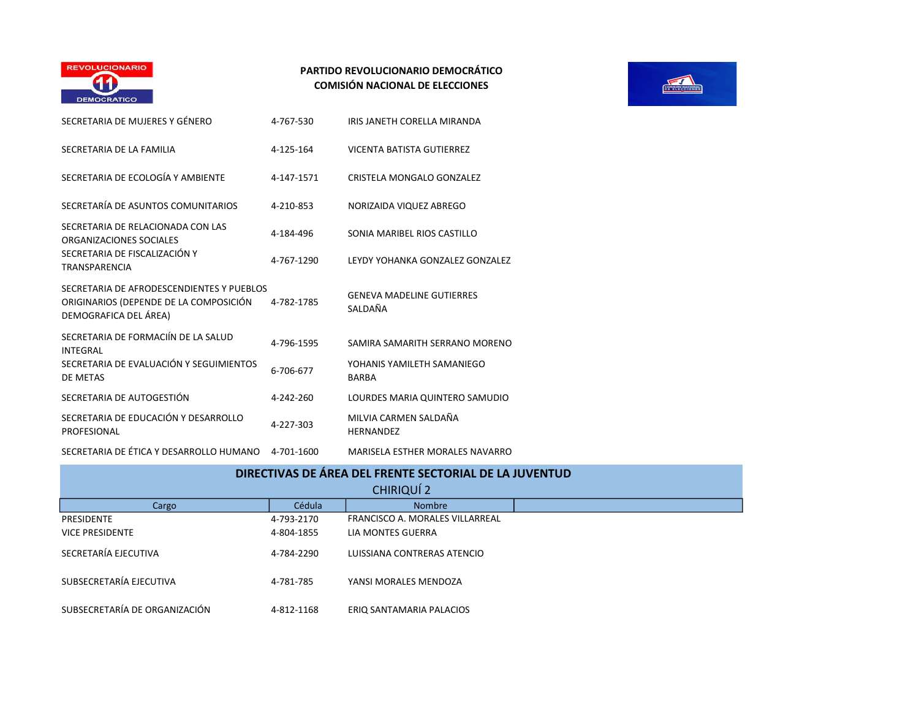**PARTIDO REVOLUCIONARIO DEMOCRÁTICO**
**COMISIÓN NACIONAL DE ELECCIONES**

| | | |
|---|---|---|
| SECRETARIA DE MUJERES Y GÉNERO | 4-767-530 | IRIS JANETH CORELLA MIRANDA |
| SECRETARIA DE LA FAMILIA | 4-125-164 | VICENTA BATISTA GUTIERREZ |
| SECRETARIA DE ECOLOGÍA Y AMBIENTE | 4-147-1571 | CRISTELA MONGALO GONZALEZ |
| SECRETARÍA DE ASUNTOS COMUNITARIOS | 4-210-853 | NORIZAIDA VIQUEZ ABREGO |
| SECRETARIA DE RELACIONADA CON LAS ORGANIZACIONES SOCIALES | 4-184-496 | SONIA MARIBEL RIOS CASTILLO |
| SECRETARIA DE FISCALIZACIÓN Y TRANSPARENCIA | 4-767-1290 | LEYDY YOHANKA GONZALEZ GONZALEZ |
| SECRETARIA DE AFRODESCENDIENTES Y PUEBLOS ORIGINARIOS (DEPENDE DE LA COMPOSICIÓN DEMOGRAFICA DEL ÁREA) | 4-782-1785 | GENEVA MADELINE GUTIERRES SALDAÑA |
| SECRETARIA DE FORMACIÍN DE LA SALUD INTEGRAL | 4-796-1595 | SAMIRA SAMARITH SERRANO MORENO |
| SECRETARIA DE EVALUACIÓN Y SEGUIMIENTOS DE METAS | 6-706-677 | YOHANIS YAMILETH SAMANIEGO BARBA |
| SECRETARIA DE AUTOGESTIÓN | 4-242-260 | LOURDES MARIA QUINTERO SAMUDIO |
| SECRETARIA DE EDUCACIÓN Y DESARROLLO PROFESIONAL | 4-227-303 | MILVIA CARMEN SALDAÑA HERNANDEZ |
| SECRETARIA DE ÉTICA Y DESARROLLO HUMANO | 4-701-1600 | MARISELA ESTHER MORALES NAVARRO |

## DIRECTIVAS DE ÁREA DEL FRENTE SECTORIAL DE LA JUVENTUD

CHIRIQUÍ 2

| Cargo | Cédula | Nombre | |
|---|---|---|---|
| PRESIDENTE | 4-793-2170 | FRANCISCO A. MORALES VILLARREAL | |
| VICE PRESIDENTE | 4-804-1855 | LIA MONTES GUERRA | |
| SECRETARÍA EJECUTIVA | 4-784-2290 | LUISSIANA CONTRERAS ATENCIO | |
| SUBSECRETARÍA EJECUTIVA | 4-781-785 | YANSI MORALES MENDOZA | |
| SUBSECRETARÍA DE ORGANIZACIÓN | 4-812-1168 | ERIQ SANTAMARIA PALACIOS | |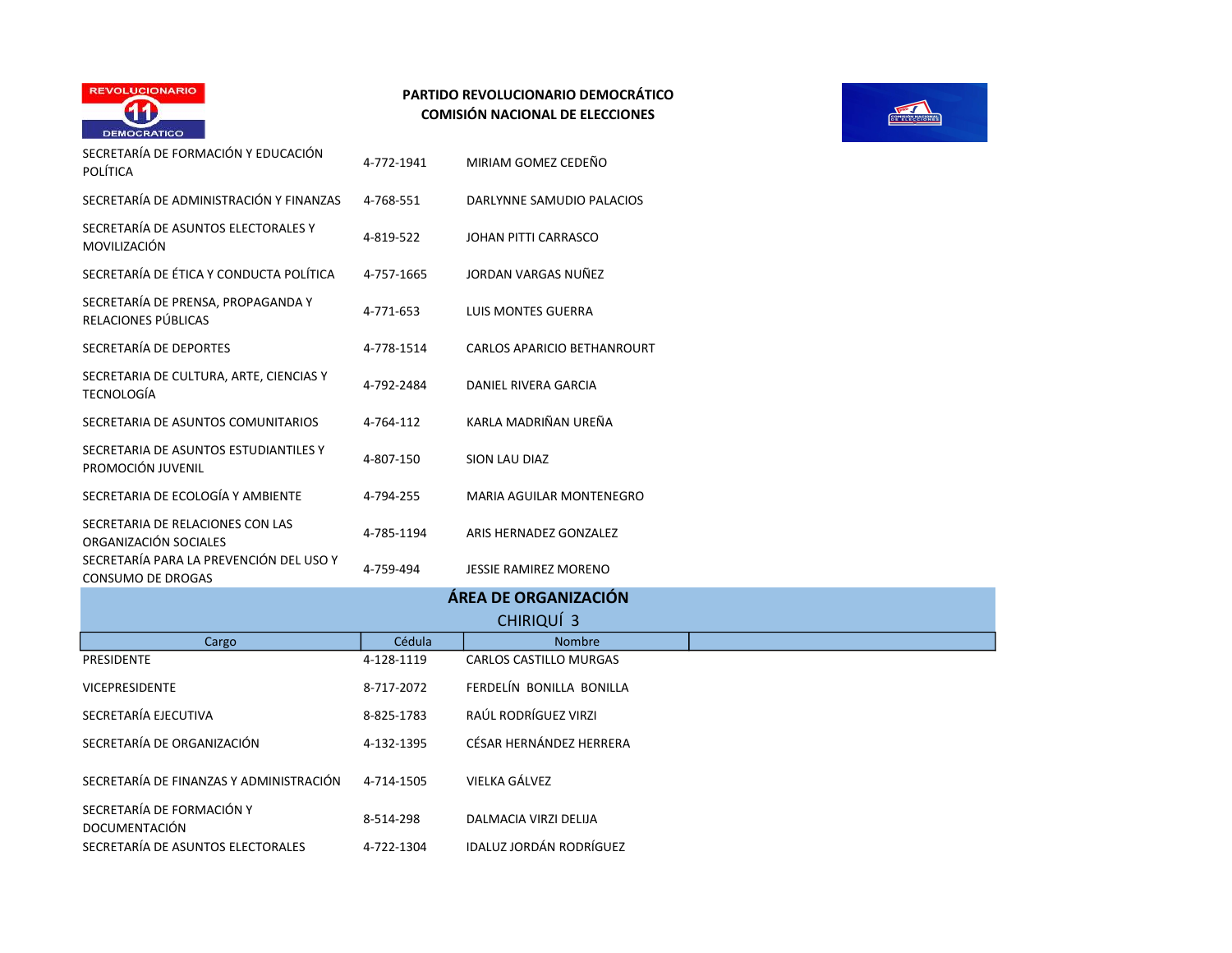**PARTIDO REVOLUCIONARIO DEMOCRÁTICO**
**COMISIÓN NACIONAL DE ELECCIONES**

| | | |
|---|---|---|
| SECRETARÍA DE FORMACIÓN Y EDUCACIÓN POLÍTICA | 4-772-1941 | MIRIAM GOMEZ CEDEÑO |
| SECRETARÍA DE ADMINISTRACIÓN Y FINANZAS | 4-768-551 | DARLYNNE SAMUDIO PALACIOS |
| SECRETARÍA DE ASUNTOS ELECTORALES Y MOVILIZACIÓN | 4-819-522 | JOHAN PITTI CARRASCO |
| SECRETARÍA DE ÉTICA Y CONDUCTA POLÍTICA | 4-757-1665 | JORDAN VARGAS NUÑEZ |
| SECRETARÍA DE PRENSA, PROPAGANDA Y RELACIONES PÚBLICAS | 4-771-653 | LUIS MONTES GUERRA |
| SECRETARÍA DE DEPORTES | 4-778-1514 | CARLOS APARICIO BETHANROURT |
| SECRETARIA DE CULTURA, ARTE, CIENCIAS Y TECNOLOGÍA | 4-792-2484 | DANIEL RIVERA GARCIA |
| SECRETARIA DE ASUNTOS COMUNITARIOS | 4-764-112 | KARLA MADRIÑAN UREÑA |
| SECRETARIA DE ASUNTOS ESTUDIANTILES Y PROMOCIÓN JUVENIL | 4-807-150 | SION LAU DIAZ |
| SECRETARIA DE ECOLOGÍA Y AMBIENTE | 4-794-255 | MARIA AGUILAR MONTENEGRO |
| SECRETARIA DE RELACIONES CON LAS ORGANIZACIÓN SOCIALES | 4-785-1194 | ARIS HERNADEZ GONZALEZ |
| SECRETARÍA PARA LA PREVENCIÓN DEL USO Y CONSUMO DE DROGAS | 4-759-494 | JESSIE RAMIREZ MORENO |

## ÁREA DE ORGANIZACIÓN

### CHIRIQUÍ 3

| Cargo | Cédula | Nombre | |
|---|---|---|---|
| PRESIDENTE | 4-128-1119 | CARLOS CASTILLO MURGAS | |
| VICEPRESIDENTE | 8-717-2072 | FERDELÍN BONILLA BONILLA | |
| SECRETARÍA EJECUTIVA | 8-825-1783 | RAÚL RODRÍGUEZ VIRZI | |
| SECRETARÍA DE ORGANIZACIÓN | 4-132-1395 | CÉSAR HERNÁNDEZ HERRERA | |
| SECRETARÍA DE FINANZAS Y ADMINISTRACIÓN | 4-714-1505 | VIELKA GÁLVEZ | |
| SECRETARÍA DE FORMACIÓN Y DOCUMENTACIÓN | 8-514-298 | DALMACIA VIRZI DELIJA | |
| SECRETARÍA DE ASUNTOS ELECTORALES | 4-722-1304 | IDALUZ JORDÁN RODRÍGUEZ | |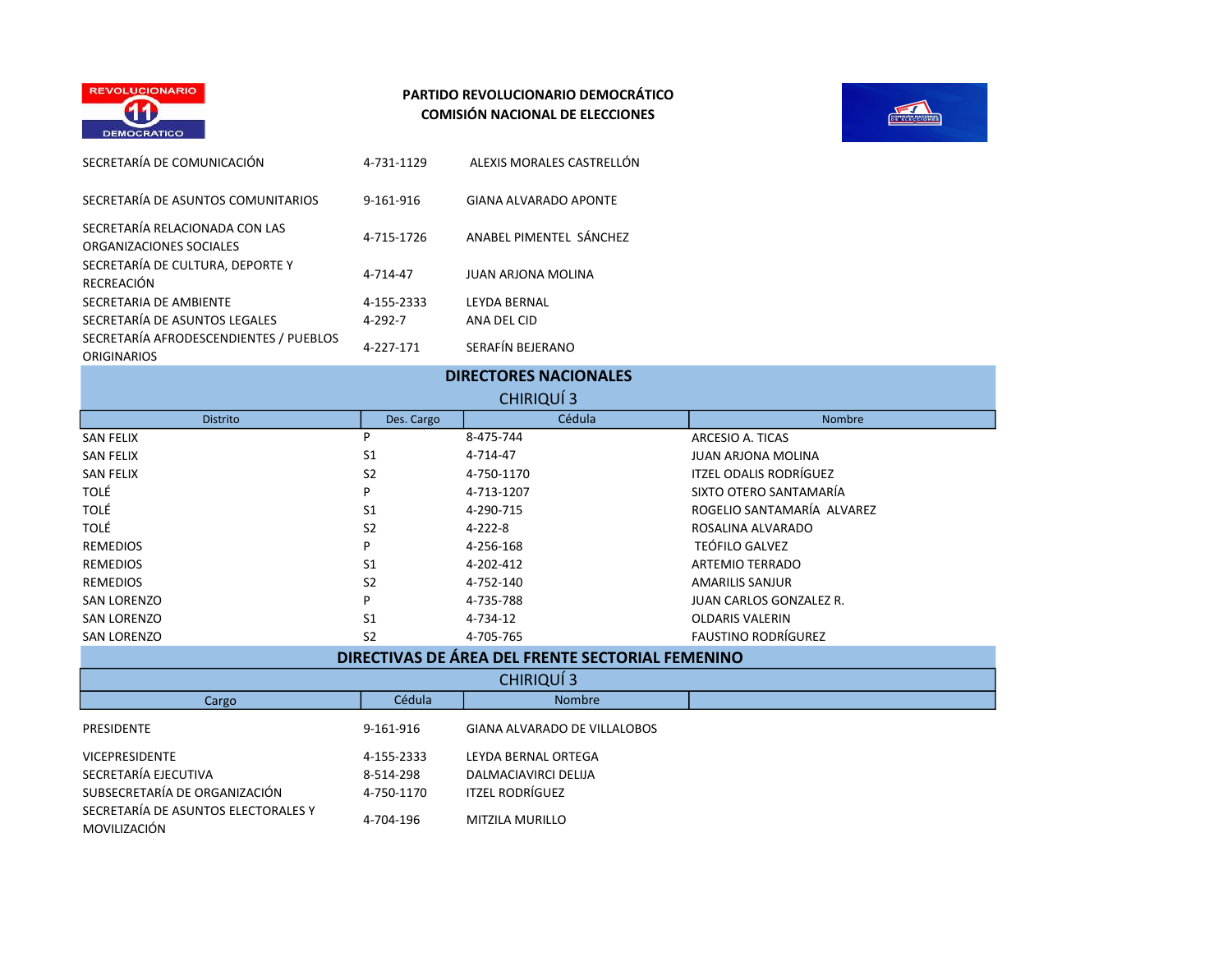**PARTIDO REVOLUCIONARIO DEMOCRÁTICO**
**COMISIÓN NACIONAL DE ELECCIONES**

| | | |
|---|---|---|
| SECRETARÍA DE COMUNICACIÓN | 4-731-1129 | ALEXIS MORALES CASTRELLÓN |
| SECRETARÍA DE ASUNTOS COMUNITARIOS | 9-161-916 | GIANA ALVARADO APONTE |
| SECRETARÍA RELACIONADA CON LAS ORGANIZACIONES SOCIALES | 4-715-1726 | ANABEL PIMENTEL SÁNCHEZ |
| SECRETARÍA DE CULTURA, DEPORTE Y RECREACIÓN | 4-714-47 | JUAN ARJONA MOLINA |
| SECRETARIA DE AMBIENTE | 4-155-2333 | LEYDA BERNAL |
| SECRETARÍA DE ASUNTOS LEGALES | 4-292-7 | ANA DEL CID |
| SECRETARÍA AFRODESCENDIENTES / PUEBLOS ORIGINARIOS | 4-227-171 | SERAFÍN BEJERANO |

## DIRECTORES NACIONALES

### CHIRIQUÍ 3

| Distrito | Des. Cargo | Cédula | Nombre |
|---|---|---|---|
| SAN FELIX | P | 8-475-744 | ARCESIO A. TICAS |
| SAN FELIX | S1 | 4-714-47 | JUAN ARJONA MOLINA |
| SAN FELIX | S2 | 4-750-1170 | ITZEL ODALIS RODRÍGUEZ |
| TOLÉ | P | 4-713-1207 | SIXTO OTERO SANTAMARÍA |
| TOLÉ | S1 | 4-290-715 | ROGELIO SANTAMARÍA ALVAREZ |
| TOLÉ | S2 | 4-222-8 | ROSALINA ALVARADO |
| REMEDIOS | P | 4-256-168 | TEÓFILO GALVEZ |
| REMEDIOS | S1 | 4-202-412 | ARTEMIO TERRADO |
| REMEDIOS | S2 | 4-752-140 | AMARILIS SANJUR |
| SAN LORENZO | P | 4-735-788 | JUAN CARLOS GONZALEZ R. |
| SAN LORENZO | S1 | 4-734-12 | OLDARIS VALERIN |
| SAN LORENZO | S2 | 4-705-765 | FAUSTINO RODRÍGUREZ |

## DIRECTIVAS DE ÁREA DEL FRENTE SECTORIAL FEMENINO

### CHIRIQUÍ 3

| Cargo | Cédula | Nombre |
|---|---|---|
| PRESIDENTE | 9-161-916 | GIANA ALVARADO DE VILLALOBOS |
| VICEPRESIDENTE | 4-155-2333 | LEYDA BERNAL ORTEGA |
| SECRETARÍA EJECUTIVA | 8-514-298 | DALMACIAVIRCI DELIJA |
| SUBSECRETARÍA DE ORGANIZACIÓN | 4-750-1170 | ITZEL RODRÍGUEZ |
| SECRETARÍA DE ASUNTOS ELECTORALES Y MOVILIZACIÓN | 4-704-196 | MITZILA MURILLO |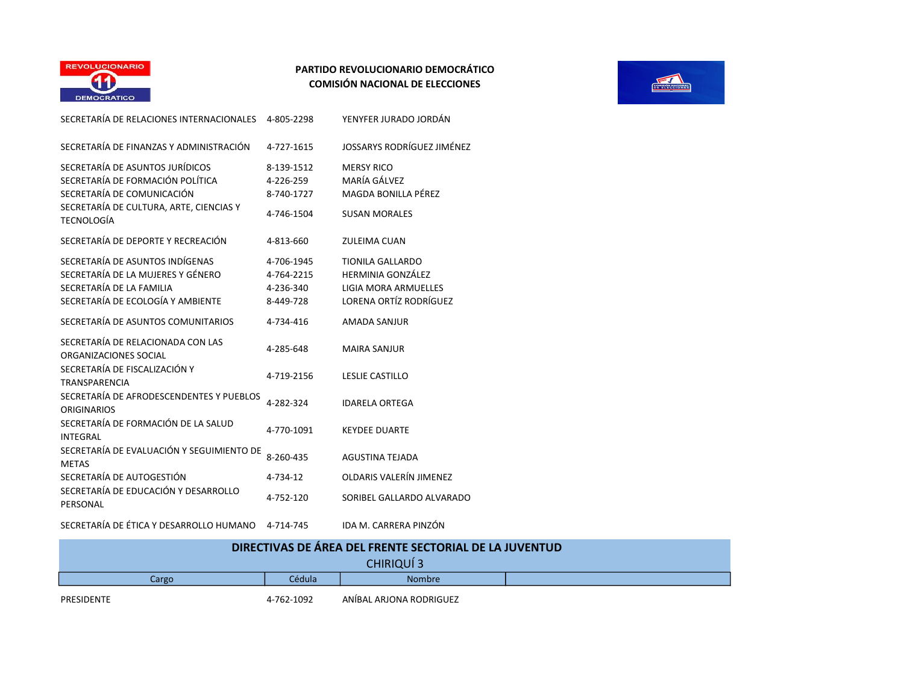**PARTIDO REVOLUCIONARIO DEMOCRÁTICO**
**COMISIÓN NACIONAL DE ELECCIONES**

| | | |
|---|---|---|
| SECRETARÍA DE RELACIONES INTERNACIONALES | 4-805-2298 | YENYFER JURADO JORDÁN |
| SECRETARÍA DE FINANZAS Y ADMINISTRACIÓN | 4-727-1615 | JOSSARYS RODRÍGUEZ JIMÉNEZ |
| SECRETARÍA DE ASUNTOS JURÍDICOS | 8-139-1512 | MERSY RICO |
| SECRETARÍA DE FORMACIÓN POLÍTICA | 4-226-259 | MARÍA GÁLVEZ |
| SECRETARÍA DE COMUNICACIÓN | 8-740-1727 | MAGDA BONILLA PÉREZ |
| SECRETARÍA DE CULTURA, ARTE, CIENCIAS Y TECNOLOGÍA | 4-746-1504 | SUSAN MORALES |
| SECRETARÍA DE DEPORTE Y RECREACIÓN | 4-813-660 | ZULEIMA CUAN |
| SECRETARÍA DE ASUNTOS INDÍGENAS | 4-706-1945 | TIONILA GALLARDO |
| SECRETARÍA DE LA MUJERES Y GÉNERO | 4-764-2215 | HERMINIA GONZÁLEZ |
| SECRETARÍA DE LA FAMILIA | 4-236-340 | LIGIA MORA ARMUELLES |
| SECRETARÍA DE ECOLOGÍA Y AMBIENTE | 8-449-728 | LORENA ORTÍZ RODRÍGUEZ |
| SECRETARÍA DE ASUNTOS COMUNITARIOS | 4-734-416 | AMADA SANJUR |
| SECRETARÍA DE RELACIONADA CON LAS ORGANIZACIONES SOCIAL | 4-285-648 | MAIRA SANJUR |
| SECRETARÍA DE FISCALIZACIÓN Y TRANSPARENCIA | 4-719-2156 | LESLIE CASTILLO |
| SECRETARÍA DE AFRODESCENDENTES Y PUEBLOS ORIGINARIOS | 4-282-324 | IDARELA ORTEGA |
| SECRETARÍA DE FORMACIÓN DE LA SALUD INTEGRAL | 4-770-1091 | KEYDEE DUARTE |
| SECRETARÍA DE EVALUACIÓN Y SEGUIMIENTO DE METAS | 8-260-435 | AGUSTINA TEJADA |
| SECRETARÍA DE AUTOGESTIÓN | 4-734-12 | OLDARIS VALERÍN JIMENEZ |
| SECRETARÍA DE EDUCACIÓN Y DESARROLLO PERSONAL | 4-752-120 | SORIBEL GALLARDO ALVARADO |
| SECRETARÍA DE ÉTICA Y DESARROLLO HUMANO | 4-714-745 | IDA M. CARRERA PINZÓN |

## DIRECTIVAS DE ÁREA DEL FRENTE SECTORIAL DE LA JUVENTUD

CHIRIQUÍ 3

| Cargo | Cédula | Nombre | |
|---|---|---|---|
| PRESIDENTE | 4-762-1092 | ANÍBAL ARJONA RODRIGUEZ | |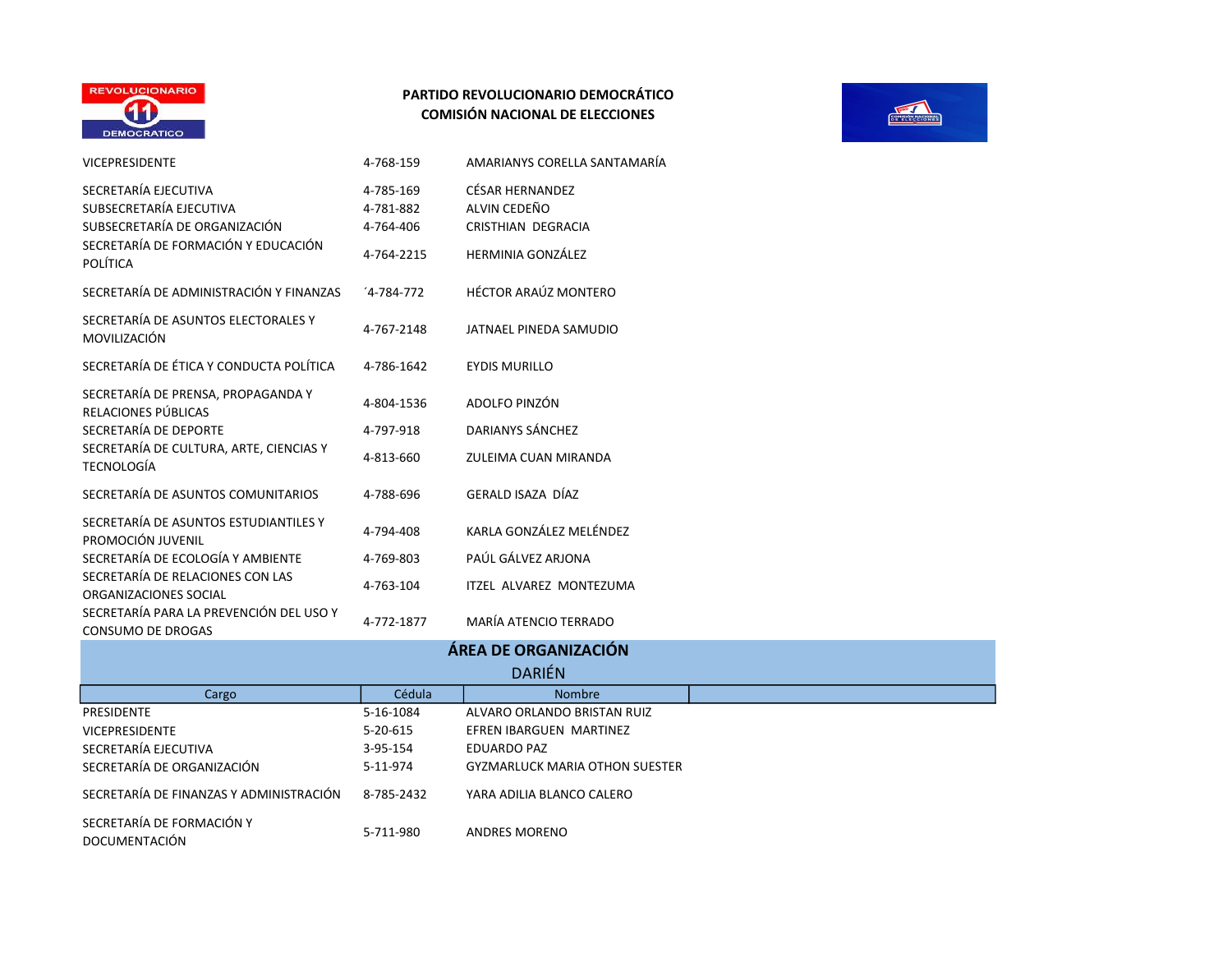**PARTIDO REVOLUCIONARIO DEMOCRÁTICO**
**COMISIÓN NACIONAL DE ELECCIONES**

| | | |
|---|---|---|
| VICEPRESIDENTE | 4-768-159 | AMARIANYS CORELLA SANTAMARÍA |
| SECRETARÍA EJECUTIVA | 4-785-169 | CÉSAR HERNANDEZ |
| SUBSECRETARÍA EJECUTIVA | 4-781-882 | ALVIN CEDEÑO |
| SUBSECRETARÍA DE ORGANIZACIÓN | 4-764-406 | CRISTHIAN DEGRACIA |
| SECRETARÍA DE FORMACIÓN Y EDUCACIÓN POLÍTICA | 4-764-2215 | HERMINIA GONZÁLEZ |
| SECRETARÍA DE ADMINISTRACIÓN Y FINANZAS | ´4-784-772 | HÉCTOR ARAÚZ MONTERO |
| SECRETARÍA DE ASUNTOS ELECTORALES Y MOVILIZACIÓN | 4-767-2148 | JATNAEL PINEDA SAMUDIO |
| SECRETARÍA DE ÉTICA Y CONDUCTA POLÍTICA | 4-786-1642 | EYDIS MURILLO |
| SECRETARÍA DE PRENSA, PROPAGANDA Y RELACIONES PÚBLICAS | 4-804-1536 | ADOLFO PINZÓN |
| SECRETARÍA DE DEPORTE | 4-797-918 | DARIANYS SÁNCHEZ |
| SECRETARÍA DE CULTURA, ARTE, CIENCIAS Y TECNOLOGÍA | 4-813-660 | ZULEIMA CUAN MIRANDA |
| SECRETARÍA DE ASUNTOS COMUNITARIOS | 4-788-696 | GERALD ISAZA DÍAZ |
| SECRETARÍA DE ASUNTOS ESTUDIANTILES Y PROMOCIÓN JUVENIL | 4-794-408 | KARLA GONZÁLEZ MELÉNDEZ |
| SECRETARÍA DE ECOLOGÍA Y AMBIENTE | 4-769-803 | PAÚL GÁLVEZ ARJONA |
| SECRETARÍA DE RELACIONES CON LAS ORGANIZACIONES SOCIAL | 4-763-104 | ITZEL ALVAREZ MONTEZUMA |
| SECRETARÍA PARA LA PREVENCIÓN DEL USO Y CONSUMO DE DROGAS | 4-772-1877 | MARÍA ATENCIO TERRADO |

## ÁREA DE ORGANIZACIÓN

### DARIÉN

| Cargo | Cédula | Nombre | |
|---|---|---|---|
| PRESIDENTE | 5-16-1084 | ALVARO ORLANDO BRISTAN RUIZ | |
| VICEPRESIDENTE | 5-20-615 | EFREN IBARGUEN MARTINEZ | |
| SECRETARÍA EJECUTIVA | 3-95-154 | EDUARDO PAZ | |
| SECRETARÍA DE ORGANIZACIÓN | 5-11-974 | GYZMARLUCK MARIA OTHON SUESTER | |
| SECRETARÍA DE FINANZAS Y ADMINISTRACIÓN | 8-785-2432 | YARA ADILIA BLANCO CALERO | |
| SECRETARÍA DE FORMACIÓN Y DOCUMENTACIÓN | 5-711-980 | ANDRES MORENO | |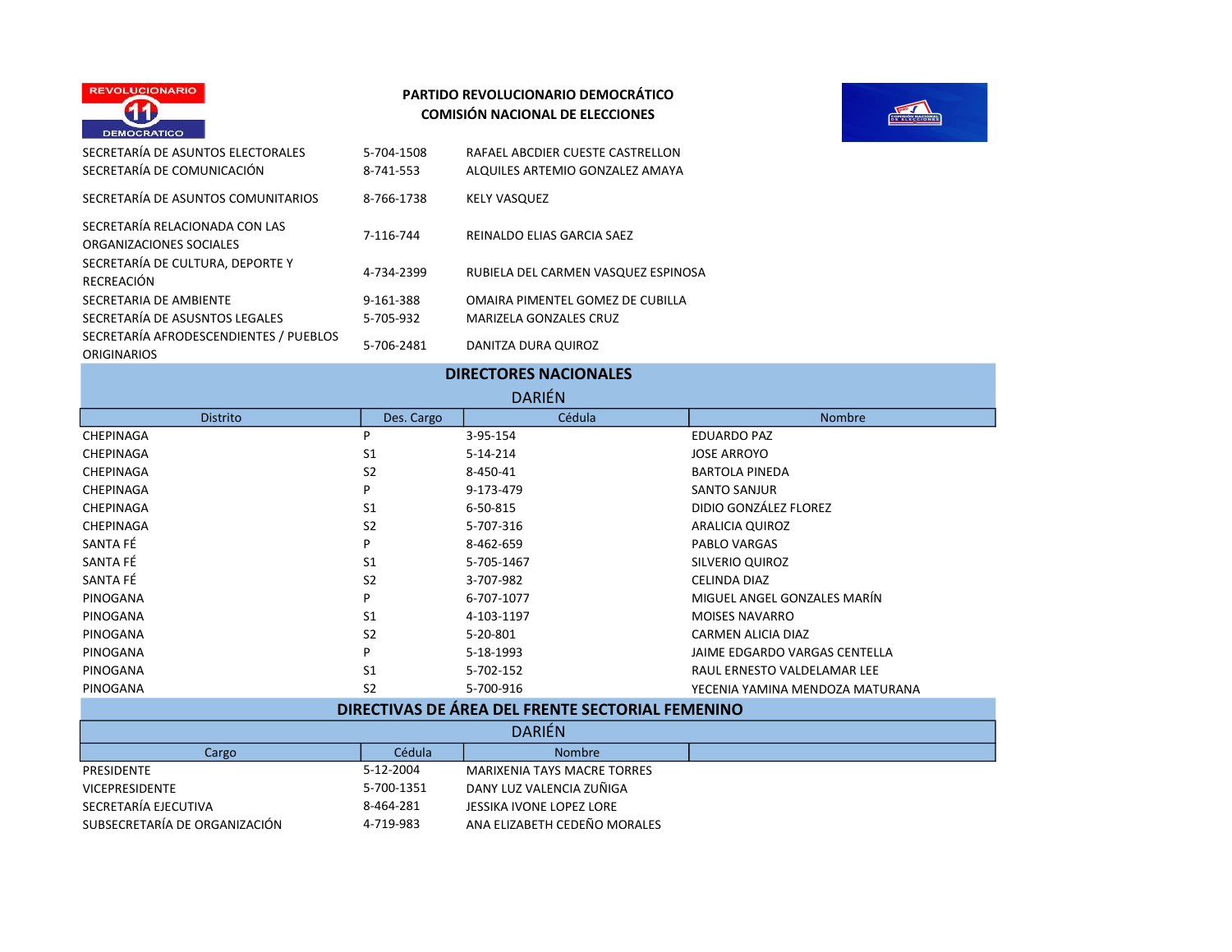**PARTIDO REVOLUCIONARIO DEMOCRÁTICO**
**COMISIÓN NACIONAL DE ELECCIONES**

| | | |
|---|---|---|
| SECRETARÍA DE ASUNTOS ELECTORALES | 5-704-1508 | RAFAEL ABCDIER CUESTE CASTRELLON |
| SECRETARÍA DE COMUNICACIÓN | 8-741-553 | ALQUILES ARTEMIO GONZALEZ AMAYA |
| SECRETARÍA DE ASUNTOS COMUNITARIOS | 8-766-1738 | KELY VASQUEZ |
| SECRETARÍA RELACIONADA CON LAS ORGANIZACIONES SOCIALES | 7-116-744 | REINALDO ELIAS GARCIA SAEZ |
| SECRETARÍA DE CULTURA, DEPORTE Y RECREACIÓN | 4-734-2399 | RUBIELA DEL CARMEN VASQUEZ ESPINOSA |
| SECRETARIA DE AMBIENTE | 9-161-388 | OMAIRA PIMENTEL GOMEZ DE CUBILLA |
| SECRETARÍA DE ASUSNTOS LEGALES | 5-705-932 | MARIZELA GONZALES CRUZ |
| SECRETARÍA AFRODESCENDIENTES / PUEBLOS ORIGINARIOS | 5-706-2481 | DANITZA DURA QUIROZ |

## DIRECTORES NACIONALES

### DARIÉN

| Distrito | Des. Cargo | Cédula | Nombre |
|---|---|---|---|
| CHEPINAGA | P | 3-95-154 | EDUARDO PAZ |
| CHEPINAGA | S1 | 5-14-214 | JOSE ARROYO |
| CHEPINAGA | S2 | 8-450-41 | BARTOLA PINEDA |
| CHEPINAGA | P | 9-173-479 | SANTO SANJUR |
| CHEPINAGA | S1 | 6-50-815 | DIDIO GONZÁLEZ FLOREZ |
| CHEPINAGA | S2 | 5-707-316 | ARALICIA QUIROZ |
| SANTA FÉ | P | 8-462-659 | PABLO VARGAS |
| SANTA FÉ | S1 | 5-705-1467 | SILVERIO QUIROZ |
| SANTA FÉ | S2 | 3-707-982 | CELINDA DIAZ |
| PINOGANA | P | 6-707-1077 | MIGUEL ANGEL GONZALES MARÍN |
| PINOGANA | S1 | 4-103-1197 | MOISES NAVARRO |
| PINOGANA | S2 | 5-20-801 | CARMEN ALICIA DIAZ |
| PINOGANA | P | 5-18-1993 | JAIME EDGARDO VARGAS CENTELLA |
| PINOGANA | S1 | 5-702-152 | RAUL ERNESTO VALDELAMAR LEE |
| PINOGANA | S2 | 5-700-916 | YECENIA YAMINA MENDOZA MATURANA |

## DIRECTIVAS DE ÁREA DEL FRENTE SECTORIAL FEMENINO

### DARIÉN

| Cargo | Cédula | Nombre |
|---|---|---|
| PRESIDENTE | 5-12-2004 | MARIXENIA TAYS MACRE TORRES |
| VICEPRESIDENTE | 5-700-1351 | DANY LUZ VALENCIA ZUÑIGA |
| SECRETARÍA EJECUTIVA | 8-464-281 | JESSIKA IVONE LOPEZ LORE |
| SUBSECRETARÍA DE ORGANIZACIÓN | 4-719-983 | ANA ELIZABETH CEDEÑO MORALES |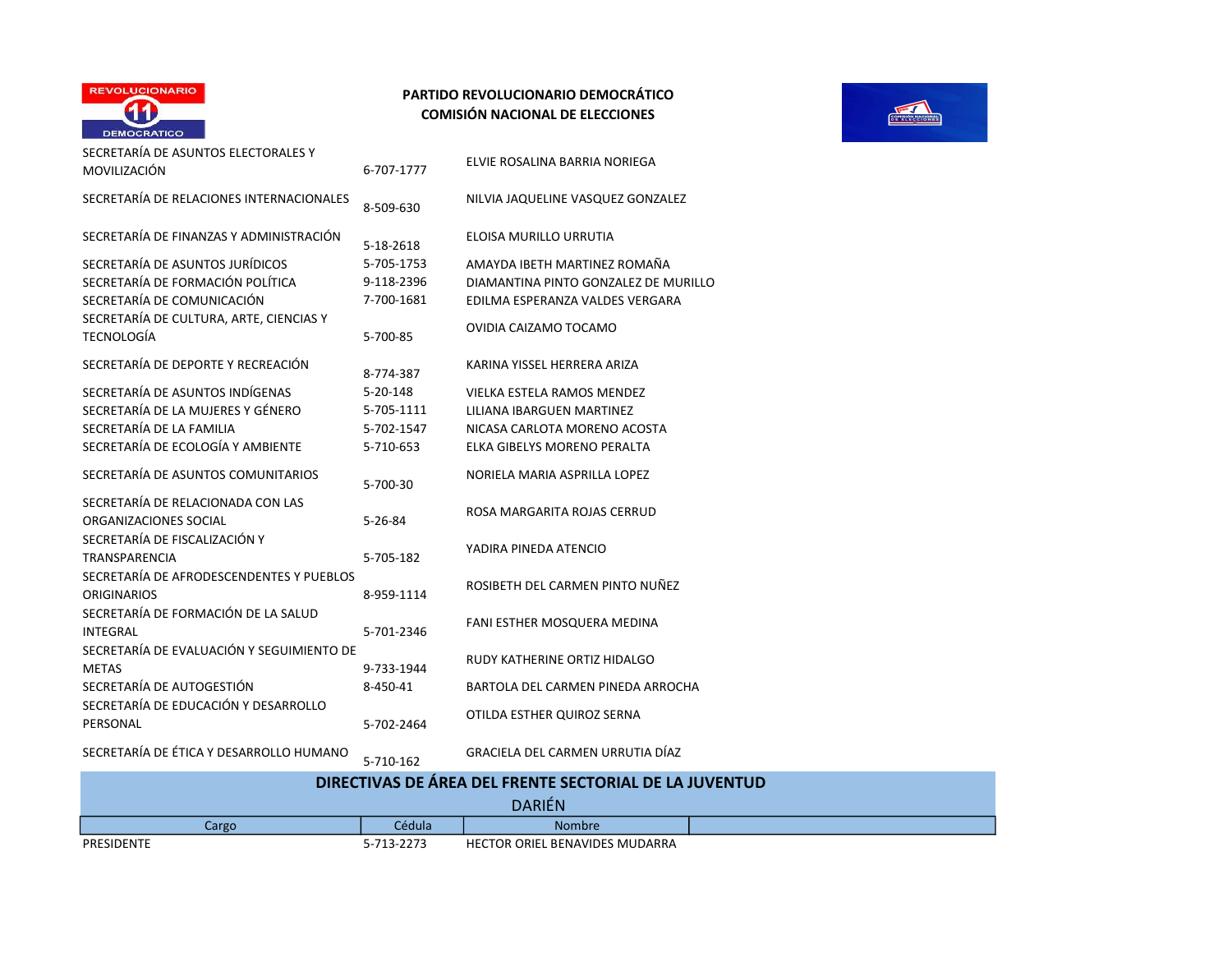**PARTIDO REVOLUCIONARIO DEMOCRÁTICO**
**COMISIÓN NACIONAL DE ELECCIONES**

| Cargo | Cédula | Nombre |
|---|---|---|
| SECRETARÍA DE ASUNTOS ELECTORALES Y MOVILIZACIÓN | 6-707-1777 | ELVIE ROSALINA BARRIA NORIEGA |
| SECRETARÍA DE RELACIONES INTERNACIONALES | 8-509-630 | NILVIA JAQUELINE VASQUEZ GONZALEZ |
| SECRETARÍA DE FINANZAS Y ADMINISTRACIÓN | 5-18-2618 | ELOISA MURILLO URRUTIA |
| SECRETARÍA DE ASUNTOS JURÍDICOS | 5-705-1753 | AMAYDA IBETH MARTINEZ ROMAÑA |
| SECRETARÍA DE FORMACIÓN POLÍTICA | 9-118-2396 | DIAMANTINA PINTO GONZALEZ DE MURILLO |
| SECRETARÍA DE COMUNICACIÓN | 7-700-1681 | EDILMA ESPERANZA VALDES VERGARA |
| SECRETARÍA DE CULTURA, ARTE, CIENCIAS Y TECNOLOGÍA | 5-700-85 | OVIDIA CAIZAMO TOCAMO |
| SECRETARÍA DE DEPORTE Y RECREACIÓN | 8-774-387 | KARINA YISSEL HERRERA ARIZA |
| SECRETARÍA DE ASUNTOS INDÍGENAS | 5-20-148 | VIELKA ESTELA RAMOS MENDEZ |
| SECRETARÍA DE LA MUJERES Y GÉNERO | 5-705-1111 | LILIANA IBARGUEN MARTINEZ |
| SECRETARÍA DE LA FAMILIA | 5-702-1547 | NICASA CARLOTA MORENO ACOSTA |
| SECRETARÍA DE ECOLOGÍA Y AMBIENTE | 5-710-653 | ELKA GIBELYS MORENO PERALTA |
| SECRETARÍA DE ASUNTOS COMUNITARIOS | 5-700-30 | NORIELA MARIA ASPRILLA LOPEZ |
| SECRETARÍA DE RELACIONADA CON LAS ORGANIZACIONES SOCIAL | 5-26-84 | ROSA MARGARITA ROJAS CERRUD |
| SECRETARÍA DE FISCALIZACIÓN Y TRANSPARENCIA | 5-705-182 | YADIRA PINEDA ATENCIO |
| SECRETARÍA DE AFRODESCENDENTES Y PUEBLOS ORIGINARIOS | 8-959-1114 | ROSIBETH DEL CARMEN PINTO NUÑEZ |
| SECRETARÍA DE FORMACIÓN DE LA SALUD INTEGRAL | 5-701-2346 | FANI ESTHER MOSQUERA MEDINA |
| SECRETARÍA DE EVALUACIÓN Y SEGUIMIENTO DE METAS | 9-733-1944 | RUDY KATHERINE ORTIZ HIDALGO |
| SECRETARÍA DE AUTOGESTIÓN | 8-450-41 | BARTOLA DEL CARMEN PINEDA ARROCHA |
| SECRETARÍA DE EDUCACIÓN Y DESARROLLO PERSONAL | 5-702-2464 | OTILDA ESTHER QUIROZ SERNA |
| SECRETARÍA DE ÉTICA Y DESARROLLO HUMANO | 5-710-162 | GRACIELA DEL CARMEN URRUTIA DÍAZ |

## DIRECTIVAS DE ÁREA DEL FRENTE SECTORIAL DE LA JUVENTUD

### DARIÉN

| Cargo | Cédula | Nombre |
|---|---|---|
| PRESIDENTE | 5-713-2273 | HECTOR ORIEL BENAVIDES MUDARRA |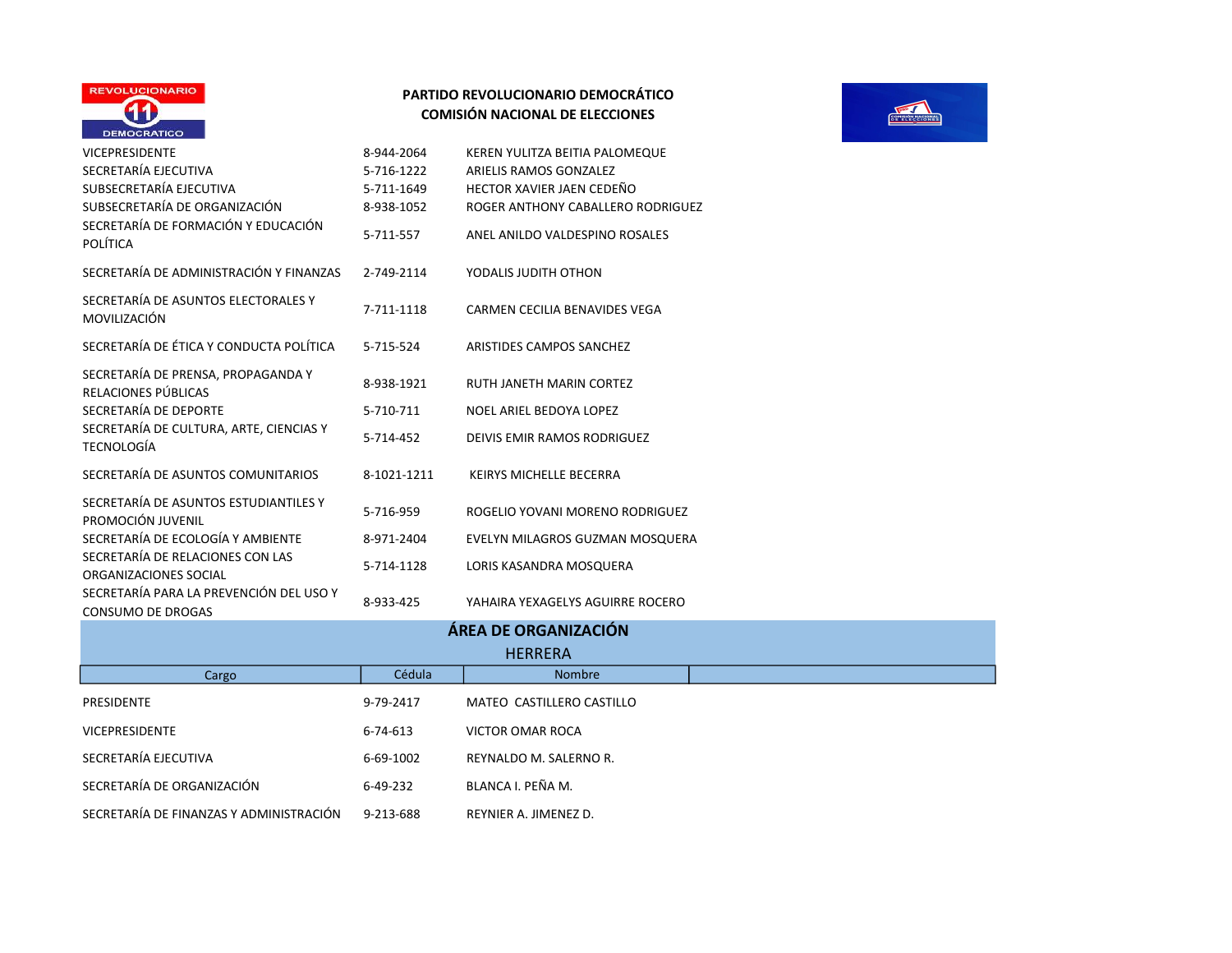**PARTIDO REVOLUCIONARIO DEMOCRÁTICO**
**COMISIÓN NACIONAL DE ELECCIONES**

| | | |
|---|---|---|
| VICEPRESIDENTE | 8-944-2064 | KEREN YULITZA BEITIA PALOMEQUE |
| SECRETARÍA EJECUTIVA | 5-716-1222 | ARIELIS RAMOS GONZALEZ |
| SUBSECRETARÍA EJECUTIVA | 5-711-1649 | HECTOR XAVIER JAEN CEDEÑO |
| SUBSECRETARÍA DE ORGANIZACIÓN | 8-938-1052 | ROGER ANTHONY CABALLERO RODRIGUEZ |
| SECRETARÍA DE FORMACIÓN Y EDUCACIÓN POLÍTICA | 5-711-557 | ANEL ANILDO VALDESPINO ROSALES |
| SECRETARÍA DE ADMINISTRACIÓN Y FINANZAS | 2-749-2114 | YODALIS JUDITH OTHON |
| SECRETARÍA DE ASUNTOS ELECTORALES Y MOVILIZACIÓN | 7-711-1118 | CARMEN CECILIA BENAVIDES VEGA |
| SECRETARÍA DE ÉTICA Y CONDUCTA POLÍTICA | 5-715-524 | ARISTIDES CAMPOS SANCHEZ |
| SECRETARÍA DE PRENSA, PROPAGANDA Y RELACIONES PÚBLICAS | 8-938-1921 | RUTH JANETH MARIN CORTEZ |
| SECRETARÍA DE DEPORTE | 5-710-711 | NOEL ARIEL BEDOYA LOPEZ |
| SECRETARÍA DE CULTURA, ARTE, CIENCIAS Y TECNOLOGÍA | 5-714-452 | DEIVIS EMIR RAMOS RODRIGUEZ |
| SECRETARÍA DE ASUNTOS COMUNITARIOS | 8-1021-1211 | KEIRYS MICHELLE BECERRA |
| SECRETARÍA DE ASUNTOS ESTUDIANTILES Y PROMOCIÓN JUVENIL | 5-716-959 | ROGELIO YOVANI MORENO RODRIGUEZ |
| SECRETARÍA DE ECOLOGÍA Y AMBIENTE | 8-971-2404 | EVELYN MILAGROS GUZMAN MOSQUERA |
| SECRETARÍA DE RELACIONES CON LAS ORGANIZACIONES SOCIAL | 5-714-1128 | LORIS KASANDRA MOSQUERA |
| SECRETARÍA PARA LA PREVENCIÓN DEL USO Y CONSUMO DE DROGAS | 8-933-425 | YAHAIRA YEXAGELYS AGUIRRE ROCERO |

## ÁREA DE ORGANIZACIÓN

### HERRERA

| Cargo | Cédula | Nombre |
|---|---|---|
| PRESIDENTE | 9-79-2417 | MATEO CASTILLERO CASTILLO |
| VICEPRESIDENTE | 6-74-613 | VICTOR OMAR ROCA |
| SECRETARÍA EJECUTIVA | 6-69-1002 | REYNALDO M. SALERNO R. |
| SECRETARÍA DE ORGANIZACIÓN | 6-49-232 | BLANCA I. PEÑA M. |
| SECRETARÍA DE FINANZAS Y ADMINISTRACIÓN | 9-213-688 | REYNIER A. JIMENEZ D. |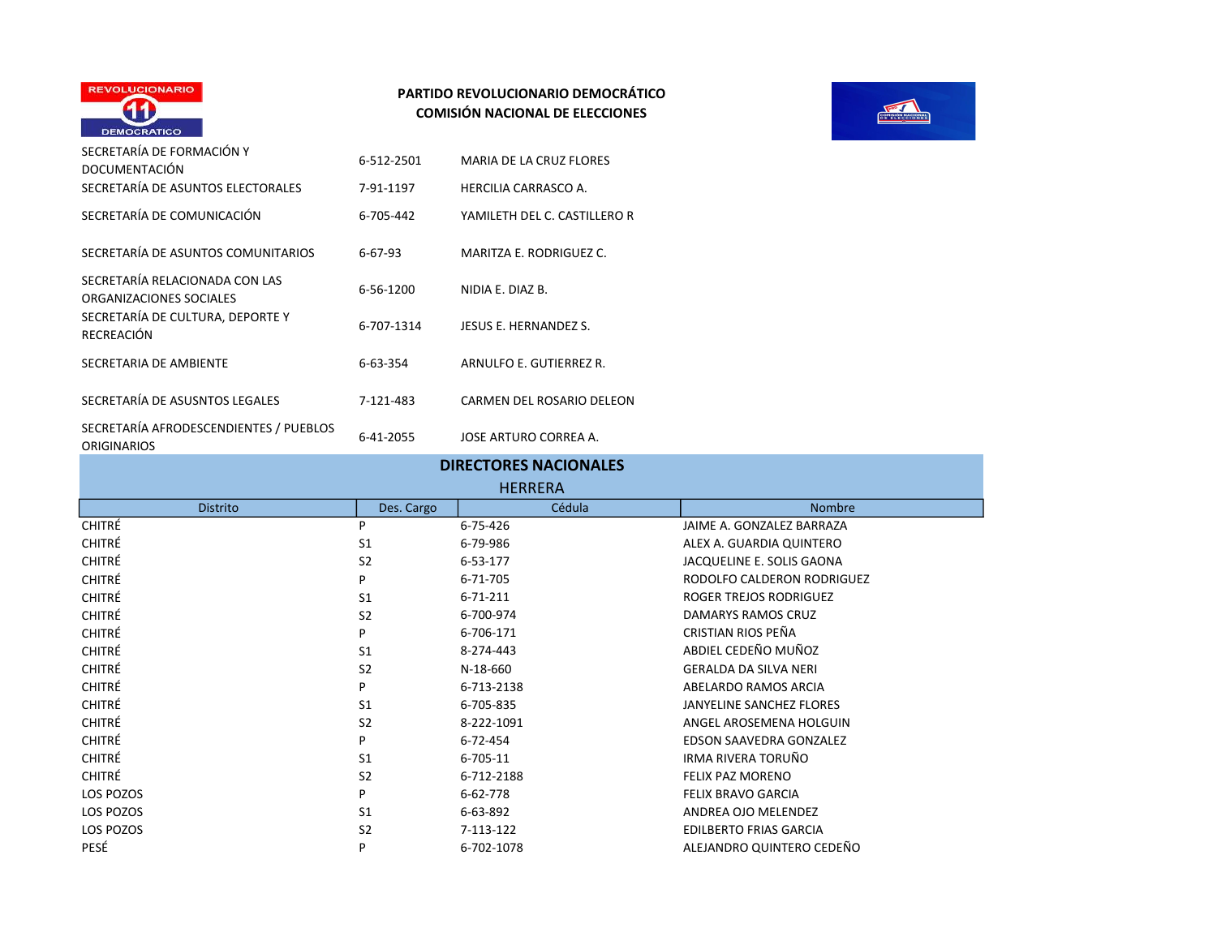**PARTIDO REVOLUCIONARIO DEMOCRÁTICO**
**COMISIÓN NACIONAL DE ELECCIONES**

| | | |
|---|---|---|
| SECRETARÍA DE FORMACIÓN Y DOCUMENTACIÓN | 6-512-2501 | MARIA DE LA CRUZ FLORES |
| SECRETARÍA DE ASUNTOS ELECTORALES | 7-91-1197 | HERCILIA CARRASCO A. |
| SECRETARÍA DE COMUNICACIÓN | 6-705-442 | YAMILETH DEL C. CASTILLERO R |
| SECRETARÍA DE ASUNTOS COMUNITARIOS | 6-67-93 | MARITZA E. RODRIGUEZ C. |
| SECRETARÍA RELACIONADA CON LAS ORGANIZACIONES SOCIALES | 6-56-1200 | NIDIA E. DIAZ B. |
| SECRETARÍA DE CULTURA, DEPORTE Y RECREACIÓN | 6-707-1314 | JESUS E. HERNANDEZ S. |
| SECRETARIA DE AMBIENTE | 6-63-354 | ARNULFO E. GUTIERREZ R. |
| SECRETARÍA DE ASUSNTOS LEGALES | 7-121-483 | CARMEN DEL ROSARIO DELEON |
| SECRETARÍA AFRODESCENDIENTES / PUEBLOS ORIGINARIOS | 6-41-2055 | JOSE ARTURO CORREA A. |

## DIRECTORES NACIONALES

### HERRERA

| Distrito | Des. Cargo | Cédula | Nombre |
|---|---|---|---|
| CHITRÉ | P | 6-75-426 | JAIME A. GONZALEZ BARRAZA |
| CHITRÉ | S1 | 6-79-986 | ALEX A. GUARDIA QUINTERO |
| CHITRÉ | S2 | 6-53-177 | JACQUELINE E. SOLIS GAONA |
| CHITRÉ | P | 6-71-705 | RODOLFO CALDERON RODRIGUEZ |
| CHITRÉ | S1 | 6-71-211 | ROGER TREJOS RODRIGUEZ |
| CHITRÉ | S2 | 6-700-974 | DAMARYS RAMOS CRUZ |
| CHITRÉ | P | 6-706-171 | CRISTIAN RIOS PEÑA |
| CHITRÉ | S1 | 8-274-443 | ABDIEL CEDEÑO MUÑOZ |
| CHITRÉ | S2 | N-18-660 | GERALDA DA SILVA NERI |
| CHITRÉ | P | 6-713-2138 | ABELARDO RAMOS ARCIA |
| CHITRÉ | S1 | 6-705-835 | JANYELINE SANCHEZ FLORES |
| CHITRÉ | S2 | 8-222-1091 | ANGEL AROSEMENA HOLGUIN |
| CHITRÉ | P | 6-72-454 | EDSON SAAVEDRA GONZALEZ |
| CHITRÉ | S1 | 6-705-11 | IRMA RIVERA TORUÑO |
| CHITRÉ | S2 | 6-712-2188 | FELIX PAZ MORENO |
| LOS POZOS | P | 6-62-778 | FELIX BRAVO GARCIA |
| LOS POZOS | S1 | 6-63-892 | ANDREA OJO MELENDEZ |
| LOS POZOS | S2 | 7-113-122 | EDILBERTO FRIAS GARCIA |
| PESÉ | P | 6-702-1078 | ALEJANDRO QUINTERO CEDEÑO |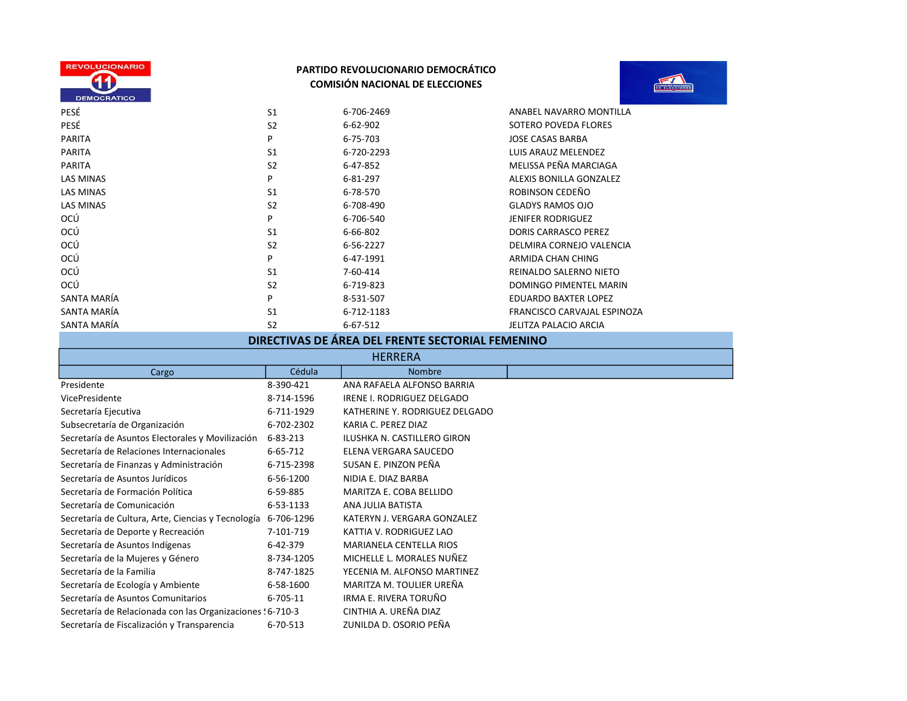**PARTIDO REVOLUCIONARIO DEMOCRÁTICO**
**COMISIÓN NACIONAL DE ELECCIONES**

| | | | |
|---|---|---|---|
| PESÉ | S1 | 6-706-2469 | ANABEL NAVARRO MONTILLA |
| PESÉ | S2 | 6-62-902 | SOTERO POVEDA FLORES |
| PARITA | P | 6-75-703 | JOSE CASAS BARBA |
| PARITA | S1 | 6-720-2293 | LUIS ARAUZ MELENDEZ |
| PARITA | S2 | 6-47-852 | MELISSA PEÑA MARCIAGA |
| LAS MINAS | P | 6-81-297 | ALEXIS BONILLA GONZALEZ |
| LAS MINAS | S1 | 6-78-570 | ROBINSON CEDEÑO |
| LAS MINAS | S2 | 6-708-490 | GLADYS RAMOS OJO |
| OCÚ | P | 6-706-540 | JENIFER RODRIGUEZ |
| OCÚ | S1 | 6-66-802 | DORIS CARRASCO PEREZ |
| OCÚ | S2 | 6-56-2227 | DELMIRA CORNEJO VALENCIA |
| OCÚ | P | 6-47-1991 | ARMIDA CHAN CHING |
| OCÚ | S1 | 7-60-414 | REINALDO SALERNO NIETO |
| OCÚ | S2 | 6-719-823 | DOMINGO PIMENTEL MARIN |
| SANTA MARÍA | P | 8-531-507 | EDUARDO BAXTER LOPEZ |
| SANTA MARÍA | S1 | 6-712-1183 | FRANCISCO CARVAJAL ESPINOZA |
| SANTA MARÍA | S2 | 6-67-512 | JELITZA PALACIO ARCIA |

## DIRECTIVAS DE ÁREA DEL FRENTE SECTORIAL FEMENINO

### HERRERA

| Cargo | Cédula | Nombre |
|---|---|---|
| Presidente | 8-390-421 | ANA RAFAELA ALFONSO BARRIA |
| VicePresidente | 8-714-1596 | IRENE I. RODRIGUEZ DELGADO |
| Secretaría Ejecutiva | 6-711-1929 | KATHERINE Y. RODRIGUEZ DELGADO |
| Subsecretaría de Organización | 6-702-2302 | KARIA C. PEREZ DIAZ |
| Secretaría de Asuntos Electorales y Movilización | 6-83-213 | ILUSHKA N. CASTILLERO GIRON |
| Secretaría de Relaciones Internacionales | 6-65-712 | ELENA VERGARA SAUCEDO |
| Secretaría de Finanzas y Administración | 6-715-2398 | SUSAN E. PINZON PEÑA |
| Secretaría de Asuntos Jurídicos | 6-56-1200 | NIDIA E. DIAZ BARBA |
| Secretaría de Formación Política | 6-59-885 | MARITZA E. COBA BELLIDO |
| Secretaría de Comunicación | 6-53-1133 | ANA JULIA BATISTA |
| Secretaría de Cultura, Arte, Ciencias y Tecnología | 6-706-1296 | KATERYN J. VERGARA GONZALEZ |
| Secretaría de Deporte y Recreación | 7-101-719 | KATTIA V. RODRIGUEZ LAO |
| Secretaría de Asuntos Indígenas | 6-42-379 | MARIANELA CENTELLA RIOS |
| Secretaría de la Mujeres y Género | 8-734-1205 | MICHELLE L. MORALES NUÑEZ |
| Secretaría de la Familia | 8-747-1825 | YECENIA M. ALFONSO MARTINEZ |
| Secretaría de Ecología y Ambiente | 6-58-1600 | MARITZA M. TOULIER UREÑA |
| Secretaría de Asuntos Comunitarios | 6-705-11 | IRMA E. RIVERA TORUÑO |
| Secretaría de Relacionada con las Organizaciones S | 6-710-3 | CINTHIA A. UREÑA DIAZ |
| Secretaría de Fiscalización y Transparencia | 6-70-513 | ZUNILDA D. OSORIO PEÑA |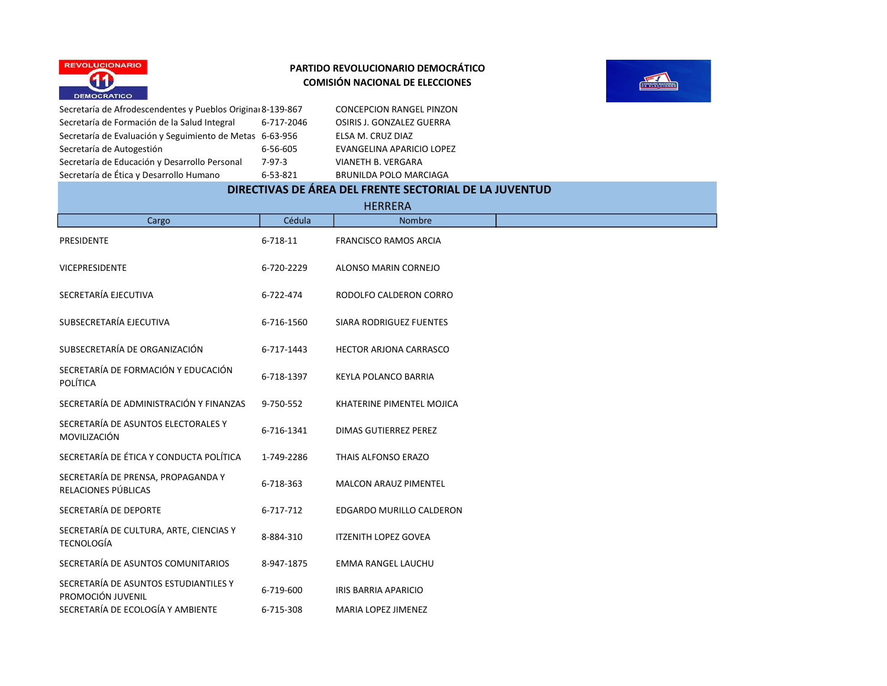**PARTIDO REVOLUCIONARIO DEMOCRÁTICO**
**COMISIÓN NACIONAL DE ELECCIONES**

| | | |
|---|---|---|
| Secretaría de Afrodescendentes y Pueblos Originai | 8-139-867 | CONCEPCION RANGEL PINZON |
| Secretaría de Formación de la Salud Integral | 6-717-2046 | OSIRIS J. GONZALEZ GUERRA |
| Secretaría de Evaluación y Seguimiento de Metas | 6-63-956 | ELSA M. CRUZ DIAZ |
| Secretaría de Autogestión | 6-56-605 | EVANGELINA APARICIO LOPEZ |
| Secretaría de Educación y Desarrollo Personal | 7-97-3 | VIANETH B. VERGARA |
| Secretaría de Ética y Desarrollo Humano | 6-53-821 | BRUNILDA POLO MARCIAGA |

## DIRECTIVAS DE ÁREA DEL FRENTE SECTORIAL DE LA JUVENTUD

### HERRERA

| Cargo | Cédula | Nombre |
|---|---|---|
| PRESIDENTE | 6-718-11 | FRANCISCO RAMOS ARCIA |
| VICEPRESIDENTE | 6-720-2229 | ALONSO MARIN CORNEJO |
| SECRETARÍA EJECUTIVA | 6-722-474 | RODOLFO CALDERON CORRO |
| SUBSECRETARÍA EJECUTIVA | 6-716-1560 | SIARA RODRIGUEZ FUENTES |
| SUBSECRETARÍA DE ORGANIZACIÓN | 6-717-1443 | HECTOR ARJONA CARRASCO |
| SECRETARÍA DE FORMACIÓN Y EDUCACIÓN POLÍTICA | 6-718-1397 | KEYLA POLANCO BARRIA |
| SECRETARÍA DE ADMINISTRACIÓN Y FINANZAS | 9-750-552 | KHATERINE PIMENTEL MOJICA |
| SECRETARÍA DE ASUNTOS ELECTORALES Y MOVILIZACIÓN | 6-716-1341 | DIMAS GUTIERREZ PEREZ |
| SECRETARÍA DE ÉTICA Y CONDUCTA POLÍTICA | 1-749-2286 | THAIS ALFONSO ERAZO |
| SECRETARÍA DE PRENSA, PROPAGANDA Y RELACIONES PÚBLICAS | 6-718-363 | MALCON ARAUZ PIMENTEL |
| SECRETARÍA DE DEPORTE | 6-717-712 | EDGARDO MURILLO CALDERON |
| SECRETARÍA DE CULTURA, ARTE, CIENCIAS Y TECNOLOGÍA | 8-884-310 | ITZENITH LOPEZ GOVEA |
| SECRETARÍA DE ASUNTOS COMUNITARIOS | 8-947-1875 | EMMA RANGEL LAUCHU |
| SECRETARÍA DE ASUNTOS ESTUDIANTILES Y PROMOCIÓN JUVENIL | 6-719-600 | IRIS BARRIA APARICIO |
| SECRETARÍA DE ECOLOGÍA Y AMBIENTE | 6-715-308 | MARIA LOPEZ JIMENEZ |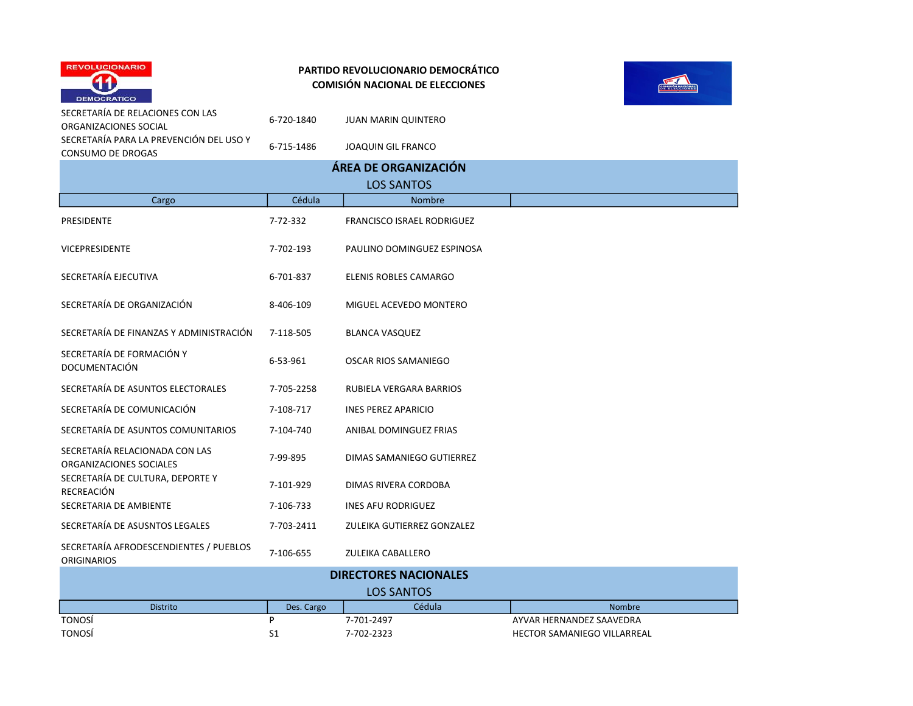**PARTIDO REVOLUCIONARIO DEMOCRÁTICO**
**COMISIÓN NACIONAL DE ELECCIONES**

| | | |
|---|---|---|
| SECRETARÍA DE RELACIONES CON LAS ORGANIZACIONES SOCIAL | 6-720-1840 | JUAN MARIN QUINTERO |
| SECRETARÍA PARA LA PREVENCIÓN DEL USO Y CONSUMO DE DROGAS | 6-715-1486 | JOAQUIN GIL FRANCO |

## ÁREA DE ORGANIZACIÓN

### LOS SANTOS

| Cargo | Cédula | Nombre | |
|---|---|---|---|
| PRESIDENTE | 7-72-332 | FRANCISCO ISRAEL RODRIGUEZ | |
| VICEPRESIDENTE | 7-702-193 | PAULINO DOMINGUEZ ESPINOSA | |
| SECRETARÍA EJECUTIVA | 6-701-837 | ELENIS ROBLES CAMARGO | |
| SECRETARÍA DE ORGANIZACIÓN | 8-406-109 | MIGUEL ACEVEDO MONTERO | |
| SECRETARÍA DE FINANZAS Y ADMINISTRACIÓN | 7-118-505 | BLANCA VASQUEZ | |
| SECRETARÍA DE FORMACIÓN Y DOCUMENTACIÓN | 6-53-961 | OSCAR RIOS SAMANIEGO | |
| SECRETARÍA DE ASUNTOS ELECTORALES | 7-705-2258 | RUBIELA VERGARA BARRIOS | |
| SECRETARÍA DE COMUNICACIÓN | 7-108-717 | INES PEREZ APARICIO | |
| SECRETARÍA DE ASUNTOS COMUNITARIOS | 7-104-740 | ANIBAL DOMINGUEZ FRIAS | |
| SECRETARÍA RELACIONADA CON LAS ORGANIZACIONES SOCIALES | 7-99-895 | DIMAS SAMANIEGO GUTIERREZ | |
| SECRETARÍA DE CULTURA, DEPORTE Y RECREACIÓN | 7-101-929 | DIMAS RIVERA CORDOBA | |
| SECRETARIA DE AMBIENTE | 7-106-733 | INES AFU RODRIGUEZ | |
| SECRETARÍA DE ASUSNTOS LEGALES | 7-703-2411 | ZULEIKA GUTIERREZ GONZALEZ | |
| SECRETARÍA AFRODESCENDIENTES / PUEBLOS ORIGINARIOS | 7-106-655 | ZULEIKA CABALLERO | |

## DIRECTORES NACIONALES

### LOS SANTOS

| Distrito | Des. Cargo | Cédula | Nombre |
|---|---|---|---|
| TONOSÍ | P | 7-701-2497 | AYVAR HERNANDEZ SAAVEDRA |
| TONOSÍ | S1 | 7-702-2323 | HECTOR SAMANIEGO VILLARREAL |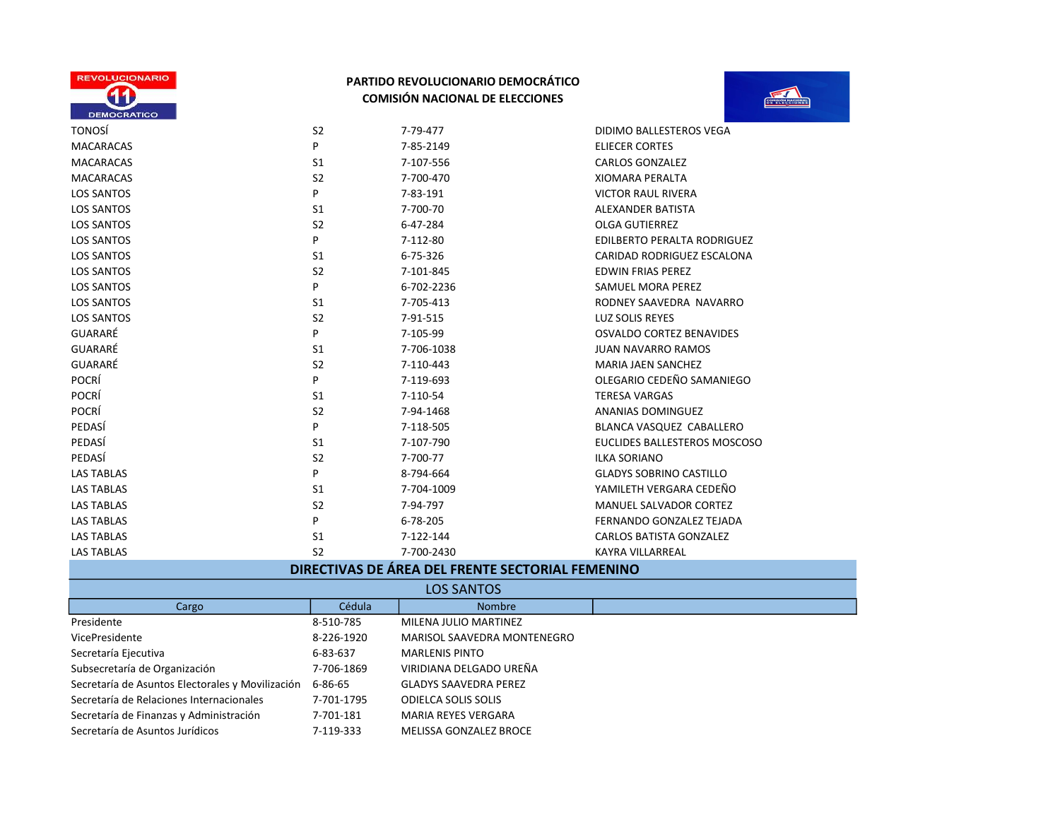**PARTIDO REVOLUCIONARIO DEMOCRÁTICO**
**COMISIÓN NACIONAL DE ELECCIONES**

| | | | |
|---|---|---|---|
| TONOSÍ | S2 | 7-79-477 | DIDIMO BALLESTEROS VEGA |
| MACARACAS | P | 7-85-2149 | ELIECER CORTES |
| MACARACAS | S1 | 7-107-556 | CARLOS GONZALEZ |
| MACARACAS | S2 | 7-700-470 | XIOMARA PERALTA |
| LOS SANTOS | P | 7-83-191 | VICTOR RAUL RIVERA |
| LOS SANTOS | S1 | 7-700-70 | ALEXANDER BATISTA |
| LOS SANTOS | S2 | 6-47-284 | OLGA GUTIERREZ |
| LOS SANTOS | P | 7-112-80 | EDILBERTO PERALTA RODRIGUEZ |
| LOS SANTOS | S1 | 6-75-326 | CARIDAD RODRIGUEZ ESCALONA |
| LOS SANTOS | S2 | 7-101-845 | EDWIN FRIAS PEREZ |
| LOS SANTOS | P | 6-702-2236 | SAMUEL MORA PEREZ |
| LOS SANTOS | S1 | 7-705-413 | RODNEY SAAVEDRA NAVARRO |
| LOS SANTOS | S2 | 7-91-515 | LUZ SOLIS REYES |
| GUARARÉ | P | 7-105-99 | OSVALDO CORTEZ BENAVIDES |
| GUARARÉ | S1 | 7-706-1038 | JUAN NAVARRO RAMOS |
| GUARARÉ | S2 | 7-110-443 | MARIA JAEN SANCHEZ |
| POCRÍ | P | 7-119-693 | OLEGARIO CEDEÑO SAMANIEGO |
| POCRÍ | S1 | 7-110-54 | TERESA VARGAS |
| POCRÍ | S2 | 7-94-1468 | ANANIAS DOMINGUEZ |
| PEDASÍ | P | 7-118-505 | BLANCA VASQUEZ CABALLERO |
| PEDASÍ | S1 | 7-107-790 | EUCLIDES BALLESTEROS MOSCOSO |
| PEDASÍ | S2 | 7-700-77 | ILKA SORIANO |
| LAS TABLAS | P | 8-794-664 | GLADYS SOBRINO CASTILLO |
| LAS TABLAS | S1 | 7-704-1009 | YAMILETH VERGARA CEDEÑO |
| LAS TABLAS | S2 | 7-94-797 | MANUEL SALVADOR CORTEZ |
| LAS TABLAS | P | 6-78-205 | FERNANDO GONZALEZ TEJADA |
| LAS TABLAS | S1 | 7-122-144 | CARLOS BATISTA GONZALEZ |
| LAS TABLAS | S2 | 7-700-2430 | KAYRA VILLARREAL |

## DIRECTIVAS DE ÁREA DEL FRENTE SECTORIAL FEMENINO

### LOS SANTOS

| Cargo | Cédula | Nombre |
|---|---|---|
| Presidente | 8-510-785 | MILENA JULIO MARTINEZ |
| VicePresidente | 8-226-1920 | MARISOL SAAVEDRA MONTENEGRO |
| Secretaría Ejecutiva | 6-83-637 | MARLENIS PINTO |
| Subsecretaría de Organización | 7-706-1869 | VIRIDIANA DELGADO UREÑA |
| Secretaría de Asuntos Electorales y Movilización | 6-86-65 | GLADYS SAAVEDRA PEREZ |
| Secretaría de Relaciones Internacionales | 7-701-1795 | ODIELCA SOLIS SOLIS |
| Secretaría de Finanzas y Administración | 7-701-181 | MARIA REYES VERGARA |
| Secretaría de Asuntos Jurídicos | 7-119-333 | MELISSA GONZALEZ BROCE |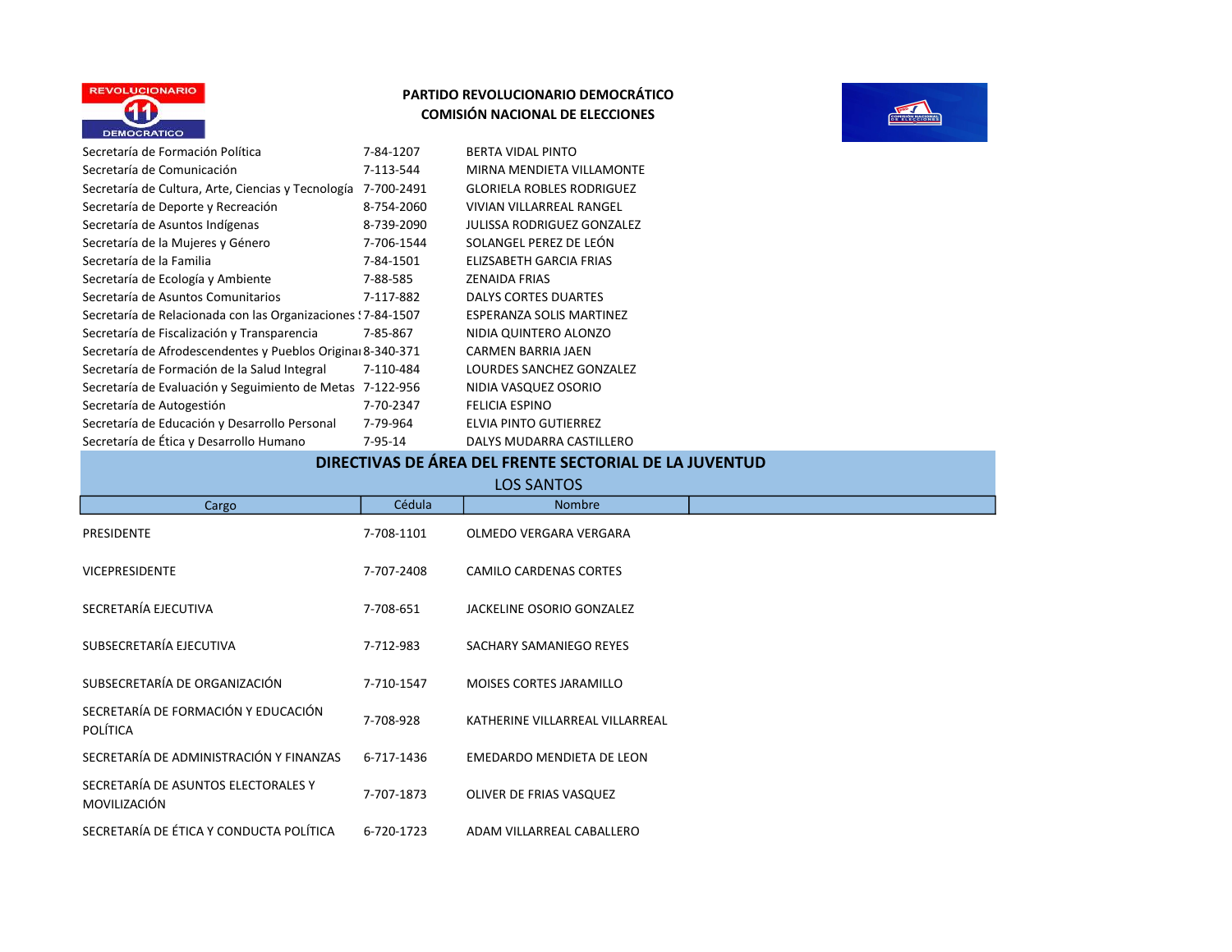**PARTIDO REVOLUCIONARIO DEMOCRÁTICO**
**COMISIÓN NACIONAL DE ELECCIONES**

| | | |
|---|---|---|
| Secretaría de Formación Política | 7-84-1207 | BERTA VIDAL PINTO |
| Secretaría de Comunicación | 7-113-544 | MIRNA MENDIETA VILLAMONTE |
| Secretaría de Cultura, Arte, Ciencias y Tecnología | 7-700-2491 | GLORIELA ROBLES RODRIGUEZ |
| Secretaría de Deporte y Recreación | 8-754-2060 | VIVIAN VILLARREAL RANGEL |
| Secretaría de Asuntos Indígenas | 8-739-2090 | JULISSA RODRIGUEZ GONZALEZ |
| Secretaría de la Mujeres y Género | 7-706-1544 | SOLANGEL PEREZ DE LEÓN |
| Secretaría de la Familia | 7-84-1501 | ELIZSABETH GARCIA FRIAS |
| Secretaría de Ecología y Ambiente | 7-88-585 | ZENAIDA FRIAS |
| Secretaría de Asuntos Comunitarios | 7-117-882 | DALYS CORTES DUARTES |
| Secretaría de Relacionada con las Organizaciones S | 7-84-1507 | ESPERANZA SOLIS MARTINEZ |
| Secretaría de Fiscalización y Transparencia | 7-85-867 | NIDIA QUINTERO ALONZO |
| Secretaría de Afrodescendentes y Pueblos Origina | 8-340-371 | CARMEN BARRIA JAEN |
| Secretaría de Formación de la Salud Integral | 7-110-484 | LOURDES SANCHEZ GONZALEZ |
| Secretaría de Evaluación y Seguimiento de Metas | 7-122-956 | NIDIA VASQUEZ OSORIO |
| Secretaría de Autogestión | 7-70-2347 | FELICIA ESPINO |
| Secretaría de Educación y Desarrollo Personal | 7-79-964 | ELVIA PINTO GUTIERREZ |
| Secretaría de Ética y Desarrollo Humano | 7-95-14 | DALYS MUDARRA CASTILLERO |

## DIRECTIVAS DE ÁREA DEL FRENTE SECTORIAL DE LA JUVENTUD

LOS SANTOS

| Cargo | Cédula | Nombre | |
|---|---|---|---|
| PRESIDENTE | 7-708-1101 | OLMEDO VERGARA VERGARA | |
| VICEPRESIDENTE | 7-707-2408 | CAMILO CARDENAS CORTES | |
| SECRETARÍA EJECUTIVA | 7-708-651 | JACKELINE OSORIO GONZALEZ | |
| SUBSECRETARÍA EJECUTIVA | 7-712-983 | SACHARY SAMANIEGO REYES | |
| SUBSECRETARÍA DE ORGANIZACIÓN | 7-710-1547 | MOISES CORTES JARAMILLO | |
| SECRETARÍA DE FORMACIÓN Y EDUCACIÓN POLÍTICA | 7-708-928 | KATHERINE VILLARREAL VILLARREAL | |
| SECRETARÍA DE ADMINISTRACIÓN Y FINANZAS | 6-717-1436 | EMEDARDO MENDIETA DE LEON | |
| SECRETARÍA DE ASUNTOS ELECTORALES Y MOVILIZACIÓN | 7-707-1873 | OLIVER DE FRIAS VASQUEZ | |
| SECRETARÍA DE ÉTICA Y CONDUCTA POLÍTICA | 6-720-1723 | ADAM VILLARREAL CABALLERO | |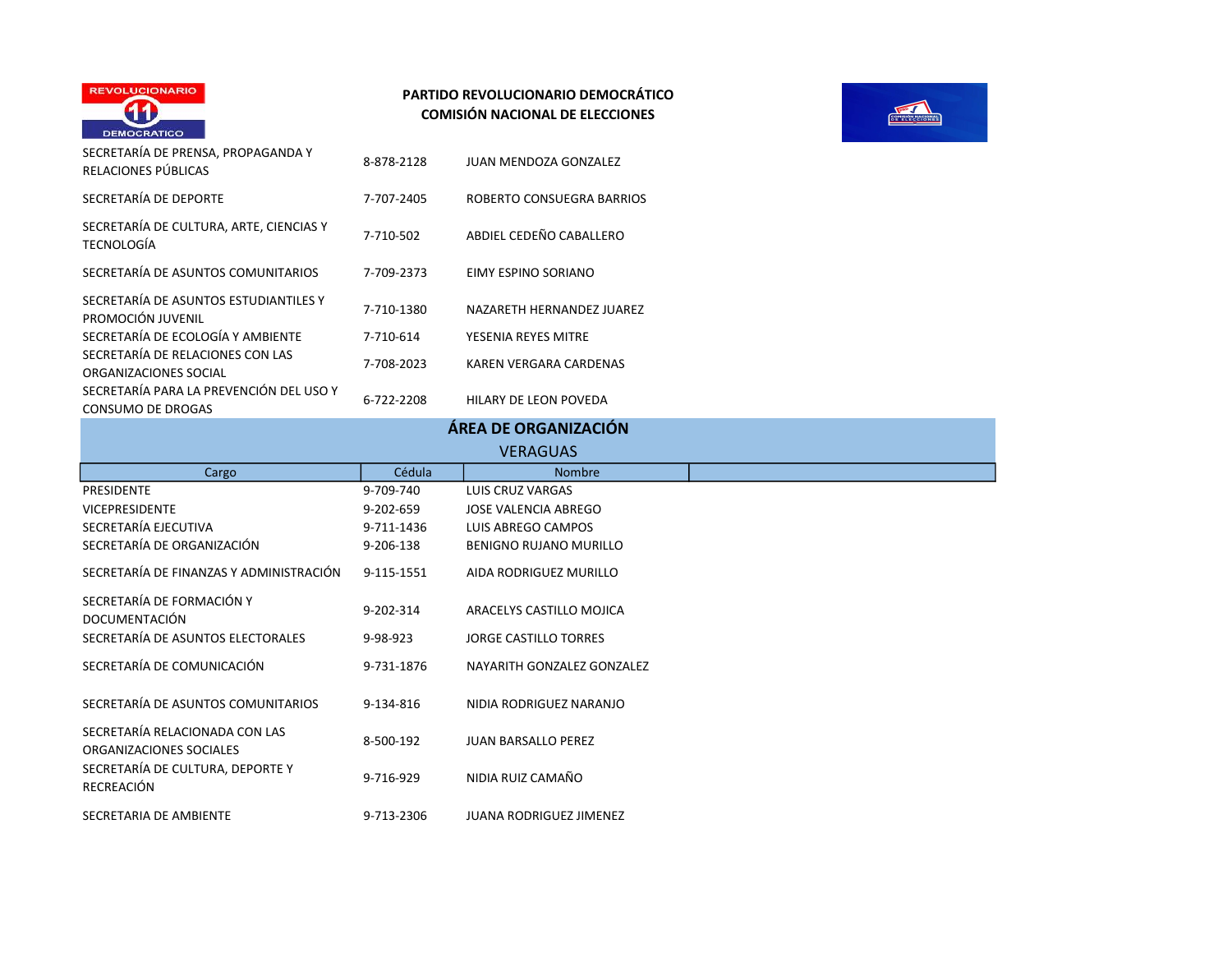**PARTIDO REVOLUCIONARIO DEMOCRÁTICO**
**COMISIÓN NACIONAL DE ELECCIONES**

| | | |
|---|---|---|
| SECRETARÍA DE PRENSA, PROPAGANDA Y RELACIONES PÚBLICAS | 8-878-2128 | JUAN MENDOZA GONZALEZ |
| SECRETARÍA DE DEPORTE | 7-707-2405 | ROBERTO CONSUEGRA BARRIOS |
| SECRETARÍA DE CULTURA, ARTE, CIENCIAS Y TECNOLOGÍA | 7-710-502 | ABDIEL CEDEÑO CABALLERO |
| SECRETARÍA DE ASUNTOS COMUNITARIOS | 7-709-2373 | EIMY ESPINO SORIANO |
| SECRETARÍA DE ASUNTOS ESTUDIANTILES Y PROMOCIÓN JUVENIL | 7-710-1380 | NAZARETH HERNANDEZ JUAREZ |
| SECRETARÍA DE ECOLOGÍA Y AMBIENTE | 7-710-614 | YESENIA REYES MITRE |
| SECRETARÍA DE RELACIONES CON LAS ORGANIZACIONES SOCIAL | 7-708-2023 | KAREN VERGARA CARDENAS |
| SECRETARÍA PARA LA PREVENCIÓN DEL USO Y CONSUMO DE DROGAS | 6-722-2208 | HILARY DE LEON POVEDA |

## ÁREA DE ORGANIZACIÓN

### VERAGUAS

| Cargo | Cédula | Nombre |
|---|---|---|
| PRESIDENTE | 9-709-740 | LUIS CRUZ VARGAS |
| VICEPRESIDENTE | 9-202-659 | JOSE VALENCIA ABREGO |
| SECRETARÍA EJECUTIVA | 9-711-1436 | LUIS ABREGO CAMPOS |
| SECRETARÍA DE ORGANIZACIÓN | 9-206-138 | BENIGNO RUJANO MURILLO |
| SECRETARÍA DE FINANZAS Y ADMINISTRACIÓN | 9-115-1551 | AIDA RODRIGUEZ MURILLO |
| SECRETARÍA DE FORMACIÓN Y DOCUMENTACIÓN | 9-202-314 | ARACELYS CASTILLO MOJICA |
| SECRETARÍA DE ASUNTOS ELECTORALES | 9-98-923 | JORGE CASTILLO TORRES |
| SECRETARÍA DE COMUNICACIÓN | 9-731-1876 | NAYARITH GONZALEZ GONZALEZ |
| SECRETARÍA DE ASUNTOS COMUNITARIOS | 9-134-816 | NIDIA RODRIGUEZ NARANJO |
| SECRETARÍA RELACIONADA CON LAS ORGANIZACIONES SOCIALES | 8-500-192 | JUAN BARSALLO PEREZ |
| SECRETARÍA DE CULTURA, DEPORTE Y RECREACIÓN | 9-716-929 | NIDIA RUIZ CAMAÑO |
| SECRETARIA DE AMBIENTE | 9-713-2306 | JUANA RODRIGUEZ JIMENEZ |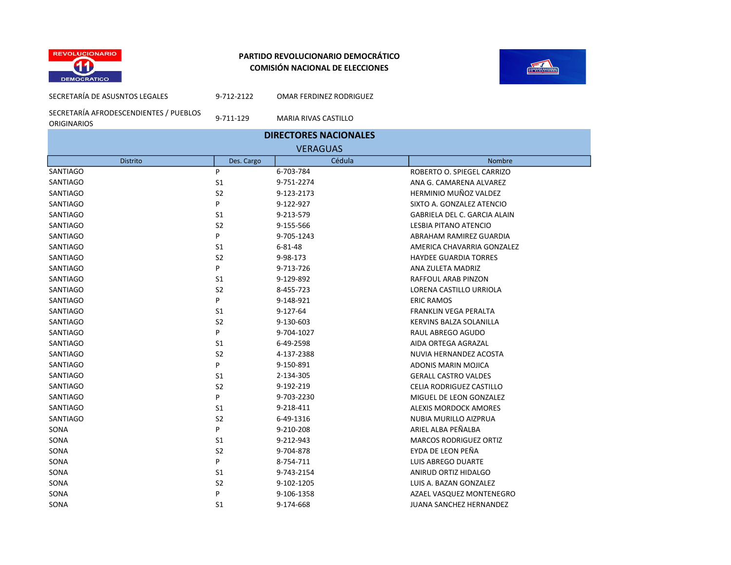**PARTIDO REVOLUCIONARIO DEMOCRÁTICO**
**COMISIÓN NACIONAL DE ELECCIONES**

| | | |
|---|---|---|
| SECRETARÍA DE ASUSNTOS LEGALES | 9-712-2122 | OMAR FERDINEZ RODRIGUEZ |
| SECRETARÍA AFRODESCENDIENTES / PUEBLOS ORIGINARIOS | 9-711-129 | MARIA RIVAS CASTILLO |

## DIRECTORES NACIONALES

### VERAGUAS

| Distrito | Des. Cargo | Cédula | Nombre |
|---|---|---|---|
| SANTIAGO | P | 6-703-784 | ROBERTO O. SPIEGEL CARRIZO |
| SANTIAGO | S1 | 9-751-2274 | ANA G. CAMARENA ALVAREZ |
| SANTIAGO | S2 | 9-123-2173 | HERMINIO MUÑOZ VALDEZ |
| SANTIAGO | P | 9-122-927 | SIXTO A. GONZALEZ ATENCIO |
| SANTIAGO | S1 | 9-213-579 | GABRIELA DEL C. GARCIA ALAIN |
| SANTIAGO | S2 | 9-155-566 | LESBIA PITANO ATENCIO |
| SANTIAGO | P | 9-705-1243 | ABRAHAM RAMIREZ GUARDIA |
| SANTIAGO | S1 | 6-81-48 | AMERICA CHAVARRIA GONZALEZ |
| SANTIAGO | S2 | 9-98-173 | HAYDEE GUARDIA TORRES |
| SANTIAGO | P | 9-713-726 | ANA ZULETA MADRIZ |
| SANTIAGO | S1 | 9-129-892 | RAFFOUL ARAB PINZON |
| SANTIAGO | S2 | 8-455-723 | LORENA CASTILLO URRIOLA |
| SANTIAGO | P | 9-148-921 | ERIC RAMOS |
| SANTIAGO | S1 | 9-127-64 | FRANKLIN VEGA PERALTA |
| SANTIAGO | S2 | 9-130-603 | KERVINS BALZA SOLANILLA |
| SANTIAGO | P | 9-704-1027 | RAUL ABREGO AGUDO |
| SANTIAGO | S1 | 6-49-2598 | AIDA ORTEGA AGRAZAL |
| SANTIAGO | S2 | 4-137-2388 | NUVIA HERNANDEZ ACOSTA |
| SANTIAGO | P | 9-150-891 | ADONIS MARIN MOJICA |
| SANTIAGO | S1 | 2-134-305 | GERALL CASTRO VALDES |
| SANTIAGO | S2 | 9-192-219 | CELIA RODRIGUEZ CASTILLO |
| SANTIAGO | P | 9-703-2230 | MIGUEL DE LEON GONZALEZ |
| SANTIAGO | S1 | 9-218-411 | ALEXIS MORDOCK AMORES |
| SANTIAGO | S2 | 6-49-1316 | NUBIA MURILLO AIZPRUA |
| SONA | P | 9-210-208 | ARIEL ALBA PEÑALBA |
| SONA | S1 | 9-212-943 | MARCOS RODRIGUEZ ORTIZ |
| SONA | S2 | 9-704-878 | EYDA DE LEON PEÑA |
| SONA | P | 8-754-711 | LUIS ABREGO DUARTE |
| SONA | S1 | 9-743-2154 | ANIRUD ORTIZ HIDALGO |
| SONA | S2 | 9-102-1205 | LUIS A. BAZAN GONZALEZ |
| SONA | P | 9-106-1358 | AZAEL VASQUEZ MONTENEGRO |
| SONA | S1 | 9-174-668 | JUANA SANCHEZ HERNANDEZ |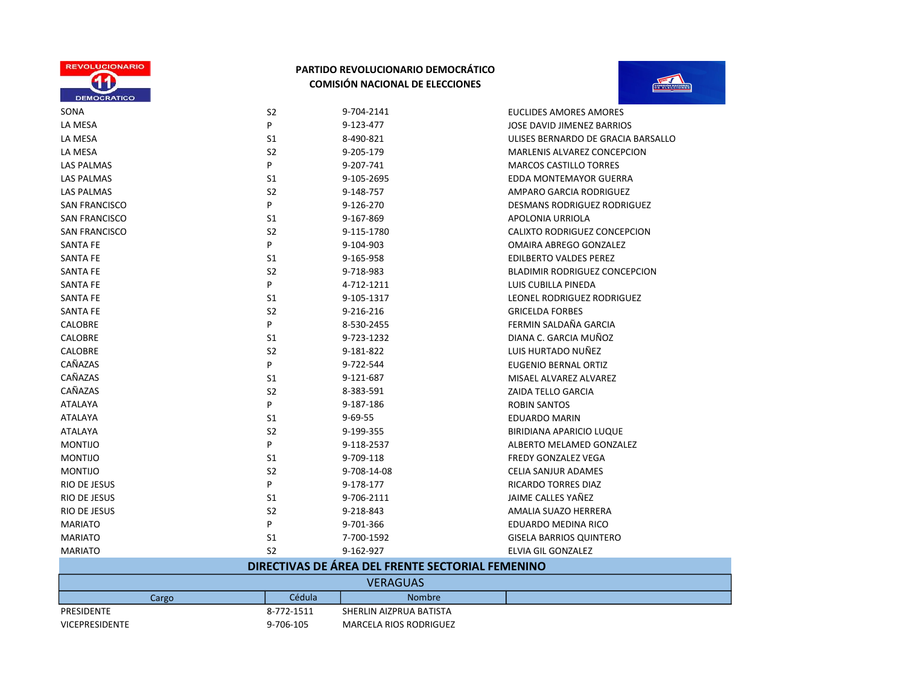**PARTIDO REVOLUCIONARIO DEMOCRÁTICO**
**COMISIÓN NACIONAL DE ELECCIONES**

| | | | |
|---|---|---|---|
| SONA | S2 | 9-704-2141 | EUCLIDES AMORES AMORES |
| LA MESA | P | 9-123-477 | JOSE DAVID JIMENEZ BARRIOS |
| LA MESA | S1 | 8-490-821 | ULISES BERNARDO DE GRACIA BARSALLO |
| LA MESA | S2 | 9-205-179 | MARLENIS ALVAREZ CONCEPCION |
| LAS PALMAS | P | 9-207-741 | MARCOS CASTILLO TORRES |
| LAS PALMAS | S1 | 9-105-2695 | EDDA MONTEMAYOR GUERRA |
| LAS PALMAS | S2 | 9-148-757 | AMPARO GARCIA RODRIGUEZ |
| SAN FRANCISCO | P | 9-126-270 | DESMANS RODRIGUEZ RODRIGUEZ |
| SAN FRANCISCO | S1 | 9-167-869 | APOLONIA URRIOLA |
| SAN FRANCISCO | S2 | 9-115-1780 | CALIXTO RODRIGUEZ CONCEPCION |
| SANTA FE | P | 9-104-903 | OMAIRA ABREGO GONZALEZ |
| SANTA FE | S1 | 9-165-958 | EDILBERTO VALDES PEREZ |
| SANTA FE | S2 | 9-718-983 | BLADIMIR RODRIGUEZ CONCEPCION |
| SANTA FE | P | 4-712-1211 | LUIS CUBILLA PINEDA |
| SANTA FE | S1 | 9-105-1317 | LEONEL RODRIGUEZ RODRIGUEZ |
| SANTA FE | S2 | 9-216-216 | GRICELDA FORBES |
| CALOBRE | P | 8-530-2455 | FERMIN SALDAÑA GARCIA |
| CALOBRE | S1 | 9-723-1232 | DIANA C. GARCIA MUÑOZ |
| CALOBRE | S2 | 9-181-822 | LUIS HURTADO NUÑEZ |
| CAÑAZAS | P | 9-722-544 | EUGENIO BERNAL ORTIZ |
| CAÑAZAS | S1 | 9-121-687 | MISAEL ALVAREZ ALVAREZ |
| CAÑAZAS | S2 | 8-383-591 | ZAIDA TELLO GARCIA |
| ATALAYA | P | 9-187-186 | ROBIN SANTOS |
| ATALAYA | S1 | 9-69-55 | EDUARDO MARIN |
| ATALAYA | S2 | 9-199-355 | BIRIDIANA APARICIO LUQUE |
| MONTIJO | P | 9-118-2537 | ALBERTO MELAMED GONZALEZ |
| MONTIJO | S1 | 9-709-118 | FREDY GONZALEZ VEGA |
| MONTIJO | S2 | 9-708-14-08 | CELIA SANJUR ADAMES |
| RIO DE JESUS | P | 9-178-177 | RICARDO TORRES DIAZ |
| RIO DE JESUS | S1 | 9-706-2111 | JAIME CALLES YAÑEZ |
| RIO DE JESUS | S2 | 9-218-843 | AMALIA SUAZO HERRERA |
| MARIATO | P | 9-701-366 | EDUARDO MEDINA RICO |
| MARIATO | S1 | 7-700-1592 | GISELA BARRIOS QUINTERO |
| MARIATO | S2 | 9-162-927 | ELVIA GIL GONZALEZ |

## DIRECTIVAS DE ÁREA DEL FRENTE SECTORIAL FEMENINO

### VERAGUAS

| Cargo | Cédula | Nombre | |
|---|---|---|---|
| PRESIDENTE | 8-772-1511 | SHERLIN AIZPRUA BATISTA | |
| VICEPRESIDENTE | 9-706-105 | MARCELA RIOS RODRIGUEZ | |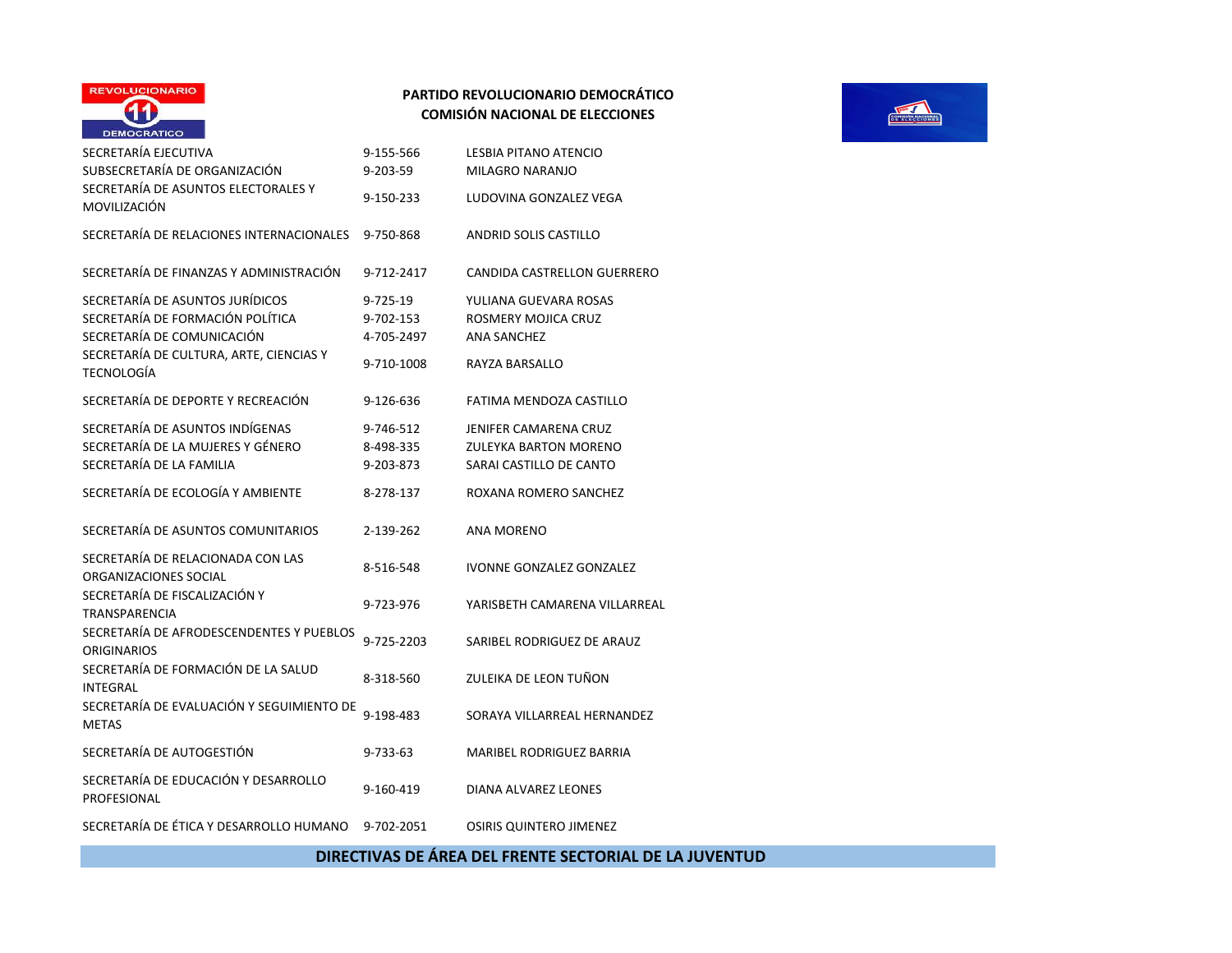**PARTIDO REVOLUCIONARIO DEMOCRÁTICO**
**COMISIÓN NACIONAL DE ELECCIONES**

| | | |
|---|---|---|
| SECRETARÍA EJECUTIVA | 9-155-566 | LESBIA PITANO ATENCIO |
| SUBSECRETARÍA DE ORGANIZACIÓN | 9-203-59 | MILAGRO NARANJO |
| SECRETARÍA DE ASUNTOS ELECTORALES Y MOVILIZACIÓN | 9-150-233 | LUDOVINA GONZALEZ VEGA |
| SECRETARÍA DE RELACIONES INTERNACIONALES | 9-750-868 | ANDRID SOLIS CASTILLO |
| SECRETARÍA DE FINANZAS Y ADMINISTRACIÓN | 9-712-2417 | CANDIDA CASTRELLON GUERRERO |
| SECRETARÍA DE ASUNTOS JURÍDICOS | 9-725-19 | YULIANA GUEVARA ROSAS |
| SECRETARÍA DE FORMACIÓN POLÍTICA | 9-702-153 | ROSMERY MOJICA CRUZ |
| SECRETARÍA DE COMUNICACIÓN | 4-705-2497 | ANA SANCHEZ |
| SECRETARÍA DE CULTURA, ARTE, CIENCIAS Y TECNOLOGÍA | 9-710-1008 | RAYZA BARSALLO |
| SECRETARÍA DE DEPORTE Y RECREACIÓN | 9-126-636 | FATIMA MENDOZA CASTILLO |
| SECRETARÍA DE ASUNTOS INDÍGENAS | 9-746-512 | JENIFER CAMARENA CRUZ |
| SECRETARÍA DE LA MUJERES Y GÉNERO | 8-498-335 | ZULEYKA BARTON MORENO |
| SECRETARÍA DE LA FAMILIA | 9-203-873 | SARAI CASTILLO DE CANTO |
| SECRETARÍA DE ECOLOGÍA Y AMBIENTE | 8-278-137 | ROXANA ROMERO SANCHEZ |
| SECRETARÍA DE ASUNTOS COMUNITARIOS | 2-139-262 | ANA MORENO |
| SECRETARÍA DE RELACIONADA CON LAS ORGANIZACIONES SOCIAL | 8-516-548 | IVONNE GONZALEZ GONZALEZ |
| SECRETARÍA DE FISCALIZACIÓN Y TRANSPARENCIA | 9-723-976 | YARISBETH CAMARENA VILLARREAL |
| SECRETARÍA DE AFRODESCENDENTES Y PUEBLOS ORIGINARIOS | 9-725-2203 | SARIBEL RODRIGUEZ DE ARAUZ |
| SECRETARÍA DE FORMACIÓN DE LA SALUD INTEGRAL | 8-318-560 | ZULEIKA DE LEON TUÑON |
| SECRETARÍA DE EVALUACIÓN Y SEGUIMIENTO DE METAS | 9-198-483 | SORAYA VILLARREAL HERNANDEZ |
| SECRETARÍA DE AUTOGESTIÓN | 9-733-63 | MARIBEL RODRIGUEZ BARRIA |
| SECRETARÍA DE EDUCACIÓN Y DESARROLLO PROFESIONAL | 9-160-419 | DIANA ALVAREZ LEONES |
| SECRETARÍA DE ÉTICA Y DESARROLLO HUMANO | 9-702-2051 | OSIRIS QUINTERO JIMENEZ |

**DIRECTIVAS DE ÁREA DEL FRENTE SECTORIAL DE LA JUVENTUD**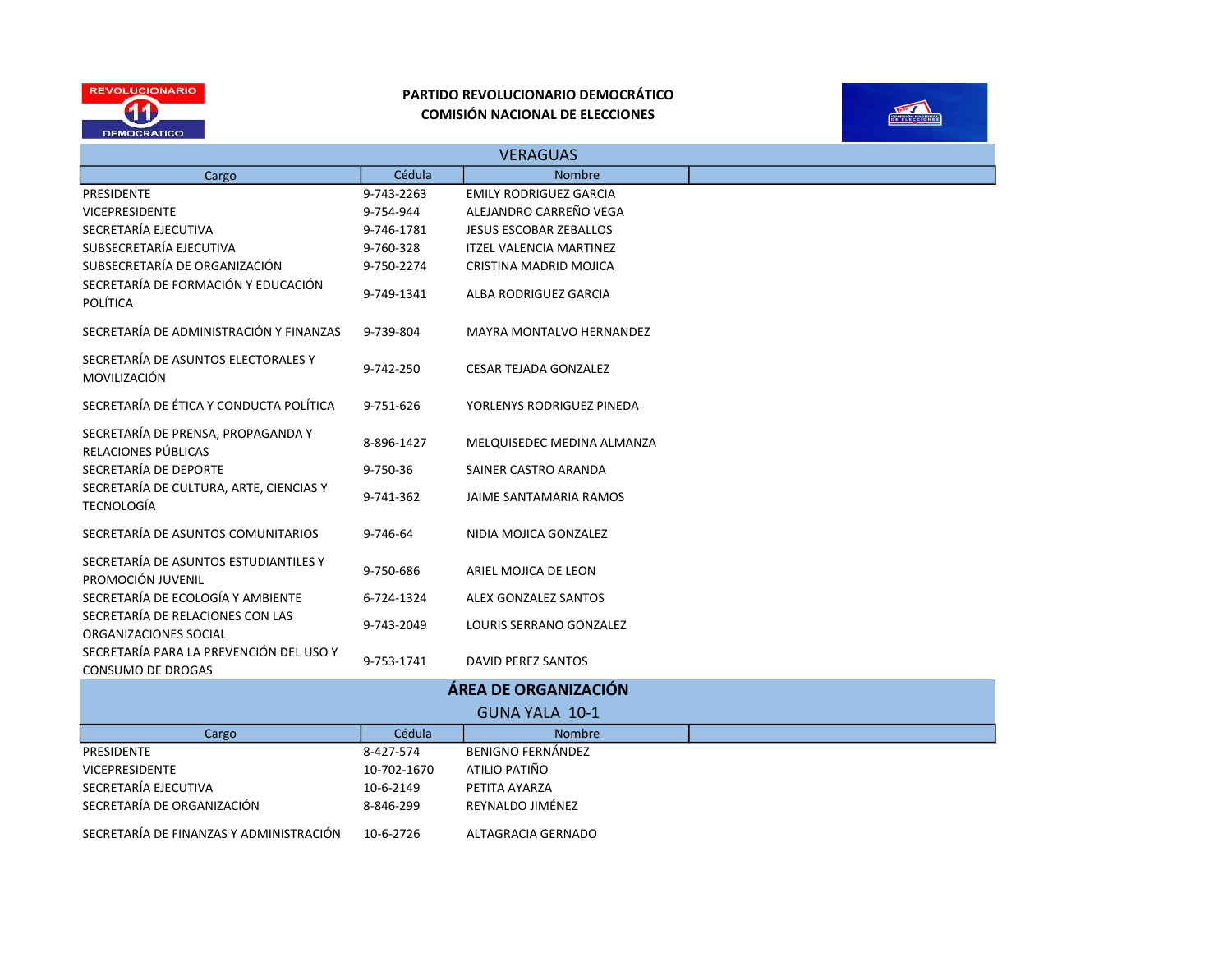**PARTIDO REVOLUCIONARIO DEMOCRÁTICO**
**COMISIÓN NACIONAL DE ELECCIONES**

## VERAGUAS

| Cargo | Cédula | Nombre | |
|---|---|---|---|
| PRESIDENTE | 9-743-2263 | EMILY RODRIGUEZ GARCIA | |
| VICEPRESIDENTE | 9-754-944 | ALEJANDRO CARREÑO VEGA | |
| SECRETARÍA EJECUTIVA | 9-746-1781 | JESUS ESCOBAR ZEBALLOS | |
| SUBSECRETARÍA EJECUTIVA | 9-760-328 | ITZEL VALENCIA MARTINEZ | |
| SUBSECRETARÍA DE ORGANIZACIÓN | 9-750-2274 | CRISTINA MADRID MOJICA | |
| SECRETARÍA DE FORMACIÓN Y EDUCACIÓN POLÍTICA | 9-749-1341 | ALBA RODRIGUEZ GARCIA | |
| SECRETARÍA DE ADMINISTRACIÓN Y FINANZAS | 9-739-804 | MAYRA MONTALVO HERNANDEZ | |
| SECRETARÍA DE ASUNTOS ELECTORALES Y MOVILIZACIÓN | 9-742-250 | CESAR TEJADA GONZALEZ | |
| SECRETARÍA DE ÉTICA Y CONDUCTA POLÍTICA | 9-751-626 | YORLENYS RODRIGUEZ PINEDA | |
| SECRETARÍA DE PRENSA, PROPAGANDA Y RELACIONES PÚBLICAS | 8-896-1427 | MELQUISEDEC MEDINA ALMANZA | |
| SECRETARÍA DE DEPORTE | 9-750-36 | SAINER CASTRO ARANDA | |
| SECRETARÍA DE CULTURA, ARTE, CIENCIAS Y TECNOLOGÍA | 9-741-362 | JAIME SANTAMARIA RAMOS | |
| SECRETARÍA DE ASUNTOS COMUNITARIOS | 9-746-64 | NIDIA MOJICA GONZALEZ | |
| SECRETARÍA DE ASUNTOS ESTUDIANTILES Y PROMOCIÓN JUVENIL | 9-750-686 | ARIEL MOJICA DE LEON | |
| SECRETARÍA DE ECOLOGÍA Y AMBIENTE | 6-724-1324 | ALEX GONZALEZ SANTOS | |
| SECRETARÍA DE RELACIONES CON LAS ORGANIZACIONES SOCIAL | 9-743-2049 | LOURIS SERRANO GONZALEZ | |
| SECRETARÍA PARA LA PREVENCIÓN DEL USO Y CONSUMO DE DROGAS | 9-753-1741 | DAVID PEREZ SANTOS | |

## ÁREA DE ORGANIZACIÓN

### GUNA YALA 10-1

| Cargo | Cédula | Nombre | |
|---|---|---|---|
| PRESIDENTE | 8-427-574 | BENIGNO FERNÁNDEZ | |
| VICEPRESIDENTE | 10-702-1670 | ATILIO PATIÑO | |
| SECRETARÍA EJECUTIVA | 10-6-2149 | PETITA AYARZA | |
| SECRETARÍA DE ORGANIZACIÓN | 8-846-299 | REYNALDO JIMÉNEZ | |
| SECRETARÍA DE FINANZAS Y ADMINISTRACIÓN | 10-6-2726 | ALTAGRACIA GERNADO | |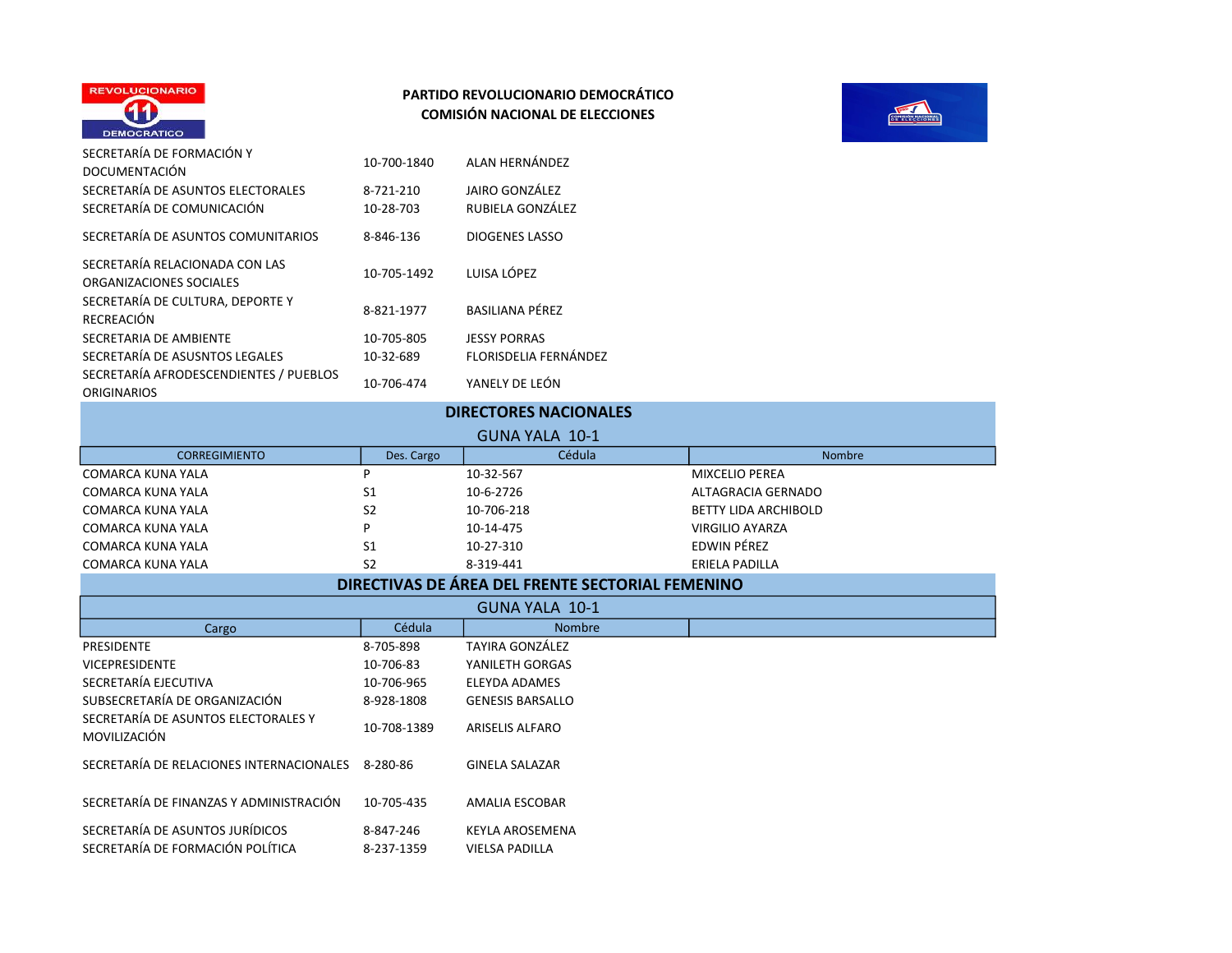**PARTIDO REVOLUCIONARIO DEMOCRÁTICO**
**COMISIÓN NACIONAL DE ELECCIONES**

| | | |
|---|---|---|
| SECRETARÍA DE FORMACIÓN Y DOCUMENTACIÓN | 10-700-1840 | ALAN HERNÁNDEZ |
| SECRETARÍA DE ASUNTOS ELECTORALES | 8-721-210 | JAIRO GONZÁLEZ |
| SECRETARÍA DE COMUNICACIÓN | 10-28-703 | RUBIELA GONZÁLEZ |
| SECRETARÍA DE ASUNTOS COMUNITARIOS | 8-846-136 | DIOGENES LASSO |
| SECRETARÍA RELACIONADA CON LAS ORGANIZACIONES SOCIALES | 10-705-1492 | LUISA LÓPEZ |
| SECRETARÍA DE CULTURA, DEPORTE Y RECREACIÓN | 8-821-1977 | BASILIANA PÉREZ |
| SECRETARIA DE AMBIENTE | 10-705-805 | JESSY PORRAS |
| SECRETARÍA DE ASUSNTOS LEGALES | 10-32-689 | FLORISDELIA FERNÁNDEZ |
| SECRETARÍA AFRODESCENDIENTES / PUEBLOS ORIGINARIOS | 10-706-474 | YANELY DE LEÓN |

## DIRECTORES NACIONALES

### GUNA YALA 10-1

| CORREGIMIENTO | Des. Cargo | Cédula | Nombre |
|---|---|---|---|
| COMARCA KUNA YALA | P | 10-32-567 | MIXCELIO PEREA |
| COMARCA KUNA YALA | S1 | 10-6-2726 | ALTAGRACIA GERNADO |
| COMARCA KUNA YALA | S2 | 10-706-218 | BETTY LIDA ARCHIBOLD |
| COMARCA KUNA YALA | P | 10-14-475 | VIRGILIO AYARZA |
| COMARCA KUNA YALA | S1 | 10-27-310 | EDWIN PÉREZ |
| COMARCA KUNA YALA | S2 | 8-319-441 | ERIELA PADILLA |

## DIRECTIVAS DE ÁREA DEL FRENTE SECTORIAL FEMENINO

### GUNA YALA 10-1

| Cargo | Cédula | Nombre |
|---|---|---|
| PRESIDENTE | 8-705-898 | TAYIRA GONZÁLEZ |
| VICEPRESIDENTE | 10-706-83 | YANILETH GORGAS |
| SECRETARÍA EJECUTIVA | 10-706-965 | ELEYDA ADAMES |
| SUBSECRETARÍA DE ORGANIZACIÓN | 8-928-1808 | GENESIS BARSALLO |
| SECRETARÍA DE ASUNTOS ELECTORALES Y MOVILIZACIÓN | 10-708-1389 | ARISELIS ALFARO |
| SECRETARÍA DE RELACIONES INTERNACIONALES | 8-280-86 | GINELA SALAZAR |
| SECRETARÍA DE FINANZAS Y ADMINISTRACIÓN | 10-705-435 | AMALIA ESCOBAR |
| SECRETARÍA DE ASUNTOS JURÍDICOS | 8-847-246 | KEYLA AROSEMENA |
| SECRETARÍA DE FORMACIÓN POLÍTICA | 8-237-1359 | VIELSA PADILLA |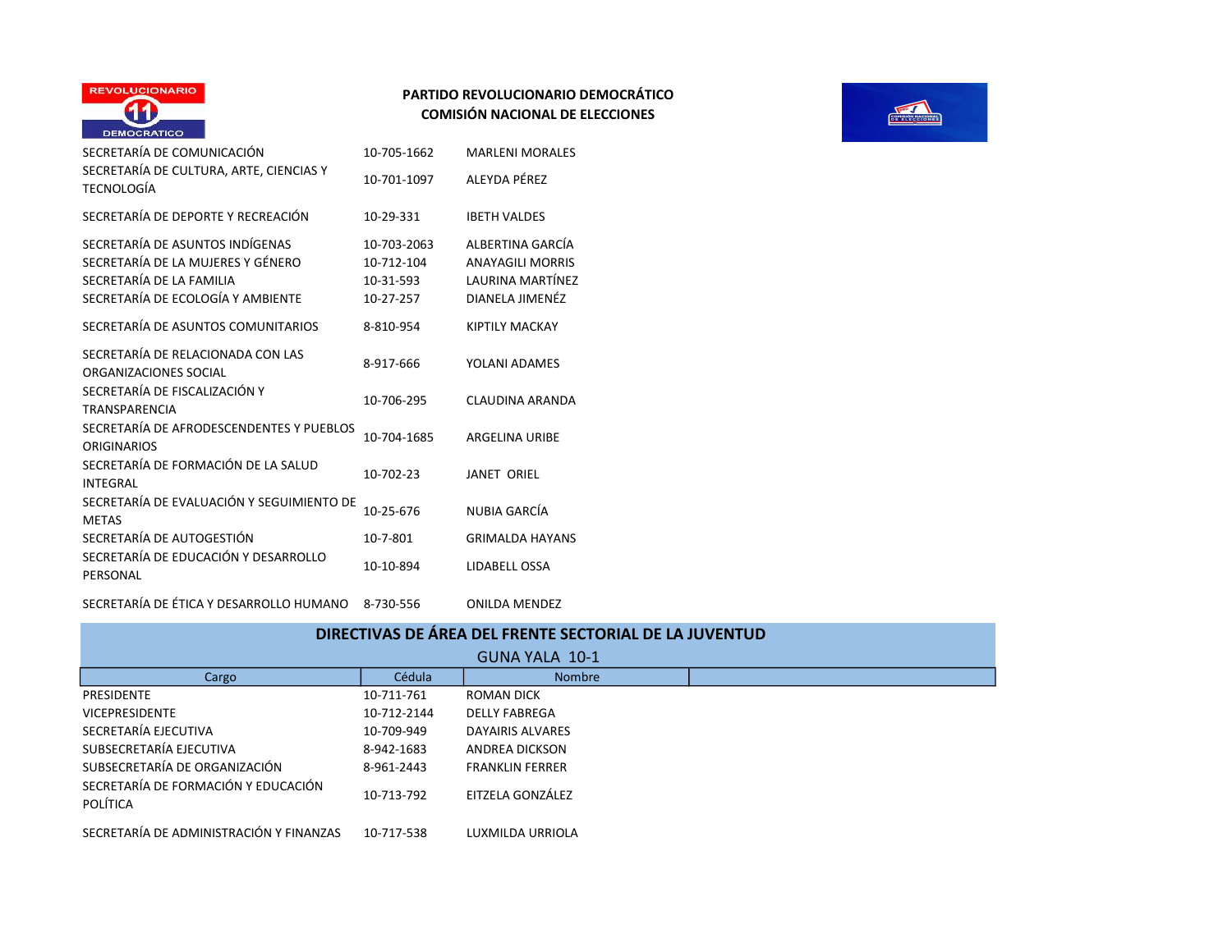**PARTIDO REVOLUCIONARIO DEMOCRÁTICO**
**COMISIÓN NACIONAL DE ELECCIONES**

| | | |
|---|---|---|
| SECRETARÍA DE COMUNICACIÓN | 10-705-1662 | MARLENI MORALES |
| SECRETARÍA DE CULTURA, ARTE, CIENCIAS Y TECNOLOGÍA | 10-701-1097 | ALEYDA PÉREZ |
| SECRETARÍA DE DEPORTE Y RECREACIÓN | 10-29-331 | IBETH VALDES |
| SECRETARÍA DE ASUNTOS INDÍGENAS | 10-703-2063 | ALBERTINA GARCÍA |
| SECRETARÍA DE LA MUJERES Y GÉNERO | 10-712-104 | ANAYAGILI MORRIS |
| SECRETARÍA DE LA FAMILIA | 10-31-593 | LAURINA MARTÍNEZ |
| SECRETARÍA DE ECOLOGÍA Y AMBIENTE | 10-27-257 | DIANELA JIMENÉZ |
| SECRETARÍA DE ASUNTOS COMUNITARIOS | 8-810-954 | KIPTILY MACKAY |
| SECRETARÍA DE RELACIONADA CON LAS ORGANIZACIONES SOCIAL | 8-917-666 | YOLANI ADAMES |
| SECRETARÍA DE FISCALIZACIÓN Y TRANSPARENCIA | 10-706-295 | CLAUDINA ARANDA |
| SECRETARÍA DE AFRODESCENDENTES Y PUEBLOS ORIGINARIOS | 10-704-1685 | ARGELINA URIBE |
| SECRETARÍA DE FORMACIÓN DE LA SALUD INTEGRAL | 10-702-23 | JANET ORIEL |
| SECRETARÍA DE EVALUACIÓN Y SEGUIMIENTO DE METAS | 10-25-676 | NUBIA GARCÍA |
| SECRETARÍA DE AUTOGESTIÓN | 10-7-801 | GRIMALDA HAYANS |
| SECRETARÍA DE EDUCACIÓN Y DESARROLLO PERSONAL | 10-10-894 | LIDABELL OSSA |
| SECRETARÍA DE ÉTICA Y DESARROLLO HUMANO | 8-730-556 | ONILDA MENDEZ |

## DIRECTIVAS DE ÁREA DEL FRENTE SECTORIAL DE LA JUVENTUD

GUNA YALA 10-1

| Cargo | Cédula | Nombre |
|---|---|---|
| PRESIDENTE | 10-711-761 | ROMAN DICK |
| VICEPRESIDENTE | 10-712-2144 | DELLY FABREGA |
| SECRETARÍA EJECUTIVA | 10-709-949 | DAYAIRIS ALVARES |
| SUBSECRETARÍA EJECUTIVA | 8-942-1683 | ANDREA DICKSON |
| SUBSECRETARÍA DE ORGANIZACIÓN | 8-961-2443 | FRANKLIN FERRER |
| SECRETARÍA DE FORMACIÓN Y EDUCACIÓN POLÍTICA | 10-713-792 | EITZELA GONZÁLEZ |
| SECRETARÍA DE ADMINISTRACIÓN Y FINANZAS | 10-717-538 | LUXMILDA URRIOLA |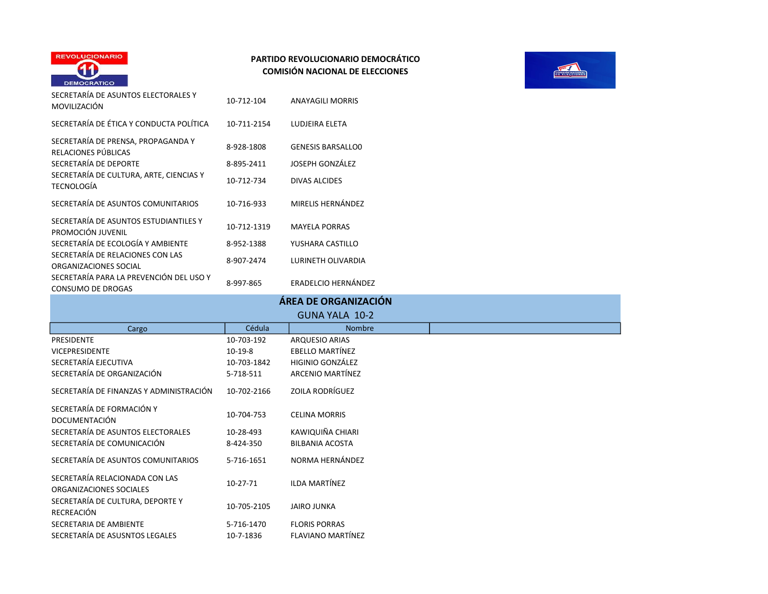**PARTIDO REVOLUCIONARIO DEMOCRÁTICO**
**COMISIÓN NACIONAL DE ELECCIONES**

| | | |
|---|---|---|
| SECRETARÍA DE ASUNTOS ELECTORALES Y MOVILIZACIÓN | 10-712-104 | ANAYAGILI MORRIS |
| SECRETARÍA DE ÉTICA Y CONDUCTA POLÍTICA | 10-711-2154 | LUDJEIRA ELETA |
| SECRETARÍA DE PRENSA, PROPAGANDA Y RELACIONES PÚBLICAS | 8-928-1808 | GENESIS BARSALLO0 |
| SECRETARÍA DE DEPORTE | 8-895-2411 | JOSEPH GONZÁLEZ |
| SECRETARÍA DE CULTURA, ARTE, CIENCIAS Y TECNOLOGÍA | 10-712-734 | DIVAS ALCIDES |
| SECRETARÍA DE ASUNTOS COMUNITARIOS | 10-716-933 | MIRELIS HERNÁNDEZ |
| SECRETARÍA DE ASUNTOS ESTUDIANTILES Y PROMOCIÓN JUVENIL | 10-712-1319 | MAYELA PORRAS |
| SECRETARÍA DE ECOLOGÍA Y AMBIENTE | 8-952-1388 | YUSHARA CASTILLO |
| SECRETARÍA DE RELACIONES CON LAS ORGANIZACIONES SOCIAL | 8-907-2474 | LURINETH OLIVARDIA |
| SECRETARÍA PARA LA PREVENCIÓN DEL USO Y CONSUMO DE DROGAS | 8-997-865 | ERADELCIO HERNÁNDEZ |

## ÁREA DE ORGANIZACIÓN

### GUNA YALA 10-2

| Cargo | Cédula | Nombre |
|---|---|---|
| PRESIDENTE | 10-703-192 | ARQUESIO ARIAS |
| VICEPRESIDENTE | 10-19-8 | EBELLO MARTÍNEZ |
| SECRETARÍA EJECUTIVA | 10-703-1842 | HIGINIO GONZÁLEZ |
| SECRETARÍA DE ORGANIZACIÓN | 5-718-511 | ARCENIO MARTÍNEZ |
| SECRETARÍA DE FINANZAS Y ADMINISTRACIÓN | 10-702-2166 | ZOILA RODRÍGUEZ |
| SECRETARÍA DE FORMACIÓN Y DOCUMENTACIÓN | 10-704-753 | CELINA MORRIS |
| SECRETARÍA DE ASUNTOS ELECTORALES | 10-28-493 | KAWIQUIÑA CHIARI |
| SECRETARÍA DE COMUNICACIÓN | 8-424-350 | BILBANIA ACOSTA |
| SECRETARÍA DE ASUNTOS COMUNITARIOS | 5-716-1651 | NORMA HERNÁNDEZ |
| SECRETARÍA RELACIONADA CON LAS ORGANIZACIONES SOCIALES | 10-27-71 | ILDA MARTÍNEZ |
| SECRETARÍA DE CULTURA, DEPORTE Y RECREACIÓN | 10-705-2105 | JAIRO JUNKA |
| SECRETARIA DE AMBIENTE | 5-716-1470 | FLORIS PORRAS |
| SECRETARÍA DE ASUSNTOS LEGALES | 10-7-1836 | FLAVIANO MARTÍNEZ |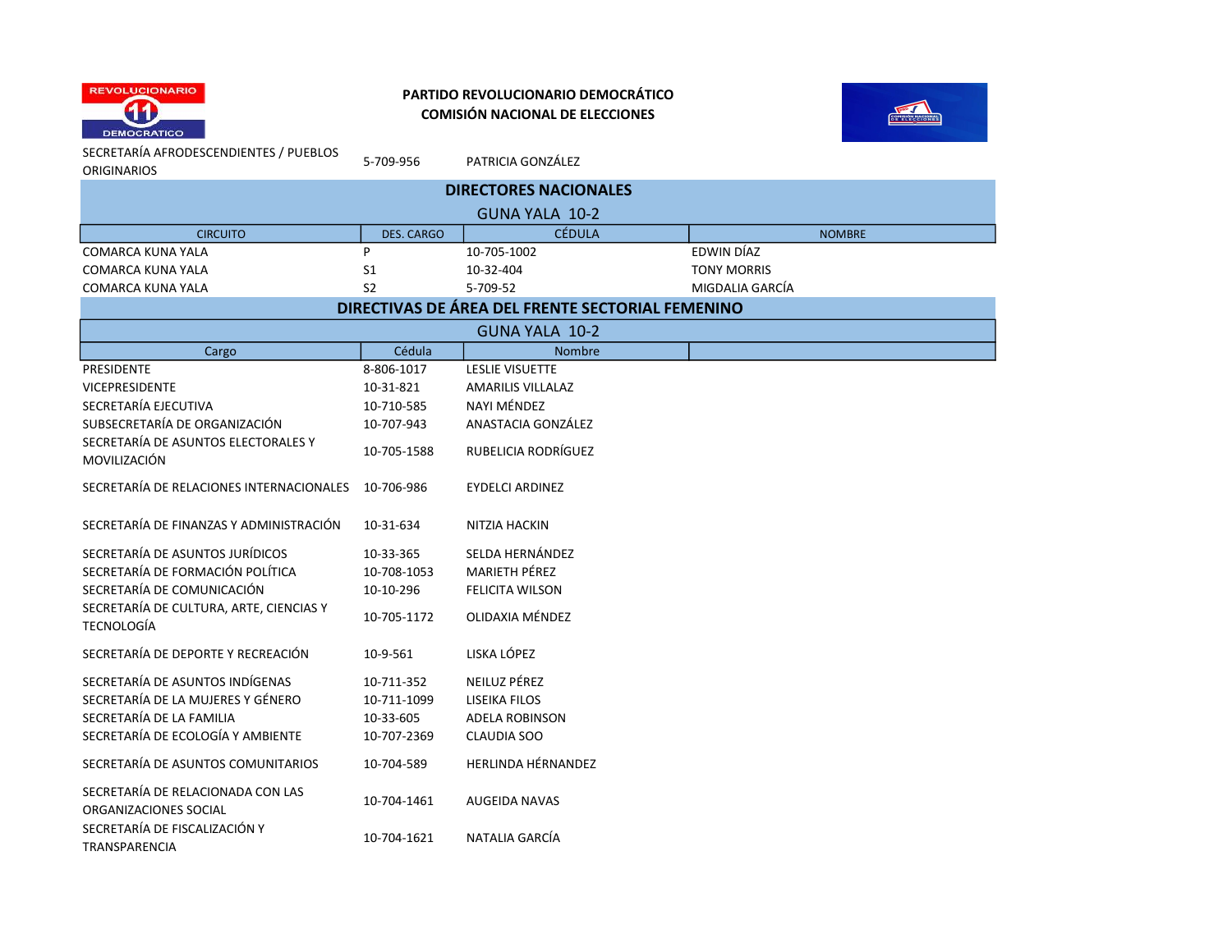**PARTIDO REVOLUCIONARIO DEMOCRÁTICO**
**COMISIÓN NACIONAL DE ELECCIONES**

| | | |
|---|---|---|
| SECRETARÍA AFRODESCENDIENTES / PUEBLOS ORIGINARIOS | 5-709-956 | PATRICIA GONZÁLEZ |

## DIRECTORES NACIONALES

### GUNA YALA 10-2

| CIRCUITO | DES. CARGO | CÉDULA | NOMBRE |
|---|---|---|---|
| COMARCA KUNA YALA | P | 10-705-1002 | EDWIN DÍAZ |
| COMARCA KUNA YALA | S1 | 10-32-404 | TONY MORRIS |
| COMARCA KUNA YALA | S2 | 5-709-52 | MIGDALIA GARCÍA |

## DIRECTIVAS DE ÁREA DEL FRENTE SECTORIAL FEMENINO

### GUNA YALA 10-2

| Cargo | Cédula | Nombre |
|---|---|---|
| PRESIDENTE | 8-806-1017 | LESLIE VISUETTE |
| VICEPRESIDENTE | 10-31-821 | AMARILIS VILLALAZ |
| SECRETARÍA EJECUTIVA | 10-710-585 | NAYI MÉNDEZ |
| SUBSECRETARÍA DE ORGANIZACIÓN | 10-707-943 | ANASTACIA GONZÁLEZ |
| SECRETARÍA DE ASUNTOS ELECTORALES Y MOVILIZACIÓN | 10-705-1588 | RUBELICIA RODRÍGUEZ |
| SECRETARÍA DE RELACIONES INTERNACIONALES | 10-706-986 | EYDELCI ARDINEZ |
| SECRETARÍA DE FINANZAS Y ADMINISTRACIÓN | 10-31-634 | NITZIA HACKIN |
| SECRETARÍA DE ASUNTOS JURÍDICOS | 10-33-365 | SELDA HERNÁNDEZ |
| SECRETARÍA DE FORMACIÓN POLÍTICA | 10-708-1053 | MARIETH PÉREZ |
| SECRETARÍA DE COMUNICACIÓN | 10-10-296 | FELICITA WILSON |
| SECRETARÍA DE CULTURA, ARTE, CIENCIAS Y TECNOLOGÍA | 10-705-1172 | OLIDAXIA MÉNDEZ |
| SECRETARÍA DE DEPORTE Y RECREACIÓN | 10-9-561 | LISKA LÓPEZ |
| SECRETARÍA DE ASUNTOS INDÍGENAS | 10-711-352 | NEILUZ PÉREZ |
| SECRETARÍA DE LA MUJERES Y GÉNERO | 10-711-1099 | LISEIKA FILOS |
| SECRETARÍA DE LA FAMILIA | 10-33-605 | ADELA ROBINSON |
| SECRETARÍA DE ECOLOGÍA Y AMBIENTE | 10-707-2369 | CLAUDIA SOO |
| SECRETARÍA DE ASUNTOS COMUNITARIOS | 10-704-589 | HERLINDA HÉRNANDEZ |
| SECRETARÍA DE RELACIONADA CON LAS ORGANIZACIONES SOCIAL | 10-704-1461 | AUGEIDA NAVAS |
| SECRETARÍA DE FISCALIZACIÓN Y TRANSPARENCIA | 10-704-1621 | NATALIA GARCÍA |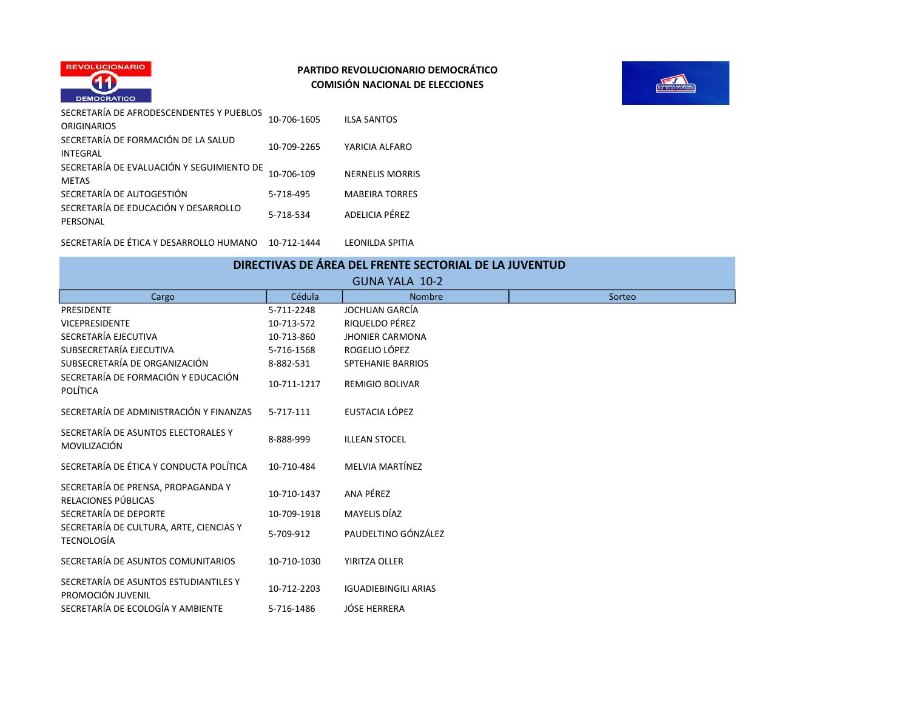**PARTIDO REVOLUCIONARIO DEMOCRÁTICO**
**COMISIÓN NACIONAL DE ELECCIONES**

| | | | |
|---|---|---|---|
| SECRETARÍA DE AFRODESCENDENTES Y PUEBLOS ORIGINARIOS | 10-706-1605 | ILSA SANTOS | |
| SECRETARÍA DE FORMACIÓN DE LA SALUD INTEGRAL | 10-709-2265 | YARICIA ALFARO | |
| SECRETARÍA DE EVALUACIÓN Y SEGUIMIENTO DE METAS | 10-706-109 | NERNELIS MORRIS | |
| SECRETARÍA DE AUTOGESTIÓN | 5-718-495 | MABEIRA TORRES | |
| SECRETARÍA DE EDUCACIÓN Y DESARROLLO PERSONAL | 5-718-534 | ADELICIA PÉREZ | |
| SECRETARÍA DE ÉTICA Y DESARROLLO HUMANO | 10-712-1444 | LEONILDA SPITIA | |

## DIRECTIVAS DE ÁREA DEL FRENTE SECTORIAL DE LA JUVENTUD

### GUNA YALA 10-2

| Cargo | Cédula | Nombre | Sorteo |
|---|---|---|---|
| PRESIDENTE | 5-711-2248 | JOCHUAN GARCÍA | |
| VICEPRESIDENTE | 10-713-572 | RIQUELDO PÉREZ | |
| SECRETARÍA EJECUTIVA | 10-713-860 | JHONIER CARMONA | |
| SUBSECRETARÍA EJECUTIVA | 5-716-1568 | ROGELIO LÓPEZ | |
| SUBSECRETARÍA DE ORGANIZACIÓN | 8-882-531 | SPTEHANIE BARRIOS | |
| SECRETARÍA DE FORMACIÓN Y EDUCACIÓN POLÍTICA | 10-711-1217 | REMIGIO BOLIVAR | |
| SECRETARÍA DE ADMINISTRACIÓN Y FINANZAS | 5-717-111 | EUSTACIA LÓPEZ | |
| SECRETARÍA DE ASUNTOS ELECTORALES Y MOVILIZACIÓN | 8-888-999 | ILLEAN STOCEL | |
| SECRETARÍA DE ÉTICA Y CONDUCTA POLÍTICA | 10-710-484 | MELVIA MARTÍNEZ | |
| SECRETARÍA DE PRENSA, PROPAGANDA Y RELACIONES PÚBLICAS | 10-710-1437 | ANA PÉREZ | |
| SECRETARÍA DE DEPORTE | 10-709-1918 | MAYELIS DÍAZ | |
| SECRETARÍA DE CULTURA, ARTE, CIENCIAS Y TECNOLOGÍA | 5-709-912 | PAUDELTINO GÓNZÁLEZ | |
| SECRETARÍA DE ASUNTOS COMUNITARIOS | 10-710-1030 | YIRITZA OLLER | |
| SECRETARÍA DE ASUNTOS ESTUDIANTILES Y PROMOCIÓN JUVENIL | 10-712-2203 | IGUADIEBINGILI ARIAS | |
| SECRETARÍA DE ECOLOGÍA Y AMBIENTE | 5-716-1486 | JÓSE HERRERA | |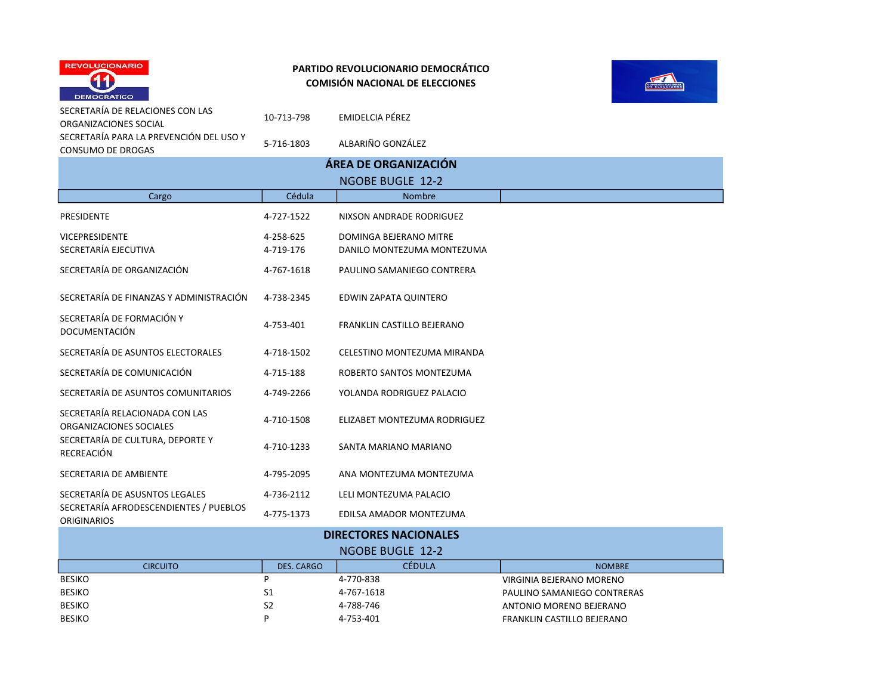PARTIDO REVOLUCIONARIO DEMOCRÁTICO
COMISIÓN NACIONAL DE ELECCIONES

| | | |
|---|---|---|
| SECRETARÍA DE RELACIONES CON LAS ORGANIZACIONES SOCIAL | 10-713-798 | EMIDELCIA PÉREZ |
| SECRETARÍA PARA LA PREVENCIÓN DEL USO Y CONSUMO DE DROGAS | 5-716-1803 | ALBARIÑO GONZÁLEZ |

## ÁREA DE ORGANIZACIÓN

NGOBE BUGLE 12-2

| Cargo | Cédula | Nombre | |
|---|---|---|---|
| PRESIDENTE | 4-727-1522 | NIXSON ANDRADE RODRIGUEZ | |
| VICEPRESIDENTE | 4-258-625 | DOMINGA BEJERANO MITRE | |
| SECRETARÍA EJECUTIVA | 4-719-176 | DANILO MONTEZUMA MONTEZUMA | |
| SECRETARÍA DE ORGANIZACIÓN | 4-767-1618 | PAULINO SAMANIEGO CONTRERA | |
| SECRETARÍA DE FINANZAS Y ADMINISTRACIÓN | 4-738-2345 | EDWIN ZAPATA QUINTERO | |
| SECRETARÍA DE FORMACIÓN Y DOCUMENTACIÓN | 4-753-401 | FRANKLIN CASTILLO BEJERANO | |
| SECRETARÍA DE ASUNTOS ELECTORALES | 4-718-1502 | CELESTINO MONTEZUMA MIRANDA | |
| SECRETARÍA DE COMUNICACIÓN | 4-715-188 | ROBERTO SANTOS MONTEZUMA | |
| SECRETARÍA DE ASUNTOS COMUNITARIOS | 4-749-2266 | YOLANDA RODRIGUEZ PALACIO | |
| SECRETARÍA RELACIONADA CON LAS ORGANIZACIONES SOCIALES | 4-710-1508 | ELIZABET MONTEZUMA RODRIGUEZ | |
| SECRETARÍA DE CULTURA, DEPORTE Y RECREACIÓN | 4-710-1233 | SANTA MARIANO MARIANO | |
| SECRETARIA DE AMBIENTE | 4-795-2095 | ANA MONTEZUMA MONTEZUMA | |
| SECRETARÍA DE ASUSNTOS LEGALES | 4-736-2112 | LELI MONTEZUMA PALACIO | |
| SECRETARÍA AFRODESCENDIENTES / PUEBLOS ORIGINARIOS | 4-775-1373 | EDILSA AMADOR MONTEZUMA | |

## DIRECTORES NACIONALES

NGOBE BUGLE 12-2

| CIRCUITO | DES. CARGO | CÉDULA | NOMBRE |
|---|---|---|---|
| BESIKO | P | 4-770-838 | VIRGINIA BEJERANO MORENO |
| BESIKO | S1 | 4-767-1618 | PAULINO SAMANIEGO CONTRERAS |
| BESIKO | S2 | 4-788-746 | ANTONIO MORENO BEJERANO |
| BESIKO | P | 4-753-401 | FRANKLIN CASTILLO BEJERANO |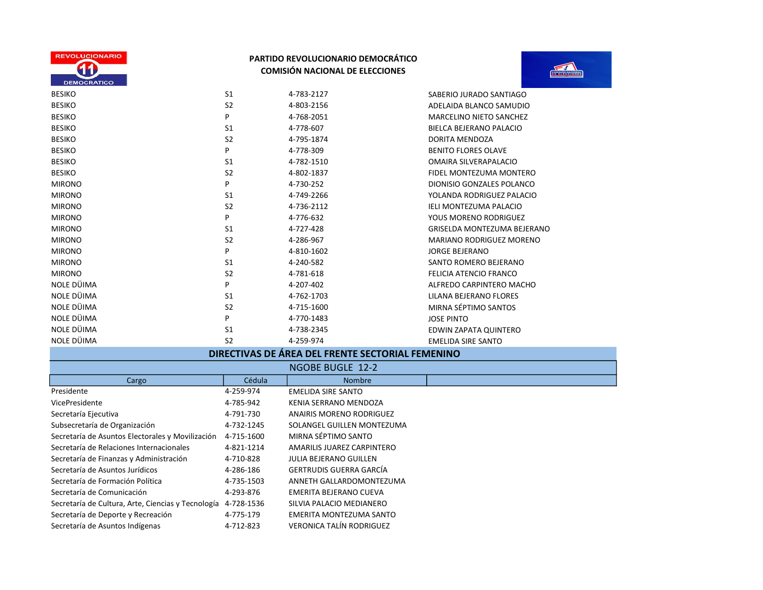**PARTIDO REVOLUCIONARIO DEMOCRÁTICO**
**COMISIÓN NACIONAL DE ELECCIONES**

| | | | |
|---|---|---|---|
| BESIKO | S1 | 4-783-2127 | SABERIO JURADO SANTIAGO |
| BESIKO | S2 | 4-803-2156 | ADELAIDA BLANCO SAMUDIO |
| BESIKO | P | 4-768-2051 | MARCELINO NIETO SANCHEZ |
| BESIKO | S1 | 4-778-607 | BIELCA BEJERANO PALACIO |
| BESIKO | S2 | 4-795-1874 | DORITA MENDOZA |
| BESIKO | P | 4-778-309 | BENITO FLORES OLAVE |
| BESIKO | S1 | 4-782-1510 | OMAIRA SILVERAPALACIO |
| BESIKO | S2 | 4-802-1837 | FIDEL MONTEZUMA MONTERO |
| MIRONO | P | 4-730-252 | DIONISIO GONZALES POLANCO |
| MIRONO | S1 | 4-749-2266 | YOLANDA RODRIGUEZ PALACIO |
| MIRONO | S2 | 4-736-2112 | IELI MONTEZUMA PALACIO |
| MIRONO | P | 4-776-632 | YOUS MORENO RODRIGUEZ |
| MIRONO | S1 | 4-727-428 | GRISELDA MONTEZUMA BEJERANO |
| MIRONO | S2 | 4-286-967 | MARIANO RODRIGUEZ MORENO |
| MIRONO | P | 4-810-1602 | JORGE BEJERANO |
| MIRONO | S1 | 4-240-582 | SANTO ROMERO BEJERANO |
| MIRONO | S2 | 4-781-618 | FELICIA ATENCIO FRANCO |
| NOLE DÜIMA | P | 4-207-402 | ALFREDO CARPINTERO MACHO |
| NOLE DÜIMA | S1 | 4-762-1703 | LILANA BEJERANO FLORES |
| NOLE DÜIMA | S2 | 4-715-1600 | MIRNA SÉPTIMO SANTOS |
| NOLE DÜIMA | P | 4-770-1483 | JOSE PINTO |
| NOLE DÜIMA | S1 | 4-738-2345 | EDWIN ZAPATA QUINTERO |
| NOLE DÜIMA | S2 | 4-259-974 | EMELIDA SIRE SANTO |

## DIRECTIVAS DE ÁREA DEL FRENTE SECTORIAL FEMENINO

### NGOBE BUGLE 12-2

| Cargo | Cédula | Nombre |
|---|---|---|
| Presidente | 4-259-974 | EMELIDA SIRE SANTO |
| VicePresidente | 4-785-942 | KENIA SERRANO MENDOZA |
| Secretaría Ejecutiva | 4-791-730 | ANAIRIS MORENO RODRIGUEZ |
| Subsecretaría de Organización | 4-732-1245 | SOLANGEL GUILLEN MONTEZUMA |
| Secretaría de Asuntos Electorales y Movilización | 4-715-1600 | MIRNA SÉPTIMO SANTO |
| Secretaría de Relaciones Internacionales | 4-821-1214 | AMARILIS JUAREZ CARPINTERO |
| Secretaría de Finanzas y Administración | 4-710-828 | JULIA BEJERANO GUILLEN |
| Secretaría de Asuntos Jurídicos | 4-286-186 | GERTRUDIS GUERRA GARCÍA |
| Secretaría de Formación Política | 4-735-1503 | ANNETH GALLARDOMONTEZUMA |
| Secretaría de Comunicación | 4-293-876 | EMERITA BEJERANO CUEVA |
| Secretaría de Cultura, Arte, Ciencias y Tecnología | 4-728-1536 | SILVIA PALACIO MEDIANERO |
| Secretaría de Deporte y Recreación | 4-775-179 | EMERITA MONTEZUMA SANTO |
| Secretaría de Asuntos Indígenas | 4-712-823 | VERONICA TALÍN RODRIGUEZ |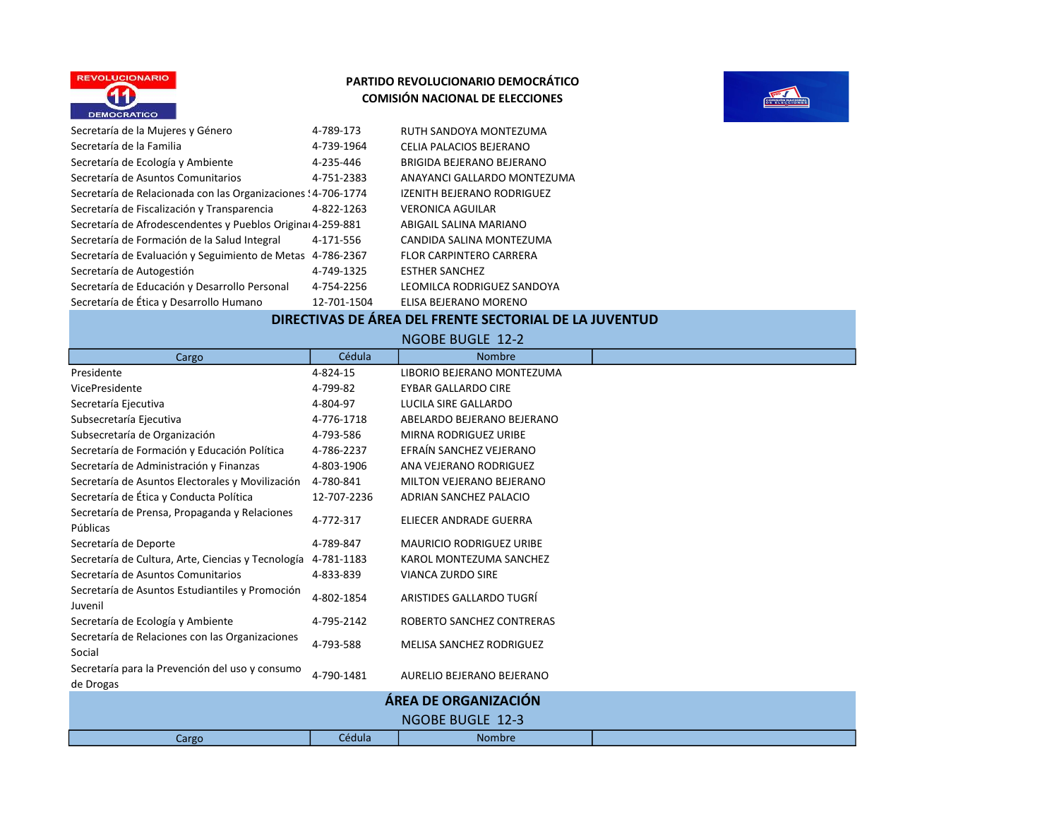PARTIDO REVOLUCIONARIO DEMOCRÁTICO
COMISIÓN NACIONAL DE ELECCIONES

| | | |
|---|---|---|
| Secretaría de la Mujeres y Género | 4-789-173 | RUTH SANDOYA MONTEZUMA |
| Secretaría de la Familia | 4-739-1964 | CELIA PALACIOS BEJERANO |
| Secretaría de Ecología y Ambiente | 4-235-446 | BRIGIDA BEJERANO BEJERANO |
| Secretaría de Asuntos Comunitarios | 4-751-2383 | ANAYANCI GALLARDO MONTEZUMA |
| Secretaría de Relacionada con las Organizaciones S | 4-706-1774 | IZENITH BEJERANO RODRIGUEZ |
| Secretaría de Fiscalización y Transparencia | 4-822-1263 | VERONICA AGUILAR |
| Secretaría de Afrodescendentes y Pueblos Originar | 4-259-881 | ABIGAIL SALINA MARIANO |
| Secretaría de Formación de la Salud Integral | 4-171-556 | CANDIDA SALINA MONTEZUMA |
| Secretaría de Evaluación y Seguimiento de Metas | 4-786-2367 | FLOR CARPINTERO CARRERA |
| Secretaría de Autogestión | 4-749-1325 | ESTHER SANCHEZ |
| Secretaría de Educación y Desarrollo Personal | 4-754-2256 | LEOMILCA RODRIGUEZ SANDOYA |
| Secretaría de Ética y Desarrollo Humano | 12-701-1504 | ELISA BEJERANO MORENO |

## DIRECTIVAS DE ÁREA DEL FRENTE SECTORIAL DE LA JUVENTUD

NGOBE BUGLE 12-2

| Cargo | Cédula | Nombre |
|---|---|---|
| Presidente | 4-824-15 | LIBORIO BEJERANO MONTEZUMA |
| VicePresidente | 4-799-82 | EYBAR GALLARDO CIRE |
| Secretaría Ejecutiva | 4-804-97 | LUCILA SIRE GALLARDO |
| Subsecretaría Ejecutiva | 4-776-1718 | ABELARDO BEJERANO BEJERANO |
| Subsecretaría de Organización | 4-793-586 | MIRNA RODRIGUEZ URIBE |
| Secretaría de Formación y Educación Política | 4-786-2237 | EFRAÍN SANCHEZ VEJERANO |
| Secretaría de Administración y Finanzas | 4-803-1906 | ANA VEJERANO RODRIGUEZ |
| Secretaría de Asuntos Electorales y Movilización | 4-780-841 | MILTON VEJERANO BEJERANO |
| Secretaría de Ética y Conducta Política | 12-707-2236 | ADRIAN SANCHEZ PALACIO |
| Secretaría de Prensa, Propaganda y Relaciones Públicas | 4-772-317 | ELIECER ANDRADE GUERRA |
| Secretaría de Deporte | 4-789-847 | MAURICIO RODRIGUEZ URIBE |
| Secretaría de Cultura, Arte, Ciencias y Tecnología | 4-781-1183 | KAROL MONTEZUMA SANCHEZ |
| Secretaría de Asuntos Comunitarios | 4-833-839 | VIANCA ZURDO SIRE |
| Secretaría de Asuntos Estudiantiles y Promoción Juvenil | 4-802-1854 | ARISTIDES GALLARDO TUGRÍ |
| Secretaría de Ecología y Ambiente | 4-795-2142 | ROBERTO SANCHEZ CONTRERAS |
| Secretaría de Relaciones con las Organizaciones Social | 4-793-588 | MELISA SANCHEZ RODRIGUEZ |
| Secretaría para la Prevención del uso y consumo de Drogas | 4-790-1481 | AURELIO BEJERANO BEJERANO |

## ÁREA DE ORGANIZACIÓN

NGOBE BUGLE 12-3

| Cargo | Cédula | Nombre |
|---|---|---|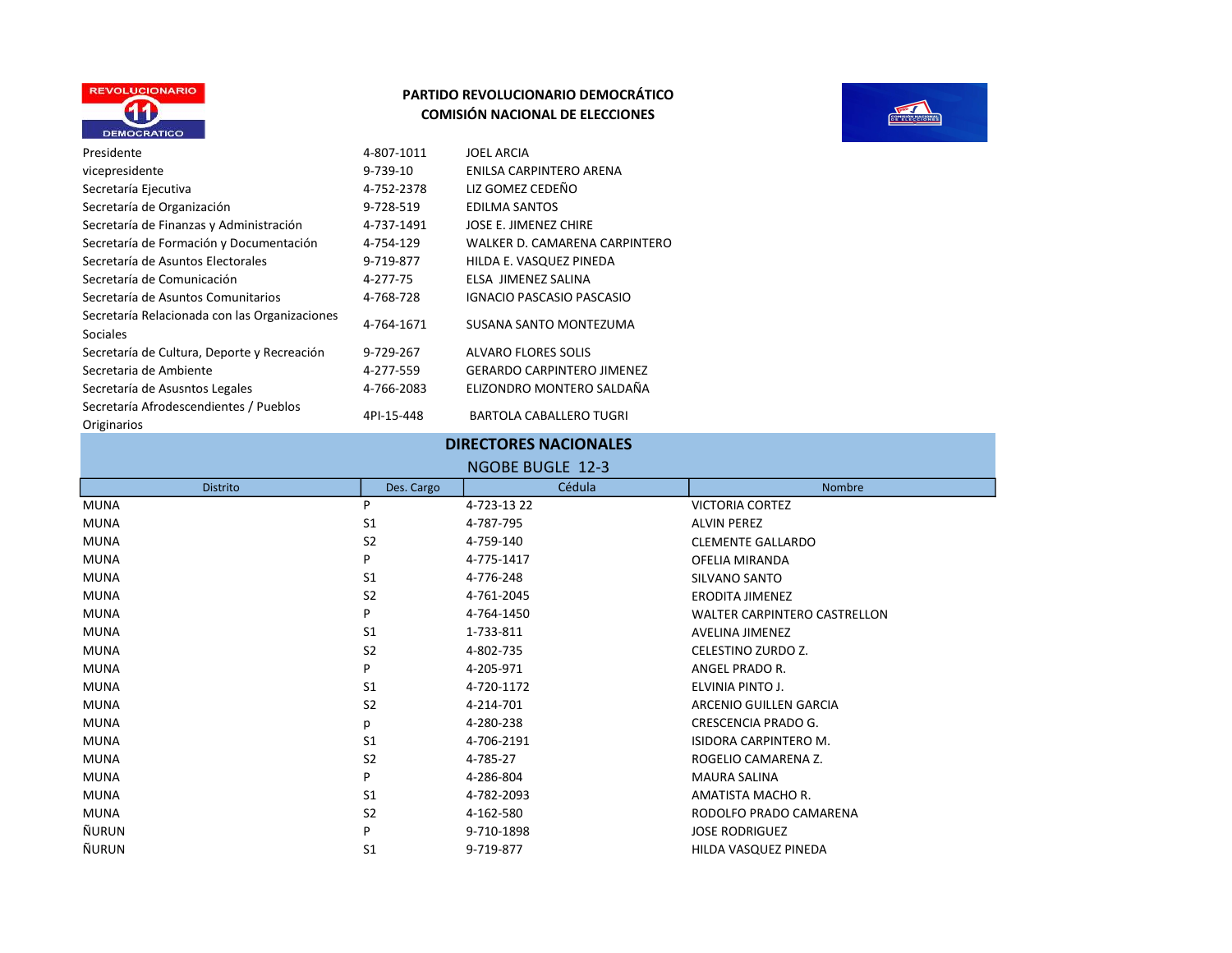**PARTIDO REVOLUCIONARIO DEMOCRÁTICO**
**COMISIÓN NACIONAL DE ELECCIONES**

| | | |
|---|---|---|
| Presidente | 4-807-1011 | JOEL ARCIA |
| vicepresidente | 9-739-10 | ENILSA CARPINTERO ARENA |
| Secretaría Ejecutiva | 4-752-2378 | LIZ GOMEZ CEDEÑO |
| Secretaría de Organización | 9-728-519 | EDILMA SANTOS |
| Secretaría de Finanzas y Administración | 4-737-1491 | JOSE E. JIMENEZ CHIRE |
| Secretaría de Formación y Documentación | 4-754-129 | WALKER D. CAMARENA CARPINTERO |
| Secretaría de Asuntos Electorales | 9-719-877 | HILDA E. VASQUEZ PINEDA |
| Secretaría de Comunicación | 4-277-75 | ELSA JIMENEZ SALINA |
| Secretaría de Asuntos Comunitarios | 4-768-728 | IGNACIO PASCASIO PASCASIO |
| Secretaría Relacionada con las Organizaciones Sociales | 4-764-1671 | SUSANA SANTO MONTEZUMA |
| Secretaría de Cultura, Deporte y Recreación | 9-729-267 | ALVARO FLORES SOLIS |
| Secretaria de Ambiente | 4-277-559 | GERARDO CARPINTERO JIMENEZ |
| Secretaría de Asusntos Legales | 4-766-2083 | ELIZONDRO MONTERO SALDAÑA |
| Secretaría Afrodescendientes / Pueblos Originarios | 4PI-15-448 | BARTOLA CABALLERO TUGRI |

## DIRECTORES NACIONALES

NGOBE BUGLE 12-3

| Distrito | Des. Cargo | Cédula | Nombre |
|---|---|---|---|
| MUNA | P | 4-723-13 22 | VICTORIA CORTEZ |
| MUNA | S1 | 4-787-795 | ALVIN PEREZ |
| MUNA | S2 | 4-759-140 | CLEMENTE GALLARDO |
| MUNA | P | 4-775-1417 | OFELIA MIRANDA |
| MUNA | S1 | 4-776-248 | SILVANO SANTO |
| MUNA | S2 | 4-761-2045 | ERODITA JIMENEZ |
| MUNA | P | 4-764-1450 | WALTER CARPINTERO CASTRELLON |
| MUNA | S1 | 1-733-811 | AVELINA JIMENEZ |
| MUNA | S2 | 4-802-735 | CELESTINO ZURDO Z. |
| MUNA | P | 4-205-971 | ANGEL PRADO R. |
| MUNA | S1 | 4-720-1172 | ELVINIA PINTO J. |
| MUNA | S2 | 4-214-701 | ARCENIO GUILLEN GARCIA |
| MUNA | p | 4-280-238 | CRESCENCIA PRADO G. |
| MUNA | S1 | 4-706-2191 | ISIDORA CARPINTERO M. |
| MUNA | S2 | 4-785-27 | ROGELIO CAMARENA Z. |
| MUNA | P | 4-286-804 | MAURA SALINA |
| MUNA | S1 | 4-782-2093 | AMATISTA MACHO R. |
| MUNA | S2 | 4-162-580 | RODOLFO PRADO CAMARENA |
| ÑURUN | P | 9-710-1898 | JOSE RODRIGUEZ |
| ÑURUN | S1 | 9-719-877 | HILDA VASQUEZ PINEDA |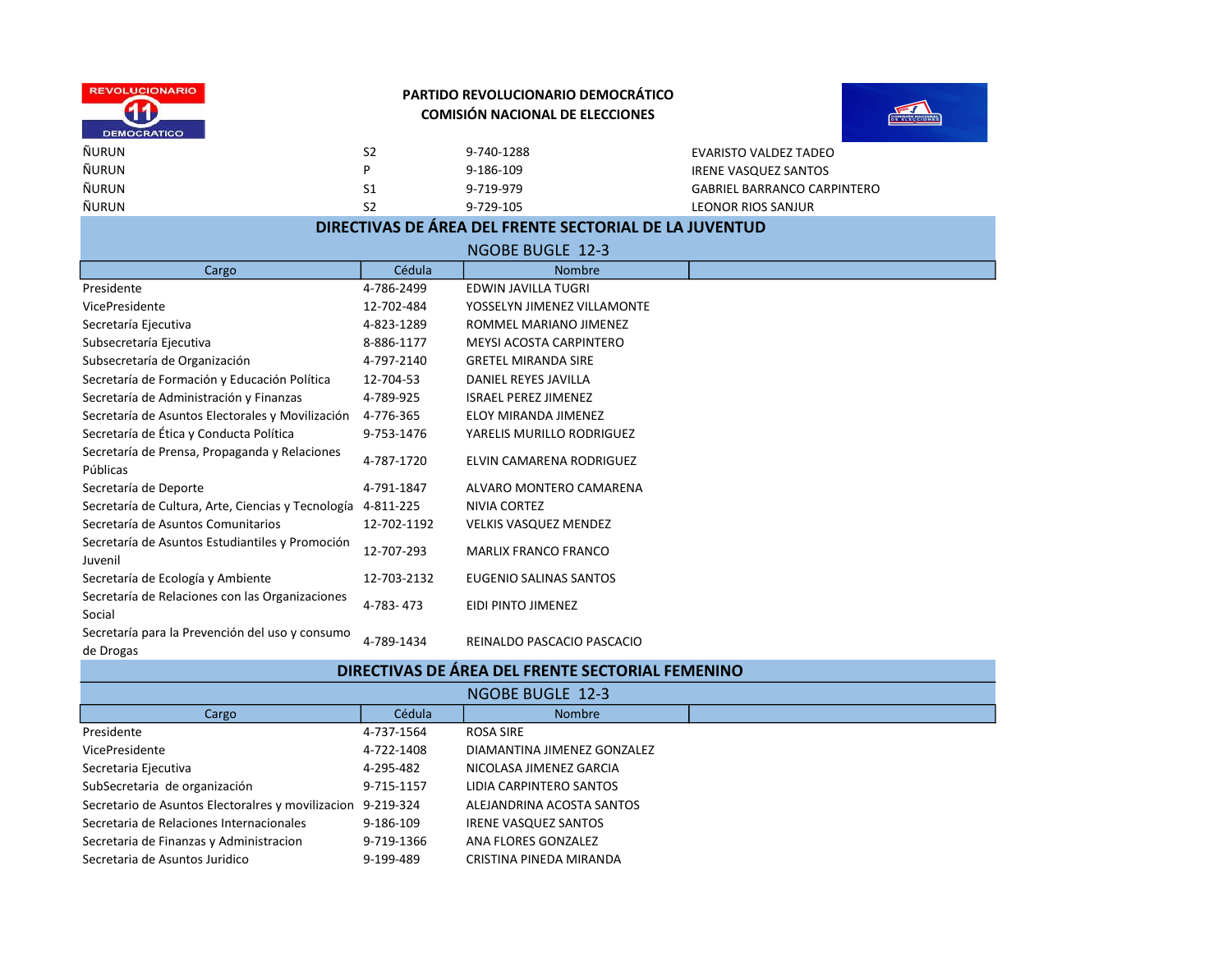**PARTIDO REVOLUCIONARIO DEMOCRÁTICO**
**COMISIÓN NACIONAL DE ELECCIONES**

| | | | |
|---|---|---|---|
| ÑURUN | S2 | 9-740-1288 | EVARISTO VALDEZ TADEO |
| ÑURUN | P | 9-186-109 | IRENE VASQUEZ SANTOS |
| ÑURUN | S1 | 9-719-979 | GABRIEL BARRANCO CARPINTERO |
| ÑURUN | S2 | 9-729-105 | LEONOR RIOS SANJUR |

## DIRECTIVAS DE ÁREA DEL FRENTE SECTORIAL DE LA JUVENTUD

NGOBE BUGLE 12-3

| Cargo | Cédula | Nombre | |
|---|---|---|---|
| Presidente | 4-786-2499 | EDWIN JAVILLA TUGRI | |
| VicePresidente | 12-702-484 | YOSSELYN JIMENEZ VILLAMONTE | |
| Secretaría Ejecutiva | 4-823-1289 | ROMMEL MARIANO JIMENEZ | |
| Subsecretaría Ejecutiva | 8-886-1177 | MEYSI ACOSTA CARPINTERO | |
| Subsecretaría de Organización | 4-797-2140 | GRETEL MIRANDA SIRE | |
| Secretaría de Formación y Educación Política | 12-704-53 | DANIEL REYES JAVILLA | |
| Secretaría de Administración y Finanzas | 4-789-925 | ISRAEL PEREZ JIMENEZ | |
| Secretaría de Asuntos Electorales y Movilización | 4-776-365 | ELOY MIRANDA JIMENEZ | |
| Secretaría de Ética y Conducta Política | 9-753-1476 | YARELIS MURILLO RODRIGUEZ | |
| Secretaría de Prensa, Propaganda y Relaciones Públicas | 4-787-1720 | ELVIN CAMARENA RODRIGUEZ | |
| Secretaría de Deporte | 4-791-1847 | ALVARO MONTERO CAMARENA | |
| Secretaría de Cultura, Arte, Ciencias y Tecnología | 4-811-225 | NIVIA CORTEZ | |
| Secretaría de Asuntos Comunitarios | 12-702-1192 | VELKIS VASQUEZ MENDEZ | |
| Secretaría de Asuntos Estudiantiles y Promoción Juvenil | 12-707-293 | MARLIX FRANCO FRANCO | |
| Secretaría de Ecología y Ambiente | 12-703-2132 | EUGENIO SALINAS SANTOS | |
| Secretaría de Relaciones con las Organizaciones Social | 4-783- 473 | EIDI PINTO JIMENEZ | |
| Secretaría para la Prevención del uso y consumo de Drogas | 4-789-1434 | REINALDO PASCACIO PASCACIO | |

## DIRECTIVAS DE ÁREA DEL FRENTE SECTORIAL FEMENINO

NGOBE BUGLE 12-3

| Cargo | Cédula | Nombre | |
|---|---|---|---|
| Presidente | 4-737-1564 | ROSA SIRE | |
| VicePresidente | 4-722-1408 | DIAMANTINA JIMENEZ GONZALEZ | |
| Secretaria Ejecutiva | 4-295-482 | NICOLASA JIMENEZ GARCIA | |
| SubSecretaria de organización | 9-715-1157 | LIDIA CARPINTERO SANTOS | |
| Secretario de Asuntos Electoralres y movilizacion | 9-219-324 | ALEJANDRINA ACOSTA SANTOS | |
| Secretaria de Relaciones Internacionales | 9-186-109 | IRENE VASQUEZ SANTOS | |
| Secretaria de Finanzas y Administracion | 9-719-1366 | ANA FLORES GONZALEZ | |
| Secretaria de Asuntos Juridico | 9-199-489 | CRISTINA PINEDA MIRANDA | |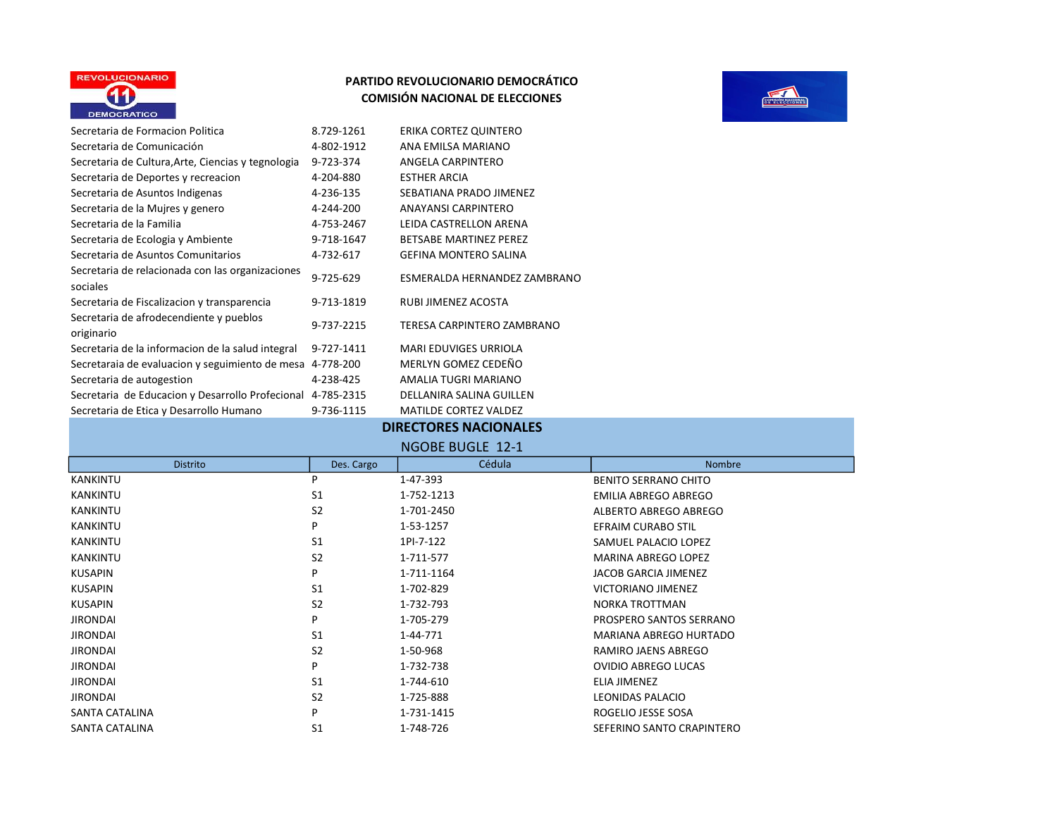**PARTIDO REVOLUCIONARIO DEMOCRÁTICO**
**COMISIÓN NACIONAL DE ELECCIONES**

| | | |
|---|---|---|
| Secretaria de Formacion Politica | 8.729-1261 | ERIKA CORTEZ QUINTERO |
| Secretaria de Comunicación | 4-802-1912 | ANA EMILSA MARIANO |
| Secretaria de Cultura,Arte, Ciencias y tegnologia | 9-723-374 | ANGELA CARPINTERO |
| Secretaria de Deportes y recreacion | 4-204-880 | ESTHER ARCIA |
| Secretaria de Asuntos Indigenas | 4-236-135 | SEBATIANA PRADO JIMENEZ |
| Secretaria de la Mujres y genero | 4-244-200 | ANAYANSI CARPINTERO |
| Secretaria de la Familia | 4-753-2467 | LEIDA CASTRELLON ARENA |
| Secretaria de Ecologia y Ambiente | 9-718-1647 | BETSABE MARTINEZ PEREZ |
| Secretaria de Asuntos Comunitarios | 4-732-617 | GEFINA MONTERO SALINA |
| Secretaria de relacionada con las organizaciones sociales | 9-725-629 | ESMERALDA HERNANDEZ ZAMBRANO |
| Secretaria de Fiscalizacion y transparencia | 9-713-1819 | RUBI JIMENEZ ACOSTA |
| Secretaria de afrodecendiente y pueblos originario | 9-737-2215 | TERESA CARPINTERO ZAMBRANO |
| Secretaria de la informacion de la salud integral | 9-727-1411 | MARI EDUVIGES URRIOLA |
| Secretaraia de evaluacion y seguimiento de mesa | 4-778-200 | MERLYN GOMEZ CEDEÑO |
| Secretaria de autogestion | 4-238-425 | AMALIA TUGRI MARIANO |
| Secretaria de Educacion y Desarrollo Profecional | 4-785-2315 | DELLANIRA SALINA GUILLEN |
| Secretaria de Etica y Desarrollo Humano | 9-736-1115 | MATILDE CORTEZ VALDEZ |

## DIRECTORES NACIONALES

NGOBE BUGLE 12-1

| Distrito | Des. Cargo | Cédula | Nombre |
|---|---|---|---|
| KANKINTU | P | 1-47-393 | BENITO SERRANO CHITO |
| KANKINTU | S1 | 1-752-1213 | EMILIA ABREGO ABREGO |
| KANKINTU | S2 | 1-701-2450 | ALBERTO ABREGO ABREGO |
| KANKINTU | P | 1-53-1257 | EFRAIM CURABO STIL |
| KANKINTU | S1 | 1PI-7-122 | SAMUEL PALACIO LOPEZ |
| KANKINTU | S2 | 1-711-577 | MARINA ABREGO LOPEZ |
| KUSAPIN | P | 1-711-1164 | JACOB GARCIA JIMENEZ |
| KUSAPIN | S1 | 1-702-829 | VICTORIANO JIMENEZ |
| KUSAPIN | S2 | 1-732-793 | NORKA TROTTMAN |
| JIRONDAI | P | 1-705-279 | PROSPERO SANTOS SERRANO |
| JIRONDAI | S1 | 1-44-771 | MARIANA ABREGO HURTADO |
| JIRONDAI | S2 | 1-50-968 | RAMIRO JAENS ABREGO |
| JIRONDAI | P | 1-732-738 | OVIDIO ABREGO LUCAS |
| JIRONDAI | S1 | 1-744-610 | ELIA JIMENEZ |
| JIRONDAI | S2 | 1-725-888 | LEONIDAS PALACIO |
| SANTA CATALINA | P | 1-731-1415 | ROGELIO JESSE SOSA |
| SANTA CATALINA | S1 | 1-748-726 | SEFERINO SANTO CRAPINTERO |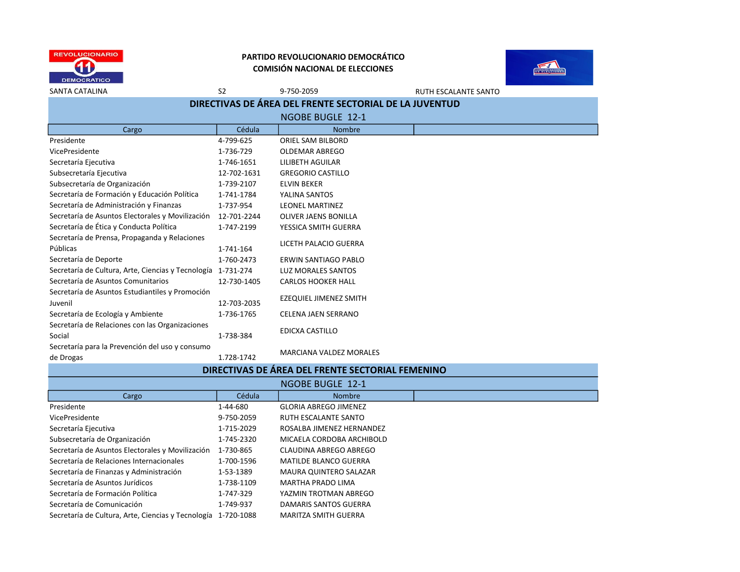**PARTIDO REVOLUCIONARIO DEMOCRÁTICO**
**COMISIÓN NACIONAL DE ELECCIONES**

SANTA CATALINA | S2 | 9-750-2059 | RUTH ESCALANTE SANTO

## DIRECTIVAS DE ÁREA DEL FRENTE SECTORIAL DE LA JUVENTUD

### NGOBE BUGLE 12-1

| Cargo | Cédula | Nombre | |
|---|---|---|---|
| Presidente | 4-799-625 | ORIEL SAM BILBORD | |
| VicePresidente | 1-736-729 | OLDEMAR ABREGO | |
| Secretaría Ejecutiva | 1-746-1651 | LILIBETH AGUILAR | |
| Subsecretaría Ejecutiva | 12-702-1631 | GREGORIO CASTILLO | |
| Subsecretaría de Organización | 1-739-2107 | ELVIN BEKER | |
| Secretaría de Formación y Educación Política | 1-741-1784 | YALINA SANTOS | |
| Secretaría de Administración y Finanzas | 1-737-954 | LEONEL MARTINEZ | |
| Secretaría de Asuntos Electorales y Movilización | 12-701-2244 | OLIVER JAENS BONILLA | |
| Secretaría de Ética y Conducta Política | 1-747-2199 | YESSICA SMITH GUERRA | |
| Secretaría de Prensa, Propaganda y Relaciones Públicas | 1-741-164 | LICETH PALACIO GUERRA | |
| Secretaría de Deporte | 1-760-2473 | ERWIN SANTIAGO PABLO | |
| Secretaría de Cultura, Arte, Ciencias y Tecnología | 1-731-274 | LUZ MORALES SANTOS | |
| Secretaría de Asuntos Comunitarios | 12-730-1405 | CARLOS HOOKER HALL | |
| Secretaría de Asuntos Estudiantiles y Promoción Juvenil | 12-703-2035 | EZEQUIEL JIMENEZ SMITH | |
| Secretaría de Ecología y Ambiente | 1-736-1765 | CELENA JAEN SERRANO | |
| Secretaría de Relaciones con las Organizaciones Social | 1-738-384 | EDICXA CASTILLO | |
| Secretaría para la Prevención del uso y consumo de Drogas | 1.728-1742 | MARCIANA VALDEZ MORALES | |

## DIRECTIVAS DE ÁREA DEL FRENTE SECTORIAL FEMENINO

### NGOBE BUGLE 12-1

| Cargo | Cédula | Nombre | |
|---|---|---|---|
| Presidente | 1-44-680 | GLORIA ABREGO JIMENEZ | |
| VicePresidente | 9-750-2059 | RUTH ESCALANTE SANTO | |
| Secretaría Ejecutiva | 1-715-2029 | ROSALBA JIMENEZ HERNANDEZ | |
| Subsecretaría de Organización | 1-745-2320 | MICAELA CORDOBA ARCHIBOLD | |
| Secretaría de Asuntos Electorales y Movilización | 1-730-865 | CLAUDINA ABREGO ABREGO | |
| Secretaría de Relaciones Internacionales | 1-700-1596 | MATILDE BLANCO GUERRA | |
| Secretaría de Finanzas y Administración | 1-53-1389 | MAURA QUINTERO SALAZAR | |
| Secretaría de Asuntos Jurídicos | 1-738-1109 | MARTHA PRADO LIMA | |
| Secretaría de Formación Política | 1-747-329 | YAZMIN TROTMAN ABREGO | |
| Secretaría de Comunicación | 1-749-937 | DAMARIS SANTOS GUERRA | |
| Secretaría de Cultura, Arte, Ciencias y Tecnología | 1-720-1088 | MARITZA SMITH GUERRA | |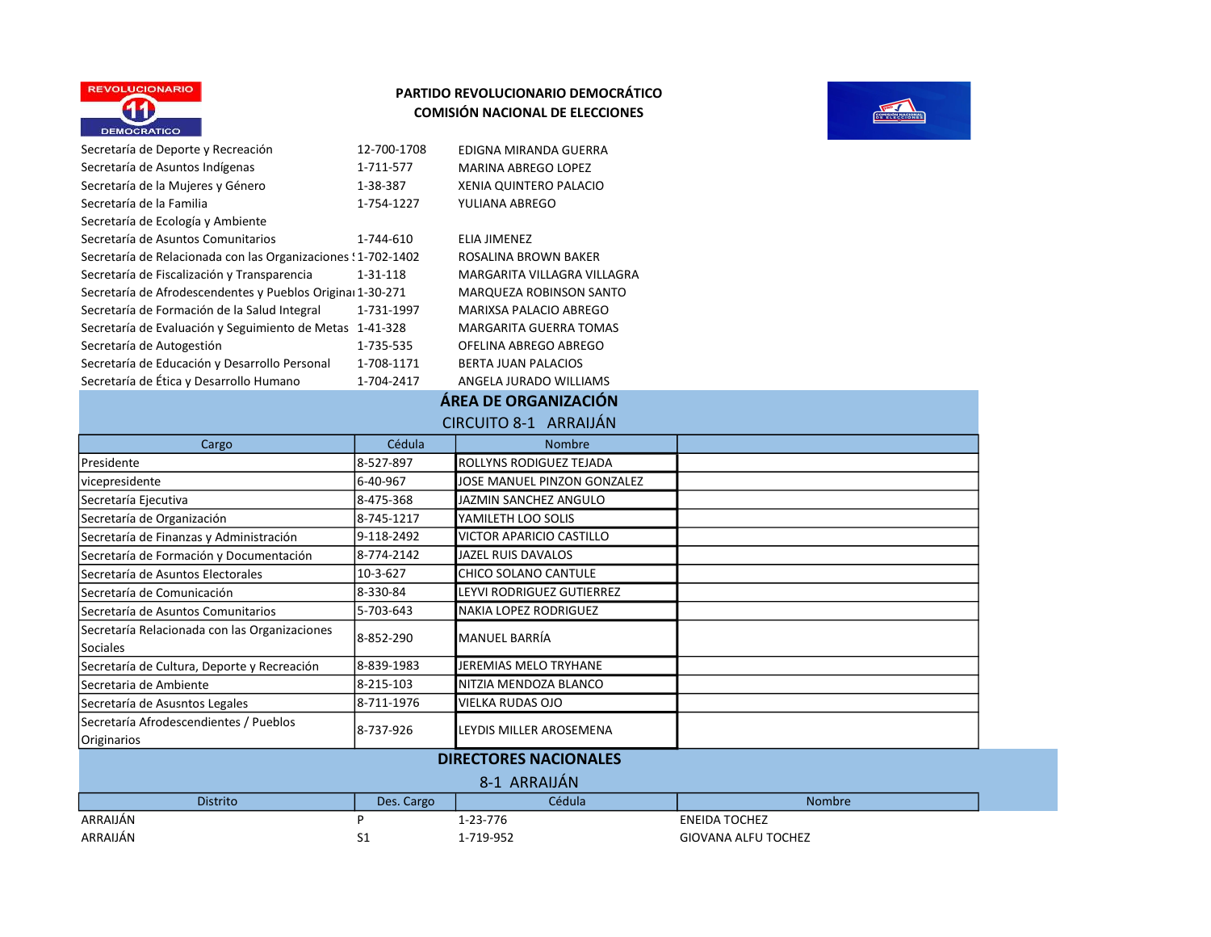**PARTIDO REVOLUCIONARIO DEMOCRÁTICO**
**COMISIÓN NACIONAL DE ELECCIONES**

| | | |
|---|---|---|
| Secretaría de Deporte y Recreación | 12-700-1708 | EDIGNA MIRANDA GUERRA |
| Secretaría de Asuntos Indígenas | 1-711-577 | MARINA ABREGO LOPEZ |
| Secretaría de la Mujeres y Género | 1-38-387 | XENIA QUINTERO PALACIO |
| Secretaría de la Familia | 1-754-1227 | YULIANA ABREGO |
| Secretaría de Ecología y Ambiente | | |
| Secretaría de Asuntos Comunitarios | 1-744-610 | ELIA JIMENEZ |
| Secretaría de Relacionada con las Organizaciones S | 1-702-1402 | ROSALINA BROWN BAKER |
| Secretaría de Fiscalización y Transparencia | 1-31-118 | MARGARITA VILLAGRA VILLAGRA |
| Secretaría de Afrodescendentes y Pueblos Originar | 1-30-271 | MARQUEZA ROBINSON SANTO |
| Secretaría de Formación de la Salud Integral | 1-731-1997 | MARIXSA PALACIO ABREGO |
| Secretaría de Evaluación y Seguimiento de Metas | 1-41-328 | MARGARITA GUERRA TOMAS |
| Secretaría de Autogestión | 1-735-535 | OFELINA ABREGO ABREGO |
| Secretaría de Educación y Desarrollo Personal | 1-708-1171 | BERTA JUAN PALACIOS |
| Secretaría de Ética y Desarrollo Humano | 1-704-2417 | ANGELA JURADO WILLIAMS |

## ÁREA DE ORGANIZACIÓN

CIRCUITO 8-1 ARRAIJÁN

| Cargo | Cédula | Nombre | |
|---|---|---|---|
| Presidente | 8-527-897 | ROLLYNS RODIGUEZ TEJADA | |
| vicepresidente | 6-40-967 | JOSE MANUEL PINZON GONZALEZ | |
| Secretaría Ejecutiva | 8-475-368 | JAZMIN SANCHEZ ANGULO | |
| Secretaría de Organización | 8-745-1217 | YAMILETH LOO SOLIS | |
| Secretaría de Finanzas y Administración | 9-118-2492 | VICTOR APARICIO CASTILLO | |
| Secretaría de Formación y Documentación | 8-774-2142 | JAZEL RUIS DAVALOS | |
| Secretaría de Asuntos Electorales | 10-3-627 | CHICO SOLANO CANTULE | |
| Secretaría de Comunicación | 8-330-84 | LEYVI RODRIGUEZ GUTIERREZ | |
| Secretaría de Asuntos Comunitarios | 5-703-643 | NAKIA LOPEZ RODRIGUEZ | |
| Secretaría Relacionada con las Organizaciones Sociales | 8-852-290 | MANUEL BARRÍA | |
| Secretaría de Cultura, Deporte y Recreación | 8-839-1983 | JEREMIAS MELO TRYHANE | |
| Secretaría de Ambiente | 8-215-103 | NITZIA MENDOZA BLANCO | |
| Secretaría de Asusntos Legales | 8-711-1976 | VIELKA RUDAS OJO | |
| Secretaría Afrodescendientes / Pueblos Originarios | 8-737-926 | LEYDIS MILLER AROSEMENA | |

## DIRECTORES NACIONALES

8-1 ARRAIJÁN

| Distrito | Des. Cargo | Cédula | Nombre |
|---|---|---|---|
| ARRAIJÁN | P | 1-23-776 | ENEIDA TOCHEZ |
| ARRAIJÁN | S1 | 1-719-952 | GIOVANA ALFU TOCHEZ |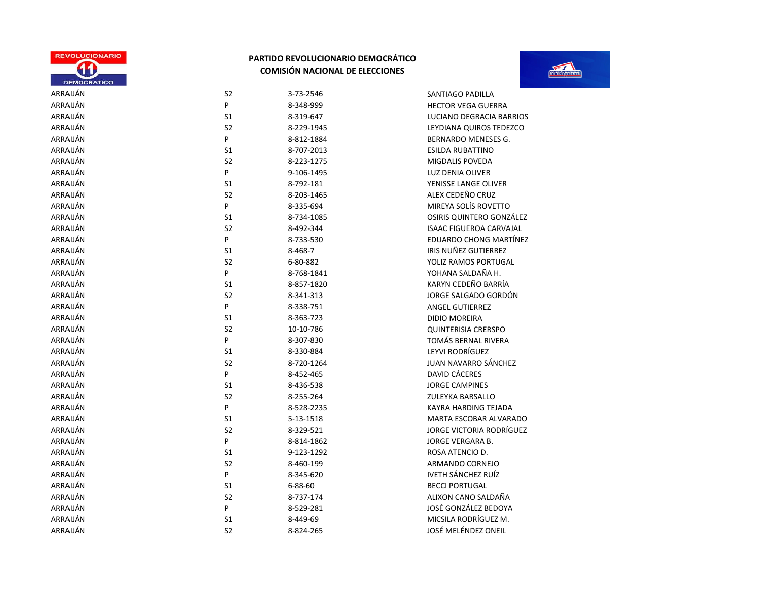## PARTIDO REVOLUCIONARIO DEMOCRÁTICO
## COMISIÓN NACIONAL DE ELECCIONES

| | | | |
|---|---|---|---|
| ARRAIJÁN | S2 | 3-73-2546 | SANTIAGO PADILLA |
| ARRAIJÁN | P | 8-348-999 | HECTOR VEGA GUERRA |
| ARRAIJÁN | S1 | 8-319-647 | LUCIANO DEGRACIA BARRIOS |
| ARRAIJÁN | S2 | 8-229-1945 | LEYDIANA QUIROS TEDEZCO |
| ARRAIJÁN | P | 8-812-1884 | BERNARDO MENESES G. |
| ARRAIJÁN | S1 | 8-707-2013 | ESILDA RUBATTINO |
| ARRAIJÁN | S2 | 8-223-1275 | MIGDALIS POVEDA |
| ARRAIJÁN | P | 9-106-1495 | LUZ DENIA OLIVER |
| ARRAIJÁN | S1 | 8-792-181 | YENISSE LANGE OLIVER |
| ARRAIJÁN | S2 | 8-203-1465 | ALEX CEDEÑO CRUZ |
| ARRAIJÁN | P | 8-335-694 | MIREYA SOLÍS ROVETTO |
| ARRAIJÁN | S1 | 8-734-1085 | OSIRIS QUINTERO GONZÁLEZ |
| ARRAIJÁN | S2 | 8-492-344 | ISAAC FIGUEROA CARVAJAL |
| ARRAIJÁN | P | 8-733-530 | EDUARDO CHONG MARTÍNEZ |
| ARRAIJÁN | S1 | 8-468-7 | IRIS NUÑEZ GUTIERREZ |
| ARRAIJÁN | S2 | 6-80-882 | YOLIZ RAMOS PORTUGAL |
| ARRAIJÁN | P | 8-768-1841 | YOHANA SALDAÑA H. |
| ARRAIJÁN | S1 | 8-857-1820 | KARYN CEDEÑO BARRÍA |
| ARRAIJÁN | S2 | 8-341-313 | JORGE SALGADO GORDÓN |
| ARRAIJÁN | P | 8-338-751 | ANGEL GUTIERREZ |
| ARRAIJÁN | S1 | 8-363-723 | DIDIO MOREIRA |
| ARRAIJÁN | S2 | 10-10-786 | QUINTERISIA CRERSPO |
| ARRAIJÁN | P | 8-307-830 | TOMÁS BERNAL RIVERA |
| ARRAIJÁN | S1 | 8-330-884 | LEYVI RODRÍGUEZ |
| ARRAIJÁN | S2 | 8-720-1264 | JUAN NAVARRO SÁNCHEZ |
| ARRAIJÁN | P | 8-452-465 | DAVID CÁCERES |
| ARRAIJÁN | S1 | 8-436-538 | JORGE CAMPINES |
| ARRAIJÁN | S2 | 8-255-264 | ZULEYKA BARSALLO |
| ARRAIJÁN | P | 8-528-2235 | KAYRA HARDING TEJADA |
| ARRAIJÁN | S1 | 5-13-1518 | MARTA ESCOBAR ALVARADO |
| ARRAIJÁN | S2 | 8-329-521 | JORGE VICTORIA RODRÍGUEZ |
| ARRAIJÁN | P | 8-814-1862 | JORGE VERGARA B. |
| ARRAIJÁN | S1 | 9-123-1292 | ROSA ATENCIO D. |
| ARRAIJÁN | S2 | 8-460-199 | ARMANDO CORNEJO |
| ARRAIJÁN | P | 8-345-620 | IVETH SÁNCHEZ RUÍZ |
| ARRAIJÁN | S1 | 6-88-60 | BECCI PORTUGAL |
| ARRAIJÁN | S2 | 8-737-174 | ALIXON CANO SALDAÑA |
| ARRAIJÁN | P | 8-529-281 | JOSÉ GONZÁLEZ BEDOYA |
| ARRAIJÁN | S1 | 8-449-69 | MICSILA RODRÍGUEZ M. |
| ARRAIJÁN | S2 | 8-824-265 | JOSÉ MELÉNDEZ ONEIL |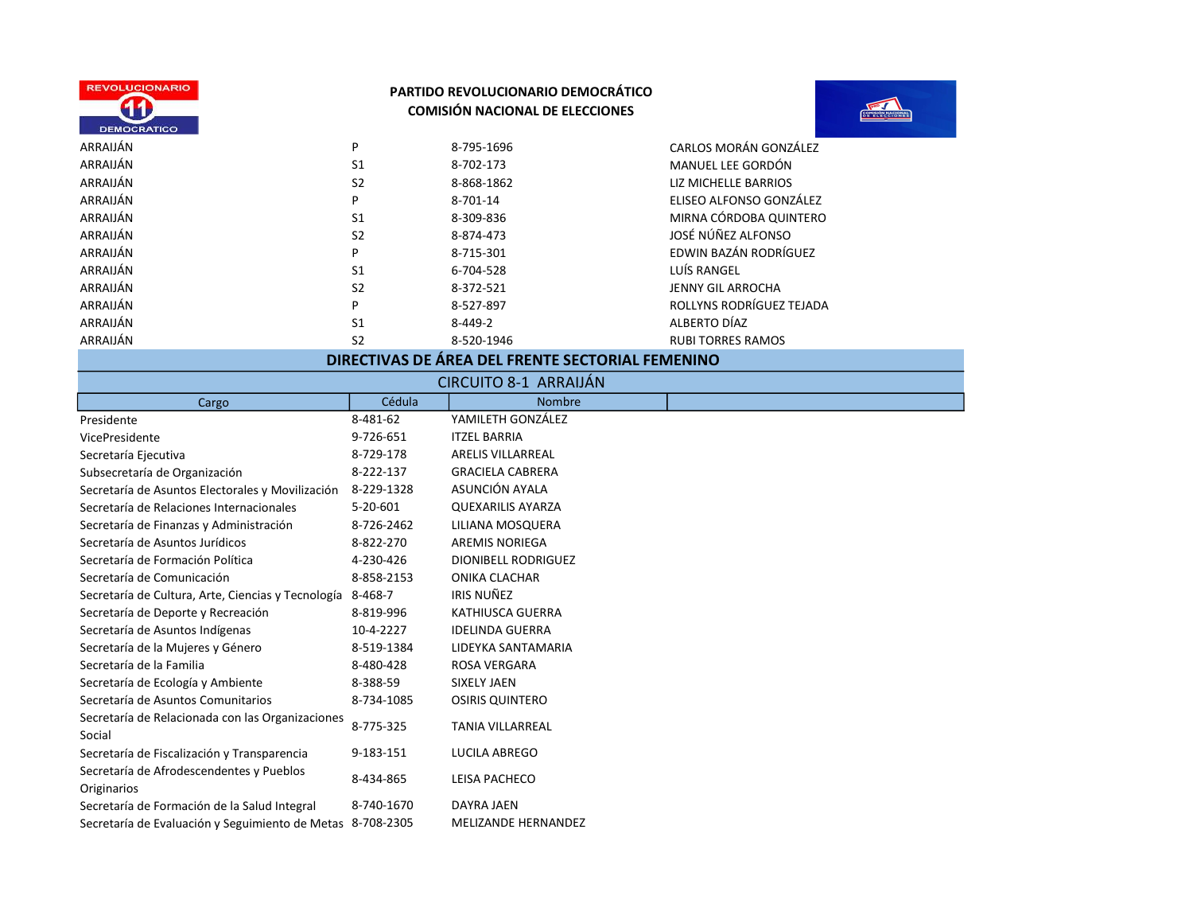**PARTIDO REVOLUCIONARIO DEMOCRÁTICO**
**COMISIÓN NACIONAL DE ELECCIONES**

| | | | |
|---|---|---|---|
| ARRAIJÁN | P | 8-795-1696 | CARLOS MORÁN GONZÁLEZ |
| ARRAIJÁN | S1 | 8-702-173 | MANUEL LEE GORDÓN |
| ARRAIJÁN | S2 | 8-868-1862 | LIZ MICHELLE BARRIOS |
| ARRAIJÁN | P | 8-701-14 | ELISEO ALFONSO GONZÁLEZ |
| ARRAIJÁN | S1 | 8-309-836 | MIRNA CÓRDOBA QUINTERO |
| ARRAIJÁN | S2 | 8-874-473 | JOSÉ NÚÑEZ ALFONSO |
| ARRAIJÁN | P | 8-715-301 | EDWIN BAZÁN RODRÍGUEZ |
| ARRAIJÁN | S1 | 6-704-528 | LUÍS RANGEL |
| ARRAIJÁN | S2 | 8-372-521 | JENNY GIL ARROCHA |
| ARRAIJÁN | P | 8-527-897 | ROLLYNS RODRÍGUEZ TEJADA |
| ARRAIJÁN | S1 | 8-449-2 | ALBERTO DÍAZ |
| ARRAIJÁN | S2 | 8-520-1946 | RUBI TORRES RAMOS |

## DIRECTIVAS DE ÁREA DEL FRENTE SECTORIAL FEMENINO

### CIRCUITO 8-1 ARRAIJÁN

| Cargo | Cédula | Nombre |
|---|---|---|
| Presidente | 8-481-62 | YAMILETH GONZÁLEZ |
| VicePresidente | 9-726-651 | ITZEL BARRIA |
| Secretaría Ejecutiva | 8-729-178 | ARELIS VILLARREAL |
| Subsecretaría de Organización | 8-222-137 | GRACIELA CABRERA |
| Secretaría de Asuntos Electorales y Movilización | 8-229-1328 | ASUNCIÓN AYALA |
| Secretaría de Relaciones Internacionales | 5-20-601 | QUEXARILIS AYARZA |
| Secretaría de Finanzas y Administración | 8-726-2462 | LILIANA MOSQUERA |
| Secretaría de Asuntos Jurídicos | 8-822-270 | AREMIS NORIEGA |
| Secretaría de Formación Política | 4-230-426 | DIONIBELL RODRIGUEZ |
| Secretaría de Comunicación | 8-858-2153 | ONIKA CLACHAR |
| Secretaría de Cultura, Arte, Ciencias y Tecnología | 8-468-7 | IRIS NUÑEZ |
| Secretaría de Deporte y Recreación | 8-819-996 | KATHIUSCA GUERRA |
| Secretaría de Asuntos Indígenas | 10-4-2227 | IDELINDA GUERRA |
| Secretaría de la Mujeres y Género | 8-519-1384 | LIDEYKA SANTAMARIA |
| Secretaría de la Familia | 8-480-428 | ROSA VERGARA |
| Secretaría de Ecología y Ambiente | 8-388-59 | SIXELY JAEN |
| Secretaría de Asuntos Comunitarios | 8-734-1085 | OSIRIS QUINTERO |
| Secretaría de Relacionada con las Organizaciones Social | 8-775-325 | TANIA VILLARREAL |
| Secretaría de Fiscalización y Transparencia | 9-183-151 | LUCILA ABREGO |
| Secretaría de Afrodescendentes y Pueblos Originarios | 8-434-865 | LEISA PACHECO |
| Secretaría de Formación de la Salud Integral | 8-740-1670 | DAYRA JAEN |
| Secretaría de Evaluación y Seguimiento de Metas | 8-708-2305 | MELIZANDE HERNANDEZ |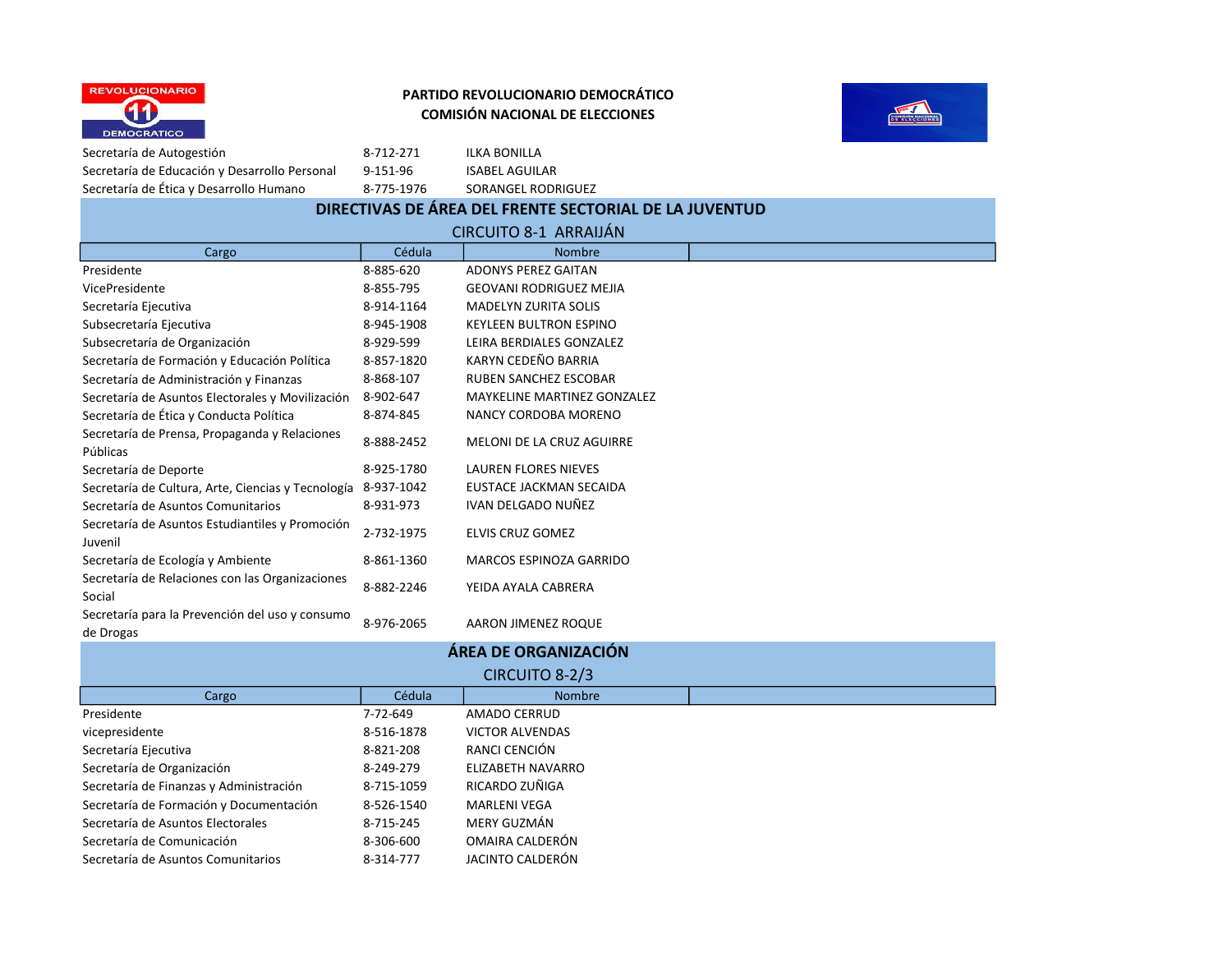**PARTIDO REVOLUCIONARIO DEMOCRÁTICO**
**COMISIÓN NACIONAL DE ELECCIONES**

| | | |
|---|---|---|
| Secretaría de Autogestión | 8-712-271 | ILKA BONILLA |
| Secretaría de Educación y Desarrollo Personal | 9-151-96 | ISABEL AGUILAR |
| Secretaría de Ética y Desarrollo Humano | 8-775-1976 | SORANGEL RODRIGUEZ |

## DIRECTIVAS DE ÁREA DEL FRENTE SECTORIAL DE LA JUVENTUD

### CIRCUITO 8-1 ARRAIJÁN

| Cargo | Cédula | Nombre |
|---|---|---|
| Presidente | 8-885-620 | ADONYS PEREZ GAITAN |
| VicePresidente | 8-855-795 | GEOVANI RODRIGUEZ MEJIA |
| Secretaría Ejecutiva | 8-914-1164 | MADELYN ZURITA SOLIS |
| Subsecretaría Ejecutiva | 8-945-1908 | KEYLEEN BULTRON ESPINO |
| Subsecretaría de Organización | 8-929-599 | LEIRA BERDIALES GONZALEZ |
| Secretaría de Formación y Educación Política | 8-857-1820 | KARYN CEDEÑO BARRIA |
| Secretaría de Administración y Finanzas | 8-868-107 | RUBEN SANCHEZ ESCOBAR |
| Secretaría de Asuntos Electorales y Movilización | 8-902-647 | MAYKELINE MARTINEZ GONZALEZ |
| Secretaría de Ética y Conducta Política | 8-874-845 | NANCY CORDOBA MORENO |
| Secretaría de Prensa, Propaganda y Relaciones Públicas | 8-888-2452 | MELONI DE LA CRUZ AGUIRRE |
| Secretaría de Deporte | 8-925-1780 | LAUREN FLORES NIEVES |
| Secretaría de Cultura, Arte, Ciencias y Tecnología | 8-937-1042 | EUSTACE JACKMAN SECAIDA |
| Secretaría de Asuntos Comunitarios | 8-931-973 | IVAN DELGADO NUÑEZ |
| Secretaría de Asuntos Estudiantiles y Promoción Juvenil | 2-732-1975 | ELVIS CRUZ GOMEZ |
| Secretaría de Ecología y Ambiente | 8-861-1360 | MARCOS ESPINOZA GARRIDO |
| Secretaría de Relaciones con las Organizaciones Social | 8-882-2246 | YEIDA AYALA CABRERA |
| Secretaría para la Prevención del uso y consumo de Drogas | 8-976-2065 | AARON JIMENEZ ROQUE |

## ÁREA DE ORGANIZACIÓN

### CIRCUITO 8-2/3

| Cargo | Cédula | Nombre |
|---|---|---|
| Presidente | 7-72-649 | AMADO CERRUD |
| vicepresidente | 8-516-1878 | VICTOR ALVENDAS |
| Secretaría Ejecutiva | 8-821-208 | RANCI CENCIÓN |
| Secretaría de Organización | 8-249-279 | ELIZABETH NAVARRO |
| Secretaría de Finanzas y Administración | 8-715-1059 | RICARDO ZUÑIGA |
| Secretaría de Formación y Documentación | 8-526-1540 | MARLENI VEGA |
| Secretaría de Asuntos Electorales | 8-715-245 | MERY GUZMÁN |
| Secretaría de Comunicación | 8-306-600 | OMAIRA CALDERÓN |
| Secretaría de Asuntos Comunitarios | 8-314-777 | JACINTO CALDERÓN |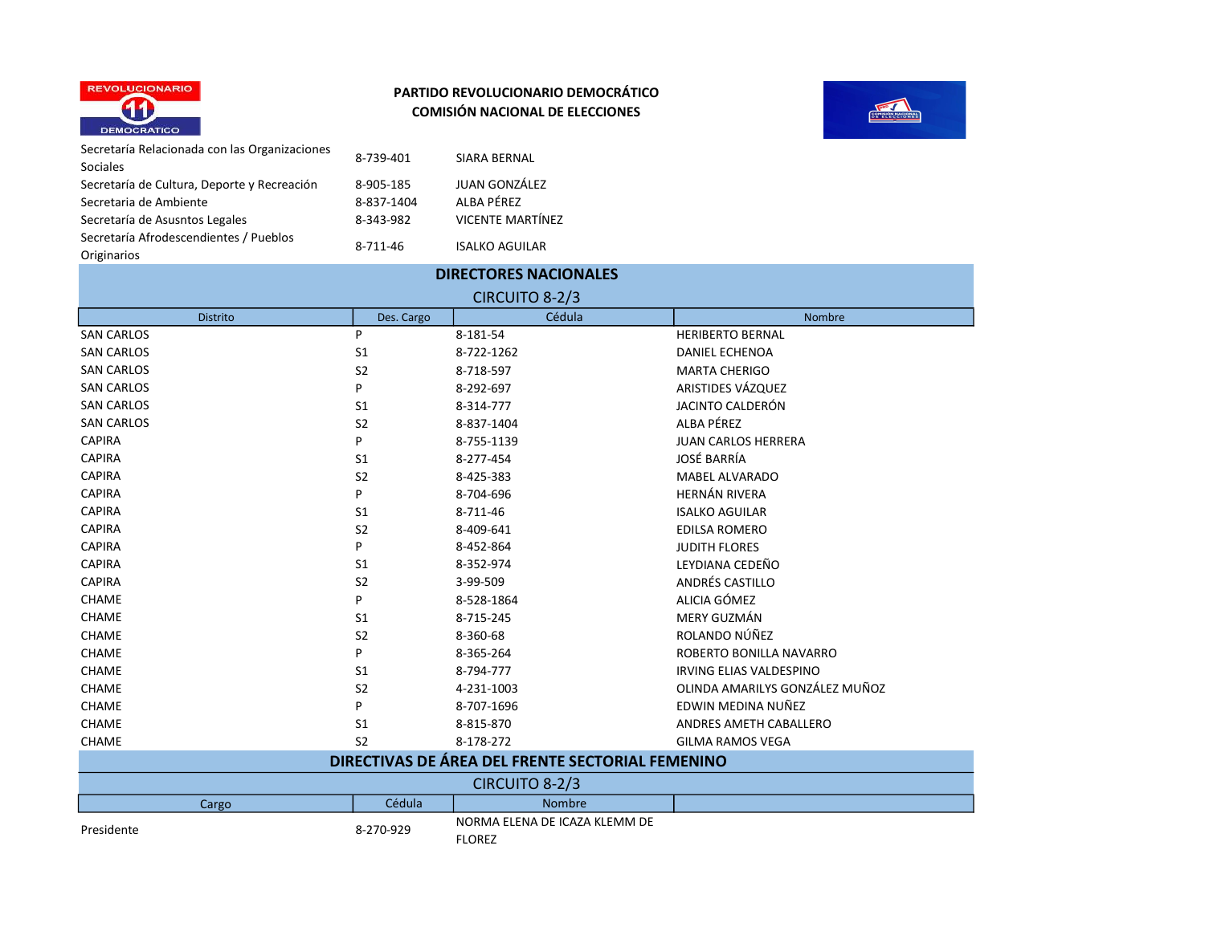PARTIDO REVOLUCIONARIO DEMOCRÁTICO
COMISIÓN NACIONAL DE ELECCIONES

| | | |
|---|---|---|
| Secretaría Relacionada con las Organizaciones Sociales | 8-739-401 | SIARA BERNAL |
| Secretaría de Cultura, Deporte y Recreación | 8-905-185 | JUAN GONZÁLEZ |
| Secretaria de Ambiente | 8-837-1404 | ALBA PÉREZ |
| Secretaría de Asusntos Legales | 8-343-982 | VICENTE MARTÍNEZ |
| Secretaría Afrodescendientes / Pueblos Originarios | 8-711-46 | ISALKO AGUILAR |

## DIRECTORES NACIONALES

CIRCUITO 8-2/3

| Distrito | Des. Cargo | Cédula | Nombre |
|---|---|---|---|
| SAN CARLOS | P | 8-181-54 | HERIBERTO BERNAL |
| SAN CARLOS | S1 | 8-722-1262 | DANIEL ECHENOA |
| SAN CARLOS | S2 | 8-718-597 | MARTA CHERIGO |
| SAN CARLOS | P | 8-292-697 | ARISTIDES VÁZQUEZ |
| SAN CARLOS | S1 | 8-314-777 | JACINTO CALDERÓN |
| SAN CARLOS | S2 | 8-837-1404 | ALBA PÉREZ |
| CAPIRA | P | 8-755-1139 | JUAN CARLOS HERRERA |
| CAPIRA | S1 | 8-277-454 | JOSÉ BARRÍA |
| CAPIRA | S2 | 8-425-383 | MABEL ALVARADO |
| CAPIRA | P | 8-704-696 | HERNÁN RIVERA |
| CAPIRA | S1 | 8-711-46 | ISALKO AGUILAR |
| CAPIRA | S2 | 8-409-641 | EDILSA ROMERO |
| CAPIRA | P | 8-452-864 | JUDITH FLORES |
| CAPIRA | S1 | 8-352-974 | LEYDIANA CEDEÑO |
| CAPIRA | S2 | 3-99-509 | ANDRÉS CASTILLO |
| CHAME | P | 8-528-1864 | ALICIA GÓMEZ |
| CHAME | S1 | 8-715-245 | MERY GUZMÁN |
| CHAME | S2 | 8-360-68 | ROLANDO NÚÑEZ |
| CHAME | P | 8-365-264 | ROBERTO BONILLA NAVARRO |
| CHAME | S1 | 8-794-777 | IRVING ELIAS VALDESPINO |
| CHAME | S2 | 4-231-1003 | OLINDA AMARILYS GONZÁLEZ MUÑOZ |
| CHAME | P | 8-707-1696 | EDWIN MEDINA NUÑEZ |
| CHAME | S1 | 8-815-870 | ANDRES AMETH CABALLERO |
| CHAME | S2 | 8-178-272 | GILMA RAMOS VEGA |

## DIRECTIVAS DE ÁREA DEL FRENTE SECTORIAL FEMENINO

CIRCUITO 8-2/3

| Cargo | Cédula | Nombre |
|---|---|---|
| Presidente | 8-270-929 | NORMA ELENA DE ICAZA KLEMM DE FLOREZ |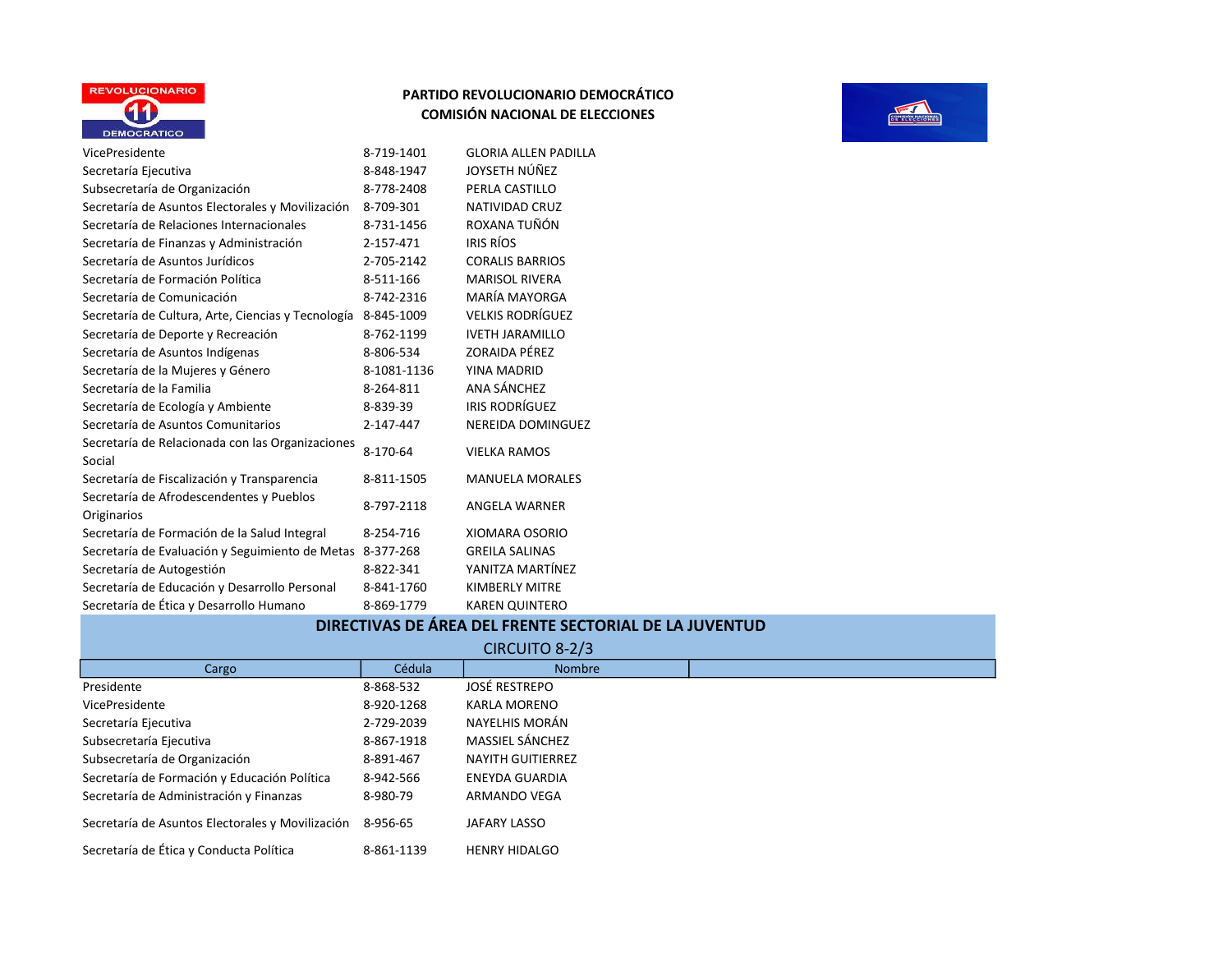**PARTIDO REVOLUCIONARIO DEMOCRÁTICO**
**COMISIÓN NACIONAL DE ELECCIONES**

| | | |
|---|---|---|
| VicePresidente | 8-719-1401 | GLORIA ALLEN PADILLA |
| Secretaría Ejecutiva | 8-848-1947 | JOYSETH NÚÑEZ |
| Subsecretaría de Organización | 8-778-2408 | PERLA CASTILLO |
| Secretaría de Asuntos Electorales y Movilización | 8-709-301 | NATIVIDAD CRUZ |
| Secretaría de Relaciones Internacionales | 8-731-1456 | ROXANA TUÑÓN |
| Secretaría de Finanzas y Administración | 2-157-471 | IRIS RÍOS |
| Secretaría de Asuntos Jurídicos | 2-705-2142 | CORALIS BARRIOS |
| Secretaría de Formación Política | 8-511-166 | MARISOL RIVERA |
| Secretaría de Comunicación | 8-742-2316 | MARÍA MAYORGA |
| Secretaría de Cultura, Arte, Ciencias y Tecnología | 8-845-1009 | VELKIS RODRÍGUEZ |
| Secretaría de Deporte y Recreación | 8-762-1199 | IVETH JARAMILLO |
| Secretaría de Asuntos Indígenas | 8-806-534 | ZORAIDA PÉREZ |
| Secretaría de la Mujeres y Género | 8-1081-1136 | YINA MADRID |
| Secretaría de la Familia | 8-264-811 | ANA SÁNCHEZ |
| Secretaría de Ecología y Ambiente | 8-839-39 | IRIS RODRÍGUEZ |
| Secretaría de Asuntos Comunitarios | 2-147-447 | NEREIDA DOMINGUEZ |
| Secretaría de Relacionada con las Organizaciones Social | 8-170-64 | VIELKA RAMOS |
| Secretaría de Fiscalización y Transparencia | 8-811-1505 | MANUELA MORALES |
| Secretaría de Afrodescendentes y Pueblos Originarios | 8-797-2118 | ANGELA WARNER |
| Secretaría de Formación de la Salud Integral | 8-254-716 | XIOMARA OSORIO |
| Secretaría de Evaluación y Seguimiento de Metas | 8-377-268 | GREILA SALINAS |
| Secretaría de Autogestión | 8-822-341 | YANITZA MARTÍNEZ |
| Secretaría de Educación y Desarrollo Personal | 8-841-1760 | KIMBERLY MITRE |
| Secretaría de Ética y Desarrollo Humano | 8-869-1779 | KAREN QUINTERO |

## DIRECTIVAS DE ÁREA DEL FRENTE SECTORIAL DE LA JUVENTUD

CIRCUITO 8-2/3

| Cargo | Cédula | Nombre |
|---|---|---|
| Presidente | 8-868-532 | JOSÉ RESTREPO |
| VicePresidente | 8-920-1268 | KARLA MORENO |
| Secretaría Ejecutiva | 2-729-2039 | NAYELHIS MORÁN |
| Subsecretaría Ejecutiva | 8-867-1918 | MASSIEL SÁNCHEZ |
| Subsecretaría de Organización | 8-891-467 | NAYITH GUITIERREZ |
| Secretaría de Formación y Educación Política | 8-942-566 | ENEYDA GUARDIA |
| Secretaría de Administración y Finanzas | 8-980-79 | ARMANDO VEGA |
| Secretaría de Asuntos Electorales y Movilización | 8-956-65 | JAFARY LASSO |
| Secretaría de Ética y Conducta Política | 8-861-1139 | HENRY HIDALGO |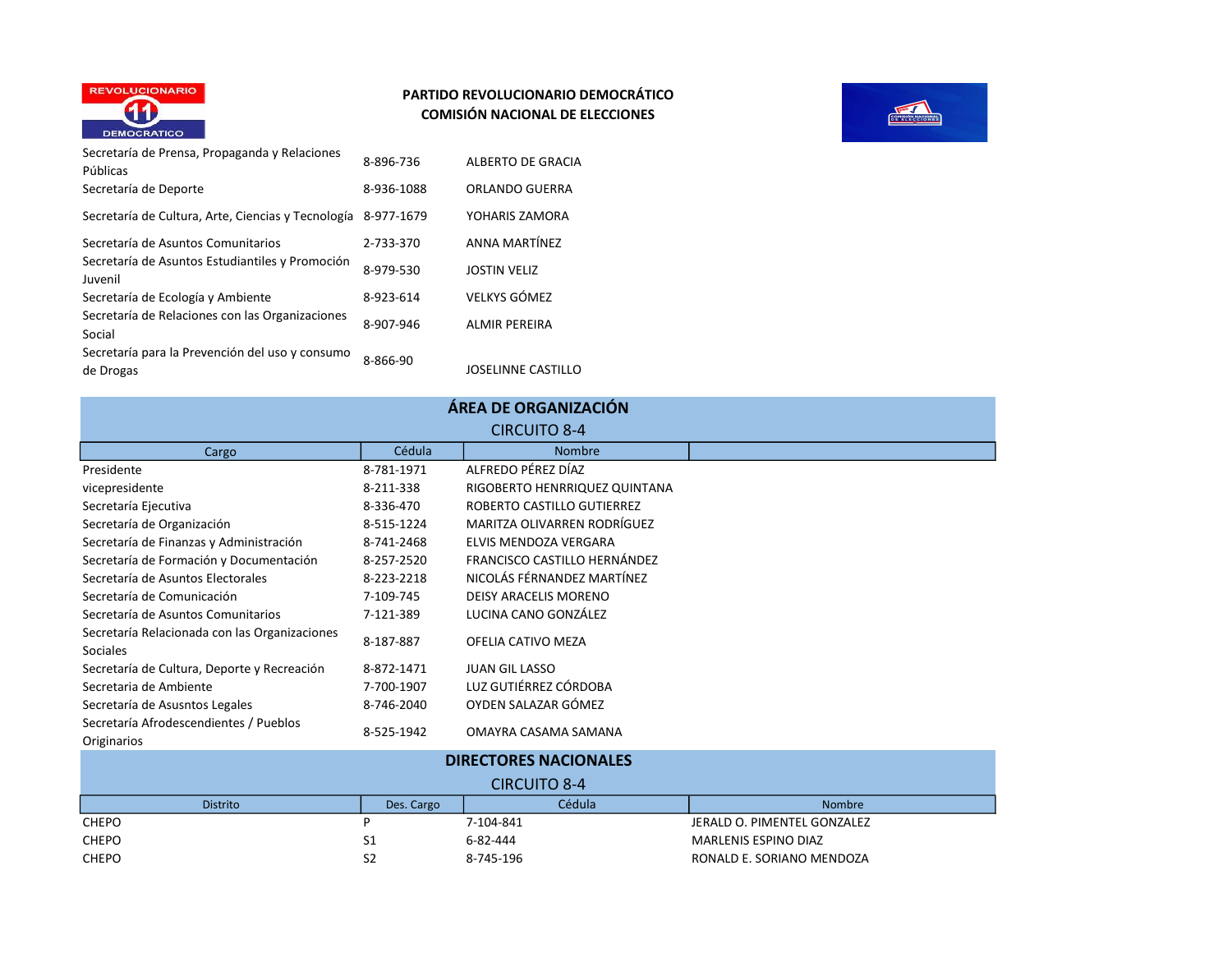**PARTIDO REVOLUCIONARIO DEMOCRÁTICO**
**COMISIÓN NACIONAL DE ELECCIONES**

| | | |
|---|---|---|
| Secretaría de Prensa, Propaganda y Relaciones Públicas | 8-896-736 | ALBERTO DE GRACIA |
| Secretaría de Deporte | 8-936-1088 | ORLANDO GUERRA |
| Secretaría de Cultura, Arte, Ciencias y Tecnología | 8-977-1679 | YOHARIS ZAMORA |
| Secretaría de Asuntos Comunitarios | 2-733-370 | ANNA MARTÍNEZ |
| Secretaría de Asuntos Estudiantiles y Promoción Juvenil | 8-979-530 | JOSTIN VELIZ |
| Secretaría de Ecología y Ambiente | 8-923-614 | VELKYS GÓMEZ |
| Secretaría de Relaciones con las Organizaciones Social | 8-907-946 | ALMIR PEREIRA |
| Secretaría para la Prevención del uso y consumo de Drogas | 8-866-90 | JOSELINNE CASTILLO |

## ÁREA DE ORGANIZACIÓN

### CIRCUITO 8-4

| Cargo | Cédula | Nombre | |
|---|---|---|---|
| Presidente | 8-781-1971 | ALFREDO PÉREZ DÍAZ | |
| vicepresidente | 8-211-338 | RIGOBERTO HENRRIQUEZ QUINTANA | |
| Secretaría Ejecutiva | 8-336-470 | ROBERTO CASTILLO GUTIERREZ | |
| Secretaría de Organización | 8-515-1224 | MARITZA OLIVARREN RODRÍGUEZ | |
| Secretaría de Finanzas y Administración | 8-741-2468 | ELVIS MENDOZA VERGARA | |
| Secretaría de Formación y Documentación | 8-257-2520 | FRANCISCO CASTILLO HERNÁNDEZ | |
| Secretaría de Asuntos Electorales | 8-223-2218 | NICOLÁS FÉRNANDEZ MARTÍNEZ | |
| Secretaría de Comunicación | 7-109-745 | DEISY ARACELIS MORENO | |
| Secretaría de Asuntos Comunitarios | 7-121-389 | LUCINA CANO GONZÁLEZ | |
| Secretaría Relacionada con las Organizaciones Sociales | 8-187-887 | OFELIA CATIVO MEZA | |
| Secretaría de Cultura, Deporte y Recreación | 8-872-1471 | JUAN GIL LASSO | |
| Secretaria de Ambiente | 7-700-1907 | LUZ GUTIÉRREZ CÓRDOBA | |
| Secretaría de Asusntos Legales | 8-746-2040 | OYDEN SALAZAR GÓMEZ | |
| Secretaría Afrodescendientes / Pueblos Originarios | 8-525-1942 | OMAYRA CASAMA SAMANA | |

## DIRECTORES NACIONALES

### CIRCUITO 8-4

| Distrito | Des. Cargo | Cédula | Nombre |
|---|---|---|---|
| CHEPO | P | 7-104-841 | JERALD O. PIMENTEL GONZALEZ |
| CHEPO | S1 | 6-82-444 | MARLENIS ESPINO DIAZ |
| CHEPO | S2 | 8-745-196 | RONALD E. SORIANO MENDOZA |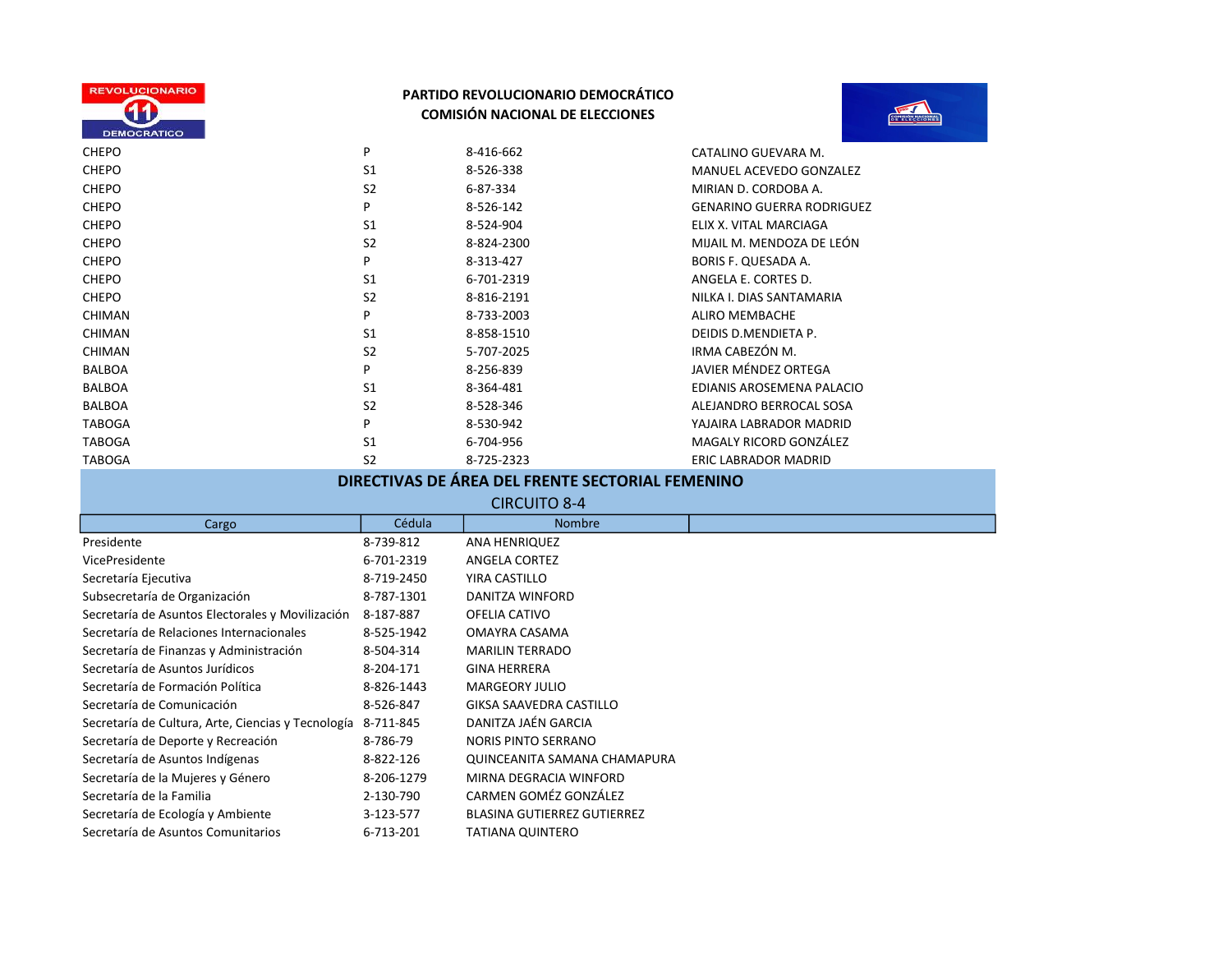**PARTIDO REVOLUCIONARIO DEMOCRÁTICO**
**COMISIÓN NACIONAL DE ELECCIONES**

| | | | |
|---|---|---|---|
| CHEPO | P | 8-416-662 | CATALINO GUEVARA M. |
| CHEPO | S1 | 8-526-338 | MANUEL ACEVEDO GONZALEZ |
| CHEPO | S2 | 6-87-334 | MIRIAN D. CORDOBA A. |
| CHEPO | P | 8-526-142 | GENARINO GUERRA RODRIGUEZ |
| CHEPO | S1 | 8-524-904 | ELIX X. VITAL MARCIAGA |
| CHEPO | S2 | 8-824-2300 | MIJAIL M. MENDOZA DE LEÓN |
| CHEPO | P | 8-313-427 | BORIS F. QUESADA A. |
| CHEPO | S1 | 6-701-2319 | ANGELA E. CORTES D. |
| CHEPO | S2 | 8-816-2191 | NILKA I. DIAS SANTAMARIA |
| CHIMAN | P | 8-733-2003 | ALIRO MEMBACHE |
| CHIMAN | S1 | 8-858-1510 | DEIDIS D.MENDIETA P. |
| CHIMAN | S2 | 5-707-2025 | IRMA CABEZÓN M. |
| BALBOA | P | 8-256-839 | JAVIER MÉNDEZ ORTEGA |
| BALBOA | S1 | 8-364-481 | EDIANIS AROSEMENA PALACIO |
| BALBOA | S2 | 8-528-346 | ALEJANDRO BERROCAL SOSA |
| TABOGA | P | 8-530-942 | YAJAIRA LABRADOR MADRID |
| TABOGA | S1 | 6-704-956 | MAGALY RICORD GONZÁLEZ |
| TABOGA | S2 | 8-725-2323 | ERIC LABRADOR MADRID |

## DIRECTIVAS DE ÁREA DEL FRENTE SECTORIAL FEMENINO

### CIRCUITO 8-4

| Cargo | Cédula | Nombre | |
|---|---|---|---|
| Presidente | 8-739-812 | ANA HENRIQUEZ | |
| VicePresidente | 6-701-2319 | ANGELA CORTEZ | |
| Secretaría Ejecutiva | 8-719-2450 | YIRA CASTILLO | |
| Subsecretaría de Organización | 8-787-1301 | DANITZA WINFORD | |
| Secretaría de Asuntos Electorales y Movilización | 8-187-887 | OFELIA CATIVO | |
| Secretaría de Relaciones Internacionales | 8-525-1942 | OMAYRA CASAMA | |
| Secretaría de Finanzas y Administración | 8-504-314 | MARILIN TERRADO | |
| Secretaría de Asuntos Jurídicos | 8-204-171 | GINA HERRERA | |
| Secretaría de Formación Política | 8-826-1443 | MARGEORY JULIO | |
| Secretaría de Comunicación | 8-526-847 | GIKSA SAAVEDRA CASTILLO | |
| Secretaría de Cultura, Arte, Ciencias y Tecnología | 8-711-845 | DANITZA JAÉN GARCIA | |
| Secretaría de Deporte y Recreación | 8-786-79 | NORIS PINTO SERRANO | |
| Secretaría de Asuntos Indígenas | 8-822-126 | QUINCEANITA SAMANA CHAMAPURA | |
| Secretaría de la Mujeres y Género | 8-206-1279 | MIRNA DEGRACIA WINFORD | |
| Secretaría de la Familia | 2-130-790 | CARMEN GOMÉZ GONZÁLEZ | |
| Secretaría de Ecología y Ambiente | 3-123-577 | BLASINA GUTIERREZ GUTIERREZ | |
| Secretaría de Asuntos Comunitarios | 6-713-201 | TATIANA QUINTERO | |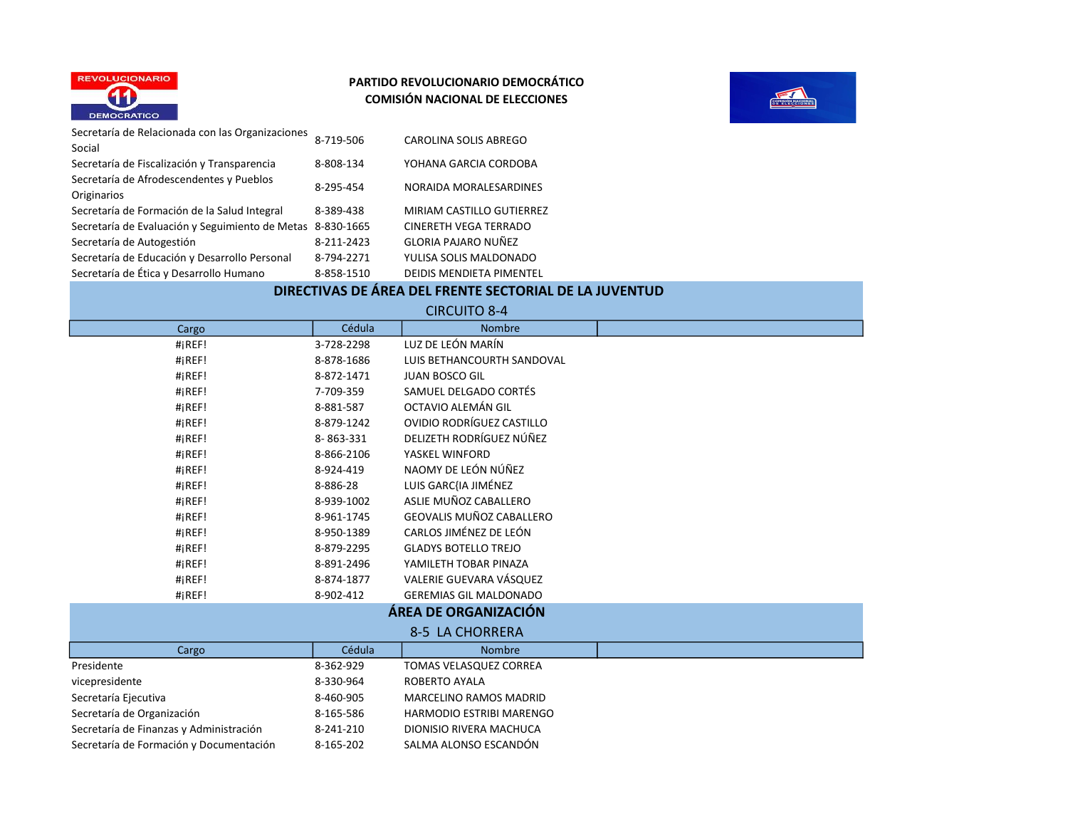**PARTIDO REVOLUCIONARIO DEMOCRÁTICO**
**COMISIÓN NACIONAL DE ELECCIONES**

| | | | |
|---|---|---|---|
| Secretaría de Relacionada con las Organizaciones Social | 8-719-506 | CAROLINA SOLIS ABREGO | |
| Secretaría de Fiscalización y Transparencia | 8-808-134 | YOHANA GARCIA CORDOBA | |
| Secretaría de Afrodescendentes y Pueblos Originarios | 8-295-454 | NORAIDA MORALESARDINES | |
| Secretaría de Formación de la Salud Integral | 8-389-438 | MIRIAM CASTILLO GUTIERREZ | |
| Secretaría de Evaluación y Seguimiento de Metas | 8-830-1665 | CINERETH VEGA TERRADO | |
| Secretaría de Autogestión | 8-211-2423 | GLORIA PAJARO NUÑEZ | |
| Secretaría de Educación y Desarrollo Personal | 8-794-2271 | YULISA SOLIS MALDONADO | |
| Secretaría de Ética y Desarrollo Humano | 8-858-1510 | DEIDIS MENDIETA PIMENTEL | |

## DIRECTIVAS DE ÁREA DEL FRENTE SECTORIAL DE LA JUVENTUD

### CIRCUITO 8-4

| Cargo | Cédula | Nombre | |
|---|---|---|---|
| #¡REF! | 3-728-2298 | LUZ DE LEÓN MARÍN | |
| #¡REF! | 8-878-1686 | LUIS BETHANCOURTH SANDOVAL | |
| #¡REF! | 8-872-1471 | JUAN BOSCO GIL | |
| #¡REF! | 7-709-359 | SAMUEL DELGADO CORTÉS | |
| #¡REF! | 8-881-587 | OCTAVIO ALEMÁN GIL | |
| #¡REF! | 8-879-1242 | OVIDIO RODRÍGUEZ CASTILLO | |
| #¡REF! | 8- 863-331 | DELIZETH RODRÍGUEZ NÚÑEZ | |
| #¡REF! | 8-866-2106 | YASKEL WINFORD | |
| #¡REF! | 8-924-419 | NAOMY DE LEÓN NÚÑEZ | |
| #¡REF! | 8-886-28 | LUIS GARC{IA JIMÉNEZ | |
| #¡REF! | 8-939-1002 | ASLIE MUÑOZ CABALLERO | |
| #¡REF! | 8-961-1745 | GEOVALIS MUÑOZ CABALLERO | |
| #¡REF! | 8-950-1389 | CARLOS JIMÉNEZ DE LEÓN | |
| #¡REF! | 8-879-2295 | GLADYS BOTELLO TREJO | |
| #¡REF! | 8-891-2496 | YAMILETH TOBAR PINAZA | |
| #¡REF! | 8-874-1877 | VALERIE GUEVARA VÁSQUEZ | |
| #¡REF! | 8-902-412 | GEREMIAS GIL MALDONADO | |

## ÁREA DE ORGANIZACIÓN

### 8-5 LA CHORRERA

| Cargo | Cédula | Nombre | |
|---|---|---|---|
| Presidente | 8-362-929 | TOMAS VELASQUEZ CORREA | |
| vicepresidente | 8-330-964 | ROBERTO AYALA | |
| Secretaría Ejecutiva | 8-460-905 | MARCELINO RAMOS MADRID | |
| Secretaría de Organización | 8-165-586 | HARMODIO ESTRIBI MARENGO | |
| Secretaría de Finanzas y Administración | 8-241-210 | DIONISIO RIVERA MACHUCA | |
| Secretaría de Formación y Documentación | 8-165-202 | SALMA ALONSO ESCANDÓN | |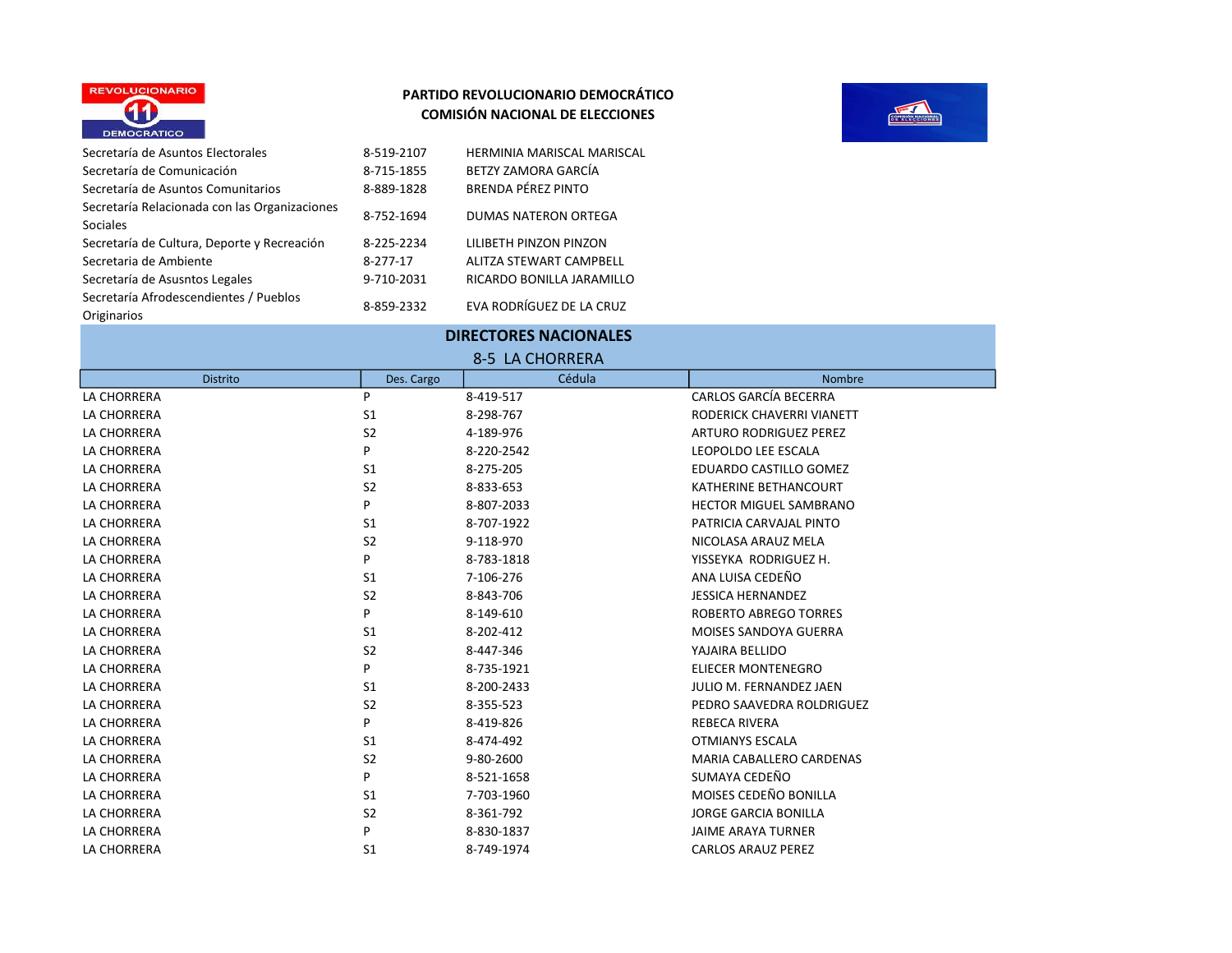**PARTIDO REVOLUCIONARIO DEMOCRÁTICO**
**COMISIÓN NACIONAL DE ELECCIONES**

| | | |
|---|---|---|
| Secretaría de Asuntos Electorales | 8-519-2107 | HERMINIA MARISCAL MARISCAL |
| Secretaría de Comunicación | 8-715-1855 | BETZY ZAMORA GARCÍA |
| Secretaría de Asuntos Comunitarios | 8-889-1828 | BRENDA PÉREZ PINTO |
| Secretaría Relacionada con las Organizaciones Sociales | 8-752-1694 | DUMAS NATERON ORTEGA |
| Secretaría de Cultura, Deporte y Recreación | 8-225-2234 | LILIBETH PINZON PINZON |
| Secretaria de Ambiente | 8-277-17 | ALITZA STEWART CAMPBELL |
| Secretaría de Asusntos Legales | 9-710-2031 | RICARDO BONILLA JARAMILLO |
| Secretaría Afrodescendientes / Pueblos Originarios | 8-859-2332 | EVA RODRÍGUEZ DE LA CRUZ |

## DIRECTORES NACIONALES

### 8-5 LA CHORRERA

| Distrito | Des. Cargo | Cédula | Nombre |
|---|---|---|---|
| LA CHORRERA | P | 8-419-517 | CARLOS GARCÍA BECERRA |
| LA CHORRERA | S1 | 8-298-767 | RODERICK CHAVERRI VIANETT |
| LA CHORRERA | S2 | 4-189-976 | ARTURO RODRIGUEZ PEREZ |
| LA CHORRERA | P | 8-220-2542 | LEOPOLDO LEE ESCALA |
| LA CHORRERA | S1 | 8-275-205 | EDUARDO CASTILLO GOMEZ |
| LA CHORRERA | S2 | 8-833-653 | KATHERINE BETHANCOURT |
| LA CHORRERA | P | 8-807-2033 | HECTOR MIGUEL SAMBRANO |
| LA CHORRERA | S1 | 8-707-1922 | PATRICIA CARVAJAL PINTO |
| LA CHORRERA | S2 | 9-118-970 | NICOLASA ARAUZ MELA |
| LA CHORRERA | P | 8-783-1818 | YISSEYKA RODRIGUEZ H. |
| LA CHORRERA | S1 | 7-106-276 | ANA LUISA CEDEÑO |
| LA CHORRERA | S2 | 8-843-706 | JESSICA HERNANDEZ |
| LA CHORRERA | P | 8-149-610 | ROBERTO ABREGO TORRES |
| LA CHORRERA | S1 | 8-202-412 | MOISES SANDOYA GUERRA |
| LA CHORRERA | S2 | 8-447-346 | YAJAIRA BELLIDO |
| LA CHORRERA | P | 8-735-1921 | ELIECER MONTENEGRO |
| LA CHORRERA | S1 | 8-200-2433 | JULIO M. FERNANDEZ JAEN |
| LA CHORRERA | S2 | 8-355-523 | PEDRO SAAVEDRA ROLDRIGUEZ |
| LA CHORRERA | P | 8-419-826 | REBECA RIVERA |
| LA CHORRERA | S1 | 8-474-492 | OTMIANYS ESCALA |
| LA CHORRERA | S2 | 9-80-2600 | MARIA CABALLERO CARDENAS |
| LA CHORRERA | P | 8-521-1658 | SUMAYA CEDEÑO |
| LA CHORRERA | S1 | 7-703-1960 | MOISES CEDEÑO BONILLA |
| LA CHORRERA | S2 | 8-361-792 | JORGE GARCIA BONILLA |
| LA CHORRERA | P | 8-830-1837 | JAIME ARAYA TURNER |
| LA CHORRERA | S1 | 8-749-1974 | CARLOS ARAUZ PEREZ |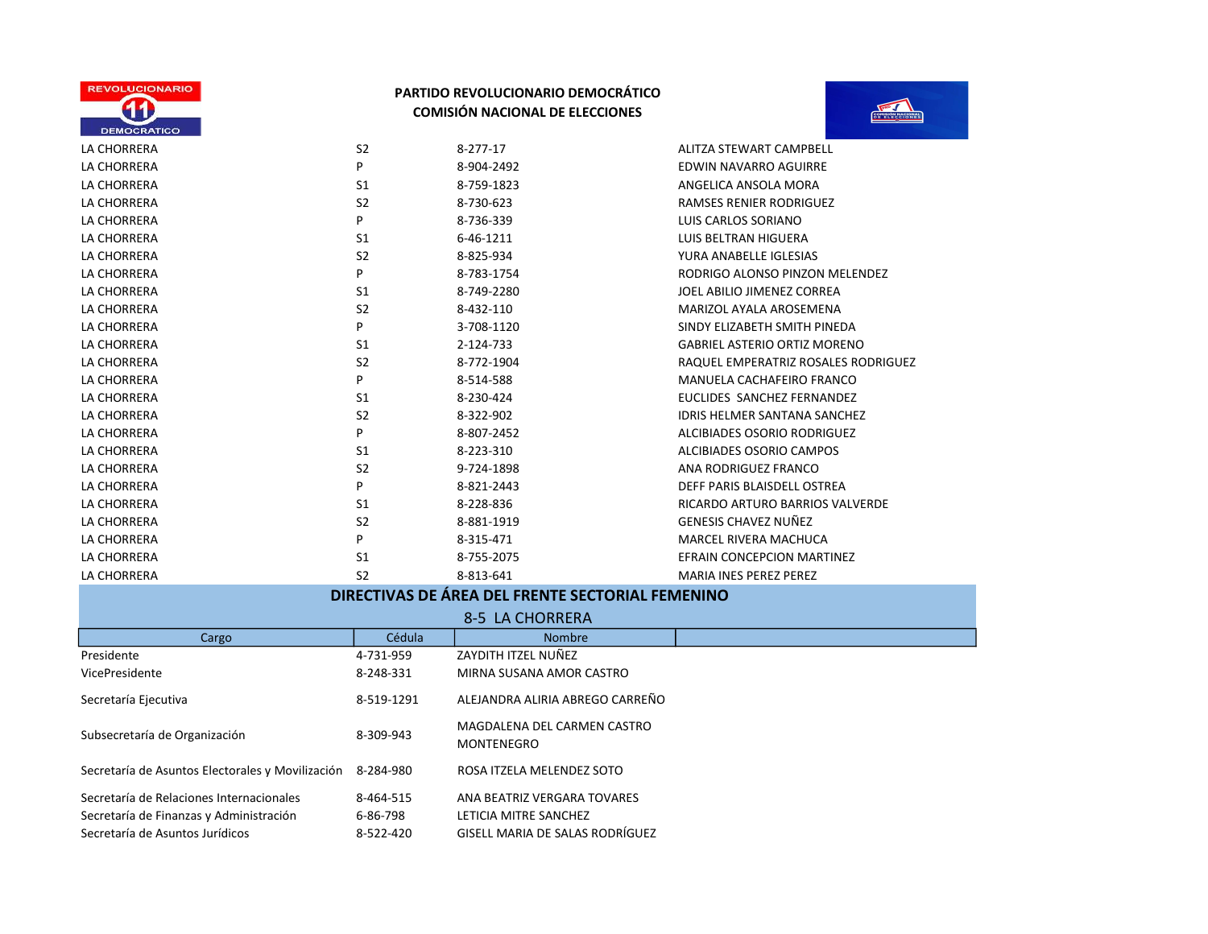PARTIDO REVOLUCIONARIO DEMOCRÁTICO
COMISIÓN NACIONAL DE ELECCIONES

| | | | |
|---|---|---|---|
| LA CHORRERA | S2 | 8-277-17 | ALITZA STEWART CAMPBELL |
| LA CHORRERA | P | 8-904-2492 | EDWIN NAVARRO AGUIRRE |
| LA CHORRERA | S1 | 8-759-1823 | ANGELICA ANSOLA MORA |
| LA CHORRERA | S2 | 8-730-623 | RAMSES RENIER RODRIGUEZ |
| LA CHORRERA | P | 8-736-339 | LUIS CARLOS SORIANO |
| LA CHORRERA | S1 | 6-46-1211 | LUIS BELTRAN HIGUERA |
| LA CHORRERA | S2 | 8-825-934 | YURA ANABELLE IGLESIAS |
| LA CHORRERA | P | 8-783-1754 | RODRIGO ALONSO PINZON MELENDEZ |
| LA CHORRERA | S1 | 8-749-2280 | JOEL ABILIO JIMENEZ CORREA |
| LA CHORRERA | S2 | 8-432-110 | MARIZOL AYALA AROSEMENA |
| LA CHORRERA | P | 3-708-1120 | SINDY ELIZABETH SMITH PINEDA |
| LA CHORRERA | S1 | 2-124-733 | GABRIEL ASTERIO ORTIZ MORENO |
| LA CHORRERA | S2 | 8-772-1904 | RAQUEL EMPERATRIZ ROSALES RODRIGUEZ |
| LA CHORRERA | P | 8-514-588 | MANUELA CACHAFEIRO FRANCO |
| LA CHORRERA | S1 | 8-230-424 | EUCLIDES SANCHEZ FERNANDEZ |
| LA CHORRERA | S2 | 8-322-902 | IDRIS HELMER SANTANA SANCHEZ |
| LA CHORRERA | P | 8-807-2452 | ALCIBIADES OSORIO RODRIGUEZ |
| LA CHORRERA | S1 | 8-223-310 | ALCIBIADES OSORIO CAMPOS |
| LA CHORRERA | S2 | 9-724-1898 | ANA RODRIGUEZ FRANCO |
| LA CHORRERA | P | 8-821-2443 | DEFF PARIS BLAISDELL OSTREA |
| LA CHORRERA | S1 | 8-228-836 | RICARDO ARTURO BARRIOS VALVERDE |
| LA CHORRERA | S2 | 8-881-1919 | GENESIS CHAVEZ NUÑEZ |
| LA CHORRERA | P | 8-315-471 | MARCEL RIVERA MACHUCA |
| LA CHORRERA | S1 | 8-755-2075 | EFRAIN CONCEPCION MARTINEZ |
| LA CHORRERA | S2 | 8-813-641 | MARIA INES PEREZ PEREZ |

## DIRECTIVAS DE ÁREA DEL FRENTE SECTORIAL FEMENINO

### 8-5 LA CHORRERA

| Cargo | Cédula | Nombre |
|---|---|---|
| Presidente | 4-731-959 | ZAYDITH ITZEL NUÑEZ |
| VicePresidente | 8-248-331 | MIRNA SUSANA AMOR CASTRO |
| Secretaría Ejecutiva | 8-519-1291 | ALEJANDRA ALIRIA ABREGO CARREÑO |
| Subsecretaría de Organización | 8-309-943 | MAGDALENA DEL CARMEN CASTRO MONTENEGRO |
| Secretaría de Asuntos Electorales y Movilización | 8-284-980 | ROSA ITZELA MELENDEZ SOTO |
| Secretaría de Relaciones Internacionales | 8-464-515 | ANA BEATRIZ VERGARA TOVARES |
| Secretaría de Finanzas y Administración | 6-86-798 | LETICIA MITRE SANCHEZ |
| Secretaría de Asuntos Jurídicos | 8-522-420 | GISELL MARIA DE SALAS RODRÍGUEZ |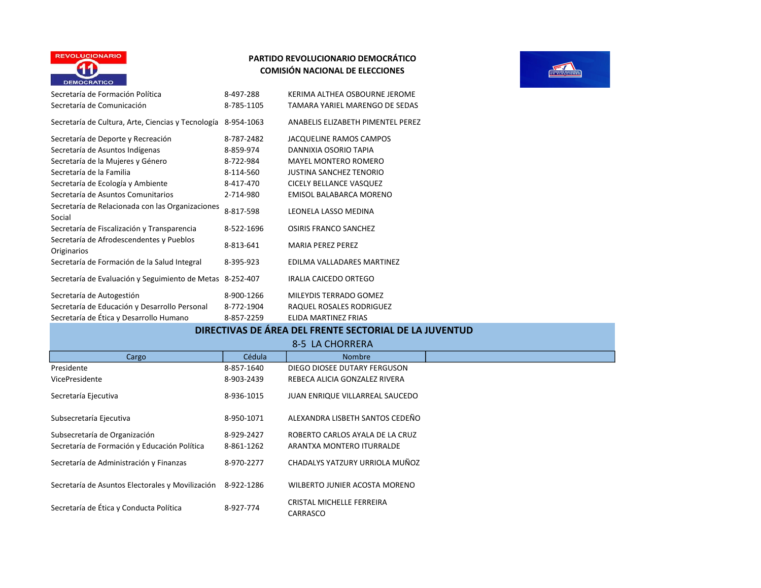**PARTIDO REVOLUCIONARIO DEMOCRÁTICO**
**COMISIÓN NACIONAL DE ELECCIONES**

| | | |
|---|---|---|
| Secretaría de Formación Política | 8-497-288 | KERIMA ALTHEA OSBOURNE JEROME |
| Secretaría de Comunicación | 8-785-1105 | TAMARA YARIEL MARENGO DE SEDAS |
| Secretaría de Cultura, Arte, Ciencias y Tecnología | 8-954-1063 | ANABELIS ELIZABETH PIMENTEL PEREZ |
| Secretaría de Deporte y Recreación | 8-787-2482 | JACQUELINE RAMOS CAMPOS |
| Secretaría de Asuntos Indígenas | 8-859-974 | DANNIXIA OSORIO TAPIA |
| Secretaría de la Mujeres y Género | 8-722-984 | MAYEL MONTERO ROMERO |
| Secretaría de la Familia | 8-114-560 | JUSTINA SANCHEZ TENORIO |
| Secretaría de Ecología y Ambiente | 8-417-470 | CICELY BELLANCE VASQUEZ |
| Secretaría de Asuntos Comunitarios | 2-714-980 | EMISOL BALABARCA MORENO |
| Secretaría de Relacionada con las Organizaciones Social | 8-817-598 | LEONELA LASSO MEDINA |
| Secretaría de Fiscalización y Transparencia | 8-522-1696 | OSIRIS FRANCO SANCHEZ |
| Secretaría de Afrodescendentes y Pueblos Originarios | 8-813-641 | MARIA PEREZ PEREZ |
| Secretaría de Formación de la Salud Integral | 8-395-923 | EDILMA VALLADARES MARTINEZ |
| Secretaría de Evaluación y Seguimiento de Metas | 8-252-407 | IRALIA CAICEDO ORTEGO |
| Secretaría de Autogestión | 8-900-1266 | MILEYDIS TERRADO GOMEZ |
| Secretaría de Educación y Desarrollo Personal | 8-772-1904 | RAQUEL ROSALES RODRIGUEZ |
| Secretaría de Ética y Desarrollo Humano | 8-857-2259 | ELIDA MARTINEZ FRIAS |

## DIRECTIVAS DE ÁREA DEL FRENTE SECTORIAL DE LA JUVENTUD

### 8-5 LA CHORRERA

| Cargo | Cédula | Nombre |
|---|---|---|
| Presidente | 8-857-1640 | DIEGO DIOSEE DUTARY FERGUSON |
| VicePresidente | 8-903-2439 | REBECA ALICIA GONZALEZ RIVERA |
| Secretaría Ejecutiva | 8-936-1015 | JUAN ENRIQUE VILLARREAL SAUCEDO |
| Subsecretaría Ejecutiva | 8-950-1071 | ALEXANDRA LISBETH SANTOS CEDEÑO |
| Subsecretaría de Organización | 8-929-2427 | ROBERTO CARLOS AYALA DE LA CRUZ |
| Secretaría de Formación y Educación Política | 8-861-1262 | ARANTXA MONTERO ITURRALDE |
| Secretaría de Administración y Finanzas | 8-970-2277 | CHADALYS YATZURY URRIOLA MUÑOZ |
| Secretaría de Asuntos Electorales y Movilización | 8-922-1286 | WILBERTO JUNIER ACOSTA MORENO |
| Secretaría de Ética y Conducta Política | 8-927-774 | CRISTAL MICHELLE FERREIRA CARRASCO |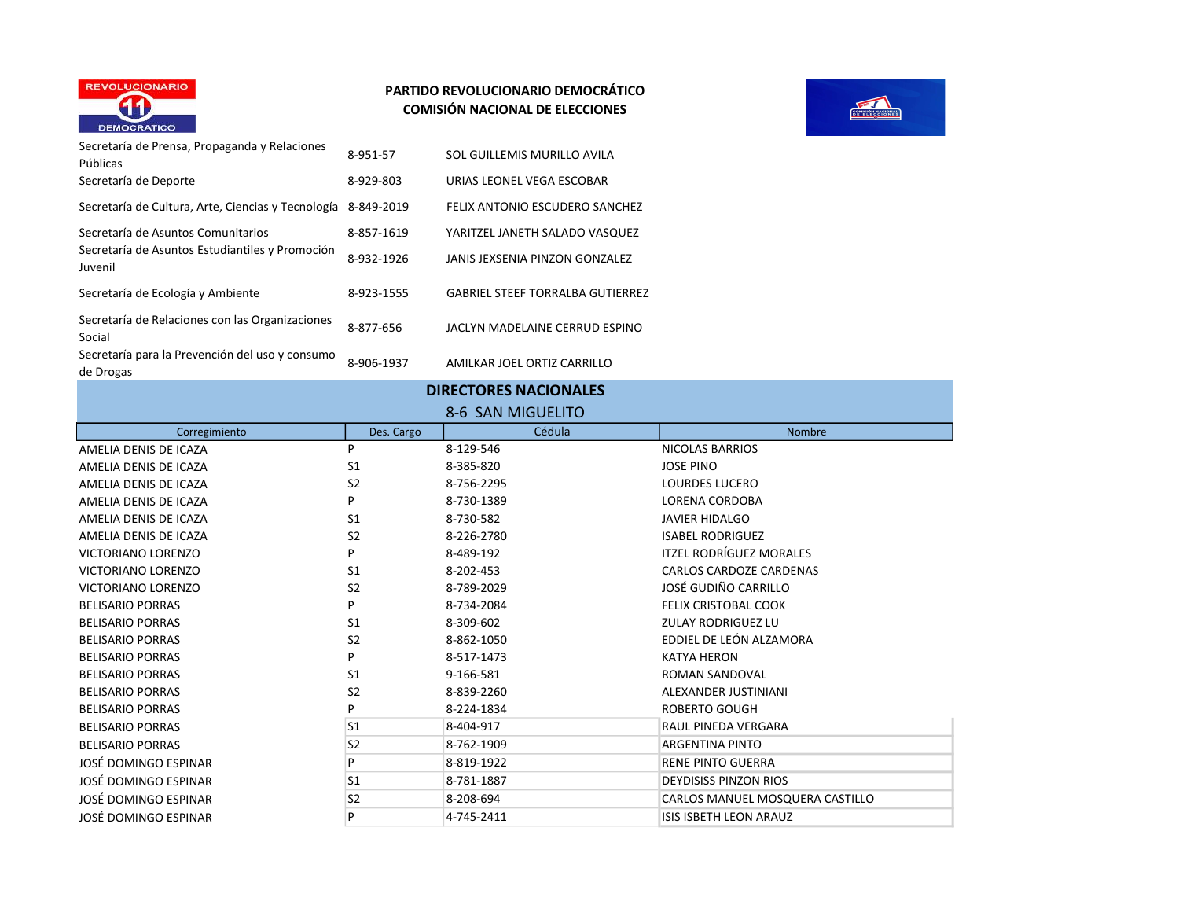**PARTIDO REVOLUCIONARIO DEMOCRÁTICO**
**COMISIÓN NACIONAL DE ELECCIONES**

| | | |
|---|---|---|
| Secretaría de Prensa, Propaganda y Relaciones Públicas | 8-951-57 | SOL GUILLEMIS MURILLO AVILA |
| Secretaría de Deporte | 8-929-803 | URIAS LEONEL VEGA ESCOBAR |
| Secretaría de Cultura, Arte, Ciencias y Tecnología | 8-849-2019 | FELIX ANTONIO ESCUDERO SANCHEZ |
| Secretaría de Asuntos Comunitarios | 8-857-1619 | YARITZEL JANETH SALADO VASQUEZ |
| Secretaría de Asuntos Estudiantiles y Promoción Juvenil | 8-932-1926 | JANIS JEXSENIA PINZON GONZALEZ |
| Secretaría de Ecología y Ambiente | 8-923-1555 | GABRIEL STEEF TORRALBA GUTIERREZ |
| Secretaría de Relaciones con las Organizaciones Social | 8-877-656 | JACLYN MADELAINE CERRUD ESPINO |
| Secretaría para la Prevención del uso y consumo de Drogas | 8-906-1937 | AMILKAR JOEL ORTIZ CARRILLO |

## DIRECTORES NACIONALES

### 8-6 SAN MIGUELITO

| Corregimiento | Des. Cargo | Cédula | Nombre |
|---|---|---|---|
| AMELIA DENIS DE ICAZA | P | 8-129-546 | NICOLAS BARRIOS |
| AMELIA DENIS DE ICAZA | S1 | 8-385-820 | JOSE PINO |
| AMELIA DENIS DE ICAZA | S2 | 8-756-2295 | LOURDES LUCERO |
| AMELIA DENIS DE ICAZA | P | 8-730-1389 | LORENA CORDOBA |
| AMELIA DENIS DE ICAZA | S1 | 8-730-582 | JAVIER HIDALGO |
| AMELIA DENIS DE ICAZA | S2 | 8-226-2780 | ISABEL RODRIGUEZ |
| VICTORIANO LORENZO | P | 8-489-192 | ITZEL RODRÍGUEZ MORALES |
| VICTORIANO LORENZO | S1 | 8-202-453 | CARLOS CARDOZE CARDENAS |
| VICTORIANO LORENZO | S2 | 8-789-2029 | JOSÉ GUDIÑO CARRILLO |
| BELISARIO PORRAS | P | 8-734-2084 | FELIX CRISTOBAL COOK |
| BELISARIO PORRAS | S1 | 8-309-602 | ZULAY RODRIGUEZ LU |
| BELISARIO PORRAS | S2 | 8-862-1050 | EDDIEL DE LEÓN ALZAMORA |
| BELISARIO PORRAS | P | 8-517-1473 | KATYA HERON |
| BELISARIO PORRAS | S1 | 9-166-581 | ROMAN SANDOVAL |
| BELISARIO PORRAS | S2 | 8-839-2260 | ALEXANDER JUSTINIANI |
| BELISARIO PORRAS | P | 8-224-1834 | ROBERTO GOUGH |
| BELISARIO PORRAS | S1 | 8-404-917 | RAUL PINEDA VERGARA |
| BELISARIO PORRAS | S2 | 8-762-1909 | ARGENTINA PINTO |
| JOSÉ DOMINGO ESPINAR | P | 8-819-1922 | RENE PINTO GUERRA |
| JOSÉ DOMINGO ESPINAR | S1 | 8-781-1887 | DEYDISISS PINZON RIOS |
| JOSÉ DOMINGO ESPINAR | S2 | 8-208-694 | CARLOS MANUEL MOSQUERA CASTILLO |
| JOSÉ DOMINGO ESPINAR | P | 4-745-2411 | ISIS ISBETH LEON ARAUZ |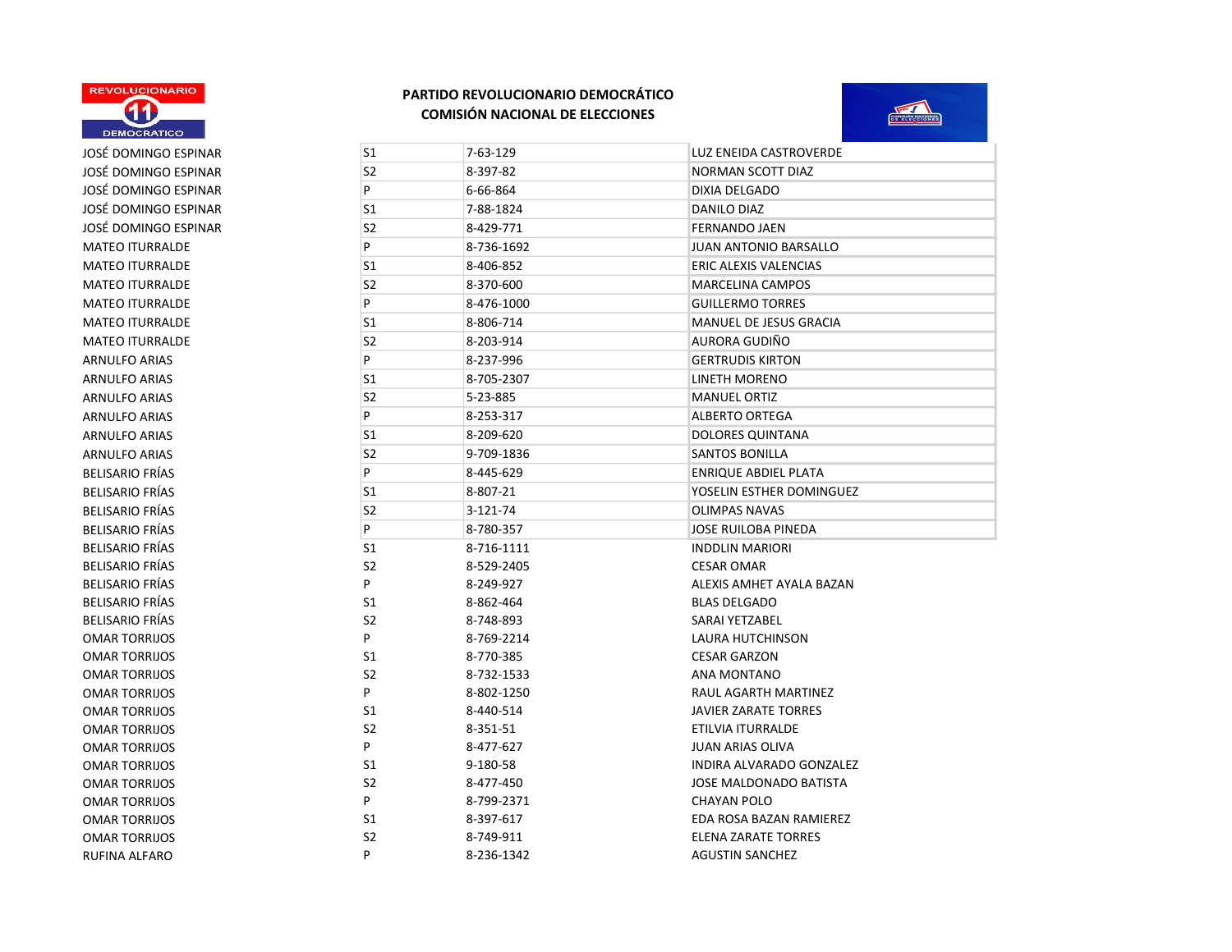**PARTIDO REVOLUCIONARIO DEMOCRÁTICO**
**COMISIÓN NACIONAL DE ELECCIONES**

| | | | |
|---|---|---|---|
| JOSÉ DOMINGO ESPINAR | S1 | 7-63-129 | LUZ ENEIDA CASTROVERDE |
| JOSÉ DOMINGO ESPINAR | S2 | 8-397-82 | NORMAN SCOTT DIAZ |
| JOSÉ DOMINGO ESPINAR | P | 6-66-864 | DIXIA DELGADO |
| JOSÉ DOMINGO ESPINAR | S1 | 7-88-1824 | DANILO DIAZ |
| JOSÉ DOMINGO ESPINAR | S2 | 8-429-771 | FERNANDO JAEN |
| MATEO ITURRALDE | P | 8-736-1692 | JUAN ANTONIO BARSALLO |
| MATEO ITURRALDE | S1 | 8-406-852 | ERIC ALEXIS VALENCIAS |
| MATEO ITURRALDE | S2 | 8-370-600 | MARCELINA CAMPOS |
| MATEO ITURRALDE | P | 8-476-1000 | GUILLERMO TORRES |
| MATEO ITURRALDE | S1 | 8-806-714 | MANUEL DE JESUS GRACIA |
| MATEO ITURRALDE | S2 | 8-203-914 | AURORA GUDIÑO |
| ARNULFO ARIAS | P | 8-237-996 | GERTRUDIS KIRTON |
| ARNULFO ARIAS | S1 | 8-705-2307 | LINETH MORENO |
| ARNULFO ARIAS | S2 | 5-23-885 | MANUEL ORTIZ |
| ARNULFO ARIAS | P | 8-253-317 | ALBERTO ORTEGA |
| ARNULFO ARIAS | S1 | 8-209-620 | DOLORES QUINTANA |
| ARNULFO ARIAS | S2 | 9-709-1836 | SANTOS BONILLA |
| BELISARIO FRÍAS | P | 8-445-629 | ENRIQUE ABDIEL PLATA |
| BELISARIO FRÍAS | S1 | 8-807-21 | YOSELIN ESTHER DOMINGUEZ |
| BELISARIO FRÍAS | S2 | 3-121-74 | OLIMPAS NAVAS |
| BELISARIO FRÍAS | P | 8-780-357 | JOSE RUILOBA PINEDA |
| BELISARIO FRÍAS | S1 | 8-716-1111 | INDDLIN MARIORI |
| BELISARIO FRÍAS | S2 | 8-529-2405 | CESAR OMAR |
| BELISARIO FRÍAS | P | 8-249-927 | ALEXIS AMHET AYALA BAZAN |
| BELISARIO FRÍAS | S1 | 8-862-464 | BLAS DELGADO |
| BELISARIO FRÍAS | S2 | 8-748-893 | SARAI YETZABEL |
| OMAR TORRIJOS | P | 8-769-2214 | LAURA HUTCHINSON |
| OMAR TORRIJOS | S1 | 8-770-385 | CESAR GARZON |
| OMAR TORRIJOS | S2 | 8-732-1533 | ANA MONTANO |
| OMAR TORRIJOS | P | 8-802-1250 | RAUL AGARTH MARTINEZ |
| OMAR TORRIJOS | S1 | 8-440-514 | JAVIER ZARATE TORRES |
| OMAR TORRIJOS | S2 | 8-351-51 | ETILVIA ITURRALDE |
| OMAR TORRIJOS | P | 8-477-627 | JUAN ARIAS OLIVA |
| OMAR TORRIJOS | S1 | 9-180-58 | INDIRA ALVARADO GONZALEZ |
| OMAR TORRIJOS | S2 | 8-477-450 | JOSE MALDONADO BATISTA |
| OMAR TORRIJOS | P | 8-799-2371 | CHAYAN POLO |
| OMAR TORRIJOS | S1 | 8-397-617 | EDA ROSA BAZAN RAMIEREZ |
| OMAR TORRIJOS | S2 | 8-749-911 | ELENA ZARATE TORRES |
| RUFINA ALFARO | P | 8-236-1342 | AGUSTIN SANCHEZ |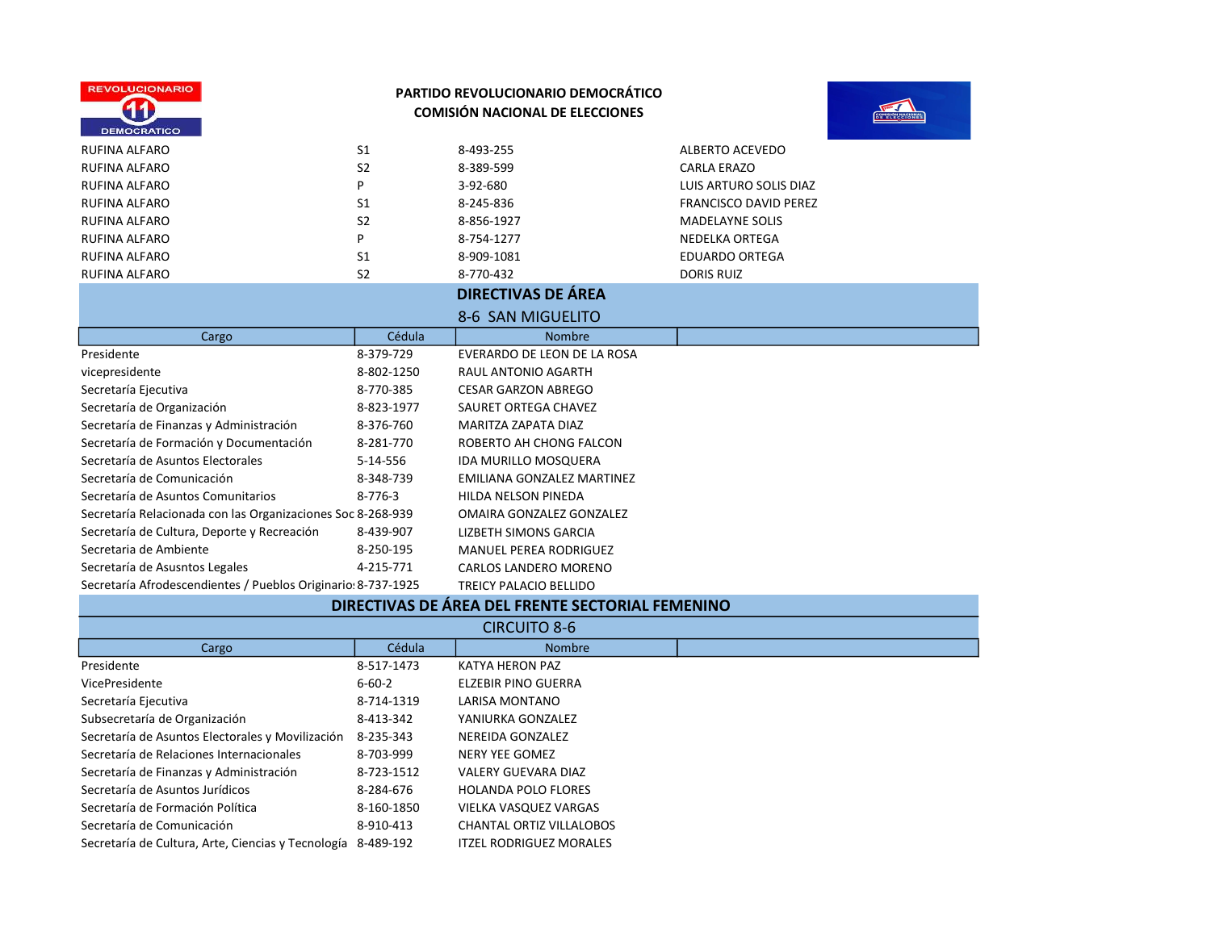**PARTIDO REVOLUCIONARIO DEMOCRÁTICO**
**COMISIÓN NACIONAL DE ELECCIONES**

| | | | |
|---|---|---|---|
| RUFINA ALFARO | S1 | 8-493-255 | ALBERTO ACEVEDO |
| RUFINA ALFARO | S2 | 8-389-599 | CARLA ERAZO |
| RUFINA ALFARO | P | 3-92-680 | LUIS ARTURO SOLIS DIAZ |
| RUFINA ALFARO | S1 | 8-245-836 | FRANCISCO DAVID PEREZ |
| RUFINA ALFARO | S2 | 8-856-1927 | MADELAYNE SOLIS |
| RUFINA ALFARO | P | 8-754-1277 | NEDELKA ORTEGA |
| RUFINA ALFARO | S1 | 8-909-1081 | EDUARDO ORTEGA |
| RUFINA ALFARO | S2 | 8-770-432 | DORIS RUIZ |

## DIRECTIVAS DE ÁREA

### 8-6 SAN MIGUELITO

| Cargo | Cédula | Nombre | |
|---|---|---|---|
| Presidente | 8-379-729 | EVERARDO DE LEON DE LA ROSA | |
| vicepresidente | 8-802-1250 | RAUL ANTONIO AGARTH | |
| Secretaría Ejecutiva | 8-770-385 | CESAR GARZON ABREGO | |
| Secretaría de Organización | 8-823-1977 | SAURET ORTEGA CHAVEZ | |
| Secretaría de Finanzas y Administración | 8-376-760 | MARITZA ZAPATA DIAZ | |
| Secretaría de Formación y Documentación | 8-281-770 | ROBERTO AH CHONG FALCON | |
| Secretaría de Asuntos Electorales | 5-14-556 | IDA MURILLO MOSQUERA | |
| Secretaría de Comunicación | 8-348-739 | EMILIANA GONZALEZ MARTINEZ | |
| Secretaría de Asuntos Comunitarios | 8-776-3 | HILDA NELSON PINEDA | |
| Secretaría Relacionada con las Organizaciones Soc | 8-268-939 | OMAIRA GONZALEZ GONZALEZ | |
| Secretaría de Cultura, Deporte y Recreación | 8-439-907 | LIZBETH SIMONS GARCIA | |
| Secretaría de Ambiente | 8-250-195 | MANUEL PEREA RODRIGUEZ | |
| Secretaría de Asusntos Legales | 4-215-771 | CARLOS LANDERO MORENO | |
| Secretaría Afrodescendientes / Pueblos Originario: | 8-737-1925 | TREICY PALACIO BELLIDO | |

## DIRECTIVAS DE ÁREA DEL FRENTE SECTORIAL FEMENINO

### CIRCUITO 8-6

| Cargo | Cédula | Nombre | |
|---|---|---|---|
| Presidente | 8-517-1473 | KATYA HERON PAZ | |
| VicePresidente | 6-60-2 | ELZEBIR PINO GUERRA | |
| Secretaría Ejecutiva | 8-714-1319 | LARISA MONTANO | |
| Subsecretaría de Organización | 8-413-342 | YANIURKA GONZALEZ | |
| Secretaría de Asuntos Electorales y Movilización | 8-235-343 | NEREIDA GONZALEZ | |
| Secretaría de Relaciones Internacionales | 8-703-999 | NERY YEE GOMEZ | |
| Secretaría de Finanzas y Administración | 8-723-1512 | VALERY GUEVARA DIAZ | |
| Secretaría de Asuntos Jurídicos | 8-284-676 | HOLANDA POLO FLORES | |
| Secretaría de Formación Política | 8-160-1850 | VIELKA VASQUEZ VARGAS | |
| Secretaría de Comunicación | 8-910-413 | CHANTAL ORTIZ VILLALOBOS | |
| Secretaría de Cultura, Arte, Ciencias y Tecnología | 8-489-192 | ITZEL RODRIGUEZ MORALES | |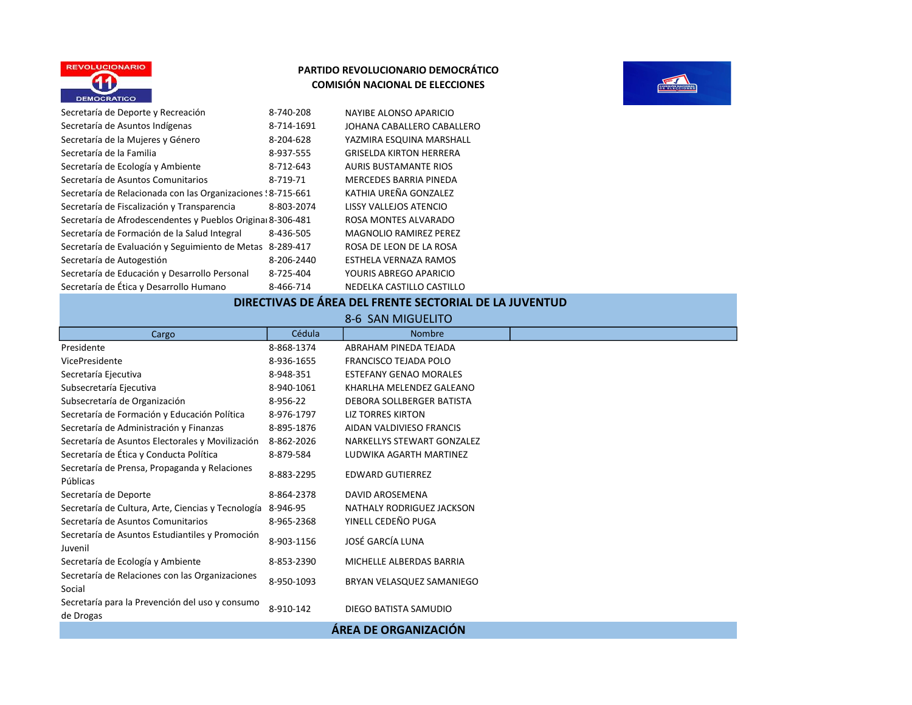**PARTIDO REVOLUCIONARIO DEMOCRÁTICO**
**COMISIÓN NACIONAL DE ELECCIONES**

| | | |
|---|---|---|
| Secretaría de Deporte y Recreación | 8-740-208 | NAYIBE ALONSO APARICIO |
| Secretaría de Asuntos Indígenas | 8-714-1691 | JOHANA CABALLERO CABALLERO |
| Secretaría de la Mujeres y Género | 8-204-628 | YAZMIRA ESQUINA MARSHALL |
| Secretaría de la Familia | 8-937-555 | GRISELDA KIRTON HERRERA |
| Secretaría de Ecología y Ambiente | 8-712-643 | AURIS BUSTAMANTE RIOS |
| Secretaría de Asuntos Comunitarios | 8-719-71 | MERCEDES BARRIA PINEDA |
| Secretaría de Relacionada con las Organizaciones S | 8-715-661 | KATHIA UREÑA GONZALEZ |
| Secretaría de Fiscalización y Transparencia | 8-803-2074 | LISSY VALLEJOS ATENCIO |
| Secretaría de Afrodescendentes y Pueblos Original | 8-306-481 | ROSA MONTES ALVARADO |
| Secretaría de Formación de la Salud Integral | 8-436-505 | MAGNOLIO RAMIREZ PEREZ |
| Secretaría de Evaluación y Seguimiento de Metas | 8-289-417 | ROSA DE LEON DE LA ROSA |
| Secretaría de Autogestión | 8-206-2440 | ESTHELA VERNAZA RAMOS |
| Secretaría de Educación y Desarrollo Personal | 8-725-404 | YOURIS ABREGO APARICIO |
| Secretaría de Ética y Desarrollo Humano | 8-466-714 | NEDELKA CASTILLO CASTILLO |

## DIRECTIVAS DE ÁREA DEL FRENTE SECTORIAL DE LA JUVENTUD

### 8-6 SAN MIGUELITO

| Cargo | Cédula | Nombre |
|---|---|---|
| Presidente | 8-868-1374 | ABRAHAM PINEDA TEJADA |
| VicePresidente | 8-936-1655 | FRANCISCO TEJADA POLO |
| Secretaría Ejecutiva | 8-948-351 | ESTEFANY GENAO MORALES |
| Subsecretaría Ejecutiva | 8-940-1061 | KHARLHA MELENDEZ GALEANO |
| Subsecretaría de Organización | 8-956-22 | DEBORA SOLLBERGER BATISTA |
| Secretaría de Formación y Educación Política | 8-976-1797 | LIZ TORRES KIRTON |
| Secretaría de Administración y Finanzas | 8-895-1876 | AIDAN VALDIVIESO FRANCIS |
| Secretaría de Asuntos Electorales y Movilización | 8-862-2026 | NARKELLYS STEWART GONZALEZ |
| Secretaría de Ética y Conducta Política | 8-879-584 | LUDWIKA AGARTH MARTINEZ |
| Secretaría de Prensa, Propaganda y Relaciones Públicas | 8-883-2295 | EDWARD GUTIERREZ |
| Secretaría de Deporte | 8-864-2378 | DAVID AROSEMENA |
| Secretaría de Cultura, Arte, Ciencias y Tecnología | 8-946-95 | NATHALY RODRIGUEZ JACKSON |
| Secretaría de Asuntos Comunitarios | 8-965-2368 | YINELL CEDEÑO PUGA |
| Secretaría de Asuntos Estudiantiles y Promoción Juvenil | 8-903-1156 | JOSÉ GARCÍA LUNA |
| Secretaría de Ecología y Ambiente | 8-853-2390 | MICHELLE ALBERDAS BARRIA |
| Secretaría de Relaciones con las Organizaciones Social | 8-950-1093 | BRYAN VELASQUEZ SAMANIEGO |
| Secretaría para la Prevención del uso y consumo de Drogas | 8-910-142 | DIEGO BATISTA SAMUDIO |

## ÁREA DE ORGANIZACIÓN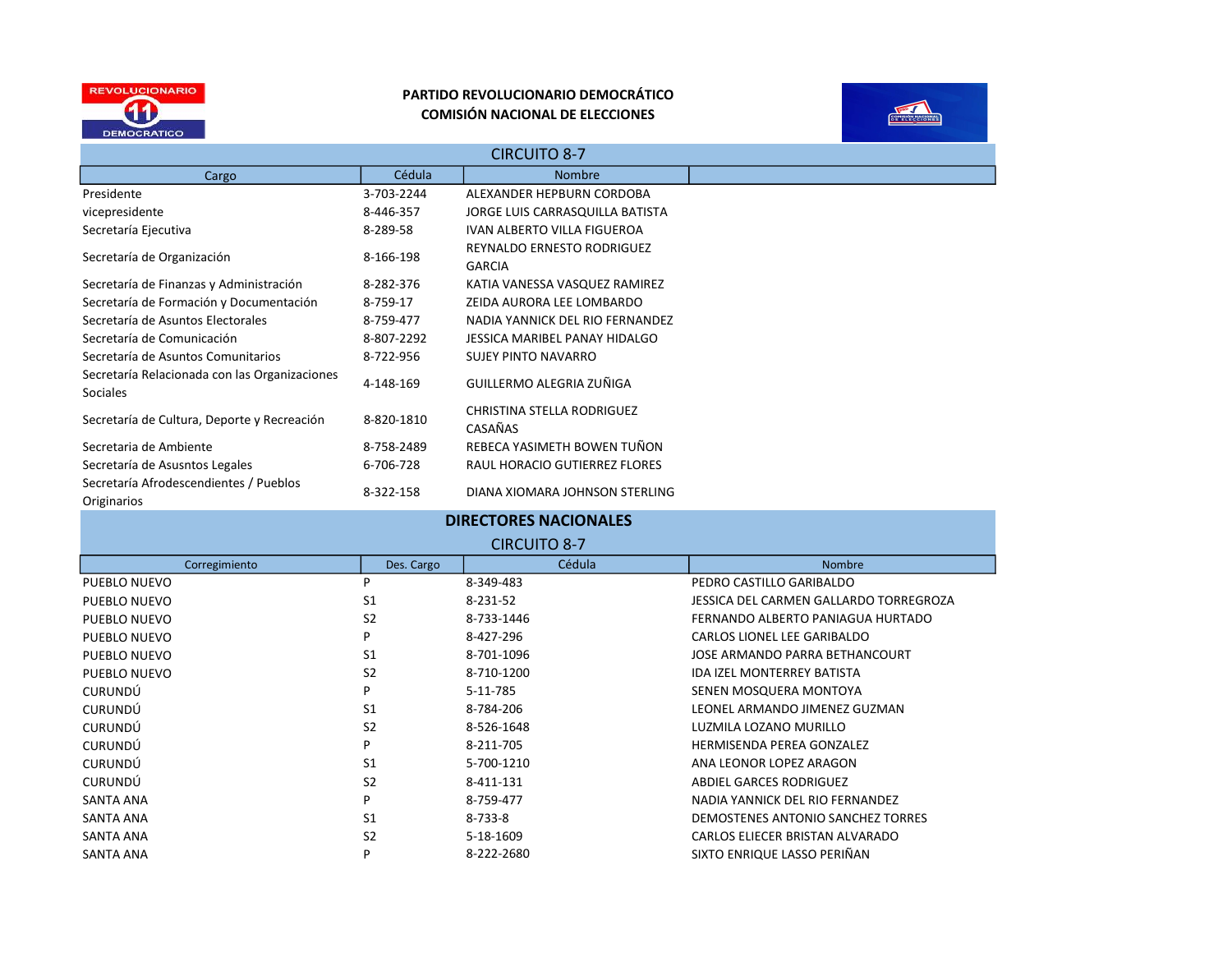**PARTIDO REVOLUCIONARIO DEMOCRÁTICO**
**COMISIÓN NACIONAL DE ELECCIONES**

## CIRCUITO 8-7

| Cargo | Cédula | Nombre |
|---|---|---|
| Presidente | 3-703-2244 | ALEXANDER HEPBURN CORDOBA |
| vicepresidente | 8-446-357 | JORGE LUIS CARRASQUILLA BATISTA |
| Secretaría Ejecutiva | 8-289-58 | IVAN ALBERTO VILLA FIGUEROA |
| Secretaría de Organización | 8-166-198 | REYNALDO ERNESTO RODRIGUEZ GARCIA |
| Secretaría de Finanzas y Administración | 8-282-376 | KATIA VANESSA VASQUEZ RAMIREZ |
| Secretaría de Formación y Documentación | 8-759-17 | ZEIDA AURORA LEE LOMBARDO |
| Secretaría de Asuntos Electorales | 8-759-477 | NADIA YANNICK DEL RIO FERNANDEZ |
| Secretaría de Comunicación | 8-807-2292 | JESSICA MARIBEL PANAY HIDALGO |
| Secretaría de Asuntos Comunitarios | 8-722-956 | SUJEY PINTO NAVARRO |
| Secretaría Relacionada con las Organizaciones Sociales | 4-148-169 | GUILLERMO ALEGRIA ZUÑIGA |
| Secretaría de Cultura, Deporte y Recreación | 8-820-1810 | CHRISTINA STELLA RODRIGUEZ CASAÑAS |
| Secretaria de Ambiente | 8-758-2489 | REBECA YASIMETH BOWEN TUÑON |
| Secretaría de Asusntos Legales | 6-706-728 | RAUL HORACIO GUTIERREZ FLORES |
| Secretaría Afrodescendientes / Pueblos Originarios | 8-322-158 | DIANA XIOMARA JOHNSON STERLING |

## DIRECTORES NACIONALES

### CIRCUITO 8-7

| Corregimiento | Des. Cargo | Cédula | Nombre |
|---|---|---|---|
| PUEBLO NUEVO | P | 8-349-483 | PEDRO CASTILLO GARIBALDO |
| PUEBLO NUEVO | S1 | 8-231-52 | JESSICA DEL CARMEN GALLARDO TORREGROZA |
| PUEBLO NUEVO | S2 | 8-733-1446 | FERNANDO ALBERTO PANIAGUA HURTADO |
| PUEBLO NUEVO | P | 8-427-296 | CARLOS LIONEL LEE GARIBALDO |
| PUEBLO NUEVO | S1 | 8-701-1096 | JOSE ARMANDO PARRA BETHANCOURT |
| PUEBLO NUEVO | S2 | 8-710-1200 | IDA IZEL MONTERREY BATISTA |
| CURUNDÚ | P | 5-11-785 | SENEN MOSQUERA MONTOYA |
| CURUNDÚ | S1 | 8-784-206 | LEONEL ARMANDO JIMENEZ GUZMAN |
| CURUNDÚ | S2 | 8-526-1648 | LUZMILA LOZANO MURILLO |
| CURUNDÚ | P | 8-211-705 | HERMISENDA PEREA GONZALEZ |
| CURUNDÚ | S1 | 5-700-1210 | ANA LEONOR LOPEZ ARAGON |
| CURUNDÚ | S2 | 8-411-131 | ABDIEL GARCES RODRIGUEZ |
| SANTA ANA | P | 8-759-477 | NADIA YANNICK DEL RIO FERNANDEZ |
| SANTA ANA | S1 | 8-733-8 | DEMOSTENES ANTONIO SANCHEZ TORRES |
| SANTA ANA | S2 | 5-18-1609 | CARLOS ELIECER BRISTAN ALVARADO |
| SANTA ANA | P | 8-222-2680 | SIXTO ENRIQUE LASSO PERIÑAN |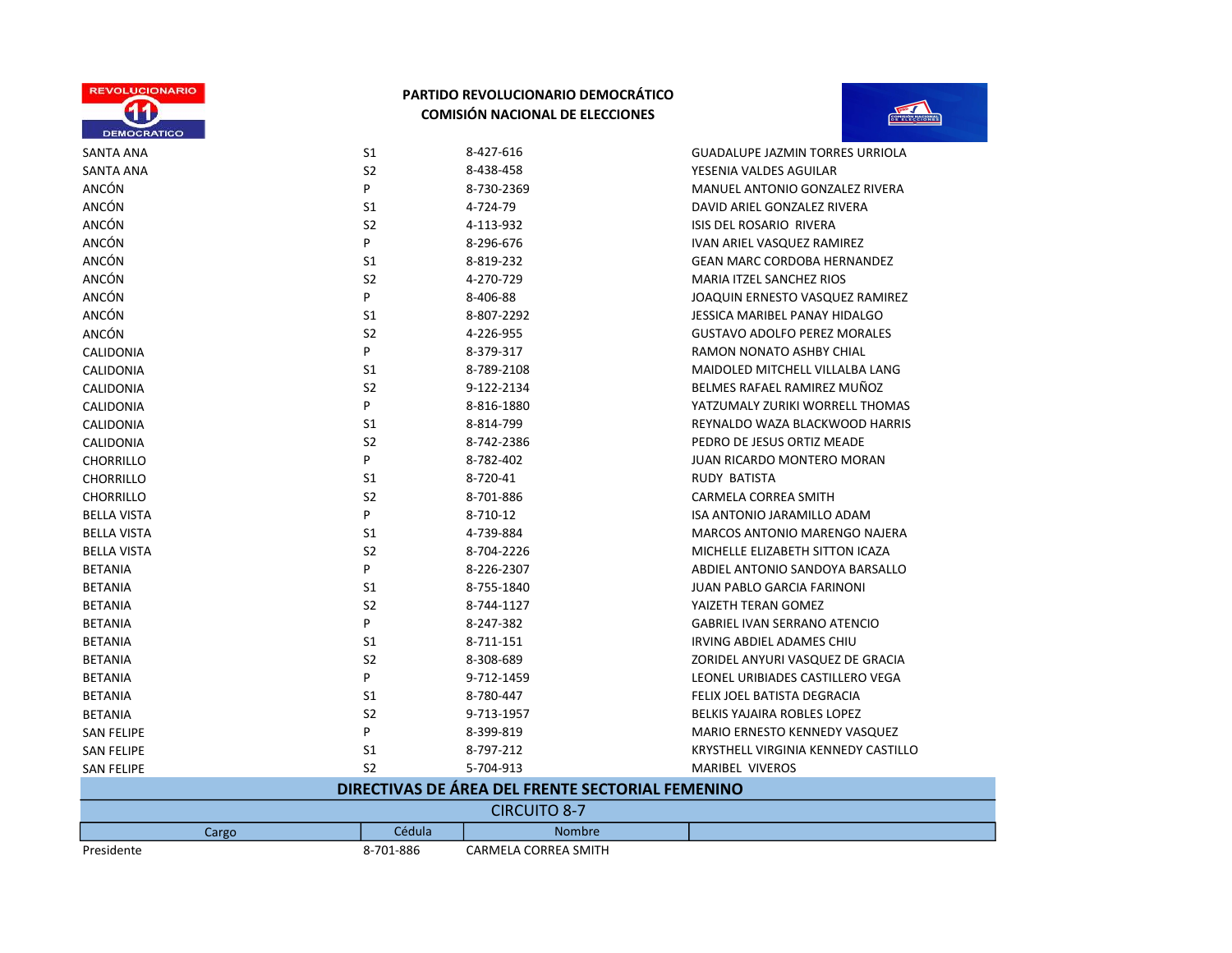**PARTIDO REVOLUCIONARIO DEMOCRÁTICO**
**COMISIÓN NACIONAL DE ELECCIONES**

| | | | |
|---|---|---|---|
| SANTA ANA | S1 | 8-427-616 | GUADALUPE JAZMIN TORRES URRIOLA |
| SANTA ANA | S2 | 8-438-458 | YESENIA VALDES AGUILAR |
| ANCÓN | P | 8-730-2369 | MANUEL ANTONIO GONZALEZ RIVERA |
| ANCÓN | S1 | 4-724-79 | DAVID ARIEL GONZALEZ RIVERA |
| ANCÓN | S2 | 4-113-932 | ISIS DEL ROSARIO RIVERA |
| ANCÓN | P | 8-296-676 | IVAN ARIEL VASQUEZ RAMIREZ |
| ANCÓN | S1 | 8-819-232 | GEAN MARC CORDOBA HERNANDEZ |
| ANCÓN | S2 | 4-270-729 | MARIA ITZEL SANCHEZ RIOS |
| ANCÓN | P | 8-406-88 | JOAQUIN ERNESTO VASQUEZ RAMIREZ |
| ANCÓN | S1 | 8-807-2292 | JESSICA MARIBEL PANAY HIDALGO |
| ANCÓN | S2 | 4-226-955 | GUSTAVO ADOLFO PEREZ MORALES |
| CALIDONIA | P | 8-379-317 | RAMON NONATO ASHBY CHIAL |
| CALIDONIA | S1 | 8-789-2108 | MAIDOLED MITCHELL VILLALBA LANG |
| CALIDONIA | S2 | 9-122-2134 | BELMES RAFAEL RAMIREZ MUÑOZ |
| CALIDONIA | P | 8-816-1880 | YATZUMALY ZURIKI WORRELL THOMAS |
| CALIDONIA | S1 | 8-814-799 | REYNALDO WAZA BLACKWOOD HARRIS |
| CALIDONIA | S2 | 8-742-2386 | PEDRO DE JESUS ORTIZ MEADE |
| CHORRILLO | P | 8-782-402 | JUAN RICARDO MONTERO MORAN |
| CHORRILLO | S1 | 8-720-41 | RUDY BATISTA |
| CHORRILLO | S2 | 8-701-886 | CARMELA CORREA SMITH |
| BELLA VISTA | P | 8-710-12 | ISA ANTONIO JARAMILLO ADAM |
| BELLA VISTA | S1 | 4-739-884 | MARCOS ANTONIO MARENGO NAJERA |
| BELLA VISTA | S2 | 8-704-2226 | MICHELLE ELIZABETH SITTON ICAZA |
| BETANIA | P | 8-226-2307 | ABDIEL ANTONIO SANDOYA BARSALLO |
| BETANIA | S1 | 8-755-1840 | JUAN PABLO GARCIA FARINONI |
| BETANIA | S2 | 8-744-1127 | YAIZETH TERAN GOMEZ |
| BETANIA | P | 8-247-382 | GABRIEL IVAN SERRANO ATENCIO |
| BETANIA | S1 | 8-711-151 | IRVING ABDIEL ADAMES CHIU |
| BETANIA | S2 | 8-308-689 | ZORIDEL ANYURI VASQUEZ DE GRACIA |
| BETANIA | P | 9-712-1459 | LEONEL URIBIADES CASTILLERO VEGA |
| BETANIA | S1 | 8-780-447 | FELIX JOEL BATISTA DEGRACIA |
| BETANIA | S2 | 9-713-1957 | BELKIS YAJAIRA ROBLES LOPEZ |
| SAN FELIPE | P | 8-399-819 | MARIO ERNESTO KENNEDY VASQUEZ |
| SAN FELIPE | S1 | 8-797-212 | KRYSTHELL VIRGINIA KENNEDY CASTILLO |
| SAN FELIPE | S2 | 5-704-913 | MARIBEL VIVEROS |

## DIRECTIVAS DE ÁREA DEL FRENTE SECTORIAL FEMENINO

### CIRCUITO 8-7

| Cargo | Cédula | Nombre | |
|---|---|---|---|
| Presidente | 8-701-886 | CARMELA CORREA SMITH | |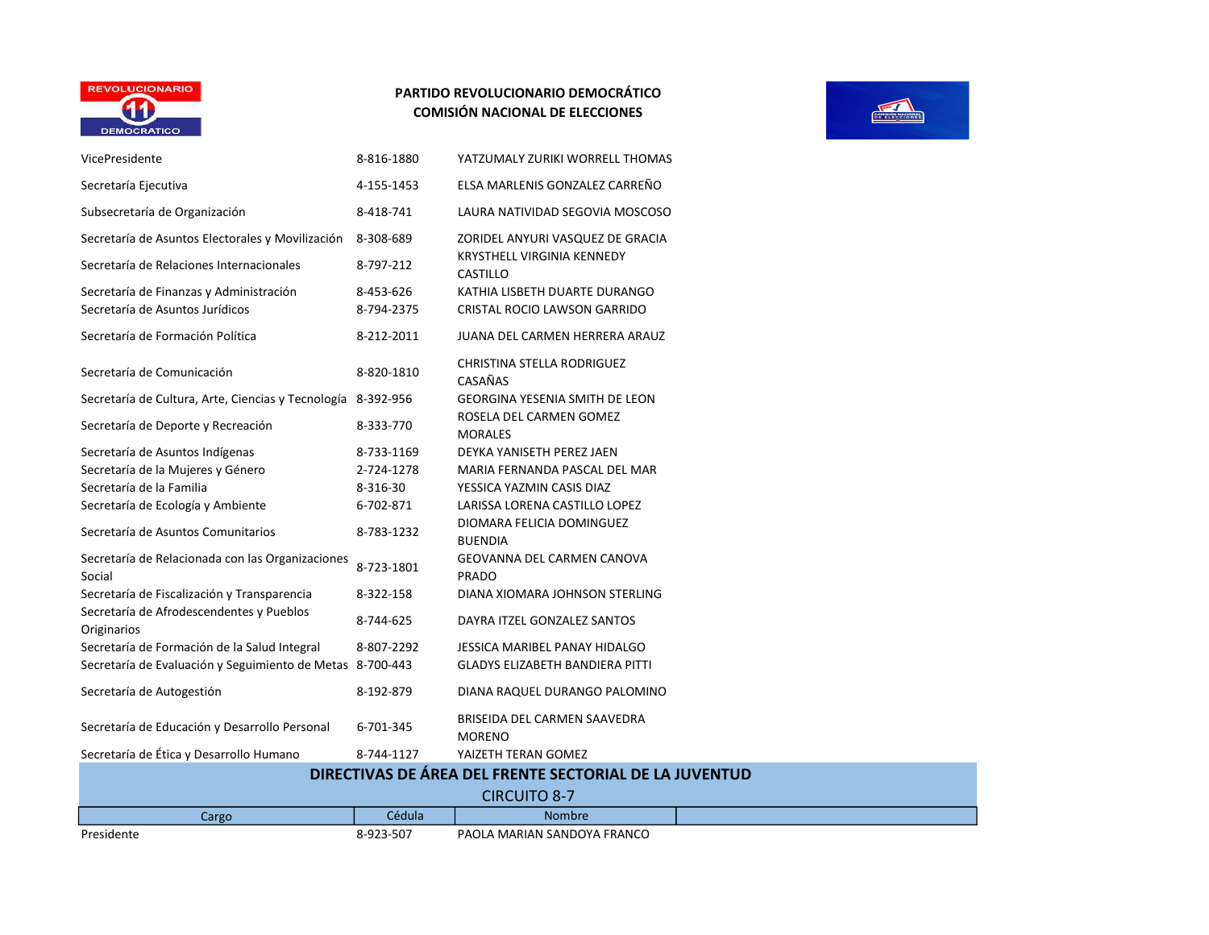**PARTIDO REVOLUCIONARIO DEMOCRÁTICO**
**COMISIÓN NACIONAL DE ELECCIONES**

| | | |
|---|---|---|
| VicePresidente | 8-816-1880 | YATZUMALY ZURIKI WORRELL THOMAS |
| Secretaría Ejecutiva | 4-155-1453 | ELSA MARLENIS GONZALEZ CARREÑO |
| Subsecretaría de Organización | 8-418-741 | LAURA NATIVIDAD SEGOVIA MOSCOSO |
| Secretaría de Asuntos Electorales y Movilización | 8-308-689 | ZORIDEL ANYURI VASQUEZ DE GRACIA |
| Secretaría de Relaciones Internacionales | 8-797-212 | KRYSTHELL VIRGINIA KENNEDY CASTILLO |
| Secretaría de Finanzas y Administración | 8-453-626 | KATHIA LISBETH DUARTE DURANGO |
| Secretaría de Asuntos Jurídicos | 8-794-2375 | CRISTAL ROCIO LAWSON GARRIDO |
| Secretaría de Formación Política | 8-212-2011 | JUANA DEL CARMEN HERRERA ARAUZ |
| Secretaría de Comunicación | 8-820-1810 | CHRISTINA STELLA RODRIGUEZ CASAÑAS |
| Secretaría de Cultura, Arte, Ciencias y Tecnología | 8-392-956 | GEORGINA YESENIA SMITH DE LEON |
| Secretaría de Deporte y Recreación | 8-333-770 | ROSELA DEL CARMEN GOMEZ MORALES |
| Secretaría de Asuntos Indígenas | 8-733-1169 | DEYKA YANISETH PEREZ JAEN |
| Secretaría de la Mujeres y Género | 2-724-1278 | MARIA FERNANDA PASCAL DEL MAR |
| Secretaría de la Familia | 8-316-30 | YESSICA YAZMIN CASIS DIAZ |
| Secretaría de Ecología y Ambiente | 6-702-871 | LARISSA LORENA CASTILLO LOPEZ |
| Secretaría de Asuntos Comunitarios | 8-783-1232 | DIOMARA FELICIA DOMINGUEZ BUENDIA |
| Secretaría de Relacionada con las Organizaciones Social | 8-723-1801 | GEOVANNA DEL CARMEN CANOVA PRADO |
| Secretaría de Fiscalización y Transparencia | 8-322-158 | DIANA XIOMARA JOHNSON STERLING |
| Secretaría de Afrodescendentes y Pueblos Originarios | 8-744-625 | DAYRA ITZEL GONZALEZ SANTOS |
| Secretaría de Formación de la Salud Integral | 8-807-2292 | JESSICA MARIBEL PANAY HIDALGO |
| Secretaría de Evaluación y Seguimiento de Metas | 8-700-443 | GLADYS ELIZABETH BANDIERA PITTI |
| Secretaría de Autogestión | 8-192-879 | DIANA RAQUEL DURANGO PALOMINO |
| Secretaría de Educación y Desarrollo Personal | 6-701-345 | BRISEIDA DEL CARMEN SAAVEDRA MORENO |
| Secretaría de Ética y Desarrollo Humano | 8-744-1127 | YAIZETH TERAN GOMEZ |

## DIRECTIVAS DE ÁREA DEL FRENTE SECTORIAL DE LA JUVENTUD

CIRCUITO 8-7

| Cargo | Cédula | Nombre |
|---|---|---|
| Presidente | 8-923-507 | PAOLA MARIAN SANDOYA FRANCO |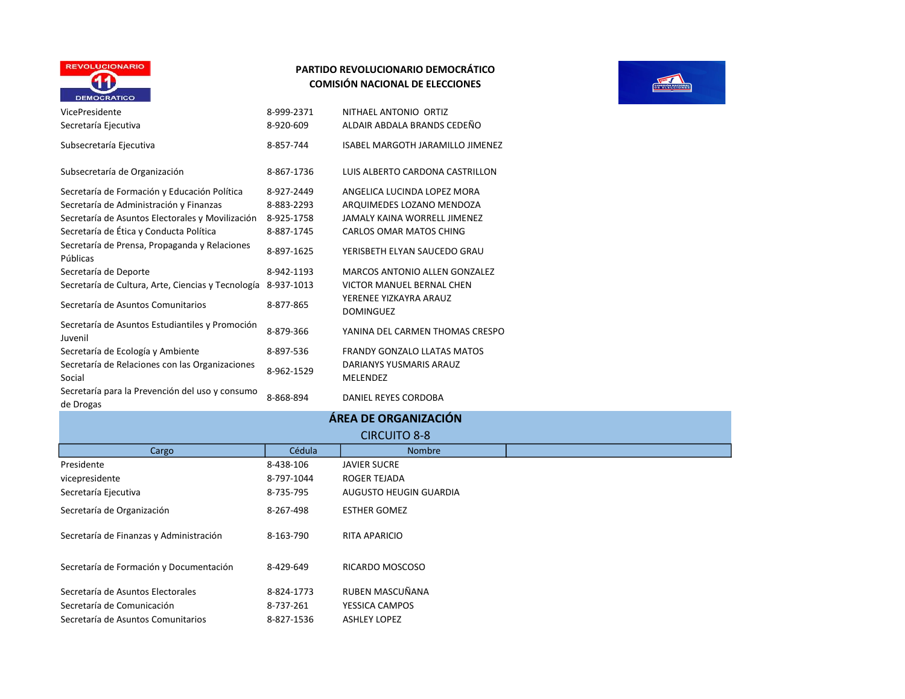**PARTIDO REVOLUCIONARIO DEMOCRÁTICO**
**COMISIÓN NACIONAL DE ELECCIONES**

| Cargo | Cédula | Nombre |
|---|---|---|
| VicePresidente | 8-999-2371 | NITHAEL ANTONIO ORTIZ |
| Secretaría Ejecutiva | 8-920-609 | ALDAIR ABDALA BRANDS CEDEÑO |
| Subsecretaría Ejecutiva | 8-857-744 | ISABEL MARGOTH JARAMILLO JIMENEZ |
| Subsecretaría de Organización | 8-867-1736 | LUIS ALBERTO CARDONA CASTRILLON |
| Secretaría de Formación y Educación Política | 8-927-2449 | ANGELICA LUCINDA LOPEZ MORA |
| Secretaría de Administración y Finanzas | 8-883-2293 | ARQUIMEDES LOZANO MENDOZA |
| Secretaría de Asuntos Electorales y Movilización | 8-925-1758 | JAMALY KAINA WORRELL JIMENEZ |
| Secretaría de Ética y Conducta Política | 8-887-1745 | CARLOS OMAR MATOS CHING |
| Secretaría de Prensa, Propaganda y Relaciones Públicas | 8-897-1625 | YERISBETH ELYAN SAUCEDO GRAU |
| Secretaría de Deporte | 8-942-1193 | MARCOS ANTONIO ALLEN GONZALEZ |
| Secretaría de Cultura, Arte, Ciencias y Tecnología | 8-937-1013 | VICTOR MANUEL BERNAL CHEN |
| Secretaría de Asuntos Comunitarios | 8-877-865 | YERENEE YIZKAYRA ARAUZ DOMINGUEZ |
| Secretaría de Asuntos Estudiantiles y Promoción Juvenil | 8-879-366 | YANINA DEL CARMEN THOMAS CRESPO |
| Secretaría de Ecología y Ambiente | 8-897-536 | FRANDY GONZALO LLATAS MATOS |
| Secretaría de Relaciones con las Organizaciones Social | 8-962-1529 | DARIANYS YUSMARIS ARAUZ MELENDEZ |
| Secretaría para la Prevención del uso y consumo de Drogas | 8-868-894 | DANIEL REYES CORDOBA |

## ÁREA DE ORGANIZACIÓN

### CIRCUITO 8-8

| Cargo | Cédula | Nombre |
|---|---|---|
| Presidente | 8-438-106 | JAVIER SUCRE |
| vicepresidente | 8-797-1044 | ROGER TEJADA |
| Secretaría Ejecutiva | 8-735-795 | AUGUSTO HEUGIN GUARDIA |
| Secretaría de Organización | 8-267-498 | ESTHER GOMEZ |
| Secretaría de Finanzas y Administración | 8-163-790 | RITA APARICIO |
| Secretaría de Formación y Documentación | 8-429-649 | RICARDO MOSCOSO |
| Secretaría de Asuntos Electorales | 8-824-1773 | RUBEN MASCUÑANA |
| Secretaría de Comunicación | 8-737-261 | YESSICA CAMPOS |
| Secretaría de Asuntos Comunitarios | 8-827-1536 | ASHLEY LOPEZ |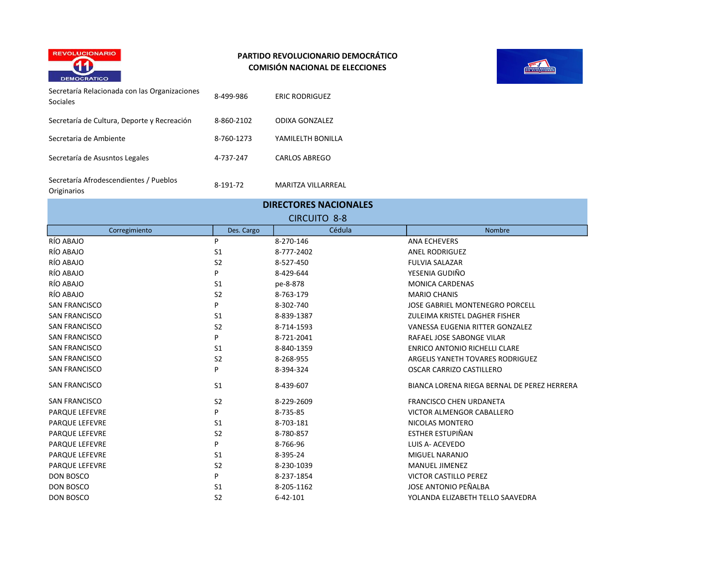**PARTIDO REVOLUCIONARIO DEMOCRÁTICO**
**COMISIÓN NACIONAL DE ELECCIONES**

| | | |
|---|---|---|
| Secretaría Relacionada con las Organizaciones Sociales | 8-499-986 | ERIC RODRIGUEZ |
| Secretaría de Cultura, Deporte y Recreación | 8-860-2102 | ODIXA GONZALEZ |
| Secretaria de Ambiente | 8-760-1273 | YAMILELTH BONILLA |
| Secretaría de Asusntos Legales | 4-737-247 | CARLOS ABREGO |
| Secretaría Afrodescendientes / Pueblos Originarios | 8-191-72 | MARITZA VILLARREAL |

## DIRECTORES NACIONALES

### CIRCUITO 8-8

| Corregimiento | Des. Cargo | Cédula | Nombre |
|---|---|---|---|
| RÍO ABAJO | P | 8-270-146 | ANA ECHEVERS |
| RÍO ABAJO | S1 | 8-777-2402 | ANEL RODRIGUEZ |
| RÍO ABAJO | S2 | 8-527-450 | FULVIA SALAZAR |
| RÍO ABAJO | P | 8-429-644 | YESENIA GUDIÑO |
| RÍO ABAJO | S1 | pe-8-878 | MONICA CARDENAS |
| RÍO ABAJO | S2 | 8-763-179 | MARIO CHANIS |
| SAN FRANCISCO | P | 8-302-740 | JOSE GABRIEL MONTENEGRO PORCELL |
| SAN FRANCISCO | S1 | 8-839-1387 | ZULEIMA KRISTEL DAGHER FISHER |
| SAN FRANCISCO | S2 | 8-714-1593 | VANESSA EUGENIA RITTER GONZALEZ |
| SAN FRANCISCO | P | 8-721-2041 | RAFAEL JOSE SABONGE VILAR |
| SAN FRANCISCO | S1 | 8-840-1359 | ENRICO ANTONIO RICHELLI CLARE |
| SAN FRANCISCO | S2 | 8-268-955 | ARGELIS YANETH TOVARES RODRIGUEZ |
| SAN FRANCISCO | P | 8-394-324 | OSCAR CARRIZO CASTILLERO |
| SAN FRANCISCO | S1 | 8-439-607 | BIANCA LORENA RIEGA BERNAL DE PEREZ HERRERA |
| SAN FRANCISCO | S2 | 8-229-2609 | FRANCISCO CHEN URDANETA |
| PARQUE LEFEVRE | P | 8-735-85 | VICTOR ALMENGOR CABALLERO |
| PARQUE LEFEVRE | S1 | 8-703-181 | NICOLAS MONTERO |
| PARQUE LEFEVRE | S2 | 8-780-857 | ESTHER ESTUPIÑAN |
| PARQUE LEFEVRE | P | 8-766-96 | LUIS A- ACEVEDO |
| PARQUE LEFEVRE | S1 | 8-395-24 | MIGUEL NARANJO |
| PARQUE LEFEVRE | S2 | 8-230-1039 | MANUEL JIMENEZ |
| DON BOSCO | P | 8-237-1854 | VICTOR CASTILLO PEREZ |
| DON BOSCO | S1 | 8-205-1162 | JOSE ANTONIO PEÑALBA |
| DON BOSCO | S2 | 6-42-101 | YOLANDA ELIZABETH TELLO SAAVEDRA |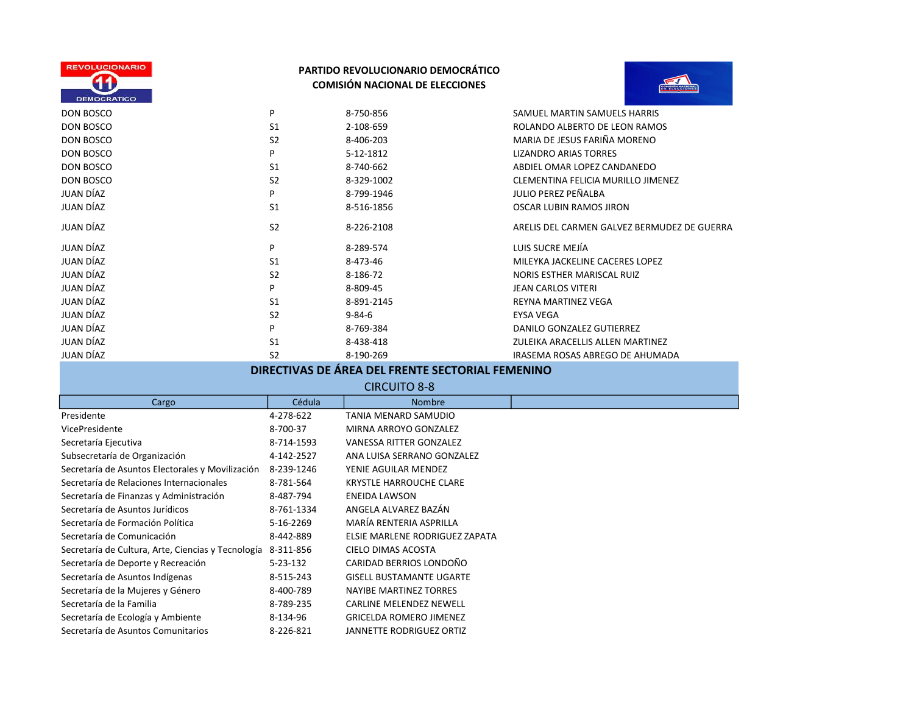**PARTIDO REVOLUCIONARIO DEMOCRÁTICO**
**COMISIÓN NACIONAL DE ELECCIONES**

| | | | |
|---|---|---|---|
| DON BOSCO | P | 8-750-856 | SAMUEL MARTIN SAMUELS HARRIS |
| DON BOSCO | S1 | 2-108-659 | ROLANDO ALBERTO DE LEON RAMOS |
| DON BOSCO | S2 | 8-406-203 | MARIA DE JESUS FARIÑA MORENO |
| DON BOSCO | P | 5-12-1812 | LIZANDRO ARIAS TORRES |
| DON BOSCO | S1 | 8-740-662 | ABDIEL OMAR LOPEZ CANDANEDO |
| DON BOSCO | S2 | 8-329-1002 | CLEMENTINA FELICIA MURILLO JIMENEZ |
| JUAN DÍAZ | P | 8-799-1946 | JULIO PEREZ PEÑALBA |
| JUAN DÍAZ | S1 | 8-516-1856 | OSCAR LUBIN RAMOS JIRON |
| JUAN DÍAZ | S2 | 8-226-2108 | ARELIS DEL CARMEN GALVEZ BERMUDEZ DE GUERRA |
| JUAN DÍAZ | P | 8-289-574 | LUIS SUCRE MEJÍA |
| JUAN DÍAZ | S1 | 8-473-46 | MILEYKA JACKELINE CACERES LOPEZ |
| JUAN DÍAZ | S2 | 8-186-72 | NORIS ESTHER MARISCAL RUIZ |
| JUAN DÍAZ | P | 8-809-45 | JEAN CARLOS VITERI |
| JUAN DÍAZ | S1 | 8-891-2145 | REYNA MARTINEZ VEGA |
| JUAN DÍAZ | S2 | 9-84-6 | EYSA VEGA |
| JUAN DÍAZ | P | 8-769-384 | DANILO GONZALEZ GUTIERREZ |
| JUAN DÍAZ | S1 | 8-438-418 | ZULEIKA ARACELLIS ALLEN MARTINEZ |
| JUAN DÍAZ | S2 | 8-190-269 | IRASEMA ROSAS ABREGO DE AHUMADA |

## DIRECTIVAS DE ÁREA DEL FRENTE SECTORIAL FEMENINO

CIRCUITO 8-8

| Cargo | Cédula | Nombre | |
|---|---|---|---|
| Presidente | 4-278-622 | TANIA MENARD SAMUDIO | |
| VicePresidente | 8-700-37 | MIRNA ARROYO GONZALEZ | |
| Secretaría Ejecutiva | 8-714-1593 | VANESSA RITTER GONZALEZ | |
| Subsecretaría de Organización | 4-142-2527 | ANA LUISA SERRANO GONZALEZ | |
| Secretaría de Asuntos Electorales y Movilización | 8-239-1246 | YENIE AGUILAR MENDEZ | |
| Secretaría de Relaciones Internacionales | 8-781-564 | KRYSTLE HARROUCHE CLARE | |
| Secretaría de Finanzas y Administración | 8-487-794 | ENEIDA LAWSON | |
| Secretaría de Asuntos Jurídicos | 8-761-1334 | ANGELA ALVAREZ BAZÁN | |
| Secretaría de Formación Política | 5-16-2269 | MARÍA RENTERIA ASPRILLA | |
| Secretaría de Comunicación | 8-442-889 | ELSIE MARLENE RODRIGUEZ ZAPATA | |
| Secretaría de Cultura, Arte, Ciencias y Tecnología | 8-311-856 | CIELO DIMAS ACOSTA | |
| Secretaría de Deporte y Recreación | 5-23-132 | CARIDAD BERRIOS LONDOÑO | |
| Secretaría de Asuntos Indígenas | 8-515-243 | GISELL BUSTAMANTE UGARTE | |
| Secretaría de la Mujeres y Género | 8-400-789 | NAYIBE MARTINEZ TORRES | |
| Secretaría de la Familia | 8-789-235 | CARLINE MELENDEZ NEWELL | |
| Secretaría de Ecología y Ambiente | 8-134-96 | GRICELDA ROMERO JIMENEZ | |
| Secretaría de Asuntos Comunitarios | 8-226-821 | JANNETTE RODRIGUEZ ORTIZ | |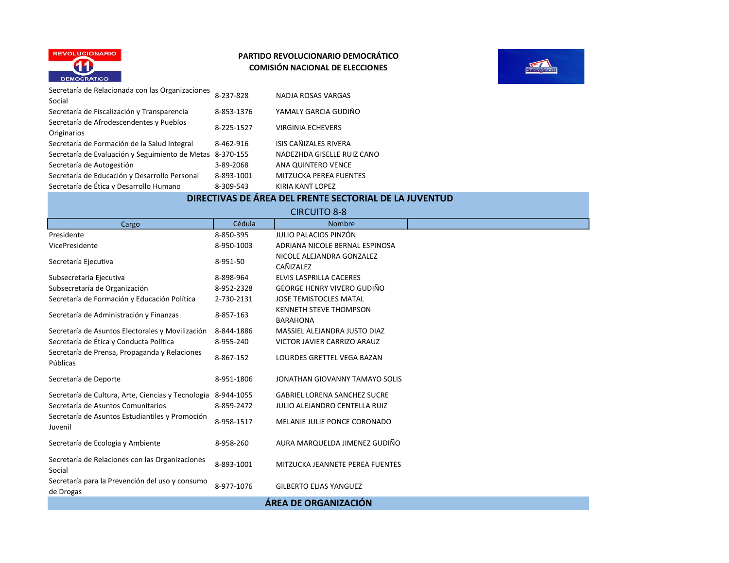**PARTIDO REVOLUCIONARIO DEMOCRÁTICO**
**COMISIÓN NACIONAL DE ELECCIONES**

| | | |
|---|---|---|
| Secretaría de Relacionada con las Organizaciones Social | 8-237-828 | NADJA ROSAS VARGAS |
| Secretaría de Fiscalización y Transparencia | 8-853-1376 | YAMALY GARCIA GUDIÑO |
| Secretaría de Afrodescendentes y Pueblos Originarios | 8-225-1527 | VIRGINIA ECHEVERS |
| Secretaría de Formación de la Salud Integral | 8-462-916 | ISIS CAÑIZALES RIVERA |
| Secretaría de Evaluación y Seguimiento de Metas | 8-370-155 | NADEZHDA GISELLE RUIZ CANO |
| Secretaría de Autogestión | 3-89-2068 | ANA QUINTERO VENCE |
| Secretaría de Educación y Desarrollo Personal | 8-893-1001 | MITZUCKA PEREA FUENTES |
| Secretaría de Ética y Desarrollo Humano | 8-309-543 | KIRIA KANT LOPEZ |

## DIRECTIVAS DE ÁREA DEL FRENTE SECTORIAL DE LA JUVENTUD

### CIRCUITO 8-8

| Cargo | Cédula | Nombre |
|---|---|---|
| Presidente | 8-850-395 | JULIO PALACIOS PINZÓN |
| VicePresidente | 8-950-1003 | ADRIANA NICOLE BERNAL ESPINOSA |
| Secretaría Ejecutiva | 8-951-50 | NICOLE ALEJANDRA GONZALEZ CAÑIZALEZ |
| Subsecretaría Ejecutiva | 8-898-964 | ELVIS LASPRILLA CACERES |
| Subsecretaría de Organización | 8-952-2328 | GEORGE HENRY VIVERO GUDIÑO |
| Secretaría de Formación y Educación Política | 2-730-2131 | JOSE TEMISTOCLES MATAL |
| Secretaría de Administración y Finanzas | 8-857-163 | KENNETH STEVE THOMPSON BARAHONA |
| Secretaría de Asuntos Electorales y Movilización | 8-844-1886 | MASSIEL ALEJANDRA JUSTO DIAZ |
| Secretaría de Ética y Conducta Política | 8-955-240 | VICTOR JAVIER CARRIZO ARAUZ |
| Secretaría de Prensa, Propaganda y Relaciones Públicas | 8-867-152 | LOURDES GRETTEL VEGA BAZAN |
| Secretaría de Deporte | 8-951-1806 | JONATHAN GIOVANNY TAMAYO SOLIS |
| Secretaría de Cultura, Arte, Ciencias y Tecnología | 8-944-1055 | GABRIEL LORENA SANCHEZ SUCRE |
| Secretaría de Asuntos Comunitarios | 8-859-2472 | JULIO ALEJANDRO CENTELLA RUIZ |
| Secretaría de Asuntos Estudiantiles y Promoción Juvenil | 8-958-1517 | MELANIE JULIE PONCE CORONADO |
| Secretaría de Ecología y Ambiente | 8-958-260 | AURA MARQUELDA JIMENEZ GUDIÑO |
| Secretaría de Relaciones con las Organizaciones Social | 8-893-1001 | MITZUCKA JEANNETE PEREA FUENTES |
| Secretaría para la Prevención del uso y consumo de Drogas | 8-977-1076 | GILBERTO ELIAS YANGUEZ |

## ÁREA DE ORGANIZACIÓN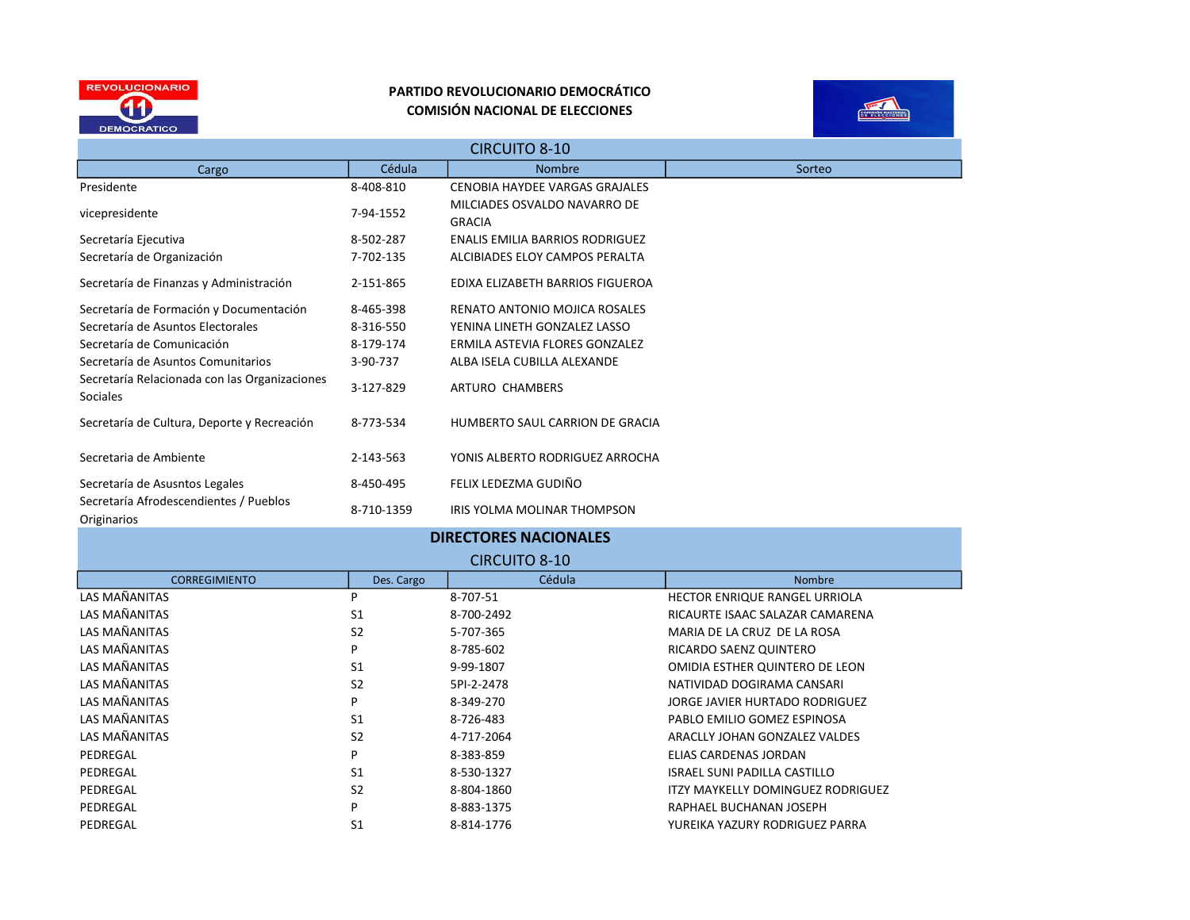**PARTIDO REVOLUCIONARIO DEMOCRÁTICO**
**COMISIÓN NACIONAL DE ELECCIONES**

## CIRCUITO 8-10

| Cargo | Cédula | Nombre | Sorteo |
|---|---|---|---|
| Presidente | 8-408-810 | CENOBIA HAYDEE VARGAS GRAJALES | |
| vicepresidente | 7-94-1552 | MILCIADES OSVALDO NAVARRO DE GRACIA | |
| Secretaría Ejecutiva | 8-502-287 | ENALIS EMILIA BARRIOS RODRIGUEZ | |
| Secretaría de Organización | 7-702-135 | ALCIBIADES ELOY CAMPOS PERALTA | |
| Secretaría de Finanzas y Administración | 2-151-865 | EDIXA ELIZABETH BARRIOS FIGUEROA | |
| Secretaría de Formación y Documentación | 8-465-398 | RENATO ANTONIO MOJICA ROSALES | |
| Secretaría de Asuntos Electorales | 8-316-550 | YENINA LINETH GONZALEZ LASSO | |
| Secretaría de Comunicación | 8-179-174 | ERMILA ASTEVIA FLORES GONZALEZ | |
| Secretaría de Asuntos Comunitarios | 3-90-737 | ALBA ISELA CUBILLA ALEXANDE | |
| Secretaría Relacionada con las Organizaciones Sociales | 3-127-829 | ARTURO CHAMBERS | |
| Secretaría de Cultura, Deporte y Recreación | 8-773-534 | HUMBERTO SAUL CARRION DE GRACIA | |
| Secretaria de Ambiente | 2-143-563 | YONIS ALBERTO RODRIGUEZ ARROCHA | |
| Secretaría de Asusntos Legales | 8-450-495 | FELIX LEDEZMA GUDIÑO | |
| Secretaría Afrodescendientes / Pueblos Originarios | 8-710-1359 | IRIS YOLMA MOLINAR THOMPSON | |

## DIRECTORES NACIONALES

### CIRCUITO 8-10

| CORREGIMIENTO | Des. Cargo | Cédula | Nombre |
|---|---|---|---|
| LAS MAÑANITAS | P | 8-707-51 | HECTOR ENRIQUE RANGEL URRIOLA |
| LAS MAÑANITAS | S1 | 8-700-2492 | RICAURTE ISAAC SALAZAR CAMARENA |
| LAS MAÑANITAS | S2 | 5-707-365 | MARIA DE LA CRUZ DE LA ROSA |
| LAS MAÑANITAS | P | 8-785-602 | RICARDO SAENZ QUINTERO |
| LAS MAÑANITAS | S1 | 9-99-1807 | OMIDIA ESTHER QUINTERO DE LEON |
| LAS MAÑANITAS | S2 | 5PI-2-2478 | NATIVIDAD DOGIRAMA CANSARI |
| LAS MAÑANITAS | P | 8-349-270 | JORGE JAVIER HURTADO RODRIGUEZ |
| LAS MAÑANITAS | S1 | 8-726-483 | PABLO EMILIO GOMEZ ESPINOSA |
| LAS MAÑANITAS | S2 | 4-717-2064 | ARACLLY JOHAN GONZALEZ VALDES |
| PEDREGAL | P | 8-383-859 | ELIAS CARDENAS JORDAN |
| PEDREGAL | S1 | 8-530-1327 | ISRAEL SUNI PADILLA CASTILLO |
| PEDREGAL | S2 | 8-804-1860 | ITZY MAYKELLY DOMINGUEZ RODRIGUEZ |
| PEDREGAL | P | 8-883-1375 | RAPHAEL BUCHANAN JOSEPH |
| PEDREGAL | S1 | 8-814-1776 | YUREIKA YAZURY RODRIGUEZ PARRA |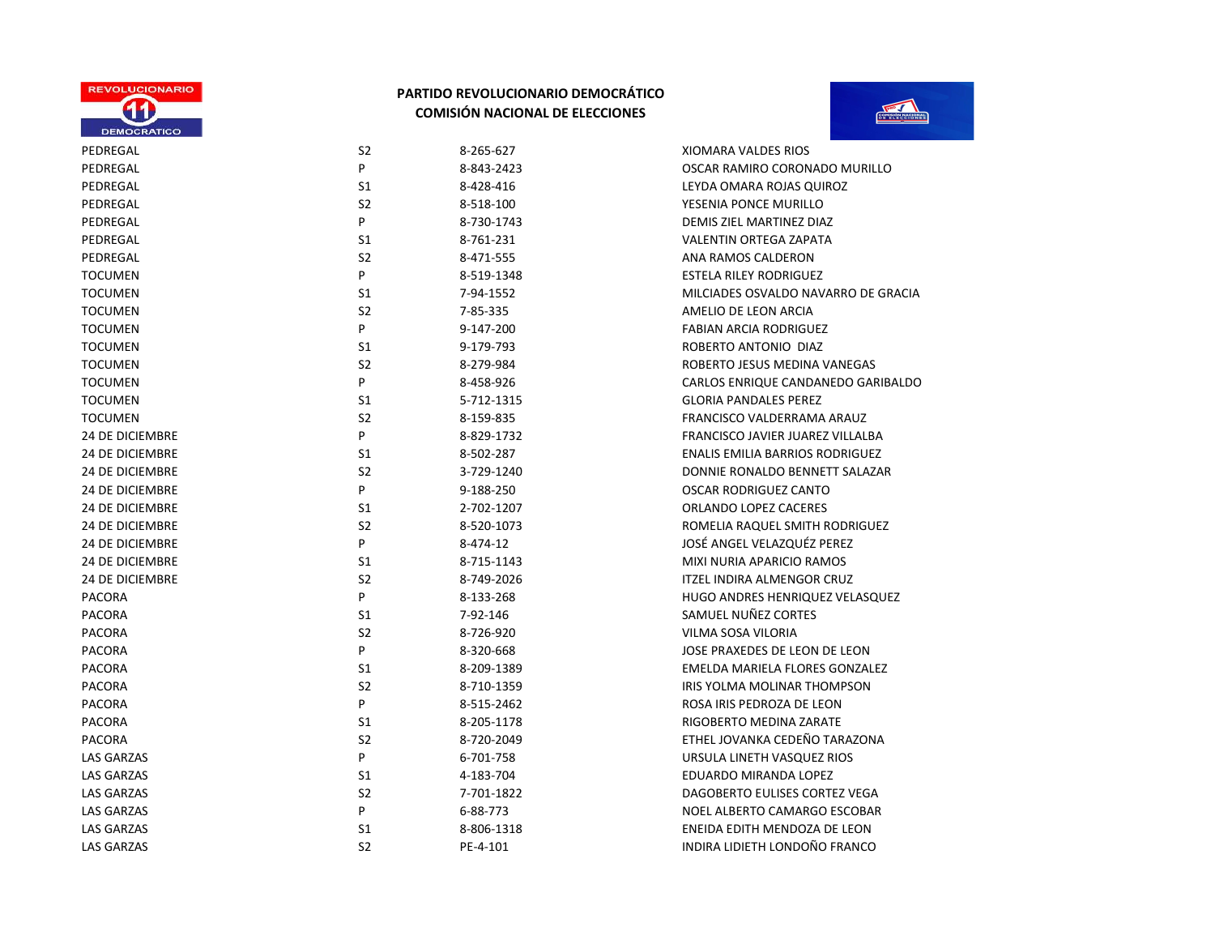**PARTIDO REVOLUCIONARIO DEMOCRÁTICO**
**COMISIÓN NACIONAL DE ELECCIONES**

| | | | |
|---|---|---|---|
| PEDREGAL | S2 | 8-265-627 | XIOMARA VALDES RIOS |
| PEDREGAL | P | 8-843-2423 | OSCAR RAMIRO CORONADO MURILLO |
| PEDREGAL | S1 | 8-428-416 | LEYDA OMARA ROJAS QUIROZ |
| PEDREGAL | S2 | 8-518-100 | YESENIA PONCE MURILLO |
| PEDREGAL | P | 8-730-1743 | DEMIS ZIEL MARTINEZ DIAZ |
| PEDREGAL | S1 | 8-761-231 | VALENTIN ORTEGA ZAPATA |
| PEDREGAL | S2 | 8-471-555 | ANA RAMOS CALDERON |
| TOCUMEN | P | 8-519-1348 | ESTELA RILEY RODRIGUEZ |
| TOCUMEN | S1 | 7-94-1552 | MILCIADES OSVALDO NAVARRO DE GRACIA |
| TOCUMEN | S2 | 7-85-335 | AMELIO DE LEON ARCIA |
| TOCUMEN | P | 9-147-200 | FABIAN ARCIA RODRIGUEZ |
| TOCUMEN | S1 | 9-179-793 | ROBERTO ANTONIO DIAZ |
| TOCUMEN | S2 | 8-279-984 | ROBERTO JESUS MEDINA VANEGAS |
| TOCUMEN | P | 8-458-926 | CARLOS ENRIQUE CANDANEDO GARIBALDO |
| TOCUMEN | S1 | 5-712-1315 | GLORIA PANDALES PEREZ |
| TOCUMEN | S2 | 8-159-835 | FRANCISCO VALDERRAMA ARAUZ |
| 24 DE DICIEMBRE | P | 8-829-1732 | FRANCISCO JAVIER JUAREZ VILLALBA |
| 24 DE DICIEMBRE | S1 | 8-502-287 | ENALIS EMILIA BARRIOS RODRIGUEZ |
| 24 DE DICIEMBRE | S2 | 3-729-1240 | DONNIE RONALDO BENNETT SALAZAR |
| 24 DE DICIEMBRE | P | 9-188-250 | OSCAR RODRIGUEZ CANTO |
| 24 DE DICIEMBRE | S1 | 2-702-1207 | ORLANDO LOPEZ CACERES |
| 24 DE DICIEMBRE | S2 | 8-520-1073 | ROMELIA RAQUEL SMITH RODRIGUEZ |
| 24 DE DICIEMBRE | P | 8-474-12 | JOSÉ ANGEL VELAZQUÉZ PEREZ |
| 24 DE DICIEMBRE | S1 | 8-715-1143 | MIXI NURIA APARICIO RAMOS |
| 24 DE DICIEMBRE | S2 | 8-749-2026 | ITZEL INDIRA ALMENGOR CRUZ |
| PACORA | P | 8-133-268 | HUGO ANDRES HENRIQUEZ VELASQUEZ |
| PACORA | S1 | 7-92-146 | SAMUEL NUÑEZ CORTES |
| PACORA | S2 | 8-726-920 | VILMA SOSA VILORIA |
| PACORA | P | 8-320-668 | JOSE PRAXEDES DE LEON DE LEON |
| PACORA | S1 | 8-209-1389 | EMELDA MARIELA FLORES GONZALEZ |
| PACORA | S2 | 8-710-1359 | IRIS YOLMA MOLINAR THOMPSON |
| PACORA | P | 8-515-2462 | ROSA IRIS PEDROZA DE LEON |
| PACORA | S1 | 8-205-1178 | RIGOBERTO MEDINA ZARATE |
| PACORA | S2 | 8-720-2049 | ETHEL JOVANKA CEDEÑO TARAZONA |
| LAS GARZAS | P | 6-701-758 | URSULA LINETH VASQUEZ RIOS |
| LAS GARZAS | S1 | 4-183-704 | EDUARDO MIRANDA LOPEZ |
| LAS GARZAS | S2 | 7-701-1822 | DAGOBERTO EULISES CORTEZ VEGA |
| LAS GARZAS | P | 6-88-773 | NOEL ALBERTO CAMARGO ESCOBAR |
| LAS GARZAS | S1 | 8-806-1318 | ENEIDA EDITH MENDOZA DE LEON |
| LAS GARZAS | S2 | PE-4-101 | INDIRA LIDIETH LONDOÑO FRANCO |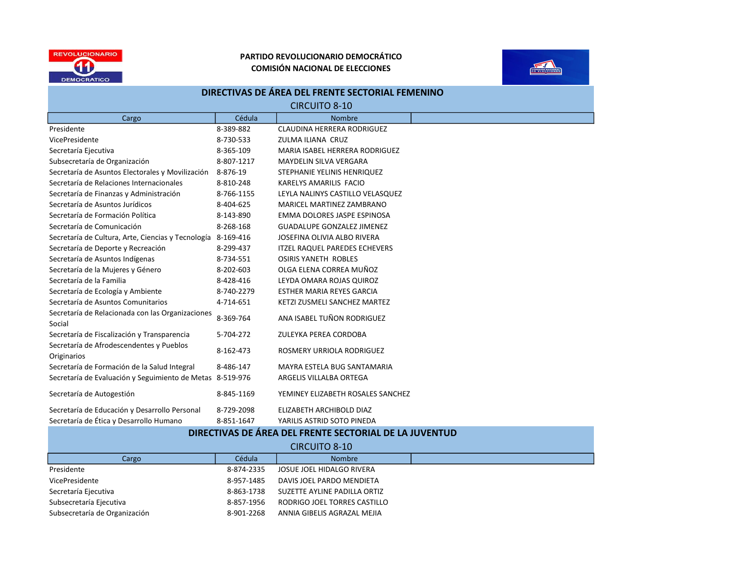**PARTIDO REVOLUCIONARIO DEMOCRÁTICO**
**COMISIÓN NACIONAL DE ELECCIONES**

## DIRECTIVAS DE ÁREA DEL FRENTE SECTORIAL FEMENINO

CIRCUITO 8-10

| Cargo | Cédula | Nombre | |
|---|---|---|---|
| Presidente | 8-389-882 | CLAUDINA HERRERA RODRIGUEZ | |
| VicePresidente | 8-730-533 | ZULMA ILIANA CRUZ | |
| Secretaría Ejecutiva | 8-365-109 | MARIA ISABEL HERRERA RODRIGUEZ | |
| Subsecretaría de Organización | 8-807-1217 | MAYDELIN SILVA VERGARA | |
| Secretaría de Asuntos Electorales y Movilización | 8-876-19 | STEPHANIE YELINIS HENRIQUEZ | |
| Secretaría de Relaciones Internacionales | 8-810-248 | KARELYS AMARILIS FACIO | |
| Secretaría de Finanzas y Administración | 8-766-1155 | LEYLA NALINYS CASTILLO VELASQUEZ | |
| Secretaría de Asuntos Jurídicos | 8-404-625 | MARICEL MARTINEZ ZAMBRANO | |
| Secretaría de Formación Política | 8-143-890 | EMMA DOLORES JASPE ESPINOSA | |
| Secretaría de Comunicación | 8-268-168 | GUADALUPE GONZALEZ JIMENEZ | |
| Secretaría de Cultura, Arte, Ciencias y Tecnología | 8-169-416 | JOSEFINA OLIVIA ALBO RIVERA | |
| Secretaría de Deporte y Recreación | 8-299-437 | ITZEL RAQUEL PAREDES ECHEVERS | |
| Secretaría de Asuntos Indígenas | 8-734-551 | OSIRIS YANETH ROBLES | |
| Secretaría de la Mujeres y Género | 8-202-603 | OLGA ELENA CORREA MUÑOZ | |
| Secretaría de la Familia | 8-428-416 | LEYDA OMARA ROJAS QUIROZ | |
| Secretaría de Ecología y Ambiente | 8-740-2279 | ESTHER MARIA REYES GARCIA | |
| Secretaría de Asuntos Comunitarios | 4-714-651 | KETZI ZUSMELI SANCHEZ MARTEZ | |
| Secretaría de Relacionada con las Organizaciones Social | 8-369-764 | ANA ISABEL TUÑON RODRIGUEZ | |
| Secretaría de Fiscalización y Transparencia | 5-704-272 | ZULEYKA PEREA CORDOBA | |
| Secretaría de Afrodescendentes y Pueblos Originarios | 8-162-473 | ROSMERY URRIOLA RODRIGUEZ | |
| Secretaría de Formación de la Salud Integral | 8-486-147 | MAYRA ESTELA BUG SANTAMARIA | |
| Secretaría de Evaluación y Seguimiento de Metas | 8-519-976 | ARGELIS VILLALBA ORTEGA | |
| Secretaría de Autogestión | 8-845-1169 | YEMINEY ELIZABETH ROSALES SANCHEZ | |
| Secretaría de Educación y Desarrollo Personal | 8-729-2098 | ELIZABETH ARCHIBOLD DIAZ | |
| Secretaría de Ética y Desarrollo Humano | 8-851-1647 | YARILIS ASTRID SOTO PINEDA | |

## DIRECTIVAS DE ÁREA DEL FRENTE SECTORIAL DE LA JUVENTUD

CIRCUITO 8-10

| Cargo | Cédula | Nombre | |
|---|---|---|---|
| Presidente | 8-874-2335 | JOSUE JOEL HIDALGO RIVERA | |
| VicePresidente | 8-957-1485 | DAVIS JOEL PARDO MENDIETA | |
| Secretaría Ejecutiva | 8-863-1738 | SUZETTE AYLINE PADILLA ORTIZ | |
| Subsecretaría Ejecutiva | 8-857-1956 | RODRIGO JOEL TORRES CASTILLO | |
| Subsecretaría de Organización | 8-901-2268 | ANNIA GIBELIS AGRAZAL MEJIA | |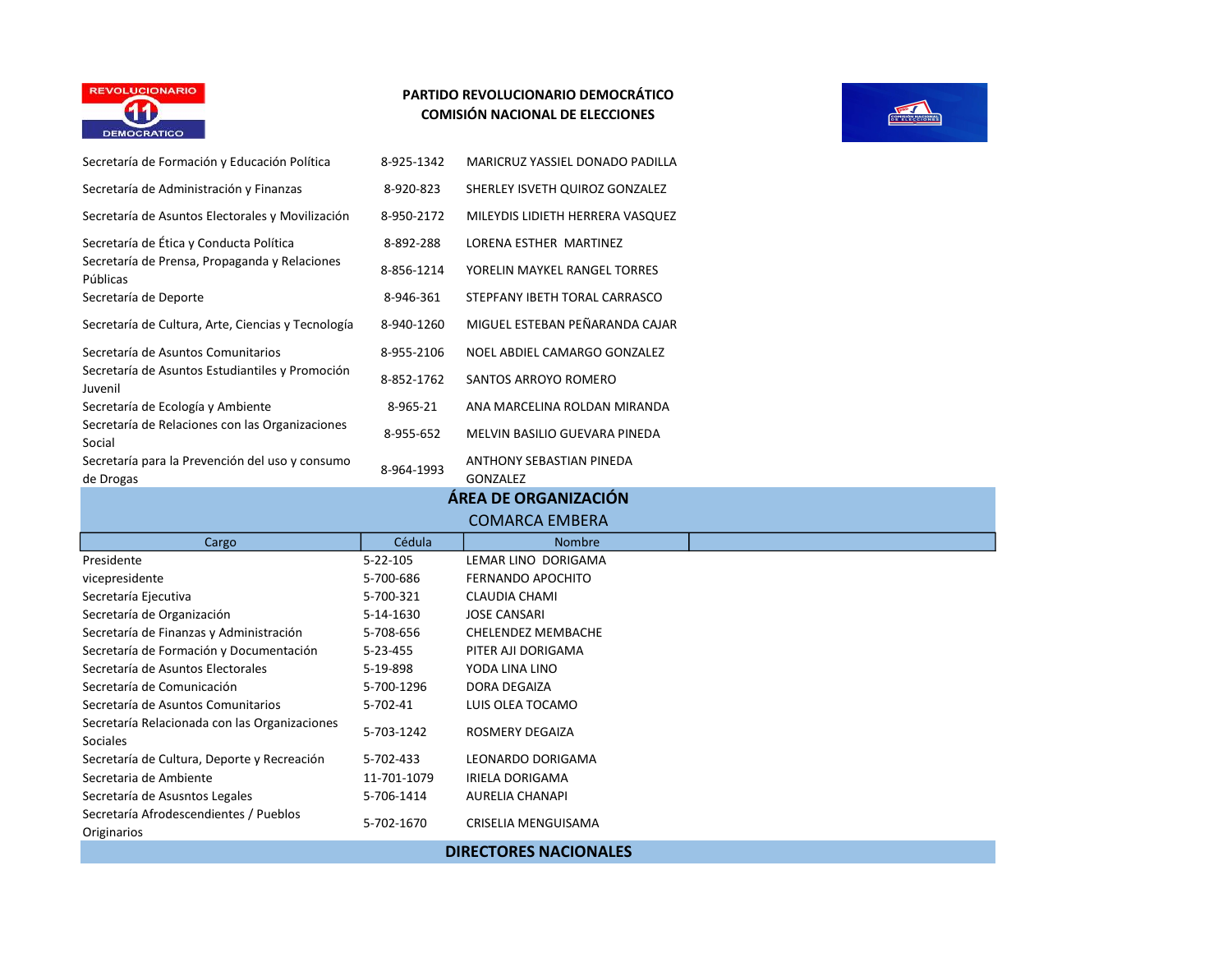## PARTIDO REVOLUCIONARIO DEMOCRÁTICO
## COMISIÓN NACIONAL DE ELECCIONES

| | | |
|---|---|---|
| Secretaría de Formación y Educación Política | 8-925-1342 | MARICRUZ YASSIEL DONADO PADILLA |
| Secretaría de Administración y Finanzas | 8-920-823 | SHERLEY ISVETH QUIROZ GONZALEZ |
| Secretaría de Asuntos Electorales y Movilización | 8-950-2172 | MILEYDIS LIDIETH HERRERA VASQUEZ |
| Secretaría de Ética y Conducta Política | 8-892-288 | LORENA ESTHER MARTINEZ |
| Secretaría de Prensa, Propaganda y Relaciones Públicas | 8-856-1214 | YORELIN MAYKEL RANGEL TORRES |
| Secretaría de Deporte | 8-946-361 | STEPFANY IBETH TORAL CARRASCO |
| Secretaría de Cultura, Arte, Ciencias y Tecnología | 8-940-1260 | MIGUEL ESTEBAN PEÑARANDA CAJAR |
| Secretaría de Asuntos Comunitarios | 8-955-2106 | NOEL ABDIEL CAMARGO GONZALEZ |
| Secretaría de Asuntos Estudiantiles y Promoción Juvenil | 8-852-1762 | SANTOS ARROYO ROMERO |
| Secretaría de Ecología y Ambiente | 8-965-21 | ANA MARCELINA ROLDAN MIRANDA |
| Secretaría de Relaciones con las Organizaciones Social | 8-955-652 | MELVIN BASILIO GUEVARA PINEDA |
| Secretaría para la Prevención del uso y consumo de Drogas | 8-964-1993 | ANTHONY SEBASTIAN PINEDA GONZALEZ |

## ÁREA DE ORGANIZACIÓN

### COMARCA EMBERA

| Cargo | Cédula | Nombre |
|---|---|---|
| Presidente | 5-22-105 | LEMAR LINO DORIGAMA |
| vicepresidente | 5-700-686 | FERNANDO APOCHITO |
| Secretaría Ejecutiva | 5-700-321 | CLAUDIA CHAMI |
| Secretaría de Organización | 5-14-1630 | JOSE CANSARI |
| Secretaría de Finanzas y Administración | 5-708-656 | CHELENDEZ MEMBACHE |
| Secretaría de Formación y Documentación | 5-23-455 | PITER AJI DORIGAMA |
| Secretaría de Asuntos Electorales | 5-19-898 | YODA LINA LINO |
| Secretaría de Comunicación | 5-700-1296 | DORA DEGAIZA |
| Secretaría de Asuntos Comunitarios | 5-702-41 | LUIS OLEA TOCAMO |
| Secretaría Relacionada con las Organizaciones Sociales | 5-703-1242 | ROSMERY DEGAIZA |
| Secretaría de Cultura, Deporte y Recreación | 5-702-433 | LEONARDO DORIGAMA |
| Secretaria de Ambiente | 11-701-1079 | IRIELA DORIGAMA |
| Secretaría de Asusntos Legales | 5-706-1414 | AURELIA CHANAPI |
| Secretaría Afrodescendientes / Pueblos Originarios | 5-702-1670 | CRISELIA MENGUISAMA |

## DIRECTORES NACIONALES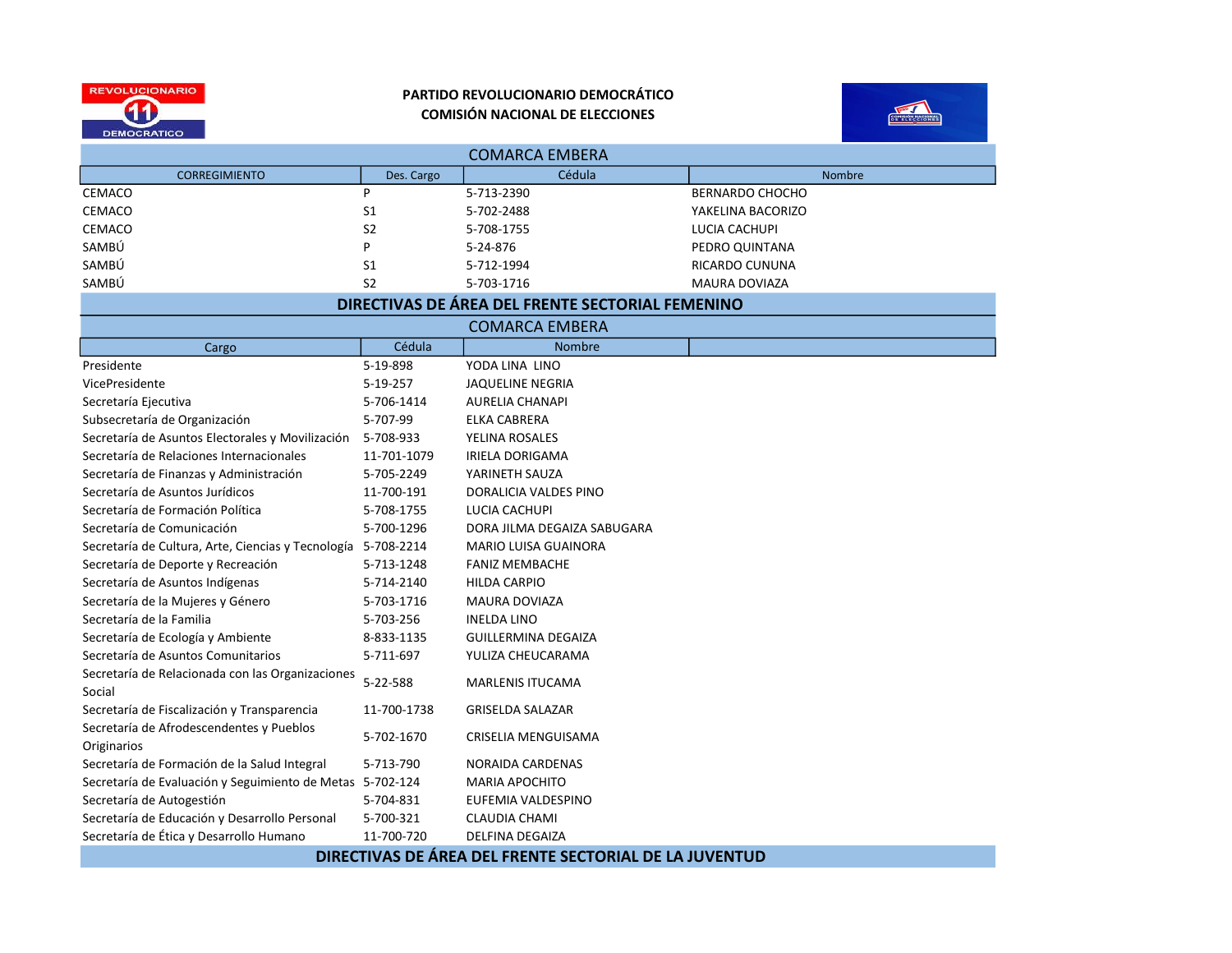**PARTIDO REVOLUCIONARIO DEMOCRÁTICO**
**COMISIÓN NACIONAL DE ELECCIONES**

## COMARCA EMBERA

| CORREGIMIENTO | Des. Cargo | Cédula | Nombre |
|---|---|---|---|
| CEMACO | P | 5-713-2390 | BERNARDO CHOCHO |
| CEMACO | S1 | 5-702-2488 | YAKELINA BACORIZO |
| CEMACO | S2 | 5-708-1755 | LUCIA CACHUPI |
| SAMBÚ | P | 5-24-876 | PEDRO QUINTANA |
| SAMBÚ | S1 | 5-712-1994 | RICARDO CUNUNA |
| SAMBÚ | S2 | 5-703-1716 | MAURA DOVIAZA |

## DIRECTIVAS DE ÁREA DEL FRENTE SECTORIAL FEMENINO

### COMARCA EMBERA

| Cargo | Cédula | Nombre |
|---|---|---|
| Presidente | 5-19-898 | YODA LINA LINO |
| VicePresidente | 5-19-257 | JAQUELINE NEGRIA |
| Secretaría Ejecutiva | 5-706-1414 | AURELIA CHANAPI |
| Subsecretaría de Organización | 5-707-99 | ELKA CABRERA |
| Secretaría de Asuntos Electorales y Movilización | 5-708-933 | YELINA ROSALES |
| Secretaría de Relaciones Internacionales | 11-701-1079 | IRIELA DORIGAMA |
| Secretaría de Finanzas y Administración | 5-705-2249 | YARINETH SAUZA |
| Secretaría de Asuntos Jurídicos | 11-700-191 | DORALICIA VALDES PINO |
| Secretaría de Formación Política | 5-708-1755 | LUCIA CACHUPI |
| Secretaría de Comunicación | 5-700-1296 | DORA JILMA DEGAIZA SABUGARA |
| Secretaría de Cultura, Arte, Ciencias y Tecnología | 5-708-2214 | MARIO LUISA GUAINORA |
| Secretaría de Deporte y Recreación | 5-713-1248 | FANIZ MEMBACHE |
| Secretaría de Asuntos Indígenas | 5-714-2140 | HILDA CARPIO |
| Secretaría de la Mujeres y Género | 5-703-1716 | MAURA DOVIAZA |
| Secretaría de la Familia | 5-703-256 | INELDA LINO |
| Secretaría de Ecología y Ambiente | 8-833-1135 | GUILLERMINA DEGAIZA |
| Secretaría de Asuntos Comunitarios | 5-711-697 | YULIZA CHEUCARAMA |
| Secretaría de Relacionada con las Organizaciones Social | 5-22-588 | MARLENIS ITUCAMA |
| Secretaría de Fiscalización y Transparencia | 11-700-1738 | GRISELDA SALAZAR |
| Secretaría de Afrodescendentes y Pueblos Originarios | 5-702-1670 | CRISELIA MENGUISAMA |
| Secretaría de Formación de la Salud Integral | 5-713-790 | NORAIDA CARDENAS |
| Secretaría de Evaluación y Seguimiento de Metas | 5-702-124 | MARIA APOCHITO |
| Secretaría de Autogestión | 5-704-831 | EUFEMIA VALDESPINO |
| Secretaría de Educación y Desarrollo Personal | 5-700-321 | CLAUDIA CHAMI |
| Secretaría de Ética y Desarrollo Humano | 11-700-720 | DELFINA DEGAIZA |

## DIRECTIVAS DE ÁREA DEL FRENTE SECTORIAL DE LA JUVENTUD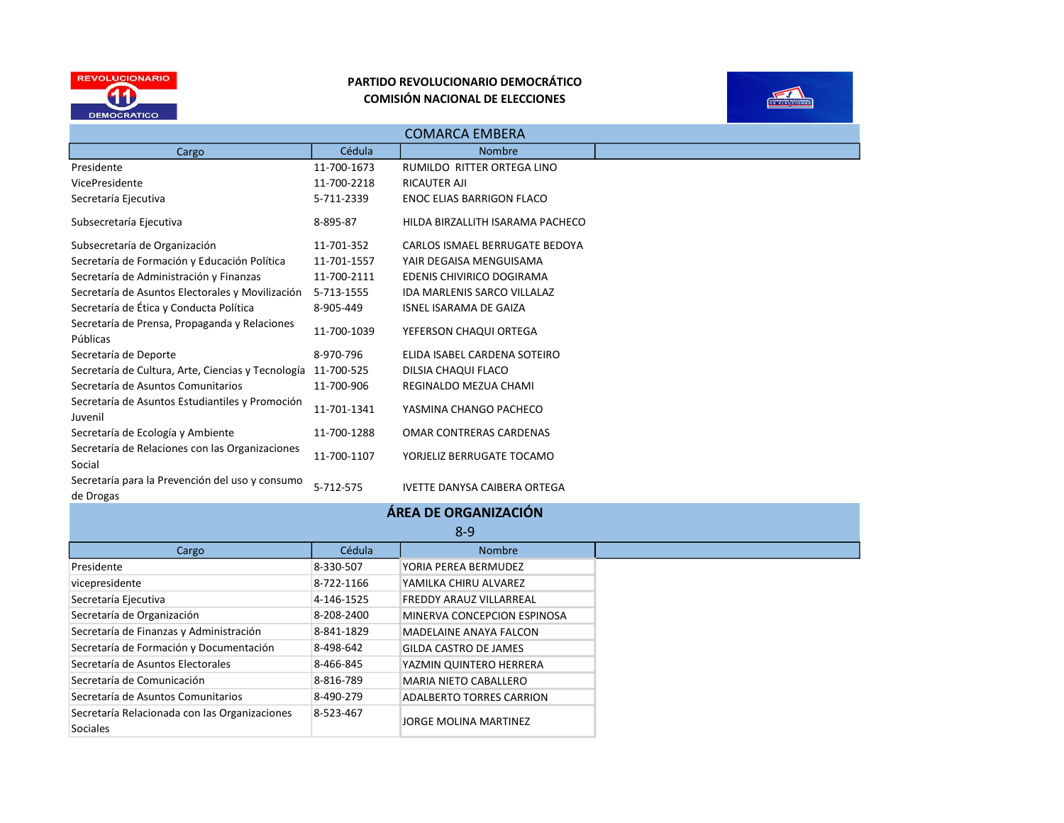**PARTIDO REVOLUCIONARIO DEMOCRÁTICO**
**COMISIÓN NACIONAL DE ELECCIONES**

## COMARCA EMBERA

| Cargo | Cédula | Nombre |
|---|---|---|
| Presidente | 11-700-1673 | RUMILDO RITTER ORTEGA LINO |
| VicePresidente | 11-700-2218 | RICAUTER AJI |
| Secretaría Ejecutiva | 5-711-2339 | ENOC ELIAS BARRIGON FLACO |
| Subsecretaría Ejecutiva | 8-895-87 | HILDA BIRZALLITH ISARAMA PACHECO |
| Subsecretaría de Organización | 11-701-352 | CARLOS ISMAEL BERRUGATE BEDOYA |
| Secretaría de Formación y Educación Política | 11-701-1557 | YAIR DEGAISA MENGUISAMA |
| Secretaría de Administración y Finanzas | 11-700-2111 | EDENIS CHIVIRICO DOGIRAMA |
| Secretaría de Asuntos Electorales y Movilización | 5-713-1555 | IDA MARLENIS SARCO VILLALAZ |
| Secretaría de Ética y Conducta Política | 8-905-449 | ISNEL ISARAMA DE GAIZA |
| Secretaría de Prensa, Propaganda y Relaciones Públicas | 11-700-1039 | YEFERSON CHAQUI ORTEGA |
| Secretaría de Deporte | 8-970-796 | ELIDA ISABEL CARDENA SOTEIRO |
| Secretaría de Cultura, Arte, Ciencias y Tecnología | 11-700-525 | DILSIA CHAQUI FLACO |
| Secretaría de Asuntos Comunitarios | 11-700-906 | REGINALDO MEZUA CHAMI |
| Secretaría de Asuntos Estudiantiles y Promoción Juvenil | 11-701-1341 | YASMINA CHANGO PACHECO |
| Secretaría de Ecología y Ambiente | 11-700-1288 | OMAR CONTRERAS CARDENAS |
| Secretaría de Relaciones con las Organizaciones Social | 11-700-1107 | YORJELIZ BERRUGATE TOCAMO |
| Secretaría para la Prevención del uso y consumo de Drogas | 5-712-575 | IVETTE DANYSA CAIBERA ORTEGA |

## ÁREA DE ORGANIZACIÓN
## 8-9

| Cargo | Cédula | Nombre |
|---|---|---|
| Presidente | 8-330-507 | YORIA PEREA BERMUDEZ |
| vicepresidente | 8-722-1166 | YAMILKA CHIRU ALVAREZ |
| Secretaría Ejecutiva | 4-146-1525 | FREDDY ARAUZ VILLARREAL |
| Secretaría de Organización | 8-208-2400 | MINERVA CONCEPCION ESPINOSA |
| Secretaría de Finanzas y Administración | 8-841-1829 | MADELAINE ANAYA FALCON |
| Secretaría de Formación y Documentación | 8-498-642 | GILDA CASTRO DE JAMES |
| Secretaría de Asuntos Electorales | 8-466-845 | YAZMIN QUINTERO HERRERA |
| Secretaría de Comunicación | 8-816-789 | MARIA NIETO CABALLERO |
| Secretaría de Asuntos Comunitarios | 8-490-279 | ADALBERTO TORRES CARRION |
| Secretaría Relacionada con las Organizaciones Sociales | 8-523-467 | JORGE MOLINA MARTINEZ |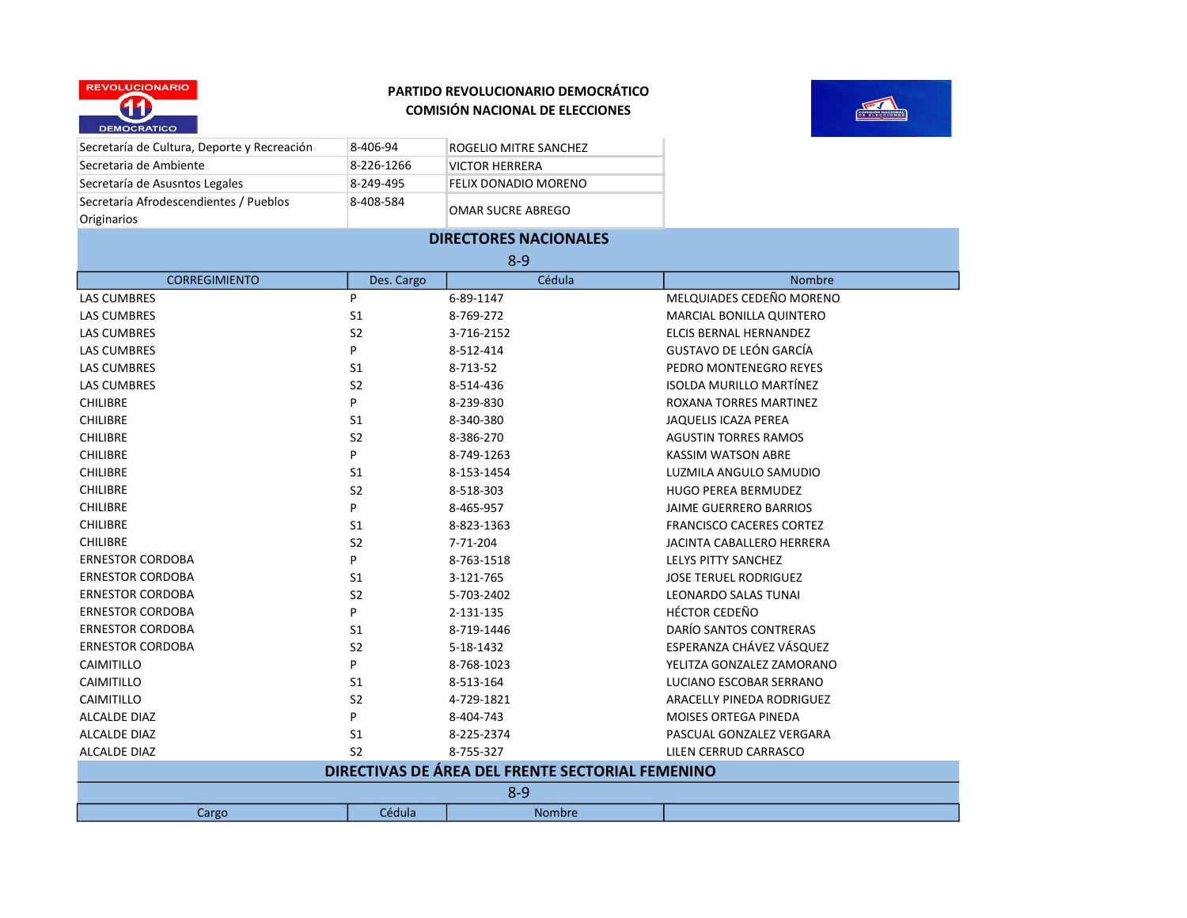**PARTIDO REVOLUCIONARIO DEMOCRÁTICO**
**COMISIÓN NACIONAL DE ELECCIONES**

| | | |
|---|---|---|
| Secretaría de Cultura, Deporte y Recreación | 8-406-94 | ROGELIO MITRE SANCHEZ |
| Secretaria de Ambiente | 8-226-1266 | VICTOR HERRERA |
| Secretaría de Asusntos Legales | 8-249-495 | FELIX DONADIO MORENO |
| Secretaría Afrodescendientes / Pueblos Originarios | 8-408-584 | OMAR SUCRE ABREGO |

## DIRECTORES NACIONALES

8-9

| CORREGIMIENTO | Des. Cargo | Cédula | Nombre |
|---|---|---|---|
| LAS CUMBRES | P | 6-89-1147 | MELQUIADES CEDEÑO MORENO |
| LAS CUMBRES | S1 | 8-769-272 | MARCIAL BONILLA QUINTERO |
| LAS CUMBRES | S2 | 3-716-2152 | ELCIS BERNAL HERNANDEZ |
| LAS CUMBRES | P | 8-512-414 | GUSTAVO DE LEÓN GARCÍA |
| LAS CUMBRES | S1 | 8-713-52 | PEDRO MONTENEGRO REYES |
| LAS CUMBRES | S2 | 8-514-436 | ISOLDA MURILLO MARTÍNEZ |
| CHILIBRE | P | 8-239-830 | ROXANA TORRES MARTINEZ |
| CHILIBRE | S1 | 8-340-380 | JAQUELIS ICAZA PEREA |
| CHILIBRE | S2 | 8-386-270 | AGUSTIN TORRES RAMOS |
| CHILIBRE | P | 8-749-1263 | KASSIM WATSON ABRE |
| CHILIBRE | S1 | 8-153-1454 | LUZMILA ANGULO SAMUDIO |
| CHILIBRE | S2 | 8-518-303 | HUGO PEREA BERMUDEZ |
| CHILIBRE | P | 8-465-957 | JAIME GUERRERO BARRIOS |
| CHILIBRE | S1 | 8-823-1363 | FRANCISCO CACERES CORTEZ |
| CHILIBRE | S2 | 7-71-204 | JACINTA CABALLERO HERRERA |
| ERNESTOR CORDOBA | P | 8-763-1518 | LELYS PITTY SANCHEZ |
| ERNESTOR CORDOBA | S1 | 3-121-765 | JOSE TERUEL RODRIGUEZ |
| ERNESTOR CORDOBA | S2 | 5-703-2402 | LEONARDO SALAS TUNAI |
| ERNESTOR CORDOBA | P | 2-131-135 | HÉCTOR CEDEÑO |
| ERNESTOR CORDOBA | S1 | 8-719-1446 | DARÍO SANTOS CONTRERAS |
| ERNESTOR CORDOBA | S2 | 5-18-1432 | ESPERANZA CHÁVEZ VÁSQUEZ |
| CAIMITILLO | P | 8-768-1023 | YELITZA GONZALEZ ZAMORANO |
| CAIMITILLO | S1 | 8-513-164 | LUCIANO ESCOBAR SERRANO |
| CAIMITILLO | S2 | 4-729-1821 | ARACELLY PINEDA RODRIGUEZ |
| ALCALDE DIAZ | P | 8-404-743 | MOISES ORTEGA PINEDA |
| ALCALDE DIAZ | S1 | 8-225-2374 | PASCUAL GONZALEZ VERGARA |
| ALCALDE DIAZ | S2 | 8-755-327 | LILEN CERRUD CARRASCO |

## DIRECTIVAS DE ÁREA DEL FRENTE SECTORIAL FEMENINO

8-9

| Cargo | Cédula | Nombre | |
|---|---|---|---|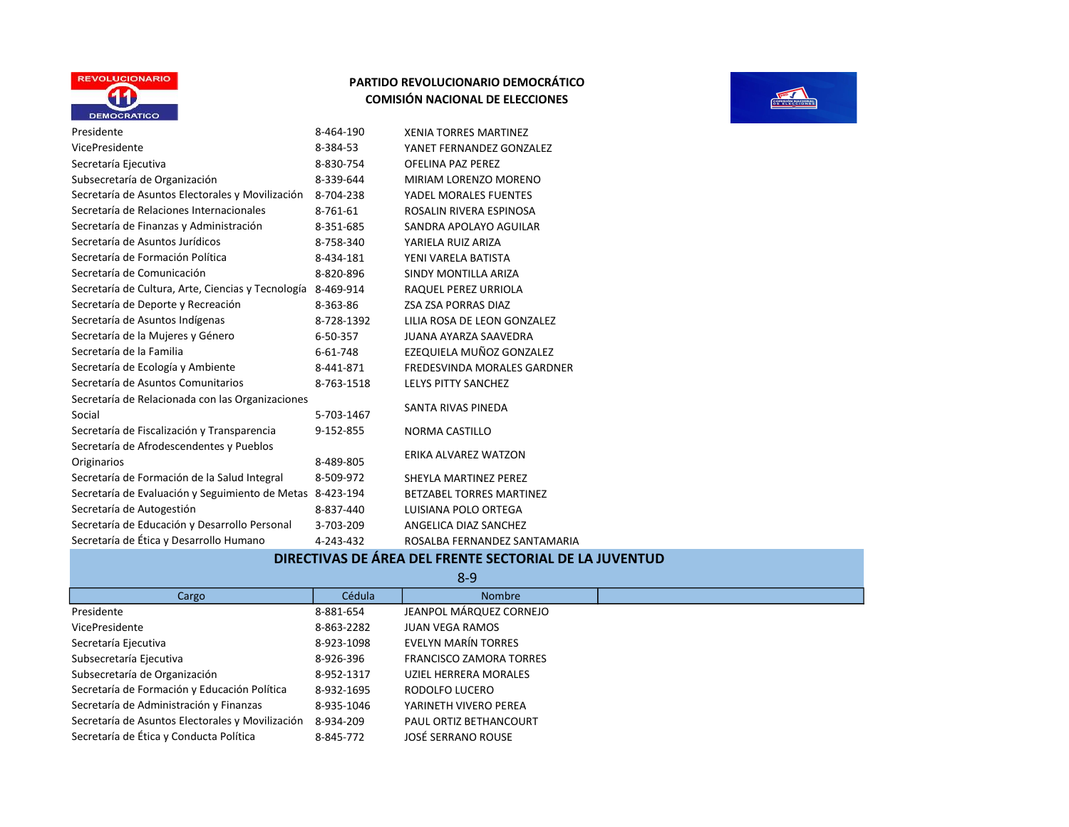**PARTIDO REVOLUCIONARIO DEMOCRÁTICO**
**COMISIÓN NACIONAL DE ELECCIONES**

| | | |
|---|---|---|
| Presidente | 8-464-190 | XENIA TORRES MARTINEZ |
| VicePresidente | 8-384-53 | YANET FERNANDEZ GONZALEZ |
| Secretaría Ejecutiva | 8-830-754 | OFELINA PAZ PEREZ |
| Subsecretaría de Organización | 8-339-644 | MIRIAM LORENZO MORENO |
| Secretaría de Asuntos Electorales y Movilización | 8-704-238 | YADEL MORALES FUENTES |
| Secretaría de Relaciones Internacionales | 8-761-61 | ROSALIN RIVERA ESPINOSA |
| Secretaría de Finanzas y Administración | 8-351-685 | SANDRA APOLAYO AGUILAR |
| Secretaría de Asuntos Jurídicos | 8-758-340 | YARIELA RUIZ ARIZA |
| Secretaría de Formación Política | 8-434-181 | YENI VARELA BATISTA |
| Secretaría de Comunicación | 8-820-896 | SINDY MONTILLA ARIZA |
| Secretaría de Cultura, Arte, Ciencias y Tecnología | 8-469-914 | RAQUEL PEREZ URRIOLA |
| Secretaría de Deporte y Recreación | 8-363-86 | ZSA ZSA PORRAS DIAZ |
| Secretaría de Asuntos Indígenas | 8-728-1392 | LILIA ROSA DE LEON GONZALEZ |
| Secretaría de la Mujeres y Género | 6-50-357 | JUANA AYARZA SAAVEDRA |
| Secretaría de la Familia | 6-61-748 | EZEQUIELA MUÑOZ GONZALEZ |
| Secretaría de Ecología y Ambiente | 8-441-871 | FREDESVINDA MORALES GARDNER |
| Secretaría de Asuntos Comunitarios | 8-763-1518 | LELYS PITTY SANCHEZ |
| Secretaría de Relacionada con las Organizaciones Social | 5-703-1467 | SANTA RIVAS PINEDA |
| Secretaría de Fiscalización y Transparencia | 9-152-855 | NORMA CASTILLO |
| Secretaría de Afrodescendentes y Pueblos Originarios | 8-489-805 | ERIKA ALVAREZ WATZON |
| Secretaría de Formación de la Salud Integral | 8-509-972 | SHEYLA MARTINEZ PEREZ |
| Secretaría de Evaluación y Seguimiento de Metas | 8-423-194 | BETZABEL TORRES MARTINEZ |
| Secretaría de Autogestión | 8-837-440 | LUISIANA POLO ORTEGA |
| Secretaría de Educación y Desarrollo Personal | 3-703-209 | ANGELICA DIAZ SANCHEZ |
| Secretaría de Ética y Desarrollo Humano | 4-243-432 | ROSALBA FERNANDEZ SANTAMARIA |

## DIRECTIVAS DE ÁREA DEL FRENTE SECTORIAL DE LA JUVENTUD

8-9

| Cargo | Cédula | Nombre |
|---|---|---|
| Presidente | 8-881-654 | JEANPOL MÁRQUEZ CORNEJO |
| VicePresidente | 8-863-2282 | JUAN VEGA RAMOS |
| Secretaría Ejecutiva | 8-923-1098 | EVELYN MARÍN TORRES |
| Subsecretaría Ejecutiva | 8-926-396 | FRANCISCO ZAMORA TORRES |
| Subsecretaría de Organización | 8-952-1317 | UZIEL HERRERA MORALES |
| Secretaría de Formación y Educación Política | 8-932-1695 | RODOLFO LUCERO |
| Secretaría de Administración y Finanzas | 8-935-1046 | YARINETH VIVERO PEREA |
| Secretaría de Asuntos Electorales y Movilización | 8-934-209 | PAUL ORTIZ BETHANCOURT |
| Secretaría de Ética y Conducta Política | 8-845-772 | JOSÉ SERRANO ROUSE |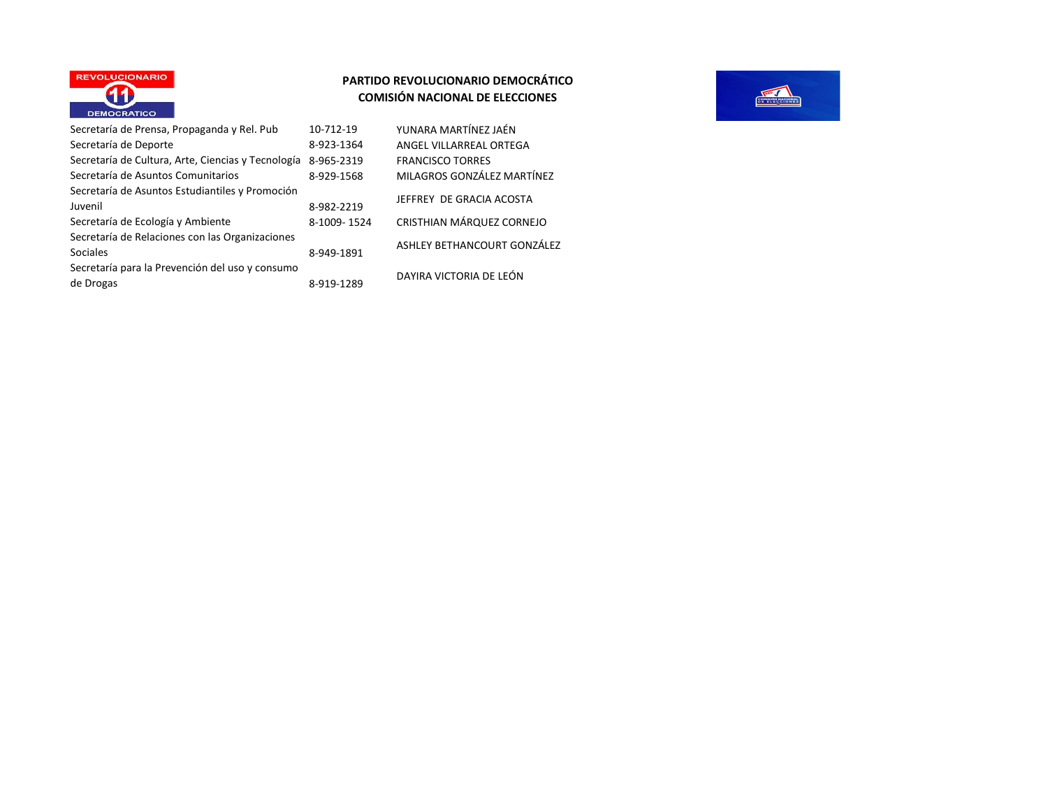**PARTIDO REVOLUCIONARIO DEMOCRÁTICO**
**COMISIÓN NACIONAL DE ELECCIONES**

| | | |
|---|---|---|
| Secretaría de Prensa, Propaganda y Rel. Pub | 10-712-19 | YUNARA MARTÍNEZ JAÉN |
| Secretaría de Deporte | 8-923-1364 | ANGEL VILLARREAL ORTEGA |
| Secretaría de Cultura, Arte, Ciencias y Tecnología | 8-965-2319 | FRANCISCO TORRES |
| Secretaría de Asuntos Comunitarios | 8-929-1568 | MILAGROS GONZÁLEZ MARTÍNEZ |
| Secretaría de Asuntos Estudiantiles y Promoción Juvenil | 8-982-2219 | JEFFREY DE GRACIA ACOSTA |
| Secretaría de Ecología y Ambiente | 8-1009- 1524 | CRISTHIAN MÁRQUEZ CORNEJO |
| Secretaría de Relaciones con las Organizaciones Sociales | 8-949-1891 | ASHLEY BETHANCOURT GONZÁLEZ |
| Secretaría para la Prevención del uso y consumo de Drogas | 8-919-1289 | DAYIRA VICTORIA DE LEÓN |